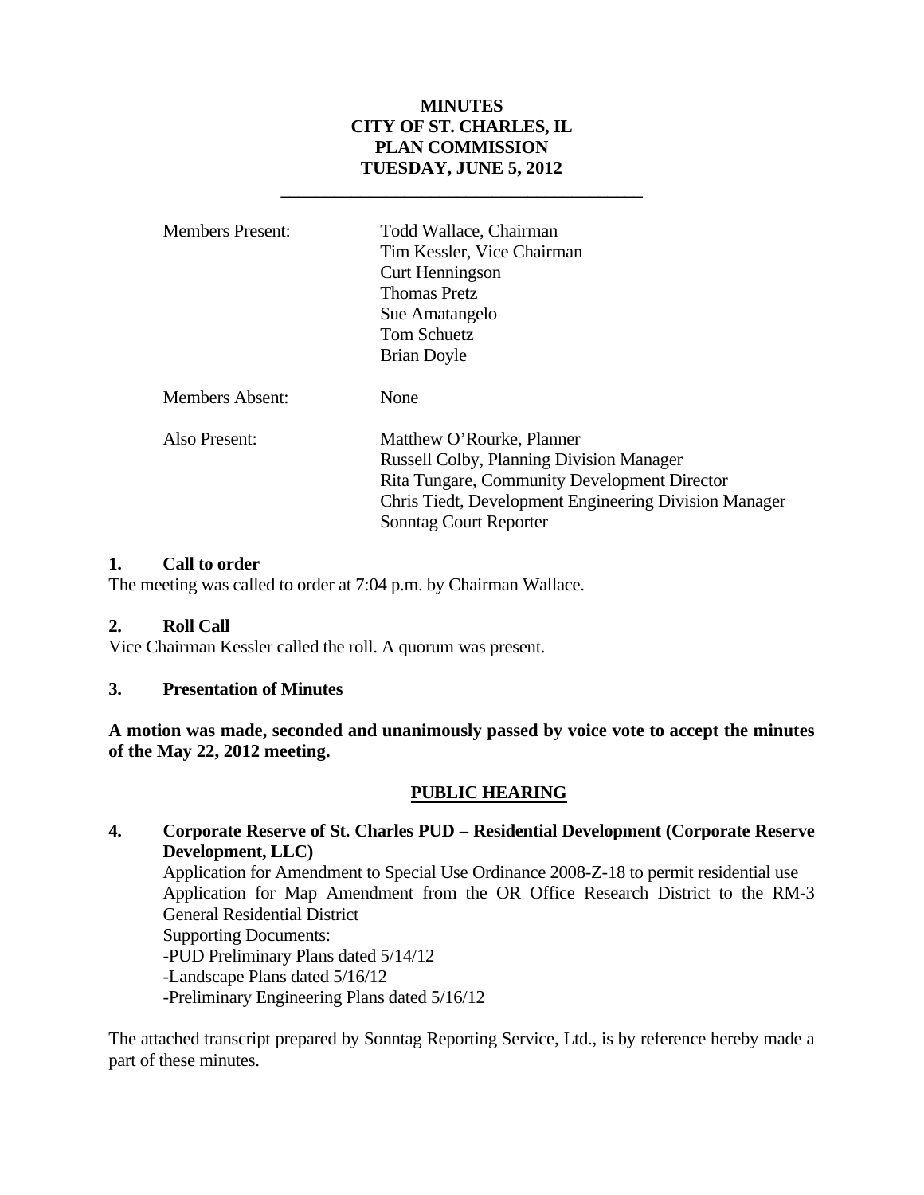# MINUTES
# CITY OF ST. CHARLES, IL
# PLAN COMMISSION
# TUESDAY, JUNE 5, 2012

---

| | |
|---|---|
| Members Present: | Todd Wallace, Chairman<br>Tim Kessler, Vice Chairman<br>Curt Henningson<br>Thomas Pretz<br>Sue Amatangelo<br>Tom Schuetz<br>Brian Doyle |
| Members Absent: | None |
| Also Present: | Matthew O'Rourke, Planner<br>Russell Colby, Planning Division Manager<br>Rita Tungare, Community Development Director<br>Chris Tiedt, Development Engineering Division Manager<br>Sonntag Court Reporter |

## 1. Call to order

The meeting was called to order at 7:04 p.m. by Chairman Wallace.

## 2. Roll Call

Vice Chairman Kessler called the roll. A quorum was present.

## 3. Presentation of Minutes

**A motion was made, seconded and unanimously passed by voice vote to accept the minutes of the May 22, 2012 meeting.**

## PUBLIC HEARING

## 4. Corporate Reserve of St. Charles PUD – Residential Development (Corporate Reserve Development, LLC)

Application for Amendment to Special Use Ordinance 2008-Z-18 to permit residential use
Application for Map Amendment from the OR Office Research District to the RM-3 General Residential District
Supporting Documents:
-PUD Preliminary Plans dated 5/14/12
-Landscape Plans dated 5/16/12
-Preliminary Engineering Plans dated 5/16/12

The attached transcript prepared by Sonntag Reporting Service, Ltd., is by reference hereby made a part of these minutes.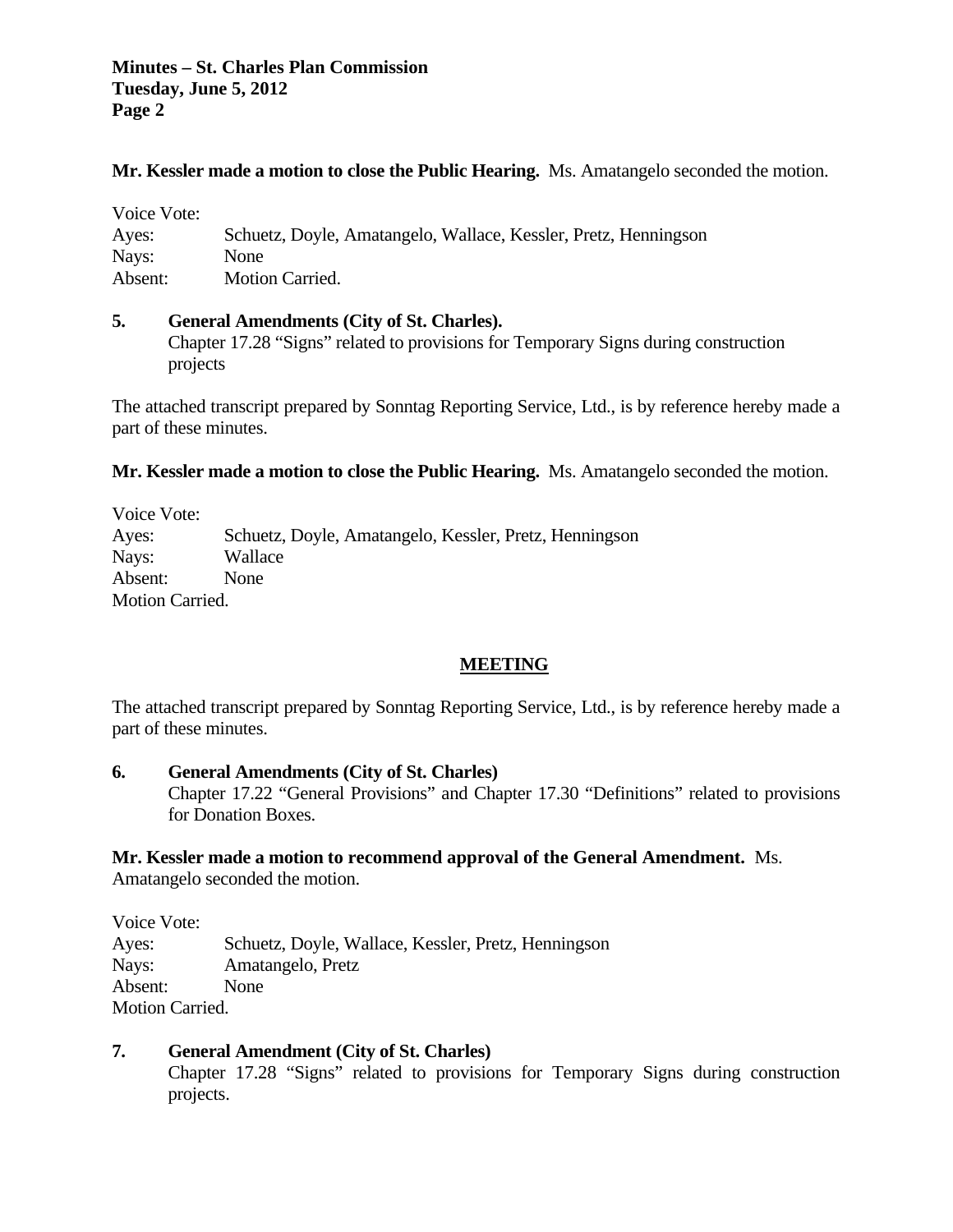**Mr. Kessler made a motion to close the Public Hearing.** Ms. Amatangelo seconded the motion.

Voice Vote:
Ayes: Schuetz, Doyle, Amatangelo, Wallace, Kessler, Pretz, Henningson
Nays: None
Absent: Motion Carried.

**5. General Amendments (City of St. Charles).**
Chapter 17.28 "Signs" related to provisions for Temporary Signs during construction projects

The attached transcript prepared by Sonntag Reporting Service, Ltd., is by reference hereby made a part of these minutes.

**Mr. Kessler made a motion to close the Public Hearing.** Ms. Amatangelo seconded the motion.

Voice Vote:
Ayes: Schuetz, Doyle, Amatangelo, Kessler, Pretz, Henningson
Nays: Wallace
Absent: None
Motion Carried.

## MEETING

The attached transcript prepared by Sonntag Reporting Service, Ltd., is by reference hereby made a part of these minutes.

**6. General Amendments (City of St. Charles)**
Chapter 17.22 "General Provisions" and Chapter 17.30 "Definitions" related to provisions for Donation Boxes.

**Mr. Kessler made a motion to recommend approval of the General Amendment.** Ms. Amatangelo seconded the motion.

Voice Vote:
Ayes: Schuetz, Doyle, Wallace, Kessler, Pretz, Henningson
Nays: Amatangelo, Pretz
Absent: None
Motion Carried.

**7. General Amendment (City of St. Charles)**
Chapter 17.28 "Signs" related to provisions for Temporary Signs during construction projects.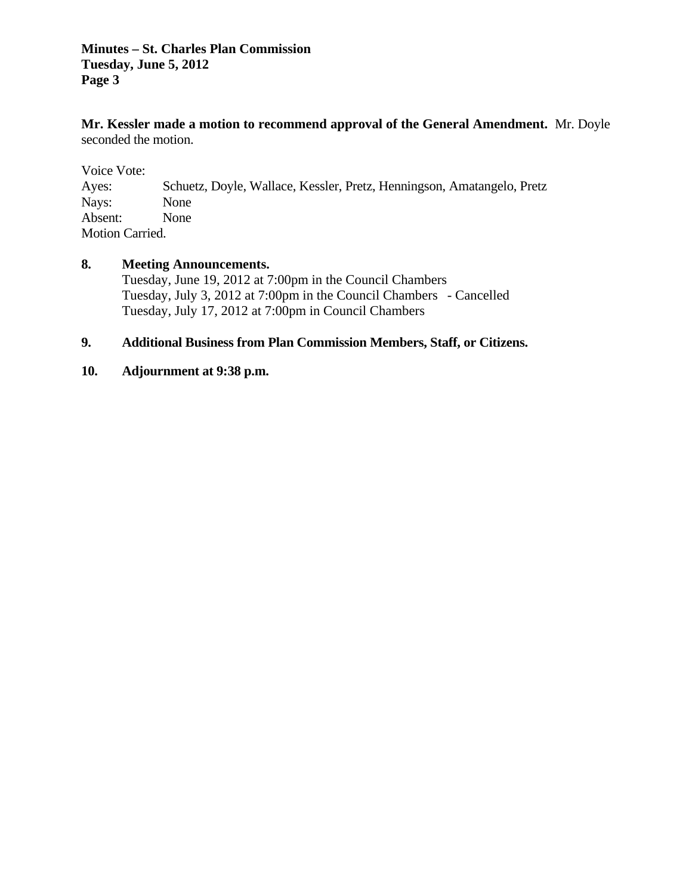**Mr. Kessler made a motion to recommend approval of the General Amendment.** Mr. Doyle seconded the motion.

Voice Vote:
Ayes: Schuetz, Doyle, Wallace, Kessler, Pretz, Henningson, Amatangelo, Pretz
Nays: None
Absent: None
Motion Carried.

**8. Meeting Announcements.**

Tuesday, June 19, 2012 at 7:00pm in the Council Chambers
Tuesday, July 3, 2012 at 7:00pm in the Council Chambers - Cancelled
Tuesday, July 17, 2012 at 7:00pm in Council Chambers

**9. Additional Business from Plan Commission Members, Staff, or Citizens.**

**10. Adjournment at 9:38 p.m.**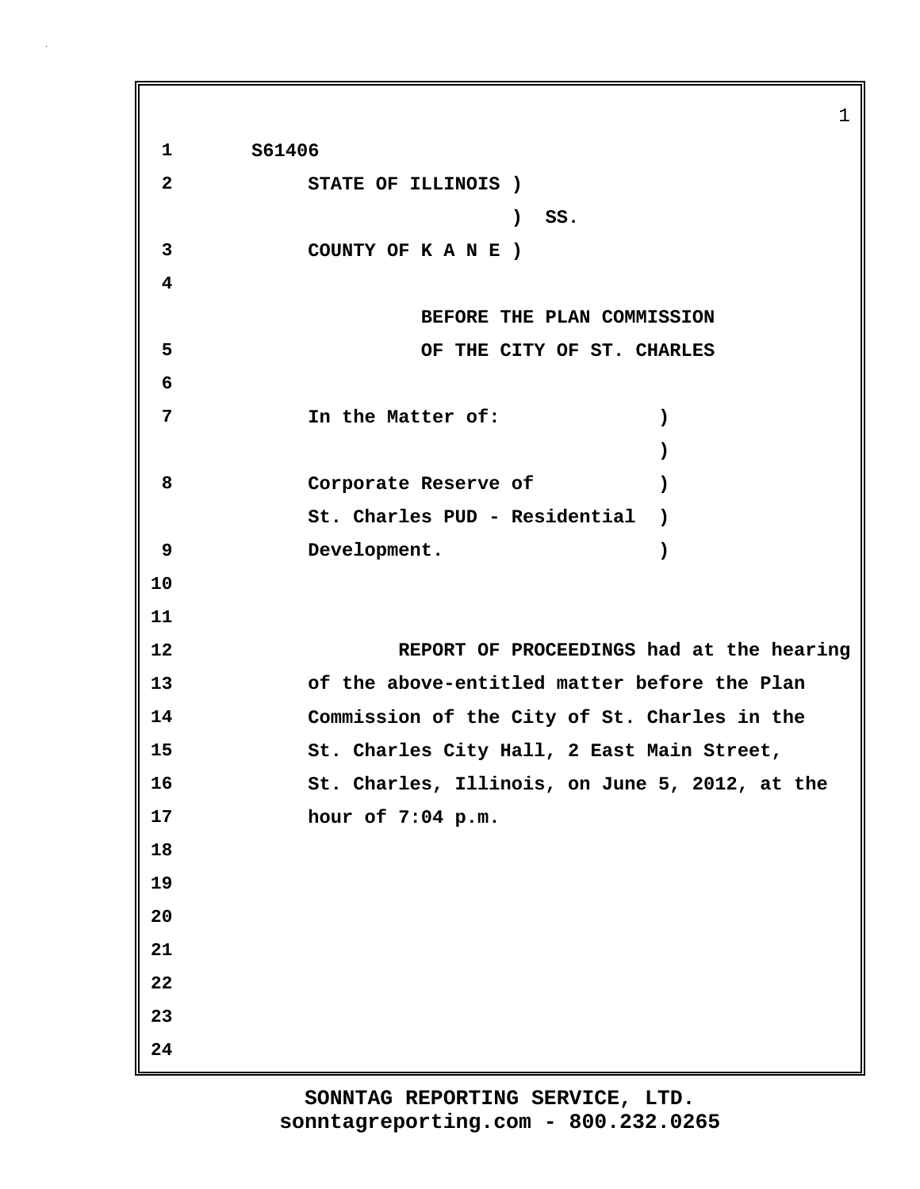S61406

STATE OF ILLINOIS )
) SS.
COUNTY OF K A N E )

BEFORE THE PLAN COMMISSION
OF THE CITY OF ST. CHARLES

In the Matter of: )
)
Corporate Reserve of )
St. Charles PUD - Residential )
Development. )

REPORT OF PROCEEDINGS had at the hearing of the above-entitled matter before the Plan Commission of the City of St. Charles in the St. Charles City Hall, 2 East Main Street, St. Charles, Illinois, on June 5, 2012, at the hour of 7:04 p.m.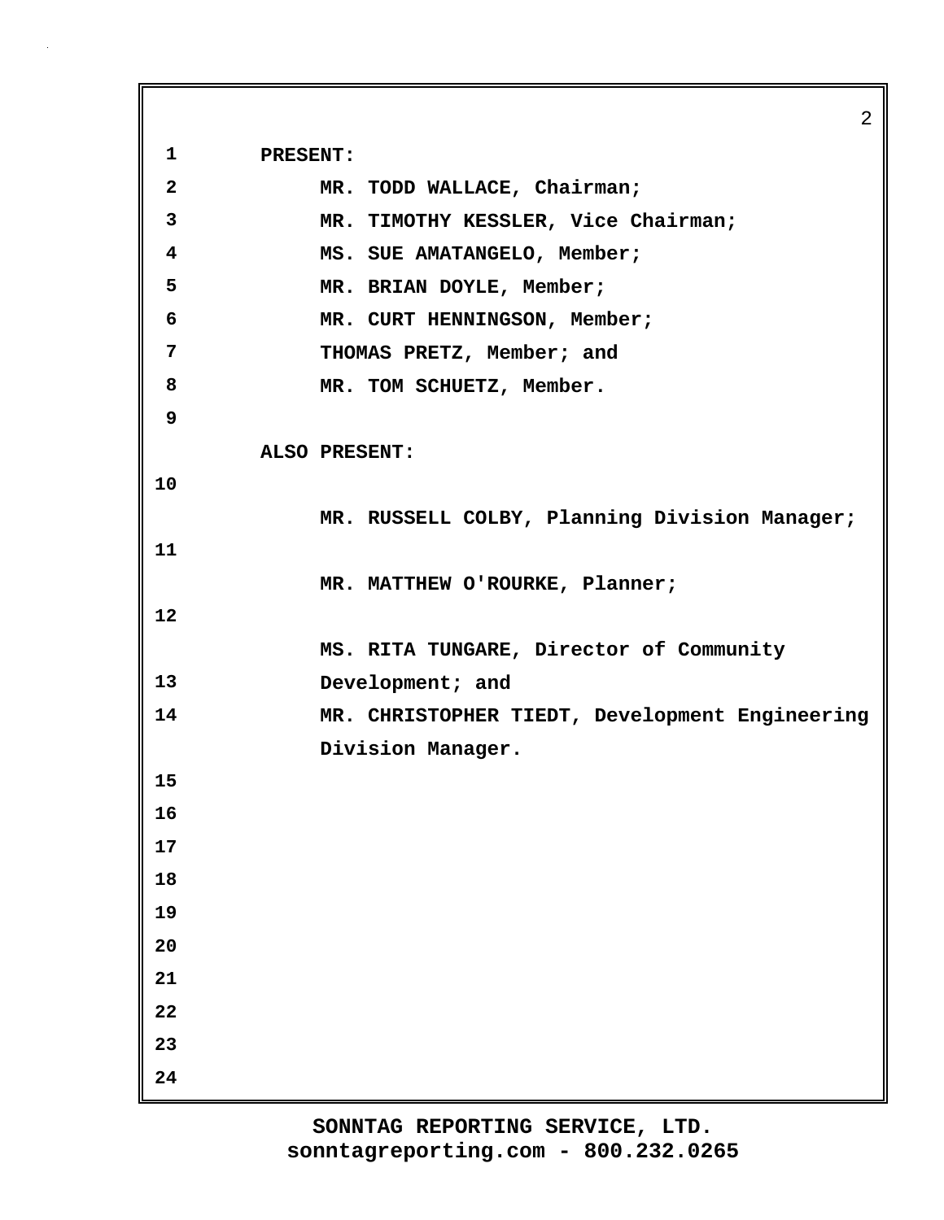PRESENT:

MR. TODD WALLACE, Chairman;
MR. TIMOTHY KESSLER, Vice Chairman;
MS. SUE AMATANGELO, Member;
MR. BRIAN DOYLE, Member;
MR. CURT HENNINGSON, Member;
THOMAS PRETZ, Member; and
MR. TOM SCHUETZ, Member.

ALSO PRESENT:

MR. RUSSELL COLBY, Planning Division Manager;

MR. MATTHEW O'ROURKE, Planner;

MS. RITA TUNGARE, Director of Community Development; and
MR. CHRISTOPHER TIEDT, Development Engineering Division Manager.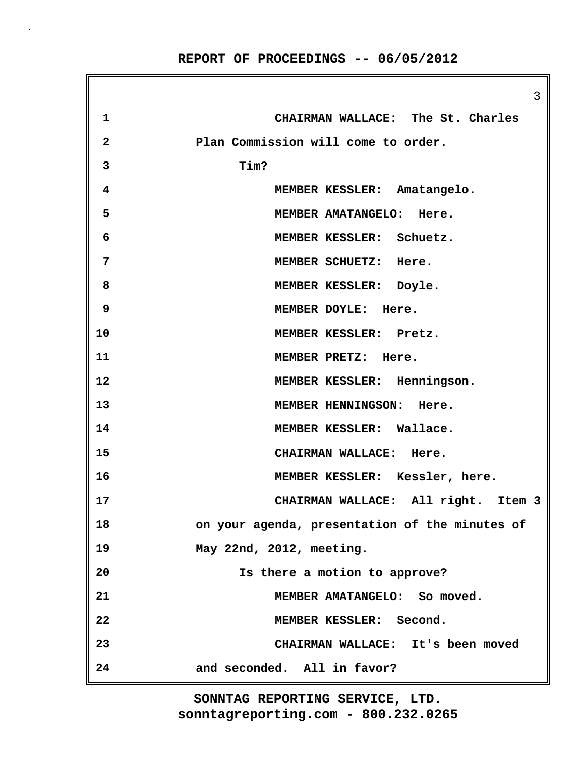CHAIRMAN WALLACE: The St. Charles Plan Commission will come to order.

Tim?

MEMBER KESSLER: Amatangelo.

MEMBER AMATANGELO: Here.

MEMBER KESSLER: Schuetz.

MEMBER SCHUETZ: Here.

MEMBER KESSLER: Doyle.

MEMBER DOYLE: Here.

MEMBER KESSLER: Pretz.

MEMBER PRETZ: Here.

MEMBER KESSLER: Henningson.

MEMBER HENNINGSON: Here.

MEMBER KESSLER: Wallace.

CHAIRMAN WALLACE: Here.

MEMBER KESSLER: Kessler, here.

CHAIRMAN WALLACE: All right. Item 3 on your agenda, presentation of the minutes of May 22nd, 2012, meeting.

Is there a motion to approve?

MEMBER AMATANGELO: So moved.

MEMBER KESSLER: Second.

CHAIRMAN WALLACE: It's been moved and seconded. All in favor?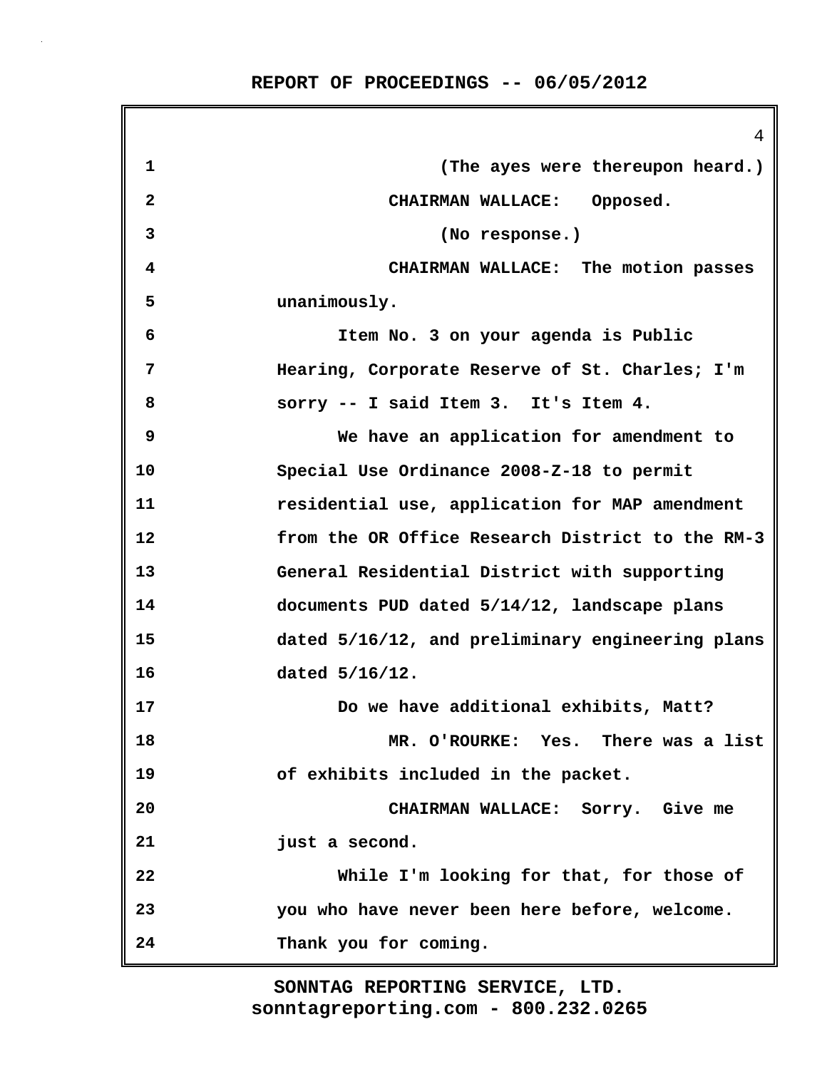(The ayes were thereupon heard.)

CHAIRMAN WALLACE: Opposed.

(No response.)

CHAIRMAN WALLACE: The motion passes unanimously.

Item No. 3 on your agenda is Public Hearing, Corporate Reserve of St. Charles; I'm sorry -- I said Item 3. It's Item 4.

We have an application for amendment to Special Use Ordinance 2008-Z-18 to permit residential use, application for MAP amendment from the OR Office Research District to the RM-3 General Residential District with supporting documents PUD dated 5/14/12, landscape plans dated 5/16/12, and preliminary engineering plans dated 5/16/12.

Do we have additional exhibits, Matt?

MR. O'ROURKE: Yes. There was a list of exhibits included in the packet.

CHAIRMAN WALLACE: Sorry. Give me just a second.

While I'm looking for that, for those of you who have never been here before, welcome. Thank you for coming.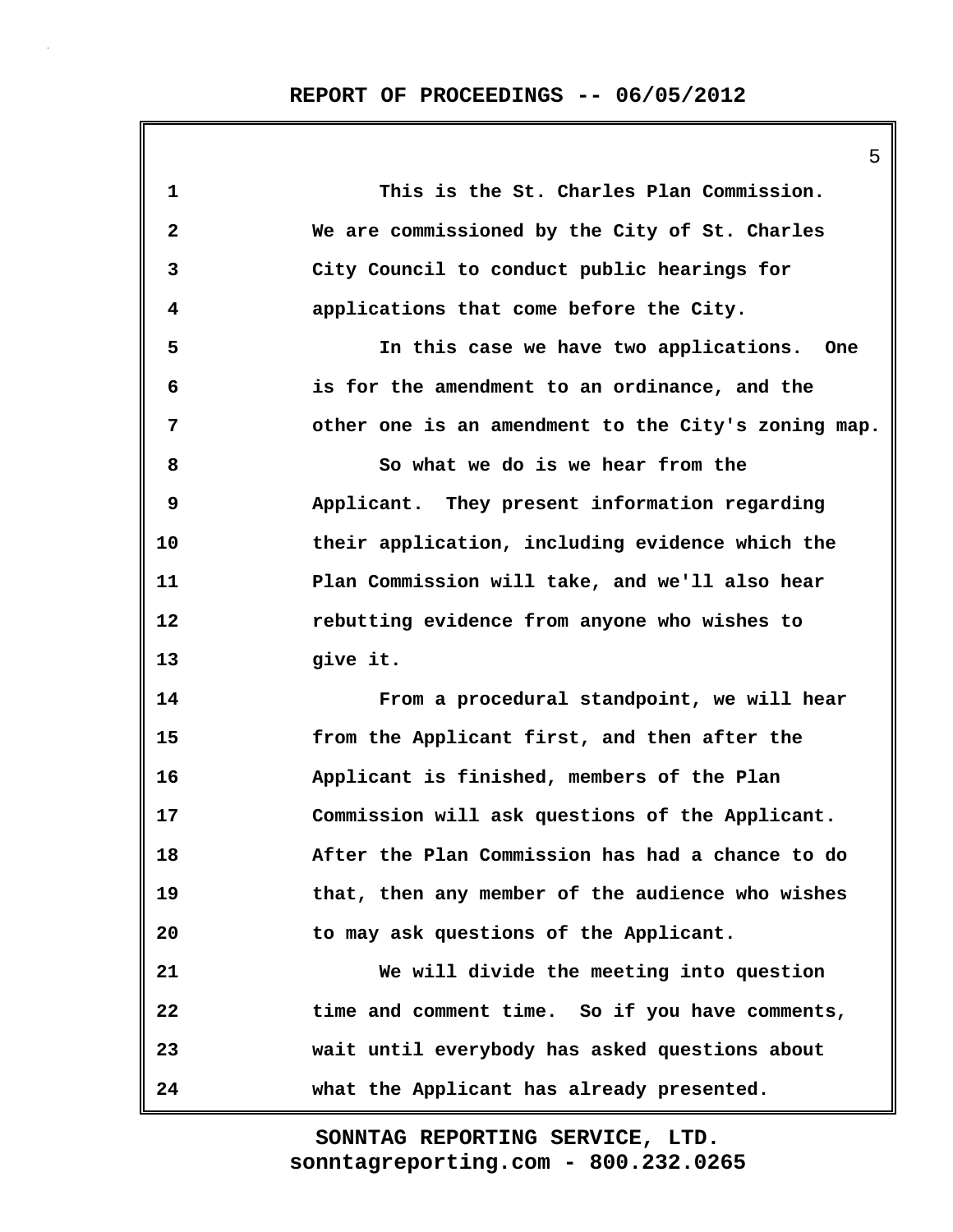This is the St. Charles Plan Commission. We are commissioned by the City of St. Charles City Council to conduct public hearings for applications that come before the City.

In this case we have two applications. One is for the amendment to an ordinance, and the other one is an amendment to the City's zoning map.

So what we do is we hear from the Applicant. They present information regarding their application, including evidence which the Plan Commission will take, and we'll also hear rebutting evidence from anyone who wishes to give it.

From a procedural standpoint, we will hear from the Applicant first, and then after the Applicant is finished, members of the Plan Commission will ask questions of the Applicant. After the Plan Commission has had a chance to do that, then any member of the audience who wishes to may ask questions of the Applicant.

We will divide the meeting into question time and comment time. So if you have comments, wait until everybody has asked questions about what the Applicant has already presented.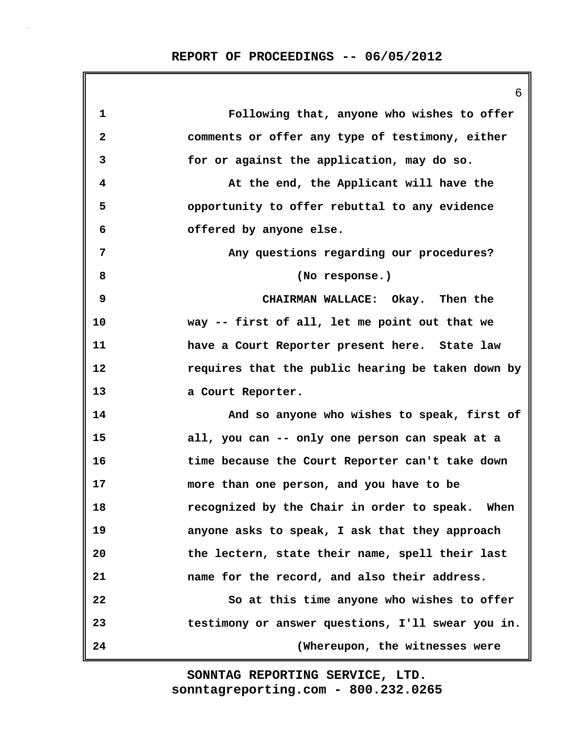Following that, anyone who wishes to offer comments or offer any type of testimony, either for or against the application, may do so.

At the end, the Applicant will have the opportunity to offer rebuttal to any evidence offered by anyone else.

Any questions regarding our procedures?

(No response.)

CHAIRMAN WALLACE: Okay. Then the way -- first of all, let me point out that we have a Court Reporter present here. State law requires that the public hearing be taken down by a Court Reporter.

And so anyone who wishes to speak, first of all, you can -- only one person can speak at a time because the Court Reporter can't take down more than one person, and you have to be recognized by the Chair in order to speak. When anyone asks to speak, I ask that they approach the lectern, state their name, spell their last name for the record, and also their address.

So at this time anyone who wishes to offer testimony or answer questions, I'll swear you in.

(Whereupon, the witnesses were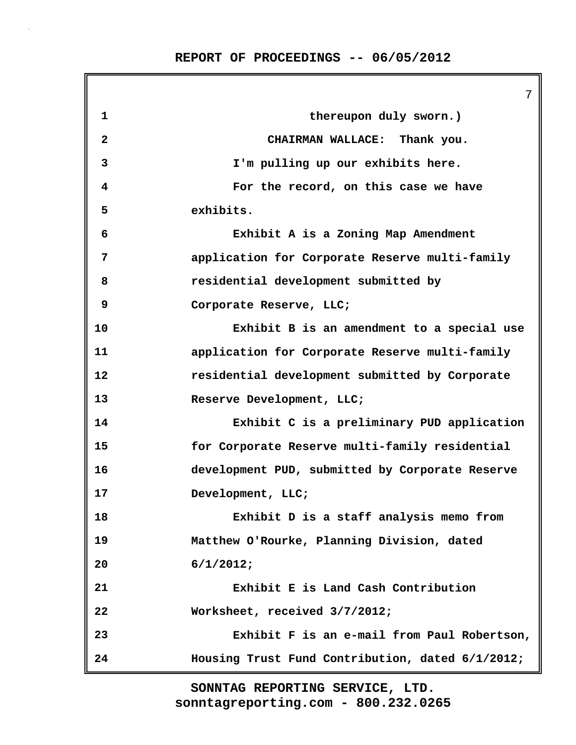thereupon duly sworn.)

CHAIRMAN WALLACE: Thank you.

I'm pulling up our exhibits here.

For the record, on this case we have exhibits.

Exhibit A is a Zoning Map Amendment application for Corporate Reserve multi-family residential development submitted by Corporate Reserve, LLC;

Exhibit B is an amendment to a special use application for Corporate Reserve multi-family residential development submitted by Corporate Reserve Development, LLC;

Exhibit C is a preliminary PUD application for Corporate Reserve multi-family residential development PUD, submitted by Corporate Reserve Development, LLC;

Exhibit D is a staff analysis memo from Matthew O'Rourke, Planning Division, dated 6/1/2012;

Exhibit E is Land Cash Contribution Worksheet, received 3/7/2012;

Exhibit F is an e-mail from Paul Robertson, Housing Trust Fund Contribution, dated 6/1/2012;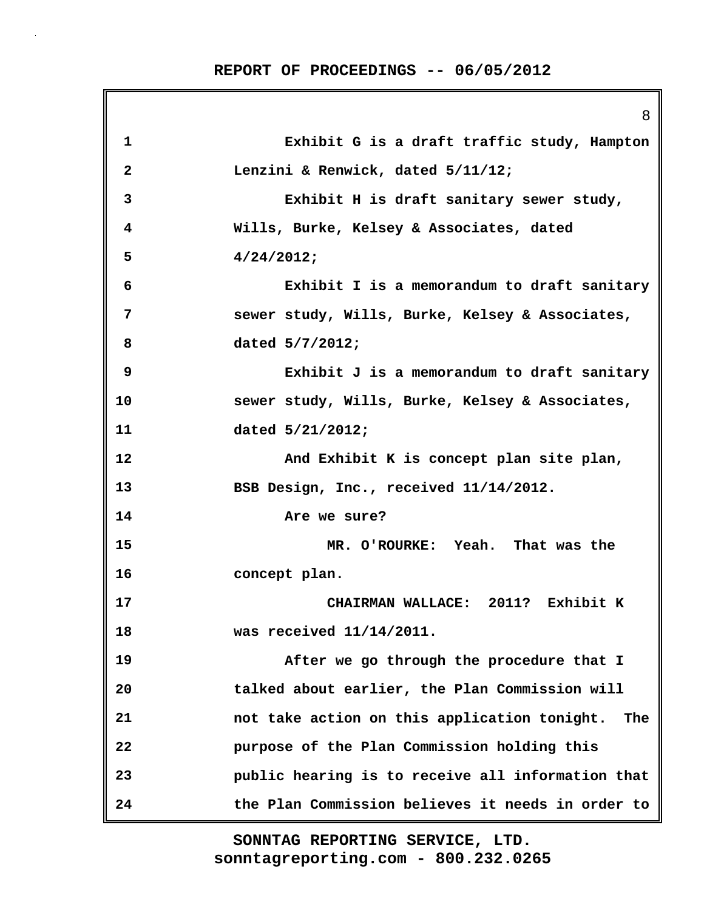Exhibit G is a draft traffic study, Hampton Lenzini & Renwick, dated 5/11/12;

Exhibit H is draft sanitary sewer study, Wills, Burke, Kelsey & Associates, dated 4/24/2012;

Exhibit I is a memorandum to draft sanitary sewer study, Wills, Burke, Kelsey & Associates, dated 5/7/2012;

Exhibit J is a memorandum to draft sanitary sewer study, Wills, Burke, Kelsey & Associates, dated 5/21/2012;

And Exhibit K is concept plan site plan, BSB Design, Inc., received 11/14/2012.

Are we sure?

MR. O'ROURKE: Yeah. That was the concept plan.

CHAIRMAN WALLACE: 2011? Exhibit K was received 11/14/2011.

After we go through the procedure that I talked about earlier, the Plan Commission will not take action on this application tonight. The purpose of the Plan Commission holding this public hearing is to receive all information that the Plan Commission believes it needs in order to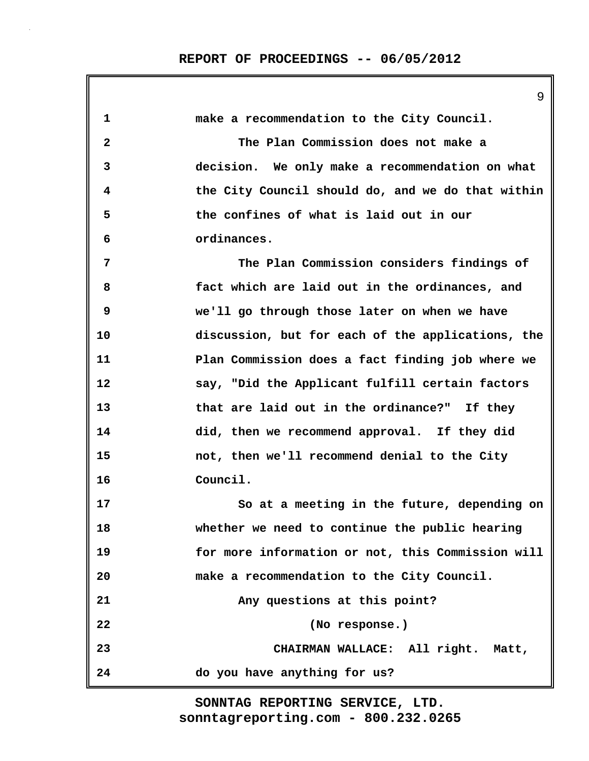make a recommendation to the City Council.

The Plan Commission does not make a decision. We only make a recommendation on what the City Council should do, and we do that within the confines of what is laid out in our ordinances.

The Plan Commission considers findings of fact which are laid out in the ordinances, and we'll go through those later on when we have discussion, but for each of the applications, the Plan Commission does a fact finding job where we say, "Did the Applicant fulfill certain factors that are laid out in the ordinance?" If they did, then we recommend approval. If they did not, then we'll recommend denial to the City Council.

So at a meeting in the future, depending on whether we need to continue the public hearing for more information or not, this Commission will make a recommendation to the City Council.

Any questions at this point?

(No response.)

CHAIRMAN WALLACE: All right. Matt, do you have anything for us?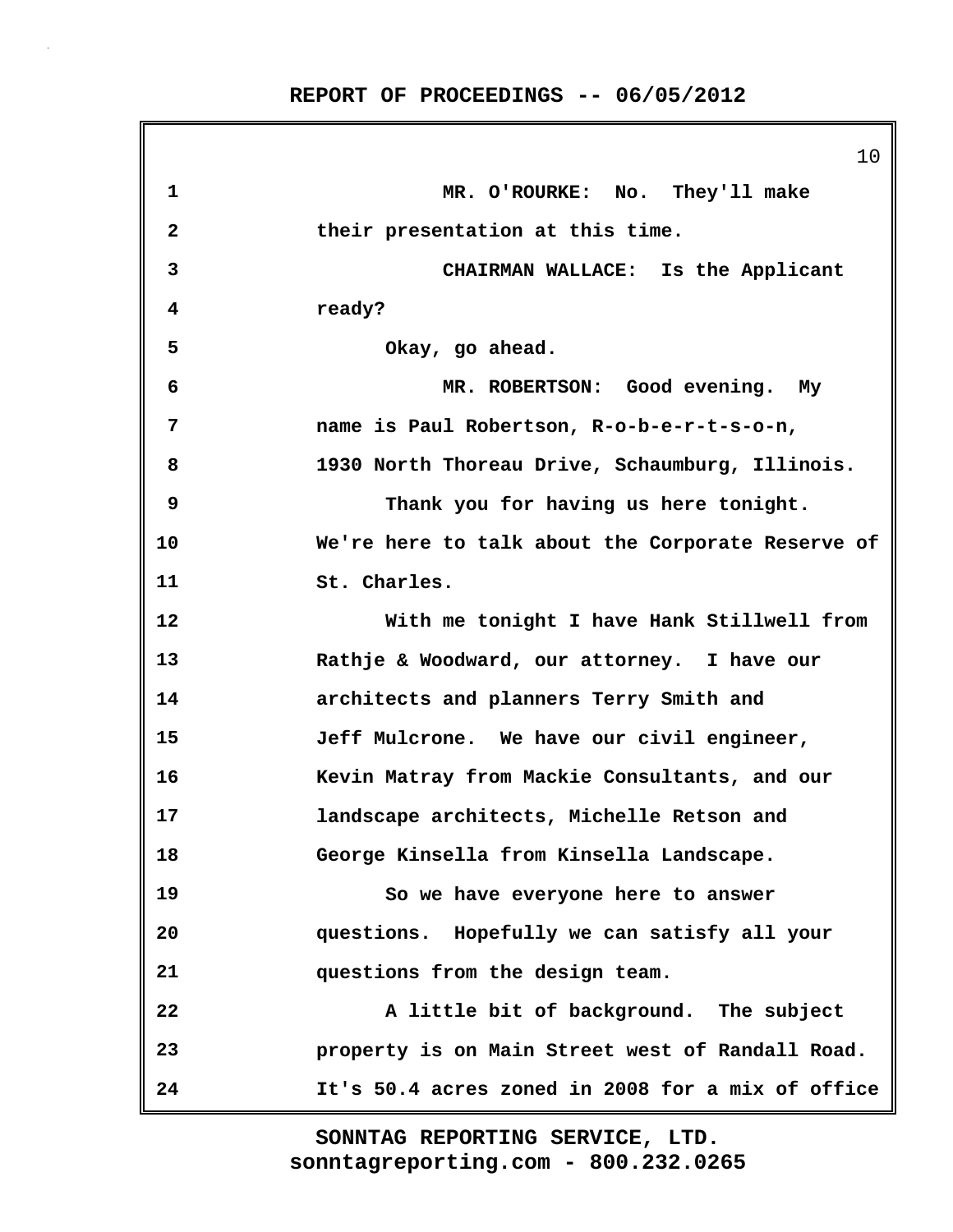MR. O'ROURKE: No. They'll make their presentation at this time.

CHAIRMAN WALLACE: Is the Applicant ready?

Okay, go ahead.

MR. ROBERTSON: Good evening. My name is Paul Robertson, R-o-b-e-r-t-s-o-n, 1930 North Thoreau Drive, Schaumburg, Illinois.

Thank you for having us here tonight. We're here to talk about the Corporate Reserve of St. Charles.

With me tonight I have Hank Stillwell from Rathje & Woodward, our attorney. I have our architects and planners Terry Smith and Jeff Mulcrone. We have our civil engineer, Kevin Matray from Mackie Consultants, and our landscape architects, Michelle Retson and George Kinsella from Kinsella Landscape.

So we have everyone here to answer questions. Hopefully we can satisfy all your questions from the design team.

A little bit of background. The subject property is on Main Street west of Randall Road. It's 50.4 acres zoned in 2008 for a mix of office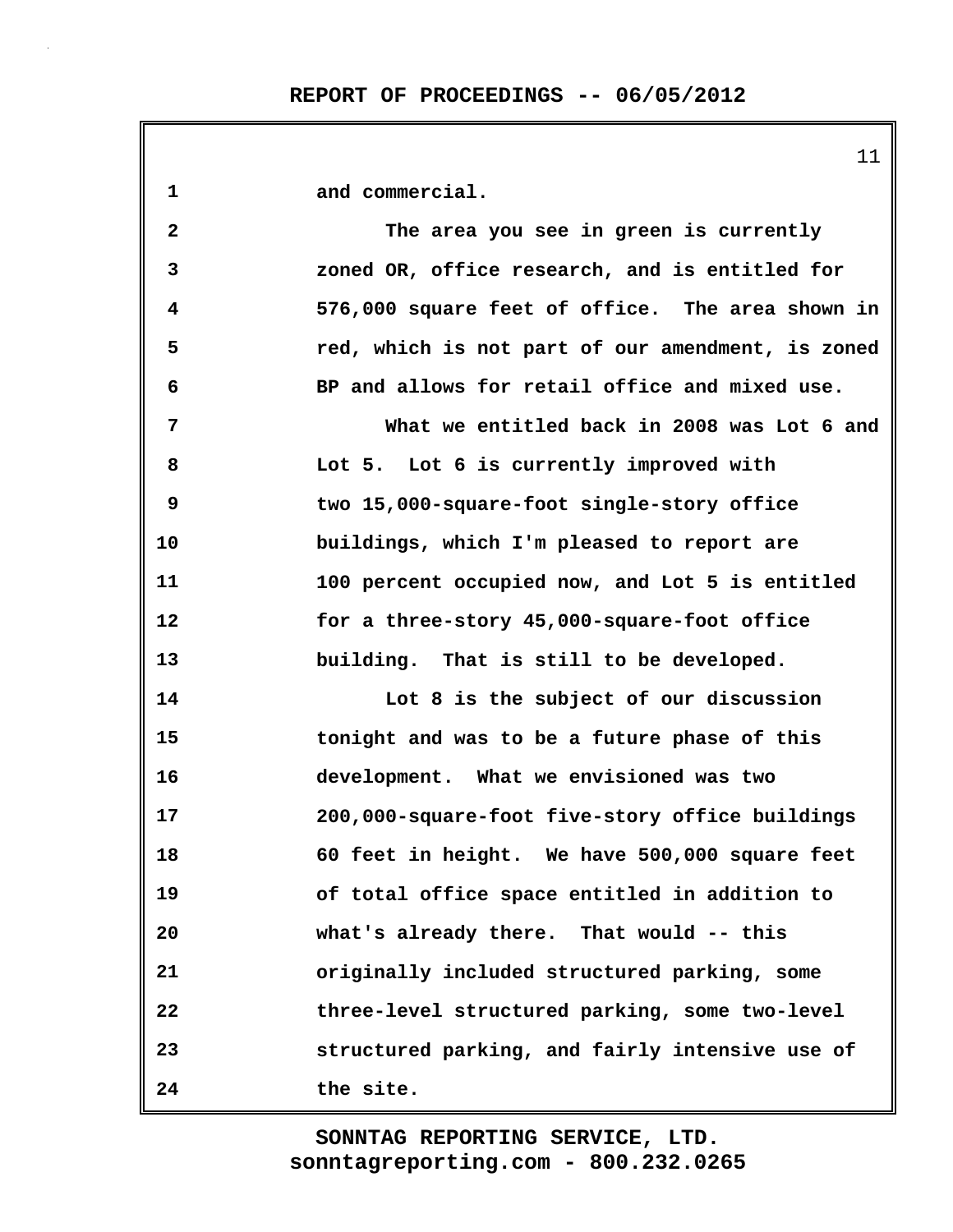and commercial.

The area you see in green is currently zoned OR, office research, and is entitled for 576,000 square feet of office. The area shown in red, which is not part of our amendment, is zoned BP and allows for retail office and mixed use.

What we entitled back in 2008 was Lot 6 and Lot 5. Lot 6 is currently improved with two 15,000-square-foot single-story office buildings, which I'm pleased to report are 100 percent occupied now, and Lot 5 is entitled for a three-story 45,000-square-foot office building. That is still to be developed.

Lot 8 is the subject of our discussion tonight and was to be a future phase of this development. What we envisioned was two 200,000-square-foot five-story office buildings 60 feet in height. We have 500,000 square feet of total office space entitled in addition to what's already there. That would -- this originally included structured parking, some three-level structured parking, some two-level structured parking, and fairly intensive use of the site.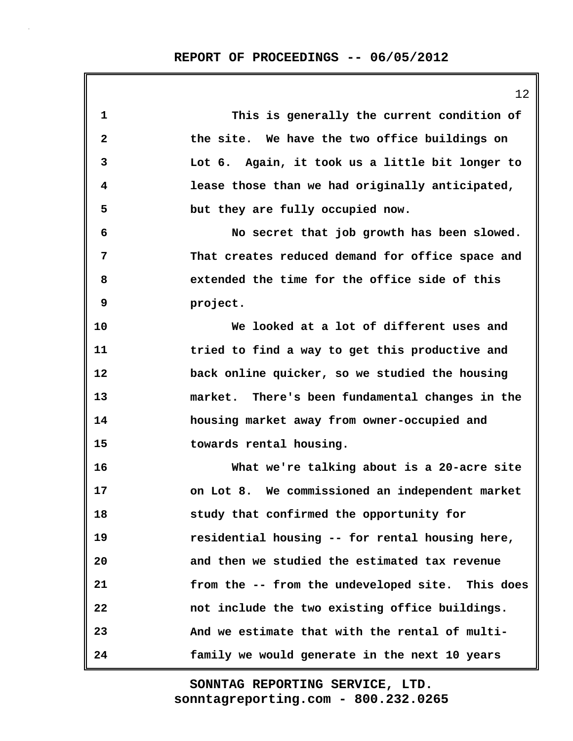This is generally the current condition of the site. We have the two office buildings on Lot 6. Again, it took us a little bit longer to lease those than we had originally anticipated, but they are fully occupied now.

No secret that job growth has been slowed. That creates reduced demand for office space and extended the time for the office side of this project.

We looked at a lot of different uses and tried to find a way to get this productive and back online quicker, so we studied the housing market. There's been fundamental changes in the housing market away from owner-occupied and towards rental housing.

What we're talking about is a 20-acre site on Lot 8. We commissioned an independent market study that confirmed the opportunity for residential housing -- for rental housing here, and then we studied the estimated tax revenue from the -- from the undeveloped site. This does not include the two existing office buildings. And we estimate that with the rental of multi-family we would generate in the next 10 years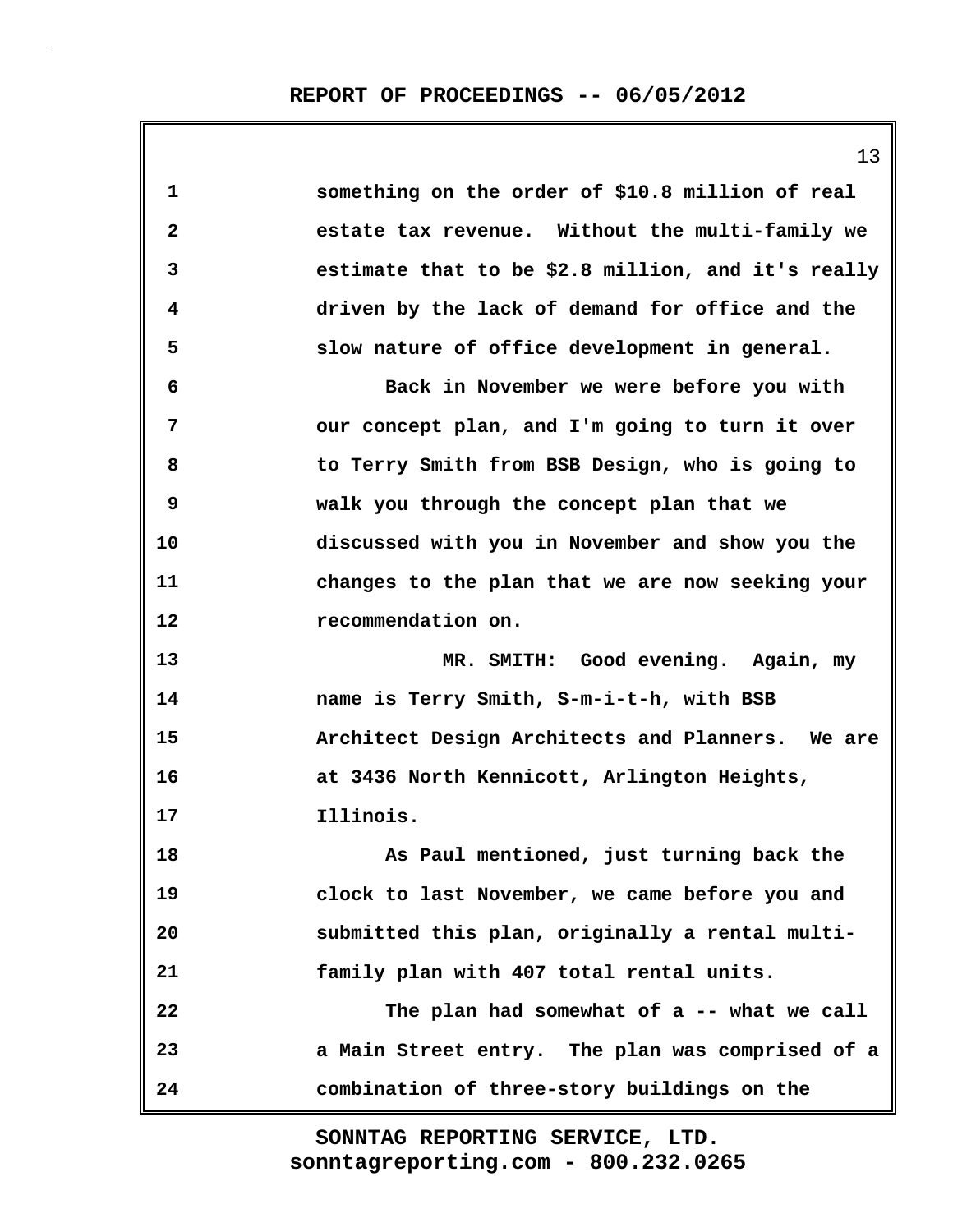something on the order of $10.8 million of real estate tax revenue. Without the multi-family we estimate that to be $2.8 million, and it's really driven by the lack of demand for office and the slow nature of office development in general.

Back in November we were before you with our concept plan, and I'm going to turn it over to Terry Smith from BSB Design, who is going to walk you through the concept plan that we discussed with you in November and show you the changes to the plan that we are now seeking your recommendation on.

MR. SMITH: Good evening. Again, my name is Terry Smith, S-m-i-t-h, with BSB Architect Design Architects and Planners. We are at 3436 North Kennicott, Arlington Heights, Illinois.

As Paul mentioned, just turning back the clock to last November, we came before you and submitted this plan, originally a rental multi-family plan with 407 total rental units.

The plan had somewhat of a -- what we call a Main Street entry. The plan was comprised of a combination of three-story buildings on the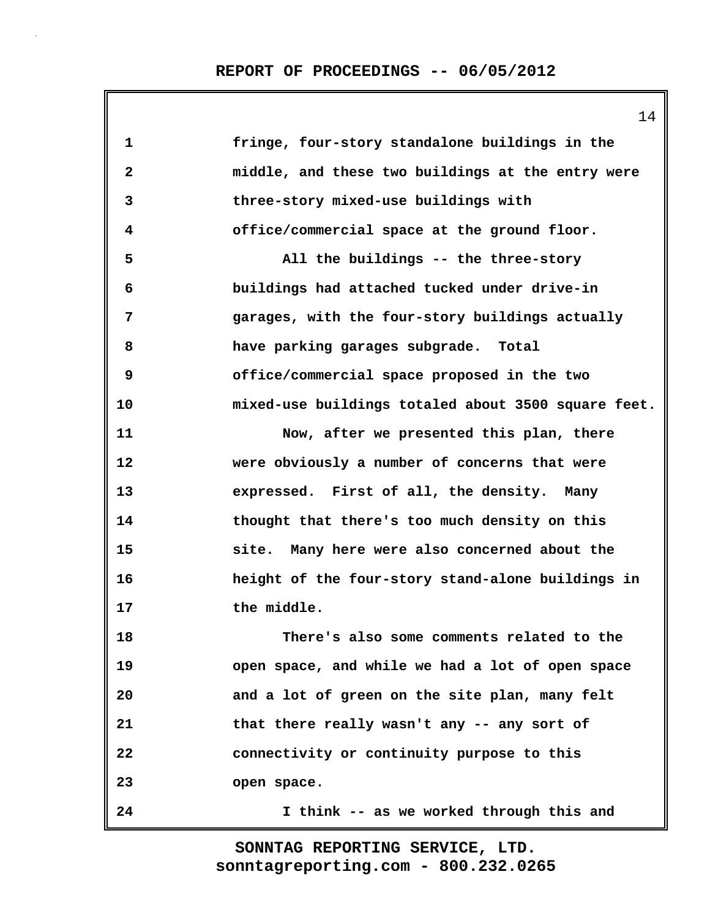fringe, four-story standalone buildings in the middle, and these two buildings at the entry were three-story mixed-use buildings with office/commercial space at the ground floor.

All the buildings -- the three-story buildings had attached tucked under drive-in garages, with the four-story buildings actually have parking garages subgrade. Total office/commercial space proposed in the two mixed-use buildings totaled about 3500 square feet.

Now, after we presented this plan, there were obviously a number of concerns that were expressed. First of all, the density. Many thought that there's too much density on this site. Many here were also concerned about the height of the four-story stand-alone buildings in the middle.

There's also some comments related to the open space, and while we had a lot of open space and a lot of green on the site plan, many felt that there really wasn't any -- any sort of connectivity or continuity purpose to this open space.

I think -- as we worked through this and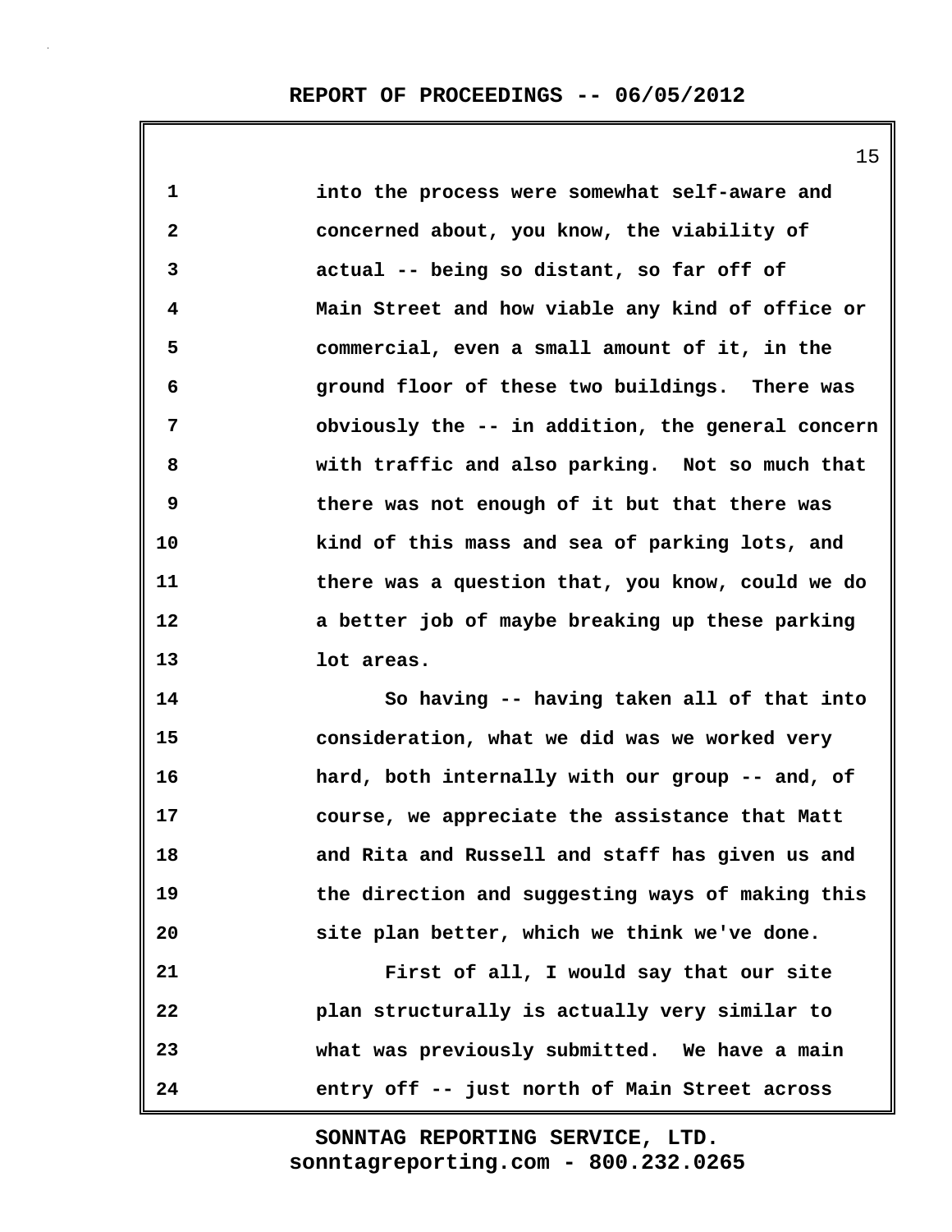into the process were somewhat self-aware and concerned about, you know, the viability of actual -- being so distant, so far off of Main Street and how viable any kind of office or commercial, even a small amount of it, in the ground floor of these two buildings. There was obviously the -- in addition, the general concern with traffic and also parking. Not so much that there was not enough of it but that there was kind of this mass and sea of parking lots, and there was a question that, you know, could we do a better job of maybe breaking up these parking lot areas.

So having -- having taken all of that into consideration, what we did was we worked very hard, both internally with our group -- and, of course, we appreciate the assistance that Matt and Rita and Russell and staff has given us and the direction and suggesting ways of making this site plan better, which we think we've done.

First of all, I would say that our site plan structurally is actually very similar to what was previously submitted. We have a main entry off -- just north of Main Street across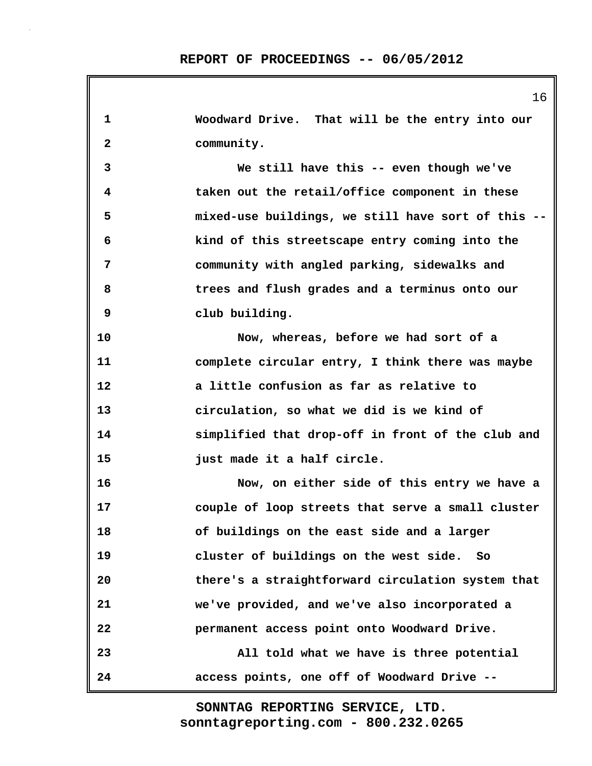Woodward Drive. That will be the entry into our community.

We still have this -- even though we've taken out the retail/office component in these mixed-use buildings, we still have sort of this -- kind of this streetscape entry coming into the community with angled parking, sidewalks and trees and flush grades and a terminus onto our club building.

Now, whereas, before we had sort of a complete circular entry, I think there was maybe a little confusion as far as relative to circulation, so what we did is we kind of simplified that drop-off in front of the club and just made it a half circle.

Now, on either side of this entry we have a couple of loop streets that serve a small cluster of buildings on the east side and a larger cluster of buildings on the west side. So there's a straightforward circulation system that we've provided, and we've also incorporated a permanent access point onto Woodward Drive.

All told what we have is three potential access points, one off of Woodward Drive --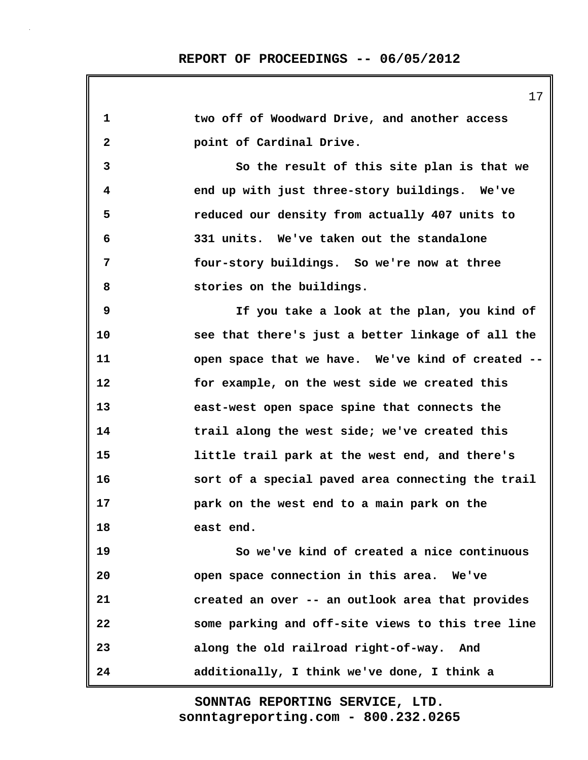two off of Woodward Drive, and another access point of Cardinal Drive.

So the result of this site plan is that we end up with just three-story buildings. We've reduced our density from actually 407 units to 331 units. We've taken out the standalone four-story buildings. So we're now at three stories on the buildings.

If you take a look at the plan, you kind of see that there's just a better linkage of all the open space that we have. We've kind of created -- for example, on the west side we created this east-west open space spine that connects the trail along the west side; we've created this little trail park at the west end, and there's sort of a special paved area connecting the trail park on the west end to a main park on the east end.

So we've kind of created a nice continuous open space connection in this area. We've created an over -- an outlook area that provides some parking and off-site views to this tree line along the old railroad right-of-way. And additionally, I think we've done, I think a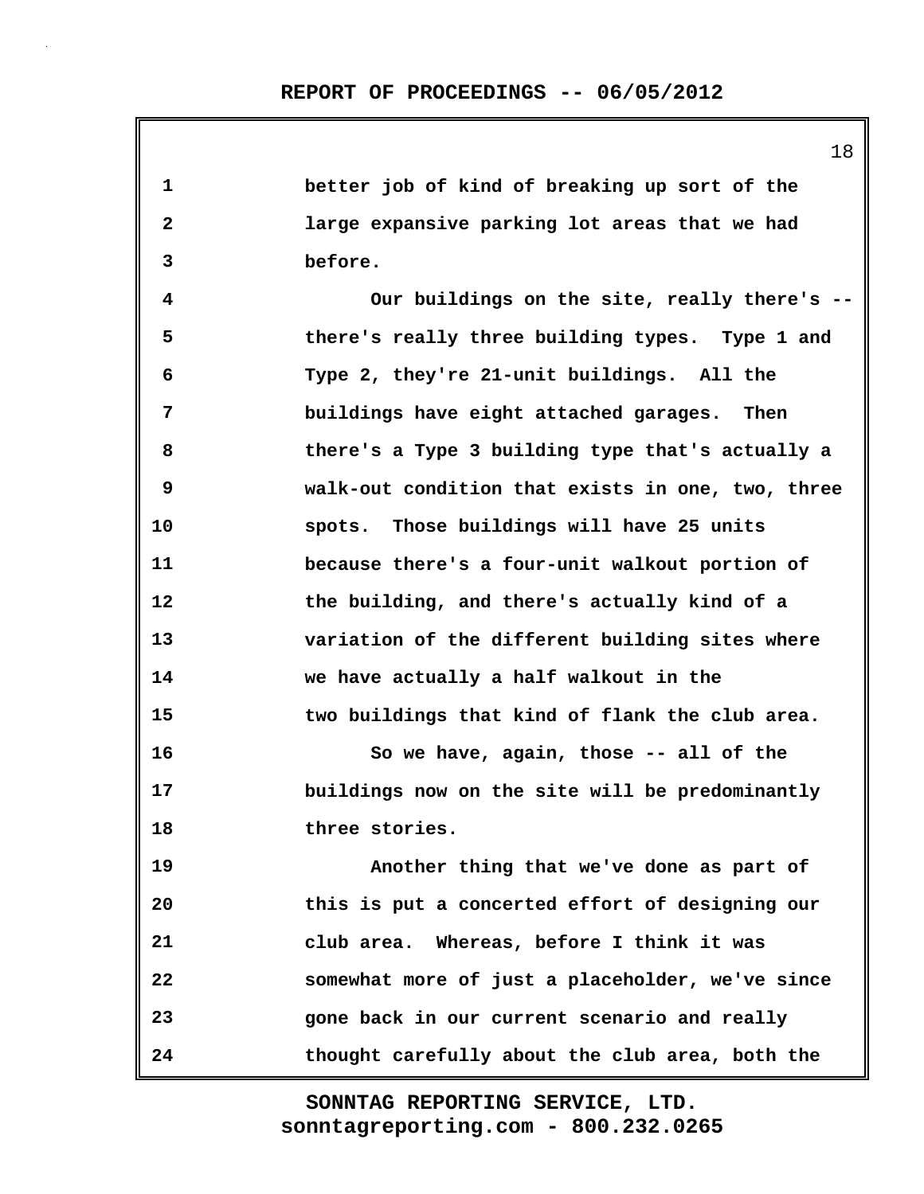better job of kind of breaking up sort of the large expansive parking lot areas that we had before.

Our buildings on the site, really there's -- there's really three building types. Type 1 and Type 2, they're 21-unit buildings. All the buildings have eight attached garages. Then there's a Type 3 building type that's actually a walk-out condition that exists in one, two, three spots. Those buildings will have 25 units because there's a four-unit walkout portion of the building, and there's actually kind of a variation of the different building sites where we have actually a half walkout in the two buildings that kind of flank the club area.

So we have, again, those -- all of the buildings now on the site will be predominantly three stories.

Another thing that we've done as part of this is put a concerted effort of designing our club area. Whereas, before I think it was somewhat more of just a placeholder, we've since gone back in our current scenario and really thought carefully about the club area, both the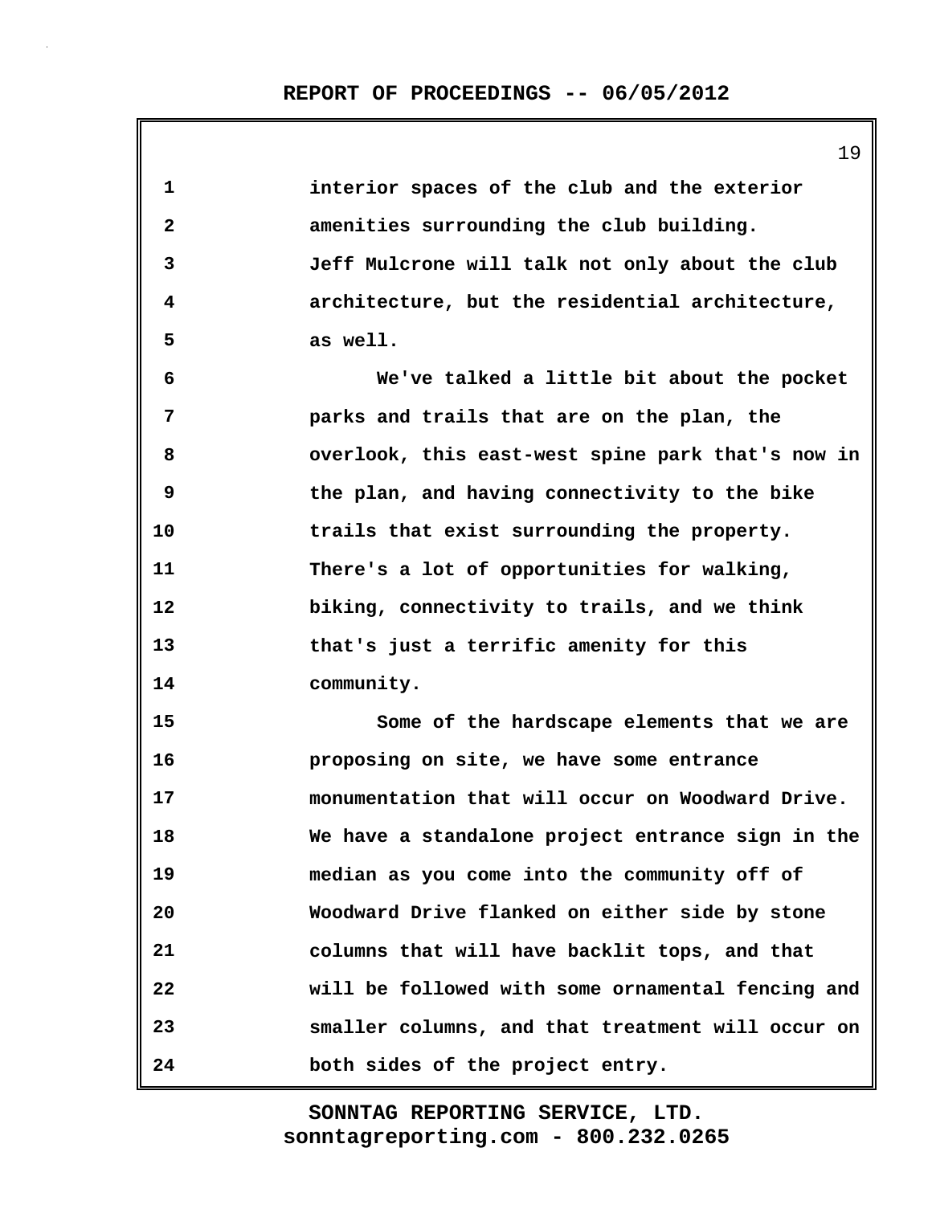interior spaces of the club and the exterior amenities surrounding the club building. Jeff Mulcrone will talk not only about the club architecture, but the residential architecture, as well.

We've talked a little bit about the pocket parks and trails that are on the plan, the overlook, this east-west spine park that's now in the plan, and having connectivity to the bike trails that exist surrounding the property. There's a lot of opportunities for walking, biking, connectivity to trails, and we think that's just a terrific amenity for this community.

Some of the hardscape elements that we are proposing on site, we have some entrance monumentation that will occur on Woodward Drive. We have a standalone project entrance sign in the median as you come into the community off of Woodward Drive flanked on either side by stone columns that will have backlit tops, and that will be followed with some ornamental fencing and smaller columns, and that treatment will occur on both sides of the project entry.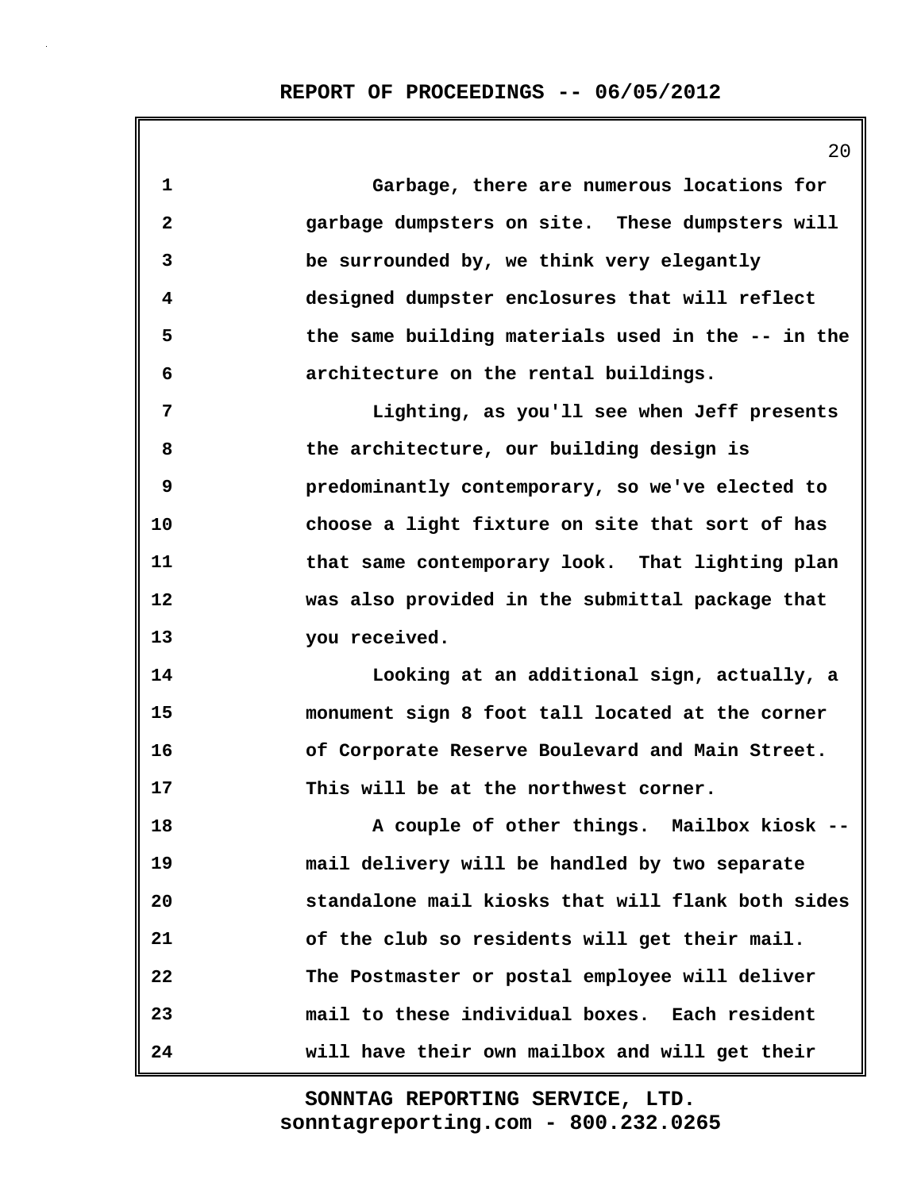Garbage, there are numerous locations for garbage dumpsters on site. These dumpsters will be surrounded by, we think very elegantly designed dumpster enclosures that will reflect the same building materials used in the -- in the architecture on the rental buildings.

Lighting, as you'll see when Jeff presents the architecture, our building design is predominantly contemporary, so we've elected to choose a light fixture on site that sort of has that same contemporary look. That lighting plan was also provided in the submittal package that you received.

Looking at an additional sign, actually, a monument sign 8 foot tall located at the corner of Corporate Reserve Boulevard and Main Street. This will be at the northwest corner.

A couple of other things. Mailbox kiosk -- mail delivery will be handled by two separate standalone mail kiosks that will flank both sides of the club so residents will get their mail. The Postmaster or postal employee will deliver mail to these individual boxes. Each resident will have their own mailbox and will get their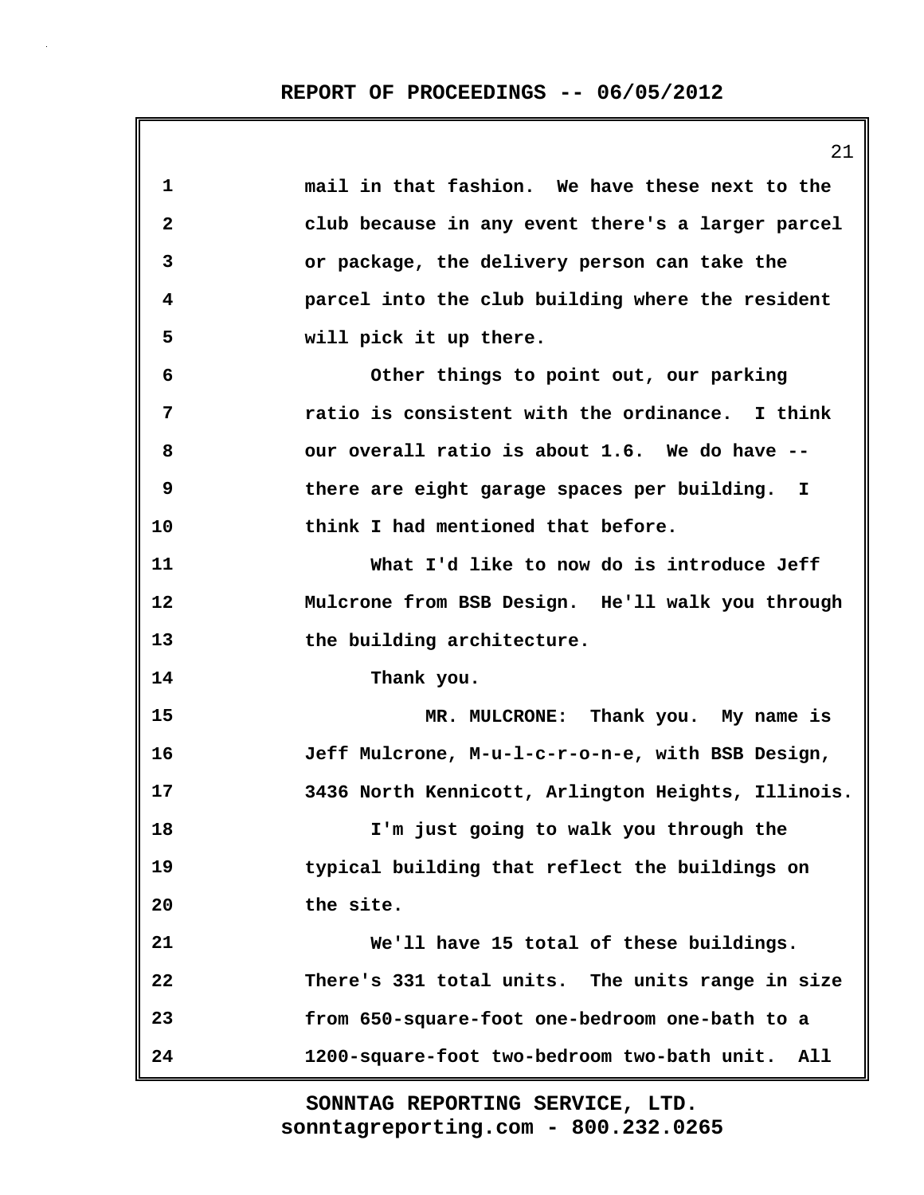mail in that fashion. We have these next to the club because in any event there's a larger parcel or package, the delivery person can take the parcel into the club building where the resident will pick it up there.

Other things to point out, our parking ratio is consistent with the ordinance. I think our overall ratio is about 1.6. We do have -- there are eight garage spaces per building. I think I had mentioned that before.

What I'd like to now do is introduce Jeff Mulcrone from BSB Design. He'll walk you through the building architecture.

Thank you.

MR. MULCRONE: Thank you. My name is Jeff Mulcrone, M-u-l-c-r-o-n-e, with BSB Design, 3436 North Kennicott, Arlington Heights, Illinois.

I'm just going to walk you through the typical building that reflect the buildings on the site.

We'll have 15 total of these buildings. There's 331 total units. The units range in size from 650-square-foot one-bedroom one-bath to a 1200-square-foot two-bedroom two-bath unit. All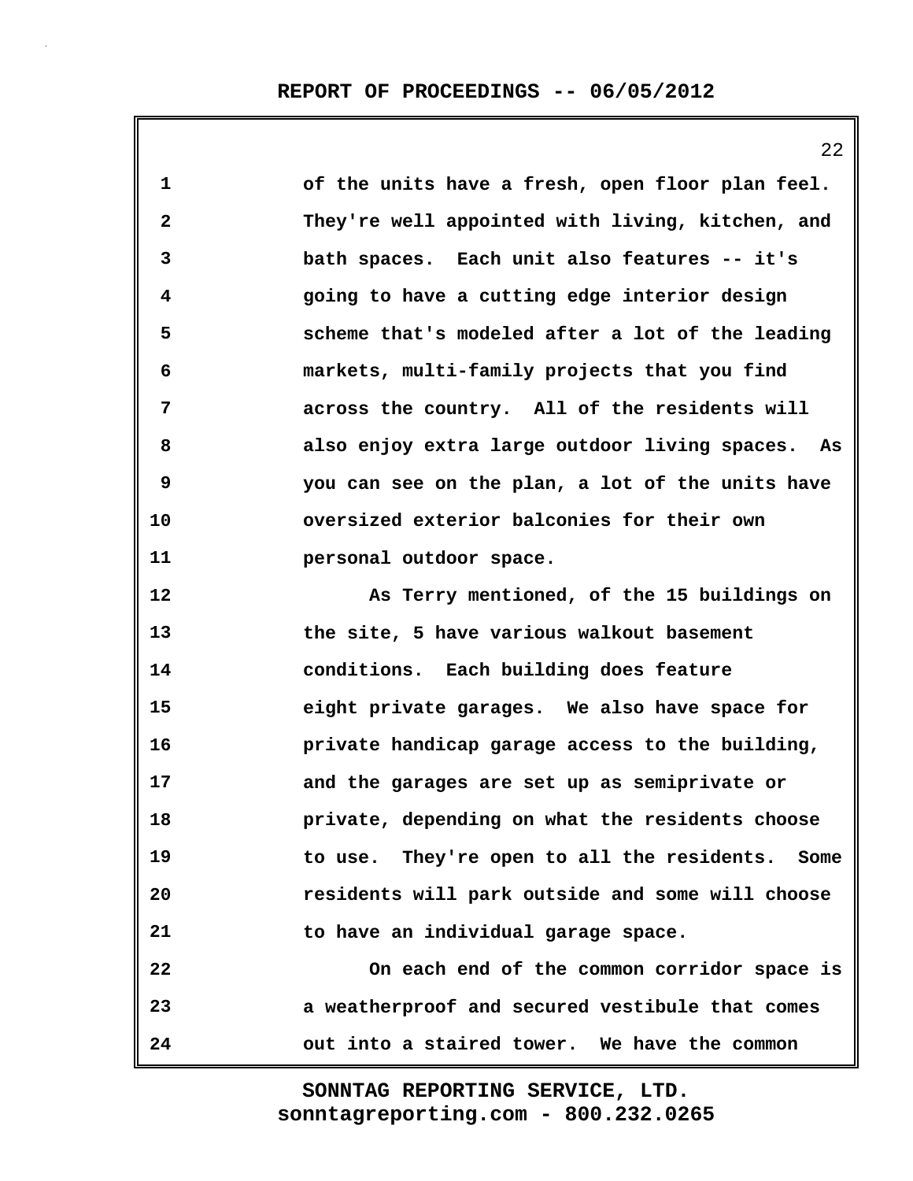of the units have a fresh, open floor plan feel. They're well appointed with living, kitchen, and bath spaces. Each unit also features -- it's going to have a cutting edge interior design scheme that's modeled after a lot of the leading markets, multi-family projects that you find across the country. All of the residents will also enjoy extra large outdoor living spaces. As you can see on the plan, a lot of the units have oversized exterior balconies for their own personal outdoor space.

As Terry mentioned, of the 15 buildings on the site, 5 have various walkout basement conditions. Each building does feature eight private garages. We also have space for private handicap garage access to the building, and the garages are set up as semiprivate or private, depending on what the residents choose to use. They're open to all the residents. Some residents will park outside and some will choose to have an individual garage space.

On each end of the common corridor space is a weatherproof and secured vestibule that comes out into a staired tower. We have the common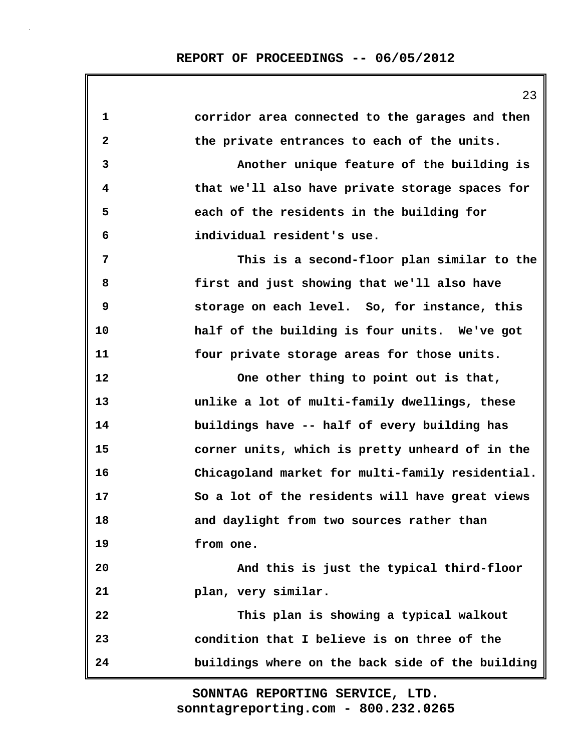corridor area connected to the garages and then the private entrances to each of the units.

Another unique feature of the building is that we'll also have private storage spaces for each of the residents in the building for individual resident's use.

This is a second-floor plan similar to the first and just showing that we'll also have storage on each level. So, for instance, this half of the building is four units. We've got four private storage areas for those units.

One other thing to point out is that, unlike a lot of multi-family dwellings, these buildings have -- half of every building has corner units, which is pretty unheard of in the Chicagoland market for multi-family residential. So a lot of the residents will have great views and daylight from two sources rather than from one.

And this is just the typical third-floor plan, very similar.

This plan is showing a typical walkout condition that I believe is on three of the buildings where on the back side of the building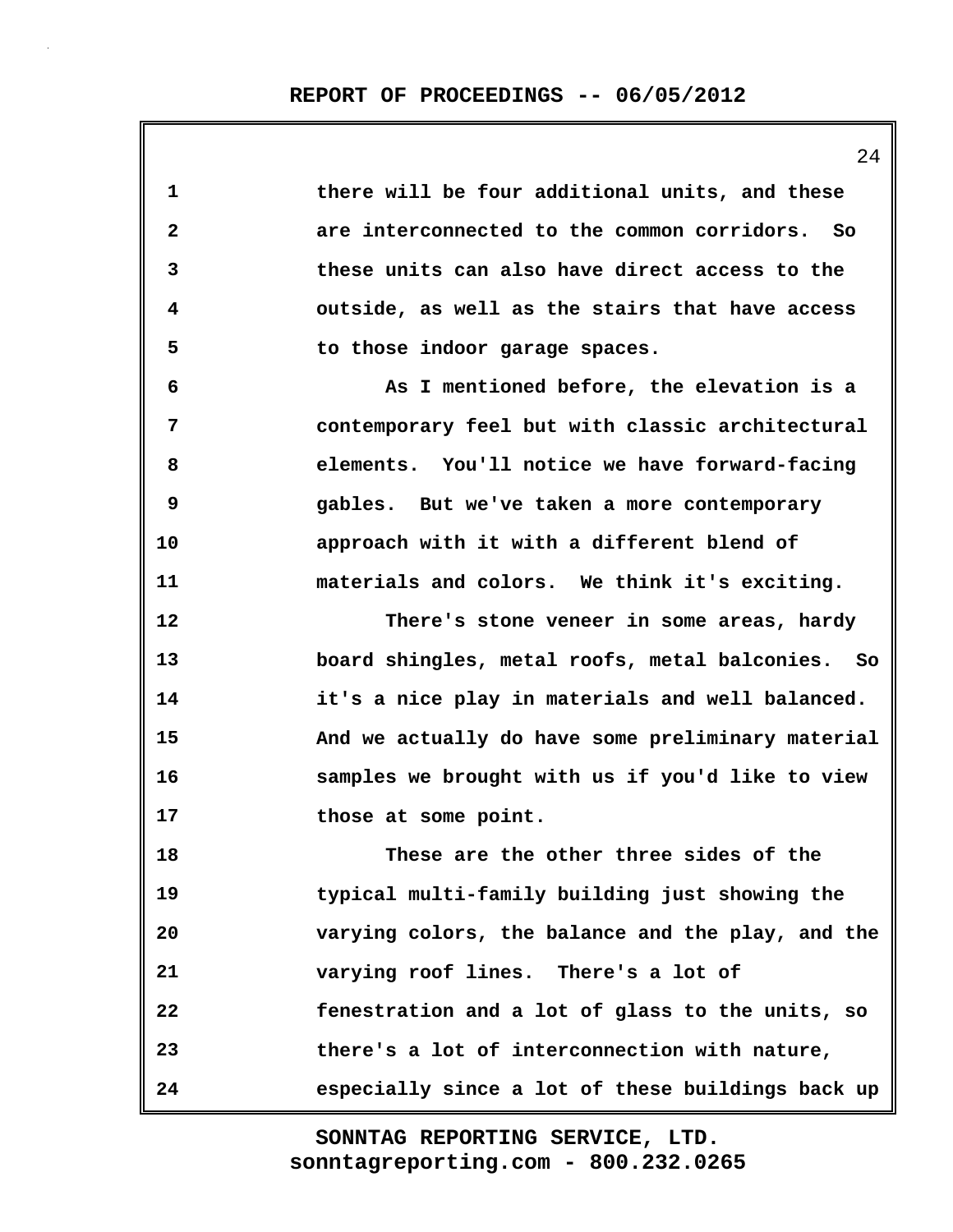there will be four additional units, and these are interconnected to the common corridors. So these units can also have direct access to the outside, as well as the stairs that have access to those indoor garage spaces.

As I mentioned before, the elevation is a contemporary feel but with classic architectural elements. You'll notice we have forward-facing gables. But we've taken a more contemporary approach with it with a different blend of materials and colors. We think it's exciting.

There's stone veneer in some areas, hardy board shingles, metal roofs, metal balconies. So it's a nice play in materials and well balanced. And we actually do have some preliminary material samples we brought with us if you'd like to view those at some point.

These are the other three sides of the typical multi-family building just showing the varying colors, the balance and the play, and the varying roof lines. There's a lot of fenestration and a lot of glass to the units, so there's a lot of interconnection with nature, especially since a lot of these buildings back up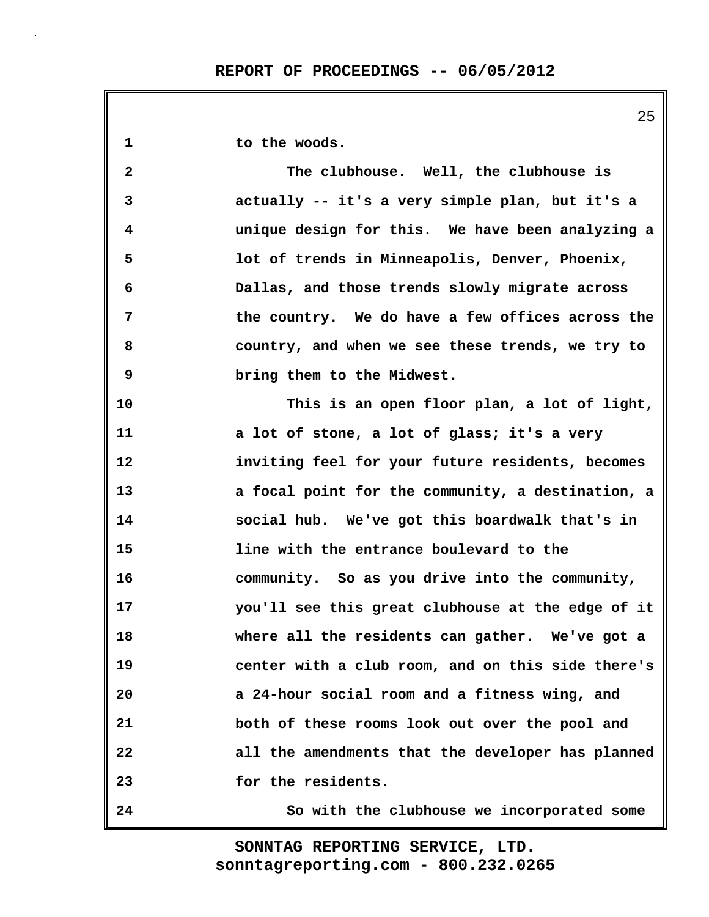to the woods.

The clubhouse. Well, the clubhouse is actually -- it's a very simple plan, but it's a unique design for this. We have been analyzing a lot of trends in Minneapolis, Denver, Phoenix, Dallas, and those trends slowly migrate across the country. We do have a few offices across the country, and when we see these trends, we try to bring them to the Midwest.

This is an open floor plan, a lot of light, a lot of stone, a lot of glass; it's a very inviting feel for your future residents, becomes a focal point for the community, a destination, a social hub. We've got this boardwalk that's in line with the entrance boulevard to the community. So as you drive into the community, you'll see this great clubhouse at the edge of it where all the residents can gather. We've got a center with a club room, and on this side there's a 24-hour social room and a fitness wing, and both of these rooms look out over the pool and all the amendments that the developer has planned for the residents.

So with the clubhouse we incorporated some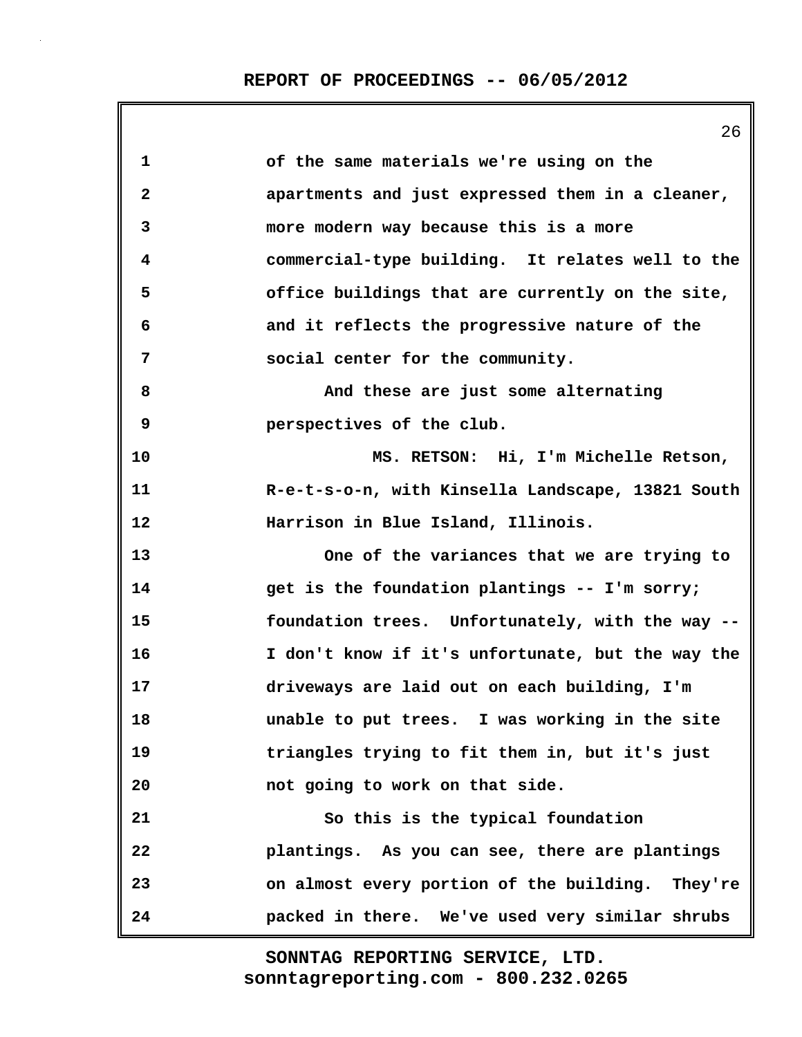of the same materials we're using on the apartments and just expressed them in a cleaner, more modern way because this is a more commercial-type building. It relates well to the office buildings that are currently on the site, and it reflects the progressive nature of the social center for the community.

And these are just some alternating perspectives of the club.

MS. RETSON: Hi, I'm Michelle Retson, R-e-t-s-o-n, with Kinsella Landscape, 13821 South Harrison in Blue Island, Illinois.

One of the variances that we are trying to get is the foundation plantings -- I'm sorry; foundation trees. Unfortunately, with the way -- I don't know if it's unfortunate, but the way the driveways are laid out on each building, I'm unable to put trees. I was working in the site triangles trying to fit them in, but it's just not going to work on that side.

So this is the typical foundation plantings. As you can see, there are plantings on almost every portion of the building. They're packed in there. We've used very similar shrubs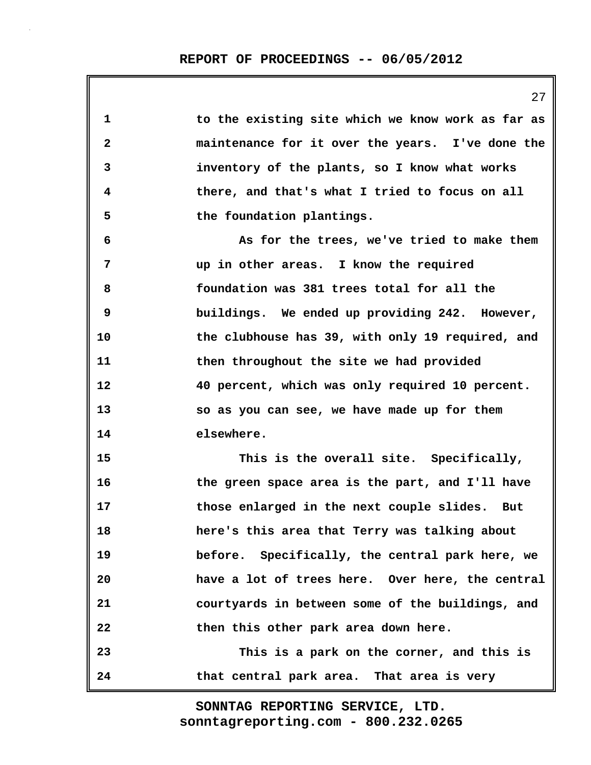to the existing site which we know work as far as maintenance for it over the years. I've done the inventory of the plants, so I know what works there, and that's what I tried to focus on all the foundation plantings.

As for the trees, we've tried to make them up in other areas. I know the required foundation was 381 trees total for all the buildings. We ended up providing 242. However, the clubhouse has 39, with only 19 required, and then throughout the site we had provided 40 percent, which was only required 10 percent. so as you can see, we have made up for them elsewhere.

This is the overall site. Specifically, the green space area is the part, and I'll have those enlarged in the next couple slides. But here's this area that Terry was talking about before. Specifically, the central park here, we have a lot of trees here. Over here, the central courtyards in between some of the buildings, and then this other park area down here.

This is a park on the corner, and this is that central park area. That area is very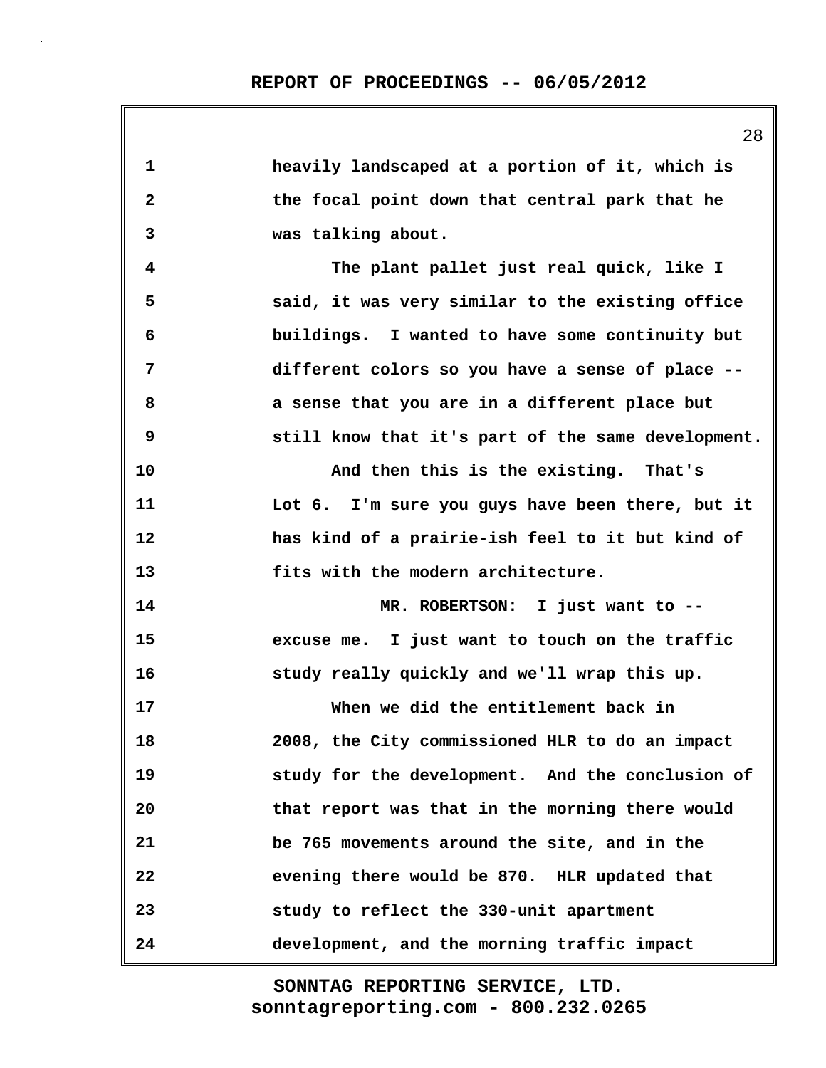heavily landscaped at a portion of it, which is the focal point down that central park that he was talking about.

The plant pallet just real quick, like I said, it was very similar to the existing office buildings. I wanted to have some continuity but different colors so you have a sense of place -- a sense that you are in a different place but still know that it's part of the same development.

And then this is the existing. That's Lot 6. I'm sure you guys have been there, but it has kind of a prairie-ish feel to it but kind of fits with the modern architecture.

MR. ROBERTSON: I just want to -- excuse me. I just want to touch on the traffic study really quickly and we'll wrap this up.

When we did the entitlement back in 2008, the City commissioned HLR to do an impact study for the development. And the conclusion of that report was that in the morning there would be 765 movements around the site, and in the evening there would be 870. HLR updated that study to reflect the 330-unit apartment development, and the morning traffic impact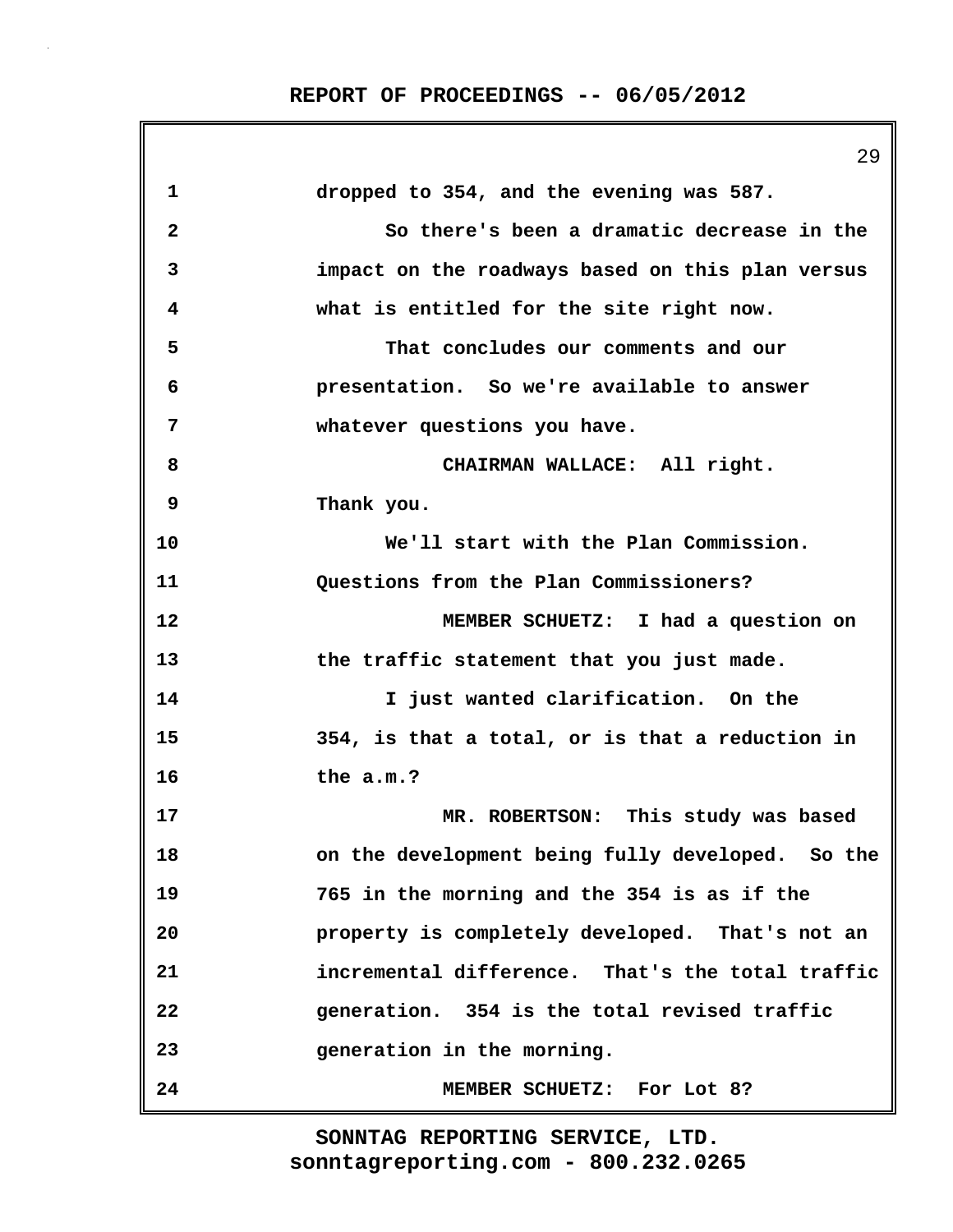dropped to 354, and the evening was 587.

So there's been a dramatic decrease in the impact on the roadways based on this plan versus what is entitled for the site right now.

That concludes our comments and our presentation. So we're available to answer whatever questions you have.

CHAIRMAN WALLACE: All right. Thank you.

We'll start with the Plan Commission. Questions from the Plan Commissioners?

MEMBER SCHUETZ: I had a question on the traffic statement that you just made.

I just wanted clarification. On the 354, is that a total, or is that a reduction in the a.m.?

MR. ROBERTSON: This study was based on the development being fully developed. So the 765 in the morning and the 354 is as if the property is completely developed. That's not an incremental difference. That's the total traffic generation. 354 is the total revised traffic generation in the morning.

MEMBER SCHUETZ: For Lot 8?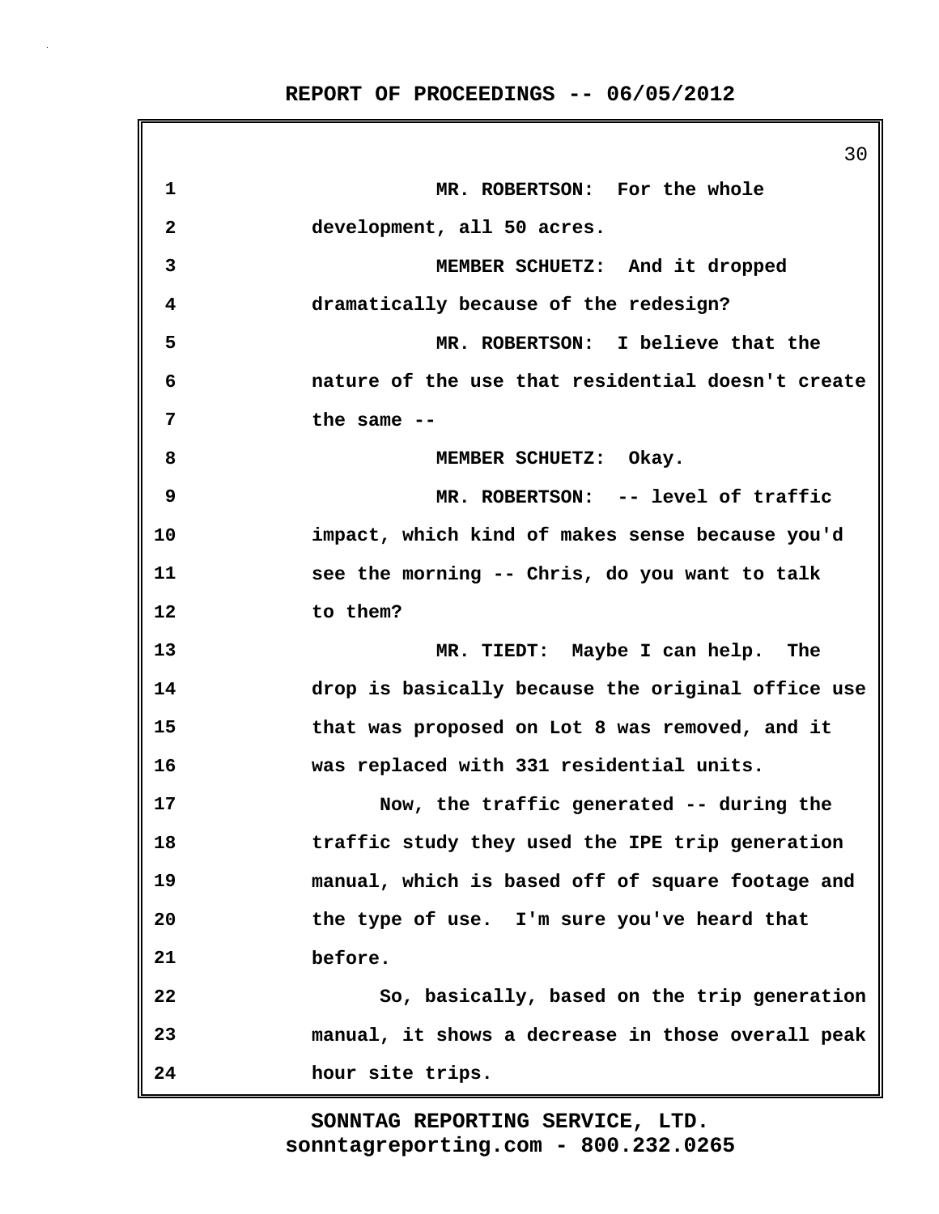MR. ROBERTSON: For the whole development, all 50 acres.

MEMBER SCHUETZ: And it dropped dramatically because of the redesign?

MR. ROBERTSON: I believe that the nature of the use that residential doesn't create the same --

MEMBER SCHUETZ: Okay.

MR. ROBERTSON: -- level of traffic impact, which kind of makes sense because you'd see the morning -- Chris, do you want to talk to them?

MR. TIEDT: Maybe I can help. The drop is basically because the original office use that was proposed on Lot 8 was removed, and it was replaced with 331 residential units.

Now, the traffic generated -- during the traffic study they used the IPE trip generation manual, which is based off of square footage and the type of use. I'm sure you've heard that before.

So, basically, based on the trip generation manual, it shows a decrease in those overall peak hour site trips.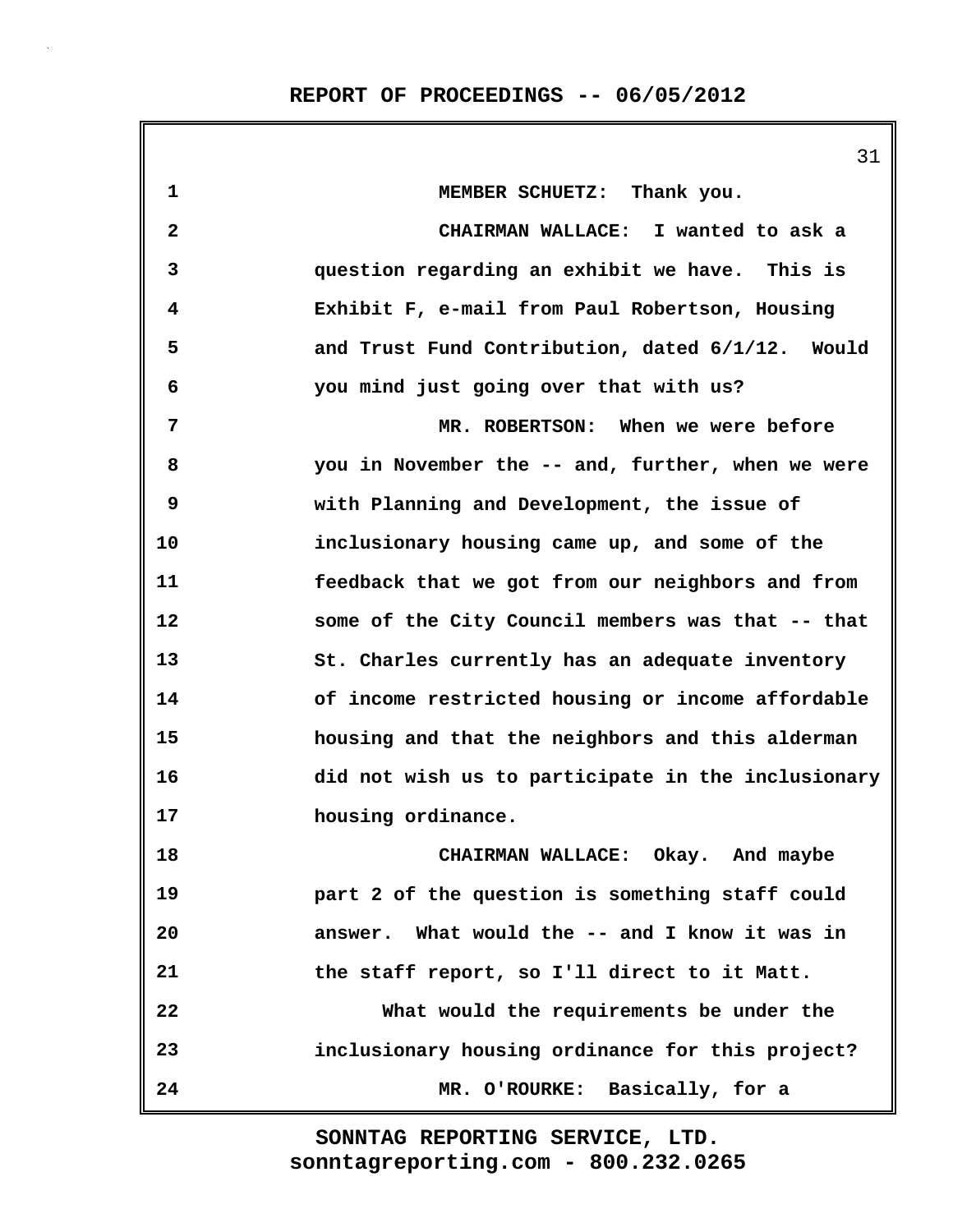MEMBER SCHUETZ: Thank you.

CHAIRMAN WALLACE: I wanted to ask a question regarding an exhibit we have. This is Exhibit F, e-mail from Paul Robertson, Housing and Trust Fund Contribution, dated 6/1/12. Would you mind just going over that with us?

MR. ROBERTSON: When we were before you in November the -- and, further, when we were with Planning and Development, the issue of inclusionary housing came up, and some of the feedback that we got from our neighbors and from some of the City Council members was that -- that St. Charles currently has an adequate inventory of income restricted housing or income affordable housing and that the neighbors and this alderman did not wish us to participate in the inclusionary housing ordinance.

CHAIRMAN WALLACE: Okay. And maybe part 2 of the question is something staff could answer. What would the -- and I know it was in the staff report, so I'll direct to it Matt.

What would the requirements be under the inclusionary housing ordinance for this project?

MR. O'ROURKE: Basically, for a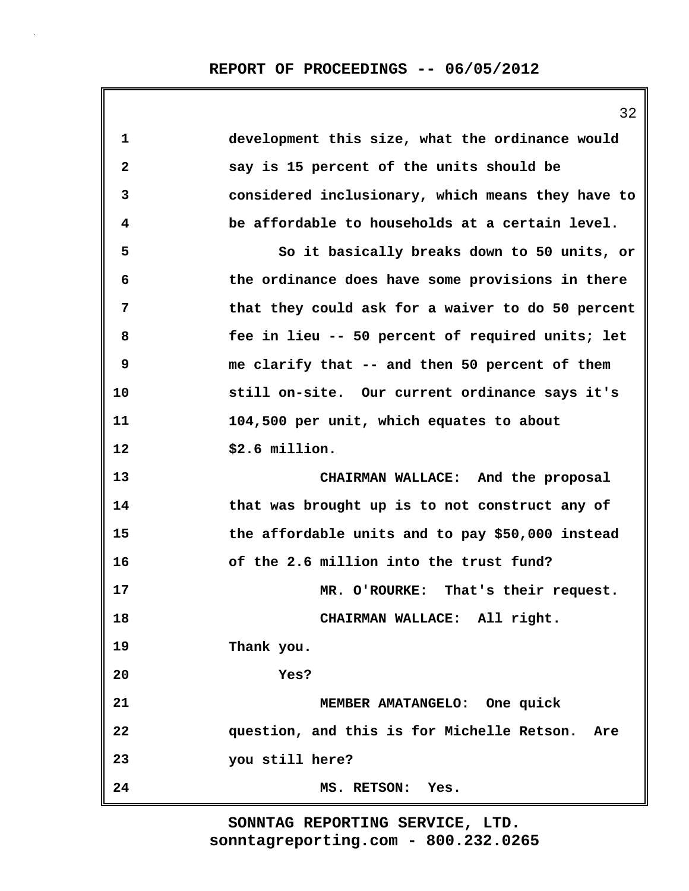development this size, what the ordinance would say is 15 percent of the units should be considered inclusionary, which means they have to be affordable to households at a certain level.

So it basically breaks down to 50 units, or the ordinance does have some provisions in there that they could ask for a waiver to do 50 percent fee in lieu -- 50 percent of required units; let me clarify that -- and then 50 percent of them still on-site. Our current ordinance says it's 104,500 per unit, which equates to about $2.6 million.

CHAIRMAN WALLACE: And the proposal that was brought up is to not construct any of the affordable units and to pay $50,000 instead of the 2.6 million into the trust fund?

MR. O'ROURKE: That's their request.

CHAIRMAN WALLACE: All right. Thank you.

Yes?

MEMBER AMATANGELO: One quick question, and this is for Michelle Retson. Are you still here?

MS. RETSON: Yes.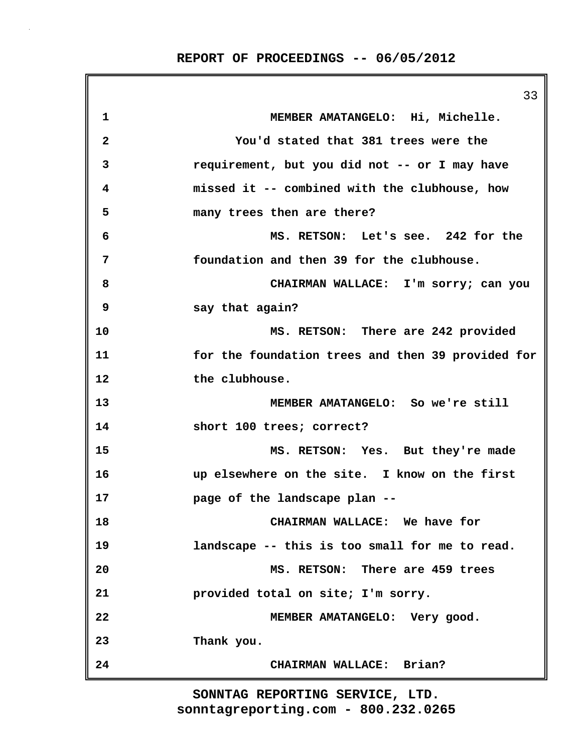1 MEMBER AMATANGELO: Hi, Michelle.

2 You'd stated that 381 trees were the

3 requirement, but you did not -- or I may have

4 missed it -- combined with the clubhouse, how

5 many trees then are there?

6 MS. RETSON: Let's see. 242 for the

7 foundation and then 39 for the clubhouse.

8 CHAIRMAN WALLACE: I'm sorry; can you

9 say that again?

10 MS. RETSON: There are 242 provided

11 for the foundation trees and then 39 provided for

12 the clubhouse.

13 MEMBER AMATANGELO: So we're still

14 short 100 trees; correct?

15 MS. RETSON: Yes. But they're made

16 up elsewhere on the site. I know on the first

17 page of the landscape plan --

18 CHAIRMAN WALLACE: We have for

19 landscape -- this is too small for me to read.

20 MS. RETSON: There are 459 trees

21 provided total on site; I'm sorry.

22 MEMBER AMATANGELO: Very good.

23 Thank you.

24 CHAIRMAN WALLACE: Brian?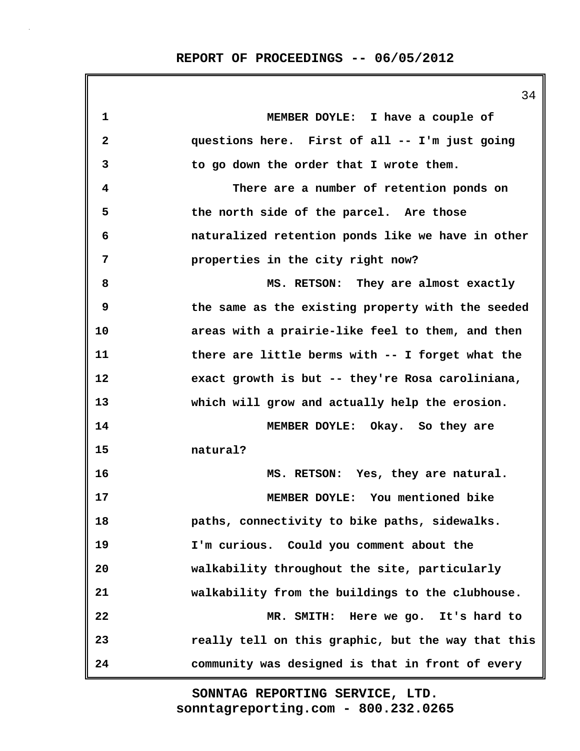MEMBER DOYLE: I have a couple of questions here. First of all -- I'm just going to go down the order that I wrote them.

There are a number of retention ponds on the north side of the parcel. Are those naturalized retention ponds like we have in other properties in the city right now?

MS. RETSON: They are almost exactly the same as the existing property with the seeded areas with a prairie-like feel to them, and then there are little berms with -- I forget what the exact growth is but -- they're Rosa caroliniana, which will grow and actually help the erosion.

MEMBER DOYLE: Okay. So they are natural?

MS. RETSON: Yes, they are natural.

MEMBER DOYLE: You mentioned bike paths, connectivity to bike paths, sidewalks. I'm curious. Could you comment about the walkability throughout the site, particularly walkability from the buildings to the clubhouse.

MR. SMITH: Here we go. It's hard to really tell on this graphic, but the way that this community was designed is that in front of every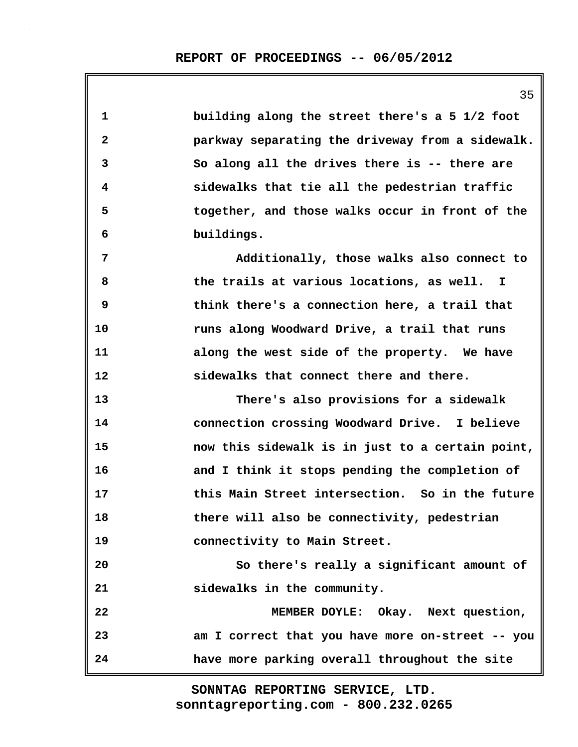building along the street there's a 5 1/2 foot parkway separating the driveway from a sidewalk. So along all the drives there is -- there are sidewalks that tie all the pedestrian traffic together, and those walks occur in front of the buildings.

Additionally, those walks also connect to the trails at various locations, as well. I think there's a connection here, a trail that runs along Woodward Drive, a trail that runs along the west side of the property. We have sidewalks that connect there and there.

There's also provisions for a sidewalk connection crossing Woodward Drive. I believe now this sidewalk is in just to a certain point, and I think it stops pending the completion of this Main Street intersection. So in the future there will also be connectivity, pedestrian connectivity to Main Street.

So there's really a significant amount of sidewalks in the community.

MEMBER DOYLE: Okay. Next question, am I correct that you have more on-street -- you have more parking overall throughout the site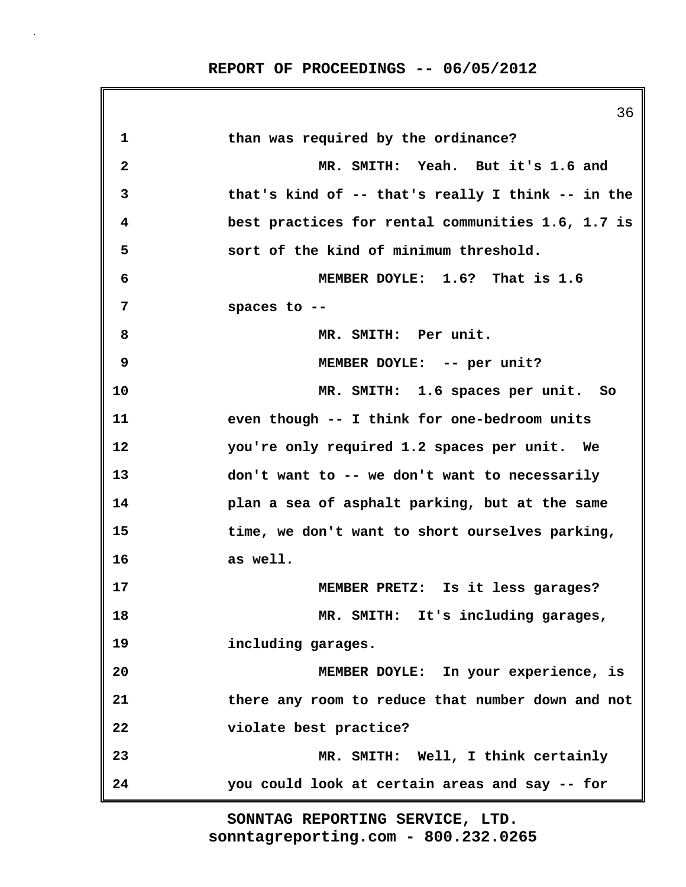than was required by the ordinance?

MR. SMITH: Yeah. But it's 1.6 and that's kind of -- that's really I think -- in the best practices for rental communities 1.6, 1.7 is sort of the kind of minimum threshold.

MEMBER DOYLE: 1.6? That is 1.6 spaces to --

MR. SMITH: Per unit.

MEMBER DOYLE: -- per unit?

MR. SMITH: 1.6 spaces per unit. So even though -- I think for one-bedroom units you're only required 1.2 spaces per unit. We don't want to -- we don't want to necessarily plan a sea of asphalt parking, but at the same time, we don't want to short ourselves parking, as well.

MEMBER PRETZ: Is it less garages?

MR. SMITH: It's including garages, including garages.

MEMBER DOYLE: In your experience, is there any room to reduce that number down and not violate best practice?

MR. SMITH: Well, I think certainly you could look at certain areas and say -- for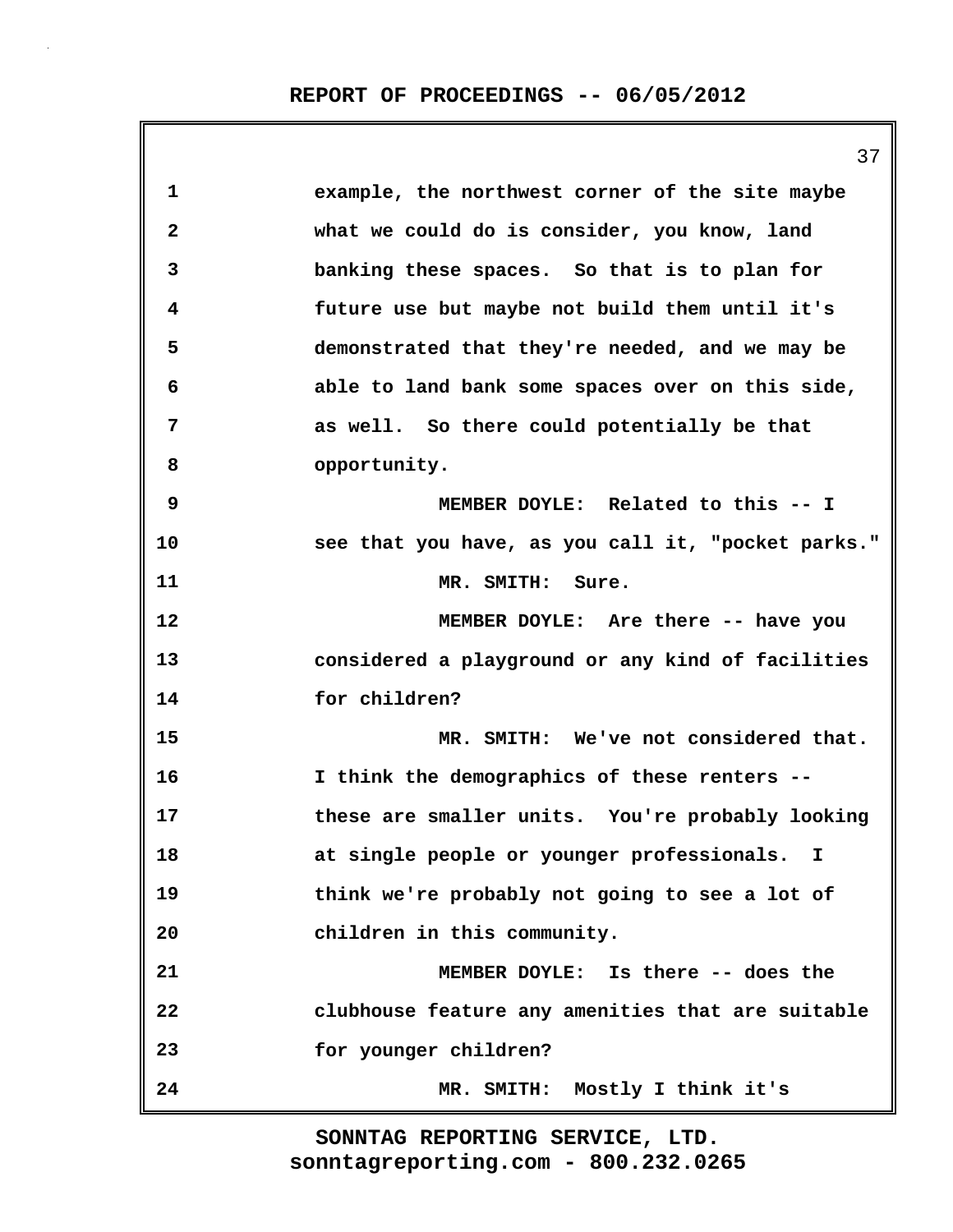example, the northwest corner of the site maybe what we could do is consider, you know, land banking these spaces. So that is to plan for future use but maybe not build them until it's demonstrated that they're needed, and we may be able to land bank some spaces over on this side, as well. So there could potentially be that opportunity.

MEMBER DOYLE: Related to this -- I see that you have, as you call it, "pocket parks."

MR. SMITH: Sure.

MEMBER DOYLE: Are there -- have you considered a playground or any kind of facilities for children?

MR. SMITH: We've not considered that. I think the demographics of these renters -- these are smaller units. You're probably looking at single people or younger professionals. I think we're probably not going to see a lot of children in this community.

MEMBER DOYLE: Is there -- does the clubhouse feature any amenities that are suitable for younger children?

MR. SMITH: Mostly I think it's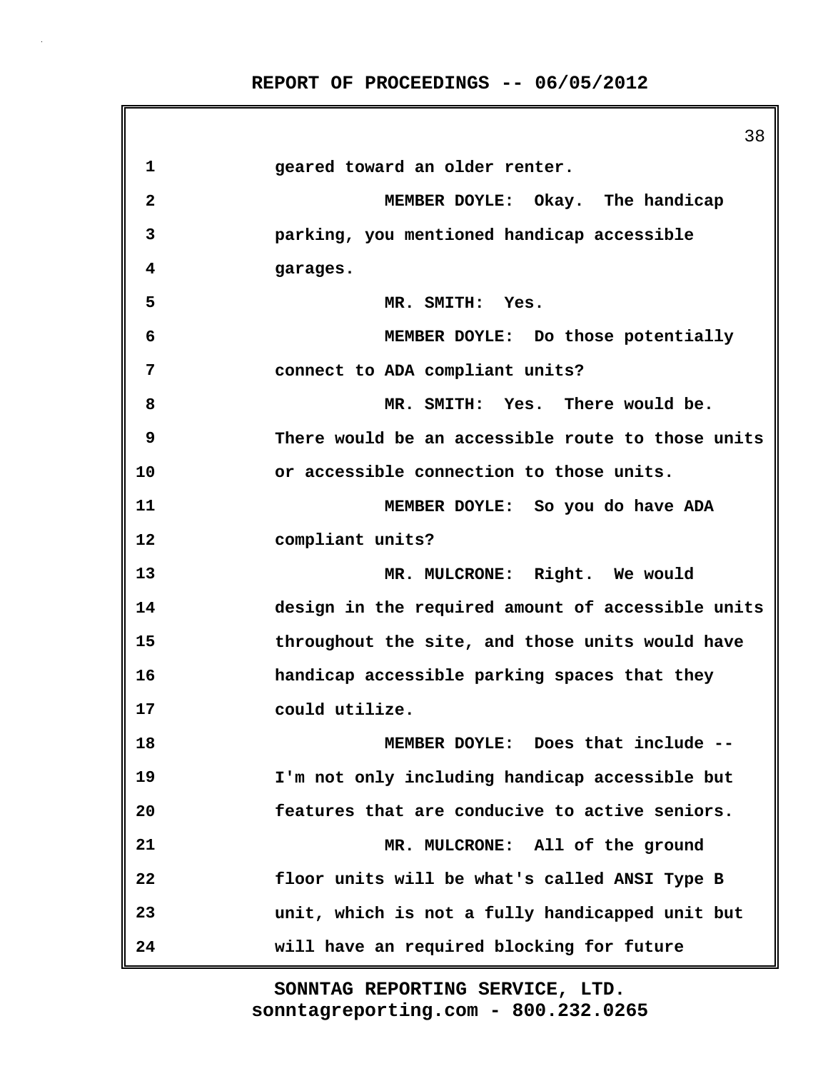1 geared toward an older renter.

2 MEMBER DOYLE: Okay. The handicap

3 parking, you mentioned handicap accessible

4 garages.

5 MR. SMITH: Yes.

6 MEMBER DOYLE: Do those potentially

7 connect to ADA compliant units?

8 MR. SMITH: Yes. There would be.

9 There would be an accessible route to those units

10 or accessible connection to those units.

11 MEMBER DOYLE: So you do have ADA

12 compliant units?

13 MR. MULCRONE: Right. We would

14 design in the required amount of accessible units

15 throughout the site, and those units would have

16 handicap accessible parking spaces that they

17 could utilize.

18 MEMBER DOYLE: Does that include --

19 I'm not only including handicap accessible but

20 features that are conducive to active seniors.

21 MR. MULCRONE: All of the ground

22 floor units will be what's called ANSI Type B

23 unit, which is not a fully handicapped unit but

24 will have an required blocking for future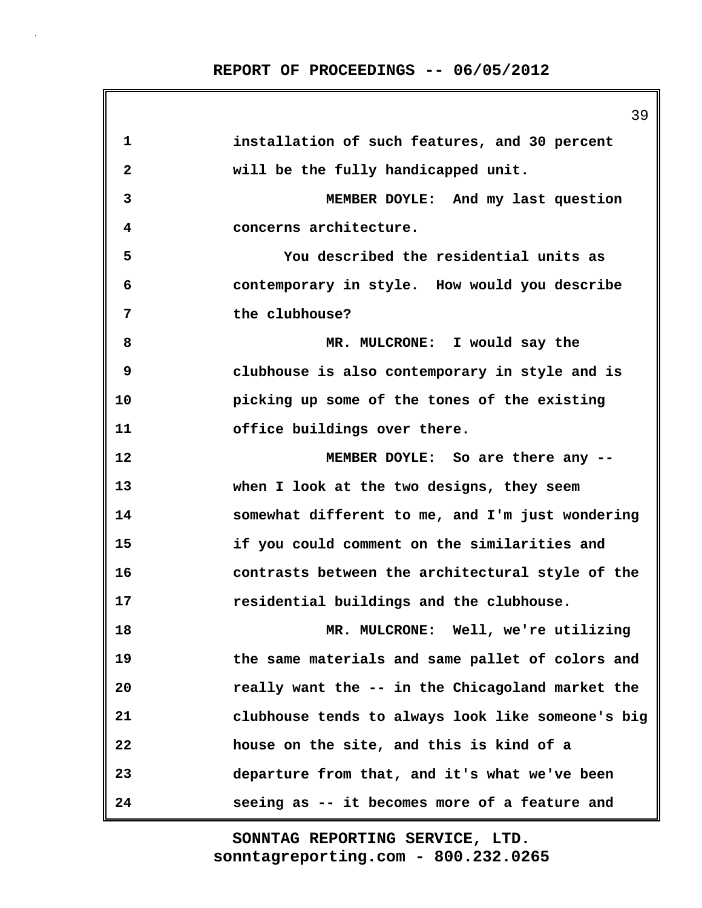installation of such features, and 30 percent will be the fully handicapped unit.

MEMBER DOYLE: And my last question concerns architecture.

You described the residential units as contemporary in style. How would you describe the clubhouse?

MR. MULCRONE: I would say the clubhouse is also contemporary in style and is picking up some of the tones of the existing office buildings over there.

MEMBER DOYLE: So are there any -- when I look at the two designs, they seem somewhat different to me, and I'm just wondering if you could comment on the similarities and contrasts between the architectural style of the residential buildings and the clubhouse.

MR. MULCRONE: Well, we're utilizing the same materials and same pallet of colors and really want the -- in the Chicagoland market the clubhouse tends to always look like someone's big house on the site, and this is kind of a departure from that, and it's what we've been seeing as -- it becomes more of a feature and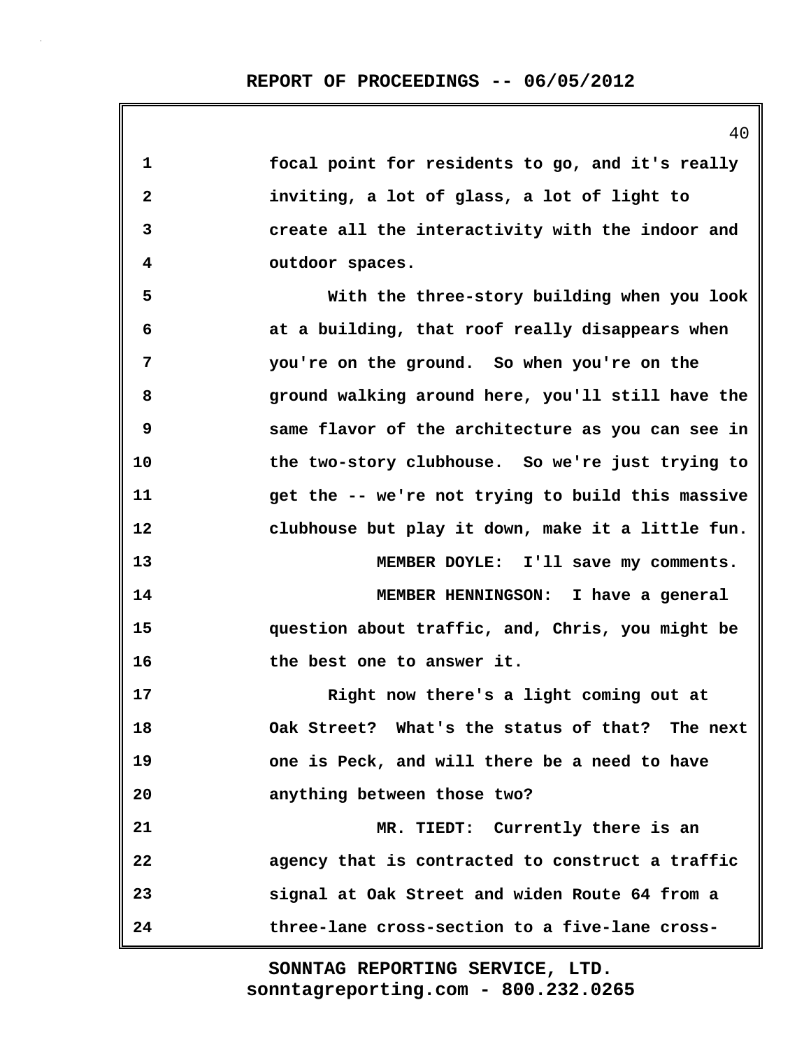focal point for residents to go, and it's really inviting, a lot of glass, a lot of light to create all the interactivity with the indoor and outdoor spaces.

With the three-story building when you look at a building, that roof really disappears when you're on the ground. So when you're on the ground walking around here, you'll still have the same flavor of the architecture as you can see in the two-story clubhouse. So we're just trying to get the -- we're not trying to build this massive clubhouse but play it down, make it a little fun.

MEMBER DOYLE: I'll save my comments.

MEMBER HENNINGSON: I have a general question about traffic, and, Chris, you might be the best one to answer it.

Right now there's a light coming out at Oak Street? What's the status of that? The next one is Peck, and will there be a need to have anything between those two?

MR. TIEDT: Currently there is an agency that is contracted to construct a traffic signal at Oak Street and widen Route 64 from a three-lane cross-section to a five-lane cross-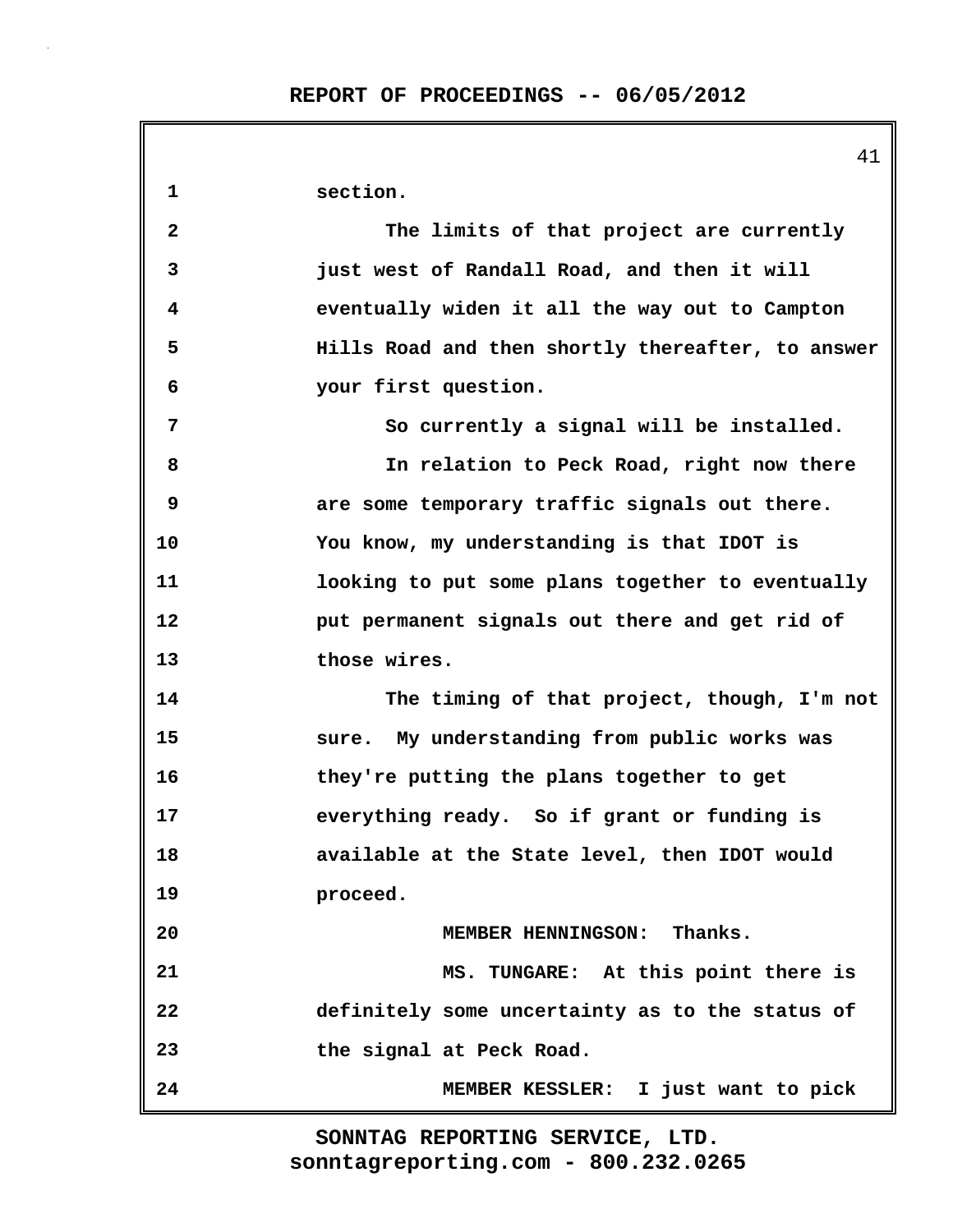section.

The limits of that project are currently just west of Randall Road, and then it will eventually widen it all the way out to Campton Hills Road and then shortly thereafter, to answer your first question.

So currently a signal will be installed.

In relation to Peck Road, right now there are some temporary traffic signals out there. You know, my understanding is that IDOT is looking to put some plans together to eventually put permanent signals out there and get rid of those wires.

The timing of that project, though, I'm not sure. My understanding from public works was they're putting the plans together to get everything ready. So if grant or funding is available at the State level, then IDOT would proceed.

MEMBER HENNINGSON: Thanks.

MS. TUNGARE: At this point there is definitely some uncertainty as to the status of the signal at Peck Road.

MEMBER KESSLER: I just want to pick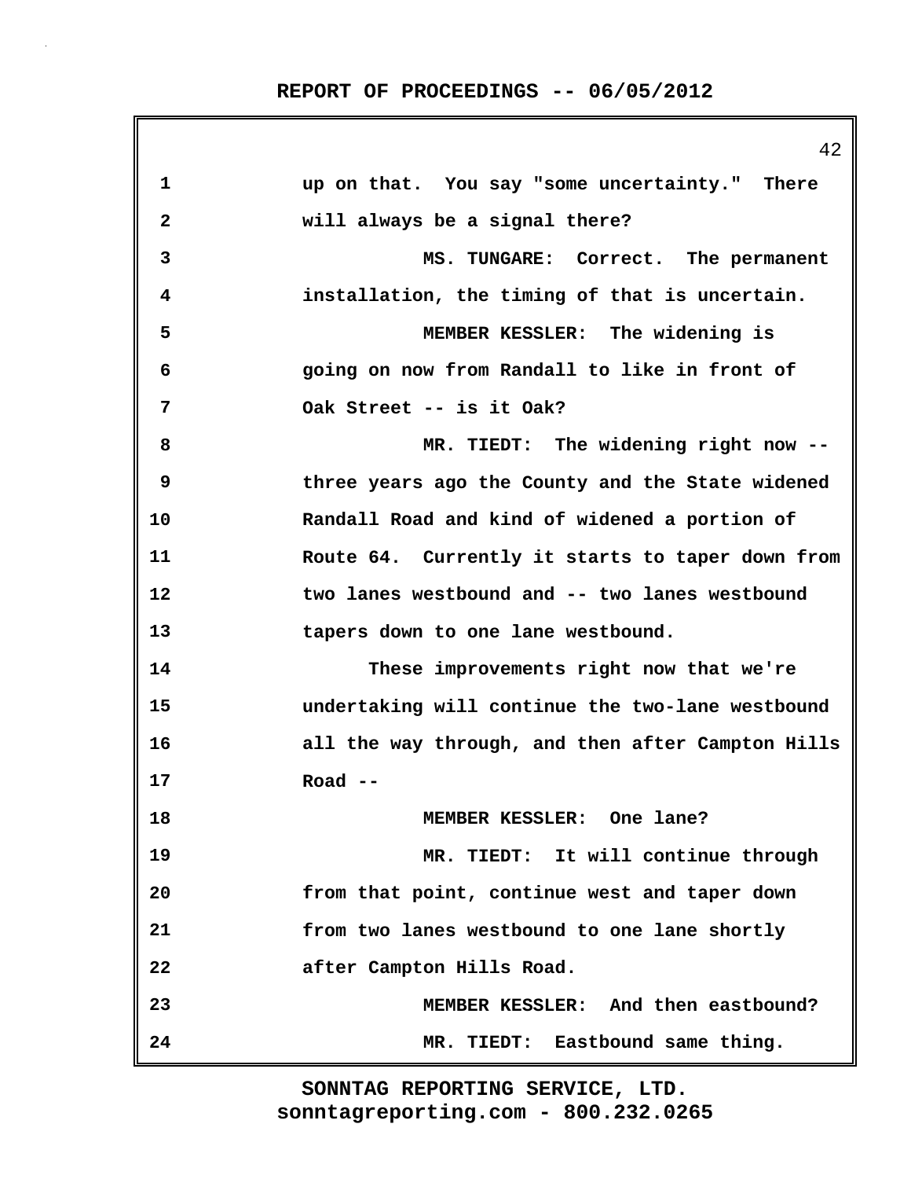up on that. You say "some uncertainty." There will always be a signal there?

MS. TUNGARE: Correct. The permanent installation, the timing of that is uncertain.

MEMBER KESSLER: The widening is going on now from Randall to like in front of Oak Street -- is it Oak?

MR. TIEDT: The widening right now -- three years ago the County and the State widened Randall Road and kind of widened a portion of Route 64. Currently it starts to taper down from two lanes westbound and -- two lanes westbound tapers down to one lane westbound.

These improvements right now that we're undertaking will continue the two-lane westbound all the way through, and then after Campton Hills Road --

MEMBER KESSLER: One lane?

MR. TIEDT: It will continue through from that point, continue west and taper down from two lanes westbound to one lane shortly after Campton Hills Road.

MEMBER KESSLER: And then eastbound?

MR. TIEDT: Eastbound same thing.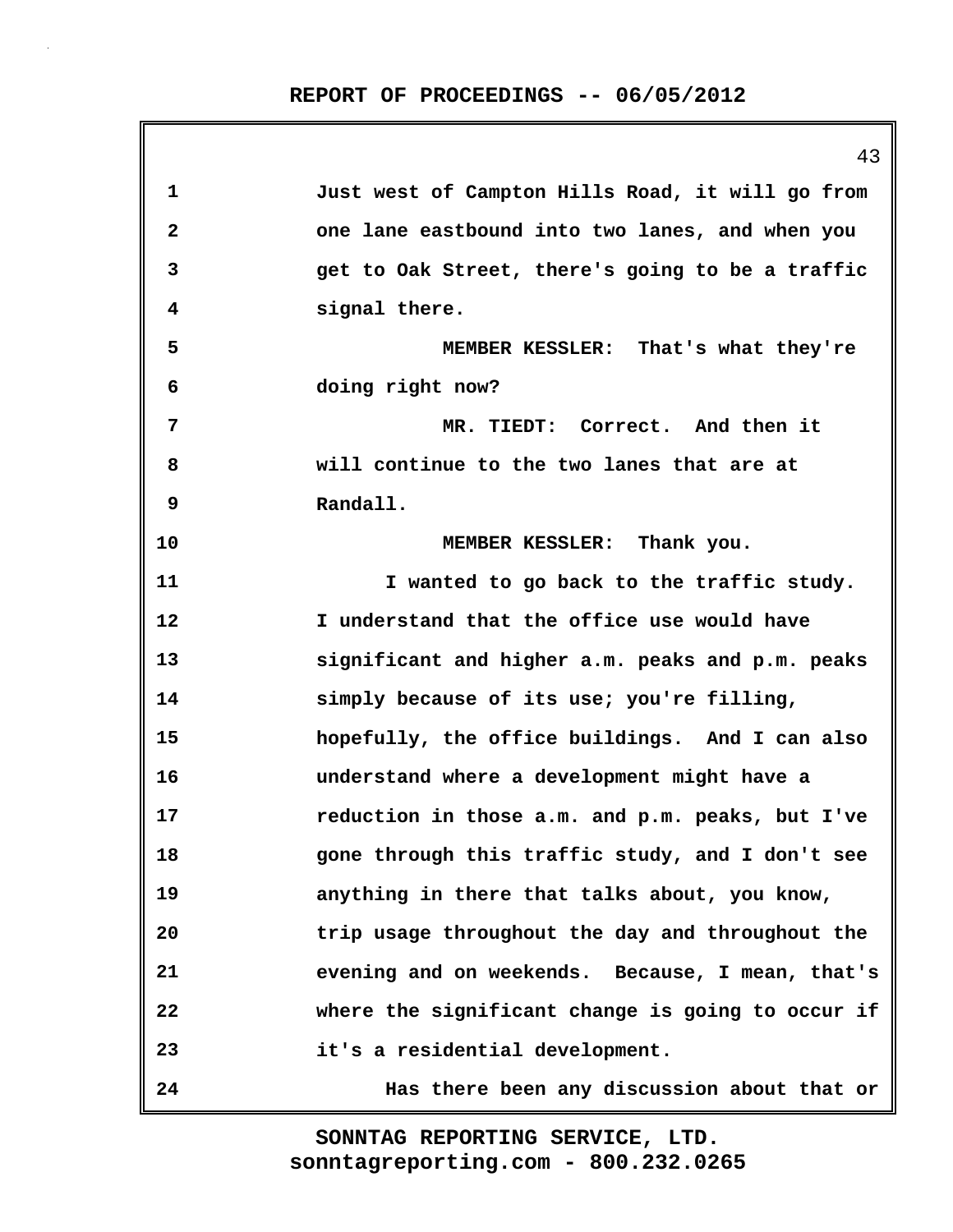Just west of Campton Hills Road, it will go from one lane eastbound into two lanes, and when you get to Oak Street, there's going to be a traffic signal there.

MEMBER KESSLER: That's what they're doing right now?

MR. TIEDT: Correct. And then it will continue to the two lanes that are at Randall.

MEMBER KESSLER: Thank you.

I wanted to go back to the traffic study. I understand that the office use would have significant and higher a.m. peaks and p.m. peaks simply because of its use; you're filling, hopefully, the office buildings. And I can also understand where a development might have a reduction in those a.m. and p.m. peaks, but I've gone through this traffic study, and I don't see anything in there that talks about, you know, trip usage throughout the day and throughout the evening and on weekends. Because, I mean, that's where the significant change is going to occur if it's a residential development.

Has there been any discussion about that or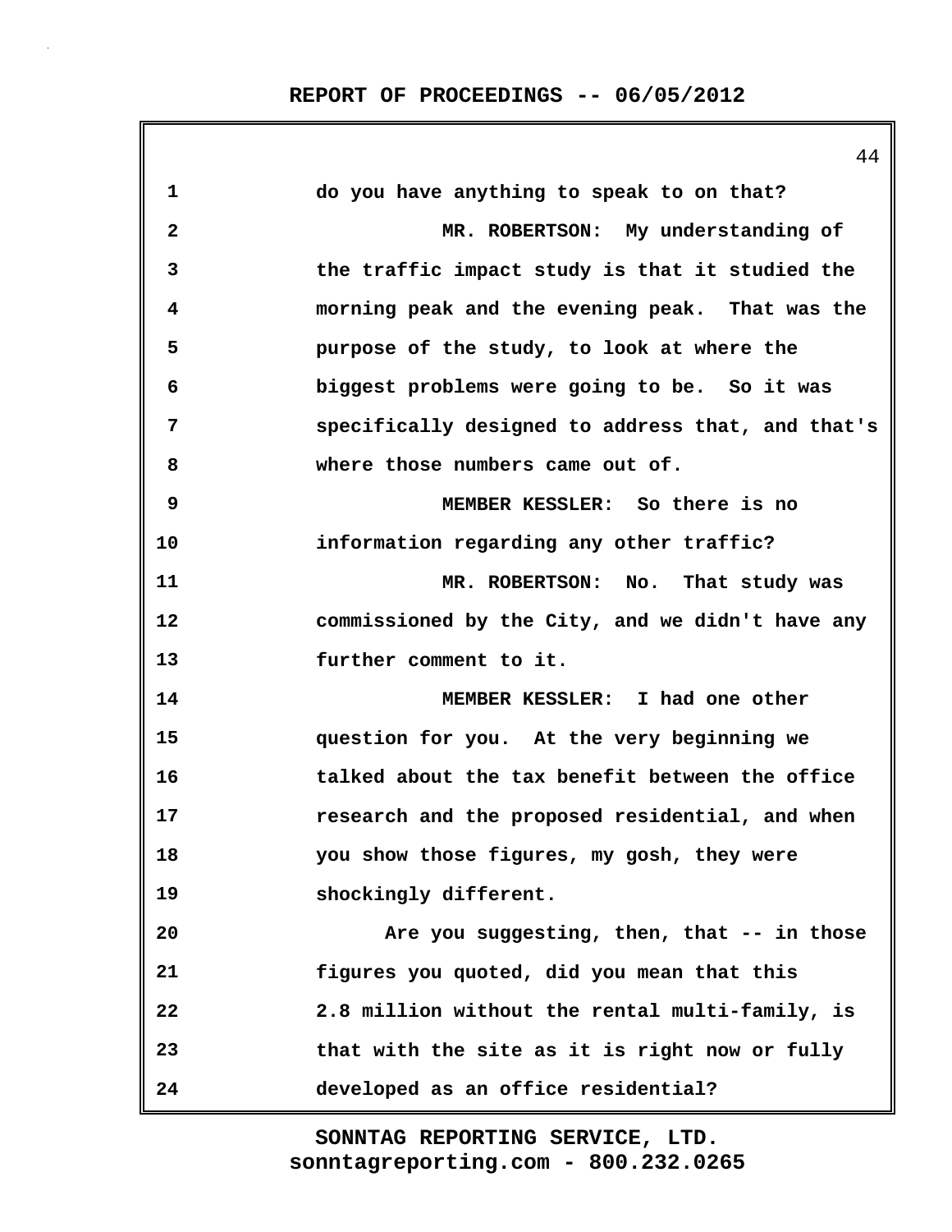do you have anything to speak to on that?

MR. ROBERTSON: My understanding of the traffic impact study is that it studied the morning peak and the evening peak. That was the purpose of the study, to look at where the biggest problems were going to be. So it was specifically designed to address that, and that's where those numbers came out of.

MEMBER KESSLER: So there is no information regarding any other traffic?

MR. ROBERTSON: No. That study was commissioned by the City, and we didn't have any further comment to it.

MEMBER KESSLER: I had one other question for you. At the very beginning we talked about the tax benefit between the office research and the proposed residential, and when you show those figures, my gosh, they were shockingly different.

Are you suggesting, then, that -- in those figures you quoted, did you mean that this 2.8 million without the rental multi-family, is that with the site as it is right now or fully developed as an office residential?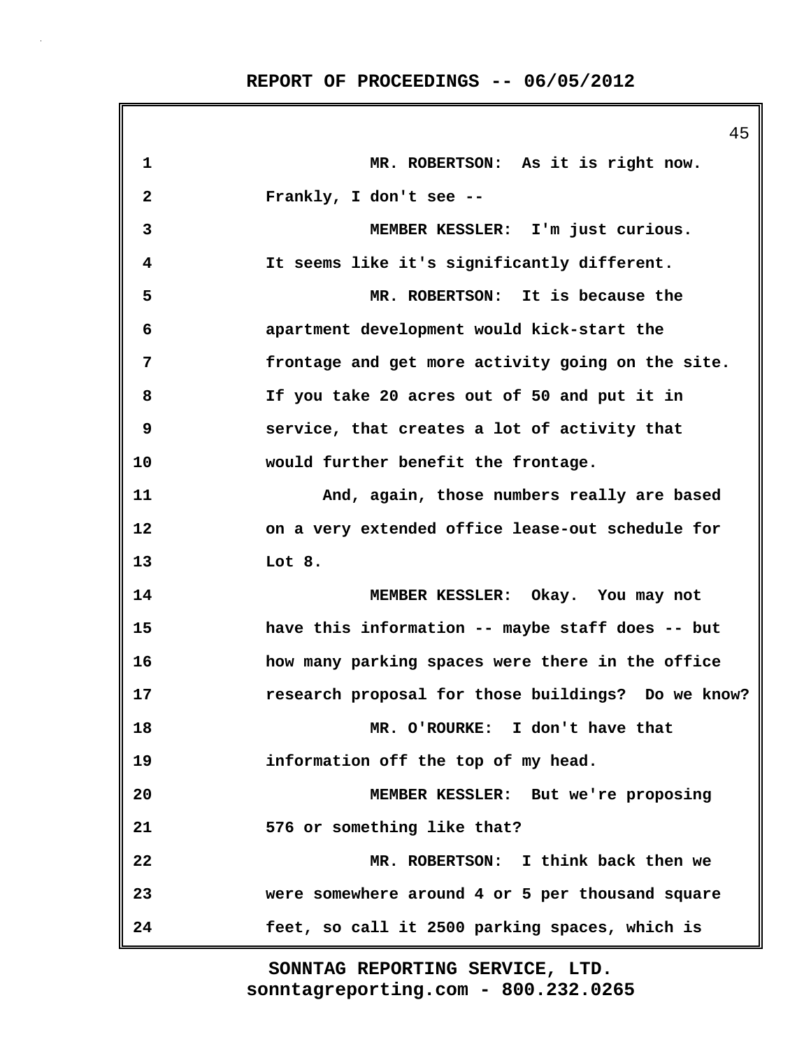MR. ROBERTSON: As it is right now. Frankly, I don't see --

MEMBER KESSLER: I'm just curious. It seems like it's significantly different.

MR. ROBERTSON: It is because the apartment development would kick-start the frontage and get more activity going on the site. If you take 20 acres out of 50 and put it in service, that creates a lot of activity that would further benefit the frontage.

And, again, those numbers really are based on a very extended office lease-out schedule for Lot 8.

MEMBER KESSLER: Okay. You may not have this information -- maybe staff does -- but how many parking spaces were there in the office research proposal for those buildings? Do we know?

MR. O'ROURKE: I don't have that information off the top of my head.

MEMBER KESSLER: But we're proposing 576 or something like that?

MR. ROBERTSON: I think back then we were somewhere around 4 or 5 per thousand square feet, so call it 2500 parking spaces, which is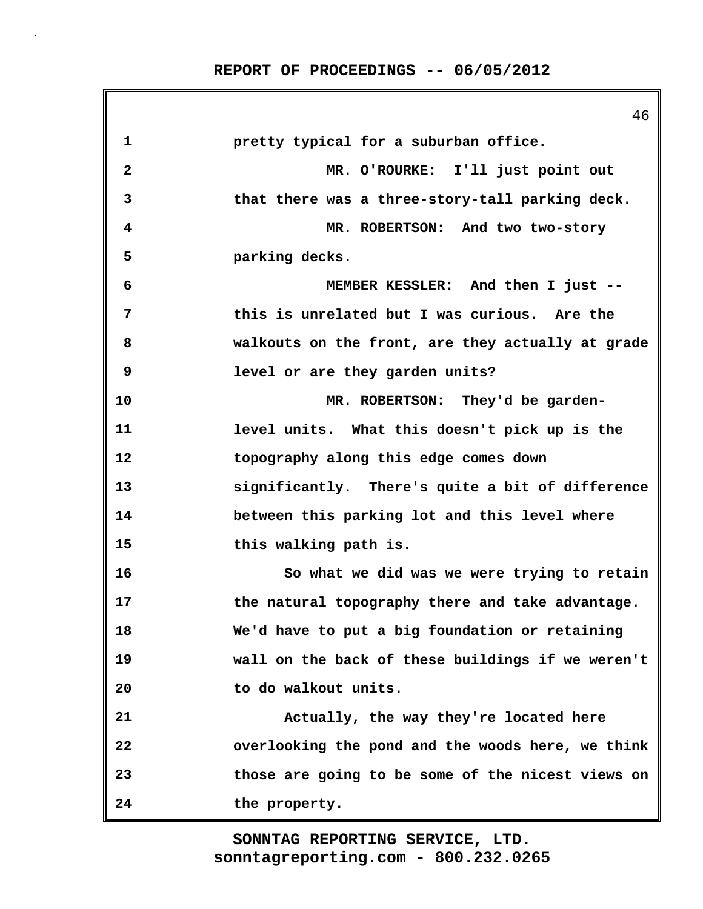pretty typical for a suburban office.

MR. O'ROURKE: I'll just point out that there was a three-story-tall parking deck.

MR. ROBERTSON: And two two-story parking decks.

MEMBER KESSLER: And then I just -- this is unrelated but I was curious. Are the walkouts on the front, are they actually at grade level or are they garden units?

MR. ROBERTSON: They'd be garden-level units. What this doesn't pick up is the topography along this edge comes down significantly. There's quite a bit of difference between this parking lot and this level where this walking path is.

So what we did was we were trying to retain the natural topography there and take advantage. We'd have to put a big foundation or retaining wall on the back of these buildings if we weren't to do walkout units.

Actually, the way they're located here overlooking the pond and the woods here, we think those are going to be some of the nicest views on the property.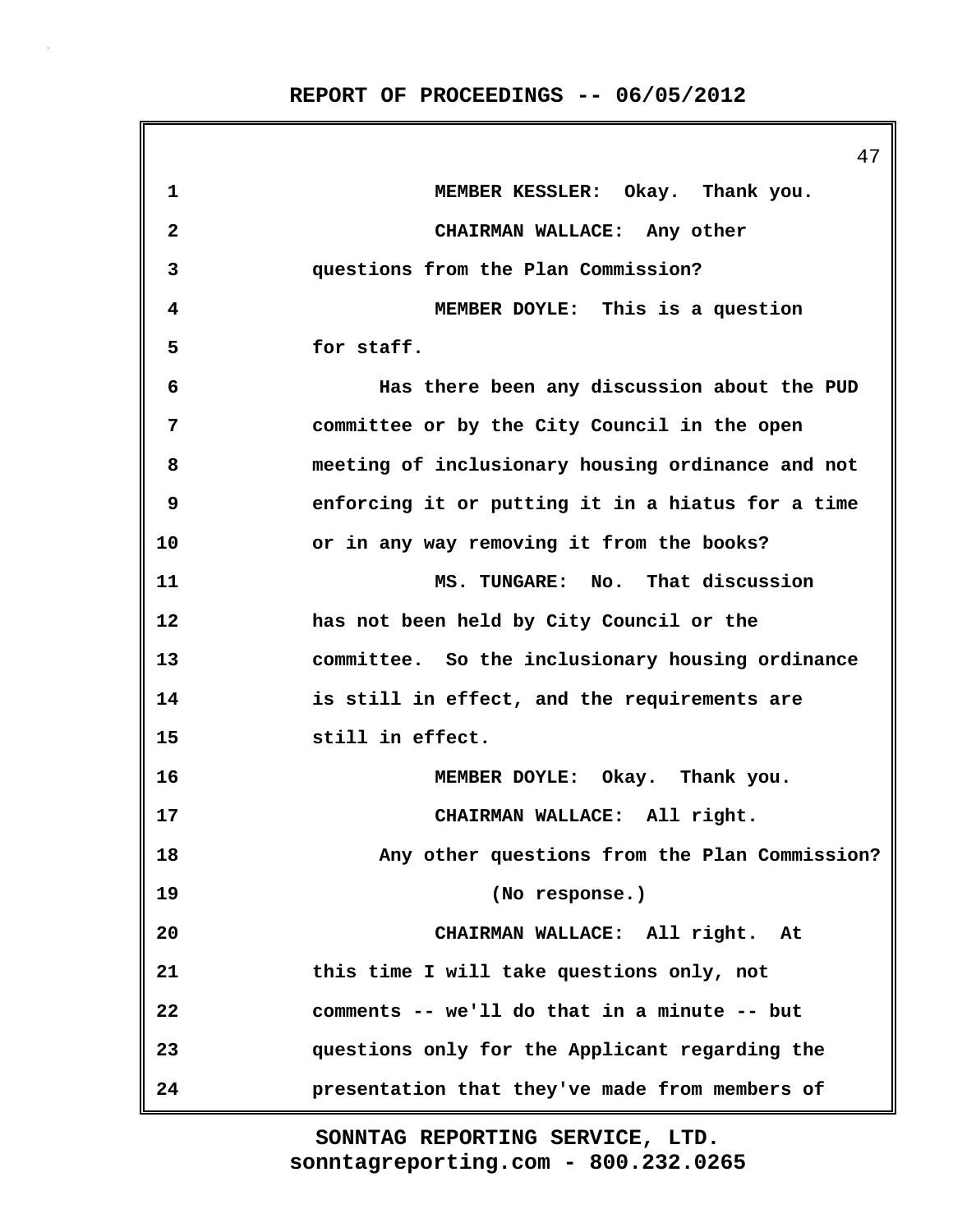MEMBER KESSLER: Okay. Thank you.

CHAIRMAN WALLACE: Any other questions from the Plan Commission?

MEMBER DOYLE: This is a question for staff.

Has there been any discussion about the PUD committee or by the City Council in the open meeting of inclusionary housing ordinance and not enforcing it or putting it in a hiatus for a time or in any way removing it from the books?

MS. TUNGARE: No. That discussion has not been held by City Council or the committee. So the inclusionary housing ordinance is still in effect, and the requirements are still in effect.

MEMBER DOYLE: Okay. Thank you.

CHAIRMAN WALLACE: All right.

Any other questions from the Plan Commission?

(No response.)

CHAIRMAN WALLACE: All right. At this time I will take questions only, not comments -- we'll do that in a minute -- but questions only for the Applicant regarding the presentation that they've made from members of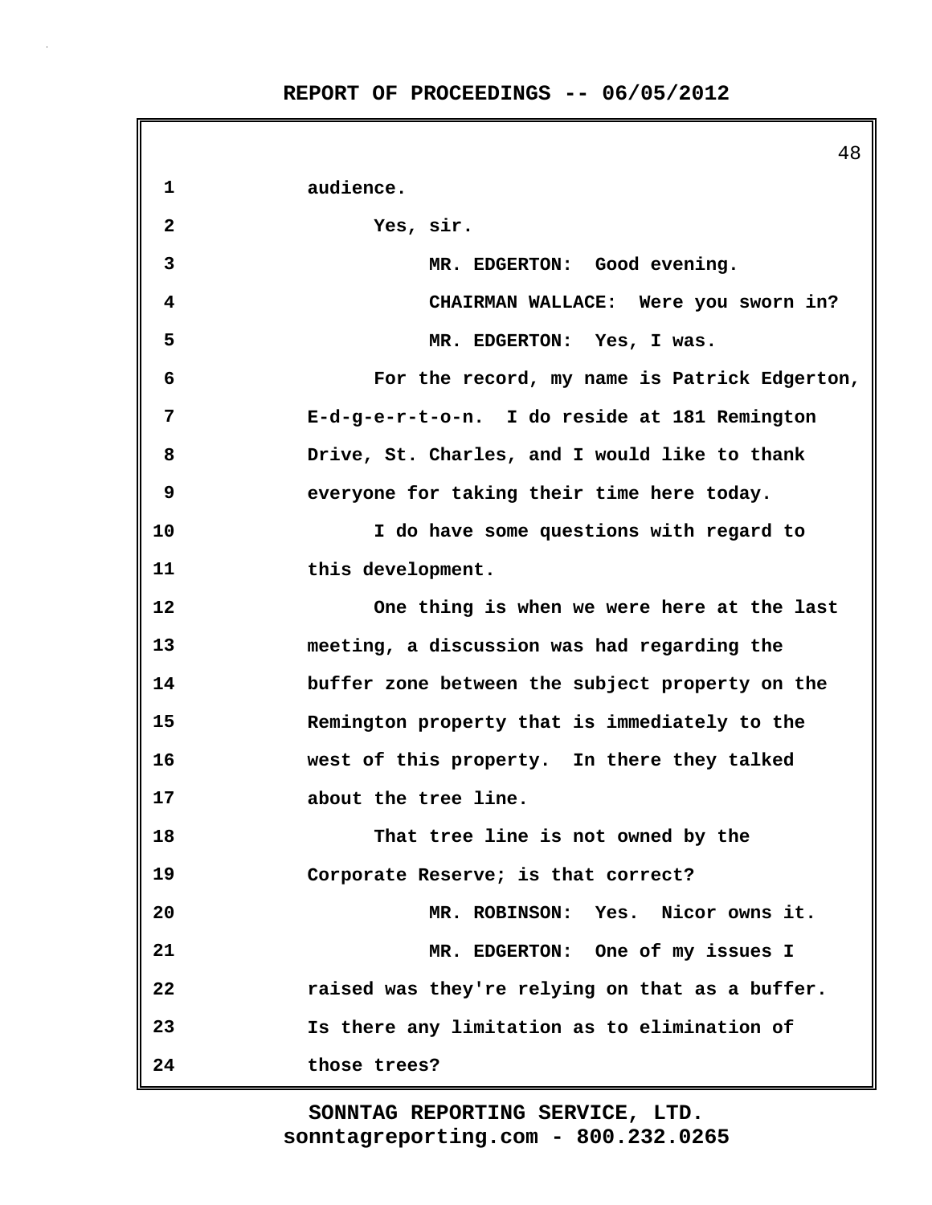audience.

Yes, sir.

MR. EDGERTON: Good evening.

CHAIRMAN WALLACE: Were you sworn in?

MR. EDGERTON: Yes, I was.

For the record, my name is Patrick Edgerton, E-d-g-e-r-t-o-n. I do reside at 181 Remington Drive, St. Charles, and I would like to thank everyone for taking their time here today.

I do have some questions with regard to this development.

One thing is when we were here at the last meeting, a discussion was had regarding the buffer zone between the subject property on the Remington property that is immediately to the west of this property. In there they talked about the tree line.

That tree line is not owned by the Corporate Reserve; is that correct?

MR. ROBINSON: Yes. Nicor owns it.

MR. EDGERTON: One of my issues I raised was they're relying on that as a buffer. Is there any limitation as to elimination of those trees?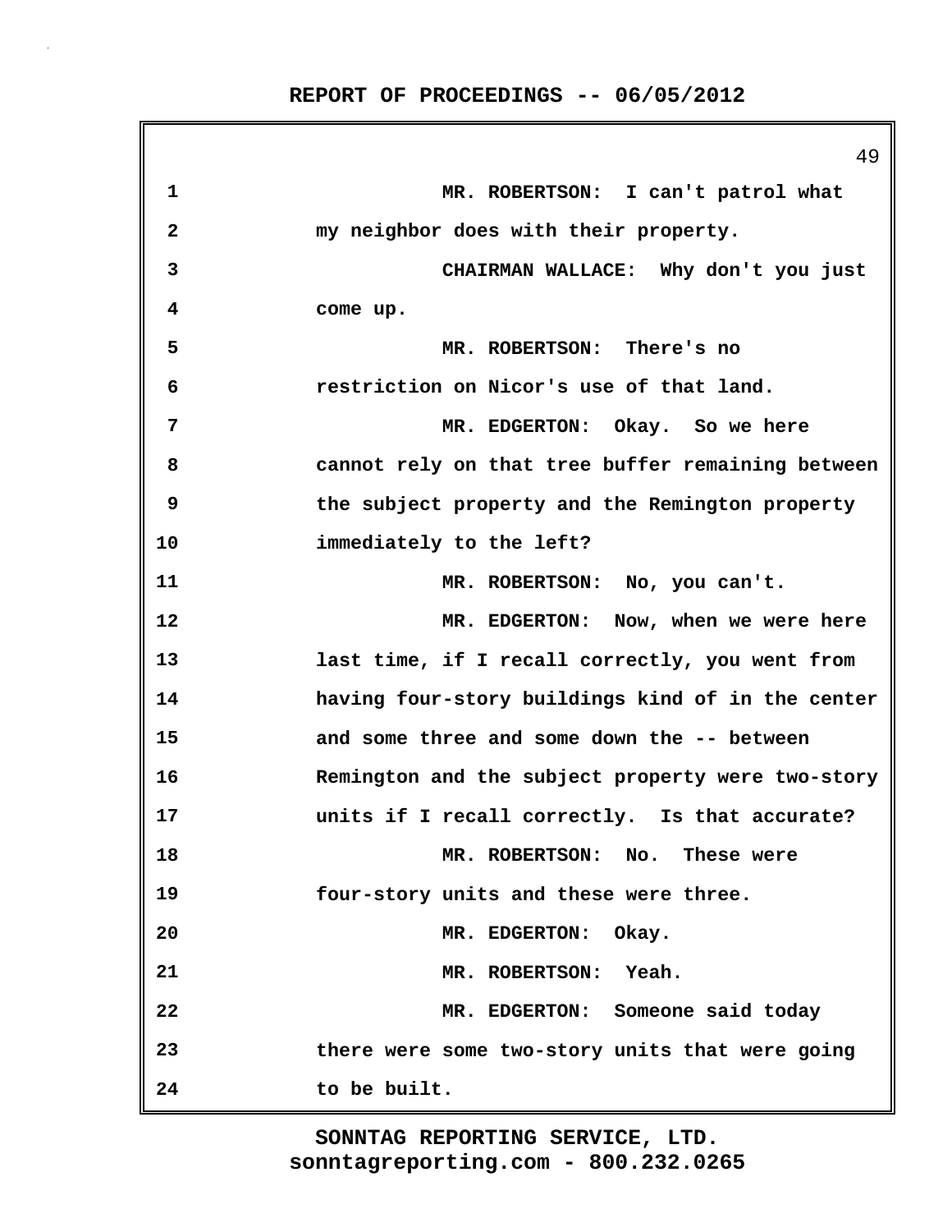1 MR. ROBERTSON: I can't patrol what
2 my neighbor does with their property.
3 CHAIRMAN WALLACE: Why don't you just
4 come up.
5 MR. ROBERTSON: There's no
6 restriction on Nicor's use of that land.
7 MR. EDGERTON: Okay. So we here
8 cannot rely on that tree buffer remaining between
9 the subject property and the Remington property
10 immediately to the left?
11 MR. ROBERTSON: No, you can't.
12 MR. EDGERTON: Now, when we were here
13 last time, if I recall correctly, you went from
14 having four-story buildings kind of in the center
15 and some three and some down the -- between
16 Remington and the subject property were two-story
17 units if I recall correctly. Is that accurate?
18 MR. ROBERTSON: No. These were
19 four-story units and these were three.
20 MR. EDGERTON: Okay.
21 MR. ROBERTSON: Yeah.
22 MR. EDGERTON: Someone said today
23 there were some two-story units that were going
24 to be built.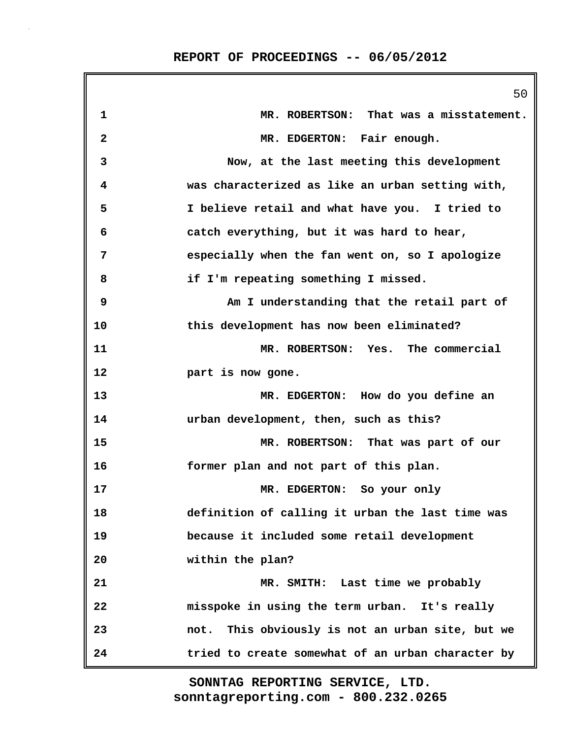MR. ROBERTSON: That was a misstatement.

MR. EDGERTON: Fair enough.

Now, at the last meeting this development was characterized as like an urban setting with, I believe retail and what have you. I tried to catch everything, but it was hard to hear, especially when the fan went on, so I apologize if I'm repeating something I missed.

Am I understanding that the retail part of this development has now been eliminated?

MR. ROBERTSON: Yes. The commercial part is now gone.

MR. EDGERTON: How do you define an urban development, then, such as this?

MR. ROBERTSON: That was part of our former plan and not part of this plan.

MR. EDGERTON: So your only definition of calling it urban the last time was because it included some retail development within the plan?

MR. SMITH: Last time we probably misspoke in using the term urban. It's really not. This obviously is not an urban site, but we tried to create somewhat of an urban character by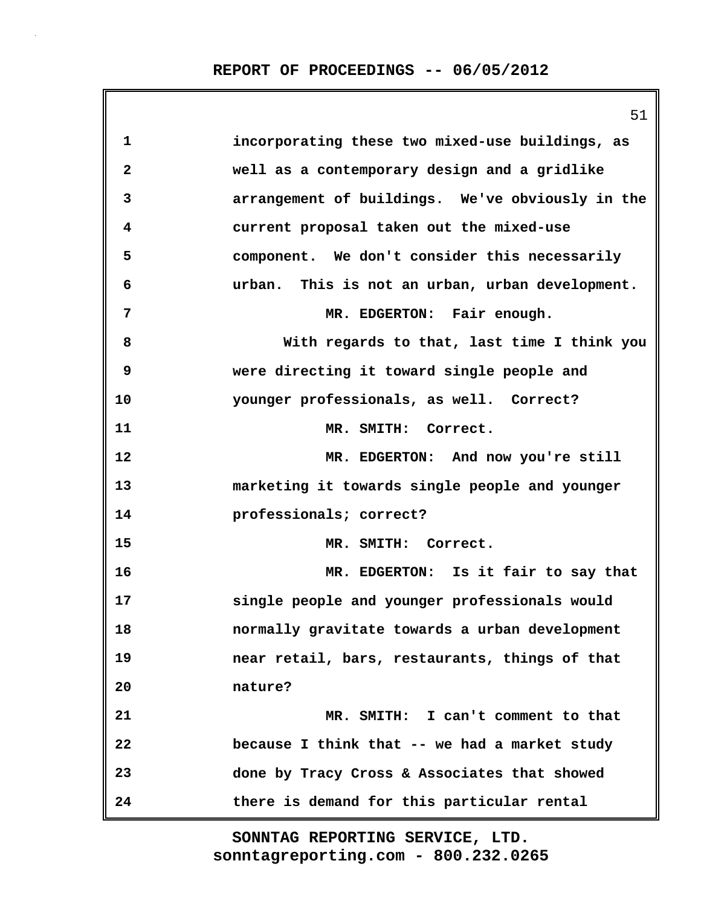incorporating these two mixed-use buildings, as well as a contemporary design and a gridlike arrangement of buildings. We've obviously in the current proposal taken out the mixed-use component. We don't consider this necessarily urban. This is not an urban, urban development.

MR. EDGERTON: Fair enough.

With regards to that, last time I think you were directing it toward single people and younger professionals, as well. Correct?

MR. SMITH: Correct.

MR. EDGERTON: And now you're still marketing it towards single people and younger professionals; correct?

MR. SMITH: Correct.

MR. EDGERTON: Is it fair to say that single people and younger professionals would normally gravitate towards a urban development near retail, bars, restaurants, things of that nature?

MR. SMITH: I can't comment to that because I think that -- we had a market study done by Tracy Cross & Associates that showed there is demand for this particular rental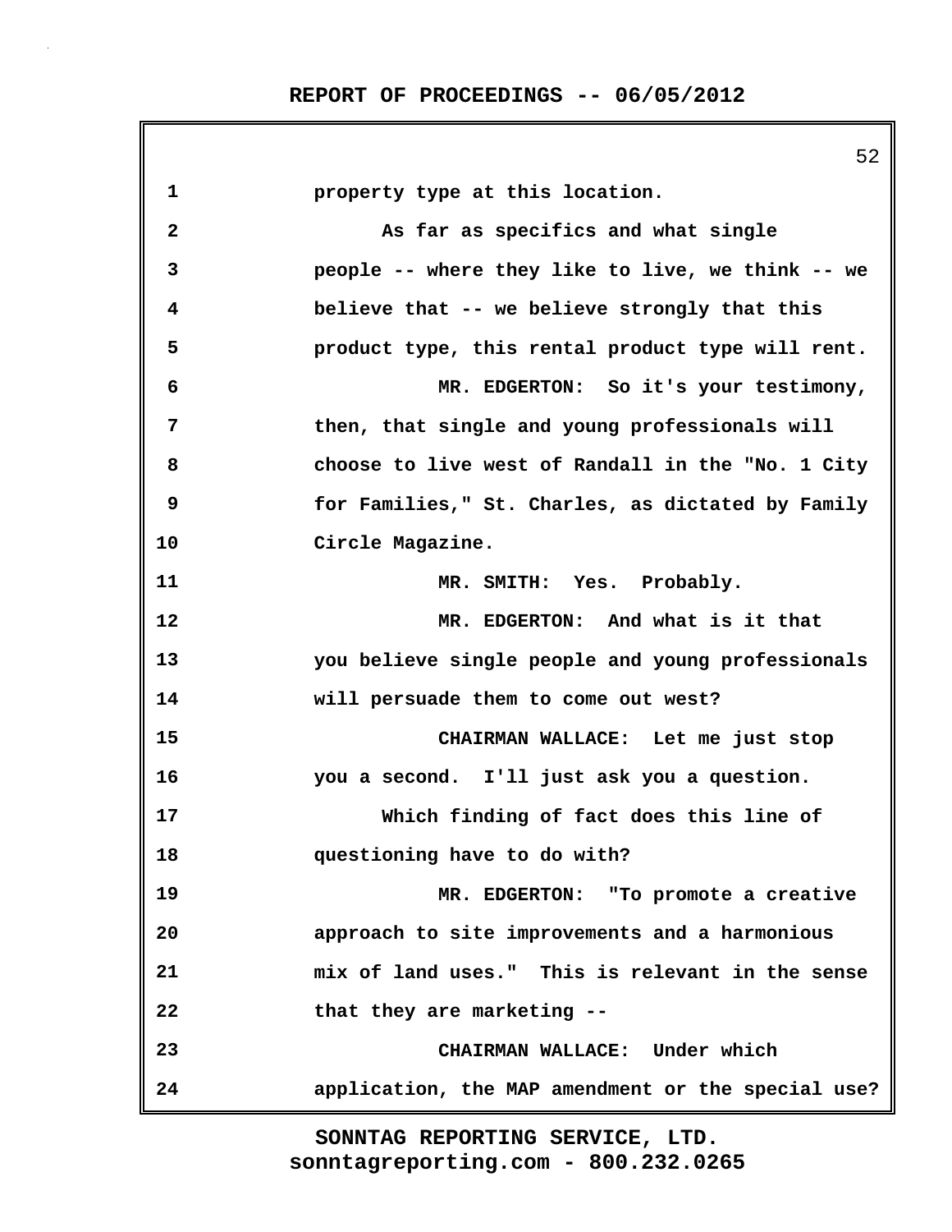property type at this location.

As far as specifics and what single people -- where they like to live, we think -- we believe that -- we believe strongly that this product type, this rental product type will rent.

MR. EDGERTON: So it's your testimony, then, that single and young professionals will choose to live west of Randall in the "No. 1 City for Families," St. Charles, as dictated by Family Circle Magazine.

MR. SMITH: Yes. Probably.

MR. EDGERTON: And what is it that you believe single people and young professionals will persuade them to come out west?

CHAIRMAN WALLACE: Let me just stop you a second. I'll just ask you a question.

Which finding of fact does this line of questioning have to do with?

MR. EDGERTON: "To promote a creative approach to site improvements and a harmonious mix of land uses." This is relevant in the sense that they are marketing --

CHAIRMAN WALLACE: Under which application, the MAP amendment or the special use?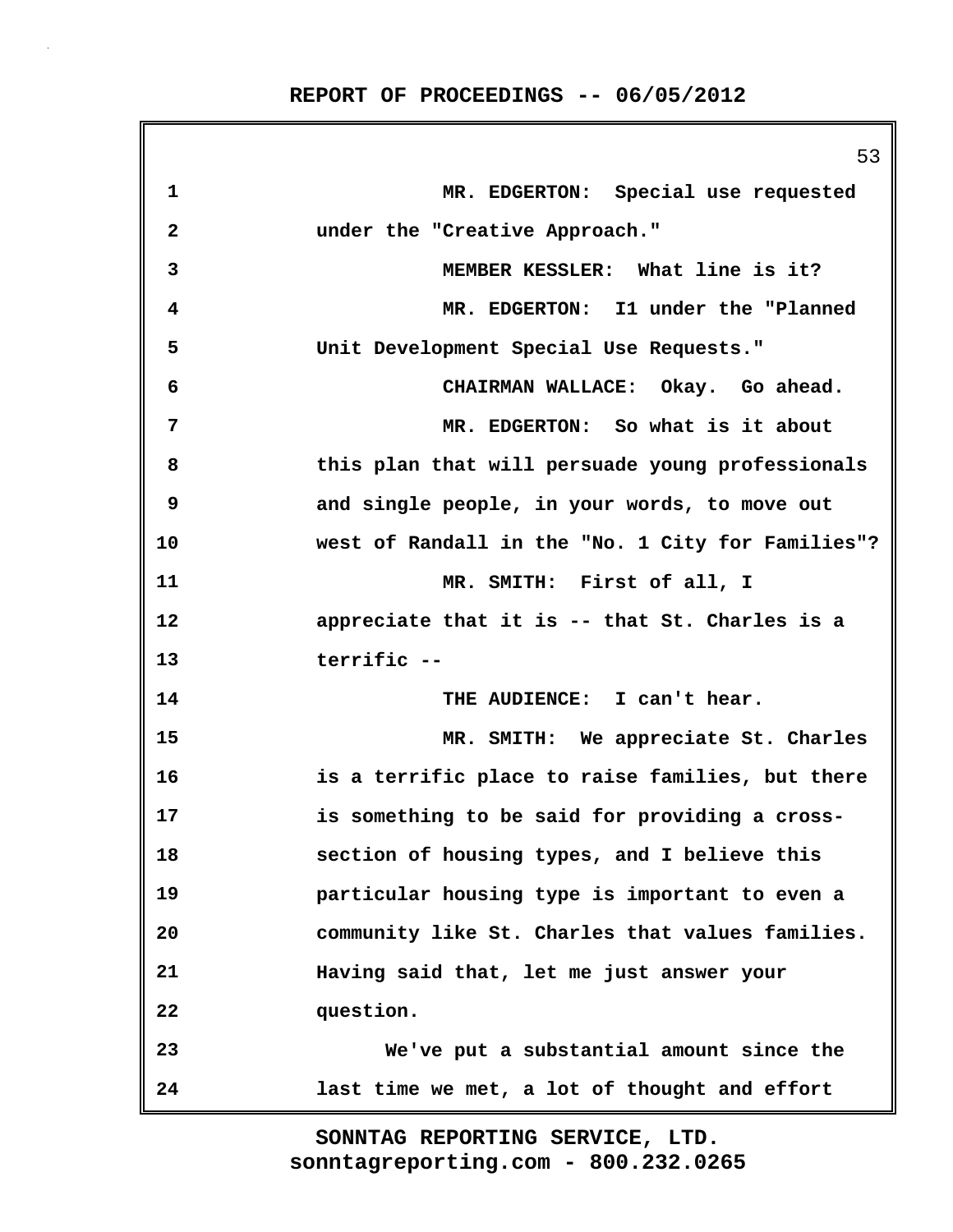MR. EDGERTON: Special use requested under the "Creative Approach."

MEMBER KESSLER: What line is it?

MR. EDGERTON: I1 under the "Planned Unit Development Special Use Requests."

CHAIRMAN WALLACE: Okay. Go ahead.

MR. EDGERTON: So what is it about this plan that will persuade young professionals and single people, in your words, to move out west of Randall in the "No. 1 City for Families"?

MR. SMITH: First of all, I appreciate that it is -- that St. Charles is a terrific --

THE AUDIENCE: I can't hear.

MR. SMITH: We appreciate St. Charles is a terrific place to raise families, but there is something to be said for providing a cross-section of housing types, and I believe this particular housing type is important to even a community like St. Charles that values families. Having said that, let me just answer your question.

We've put a substantial amount since the last time we met, a lot of thought and effort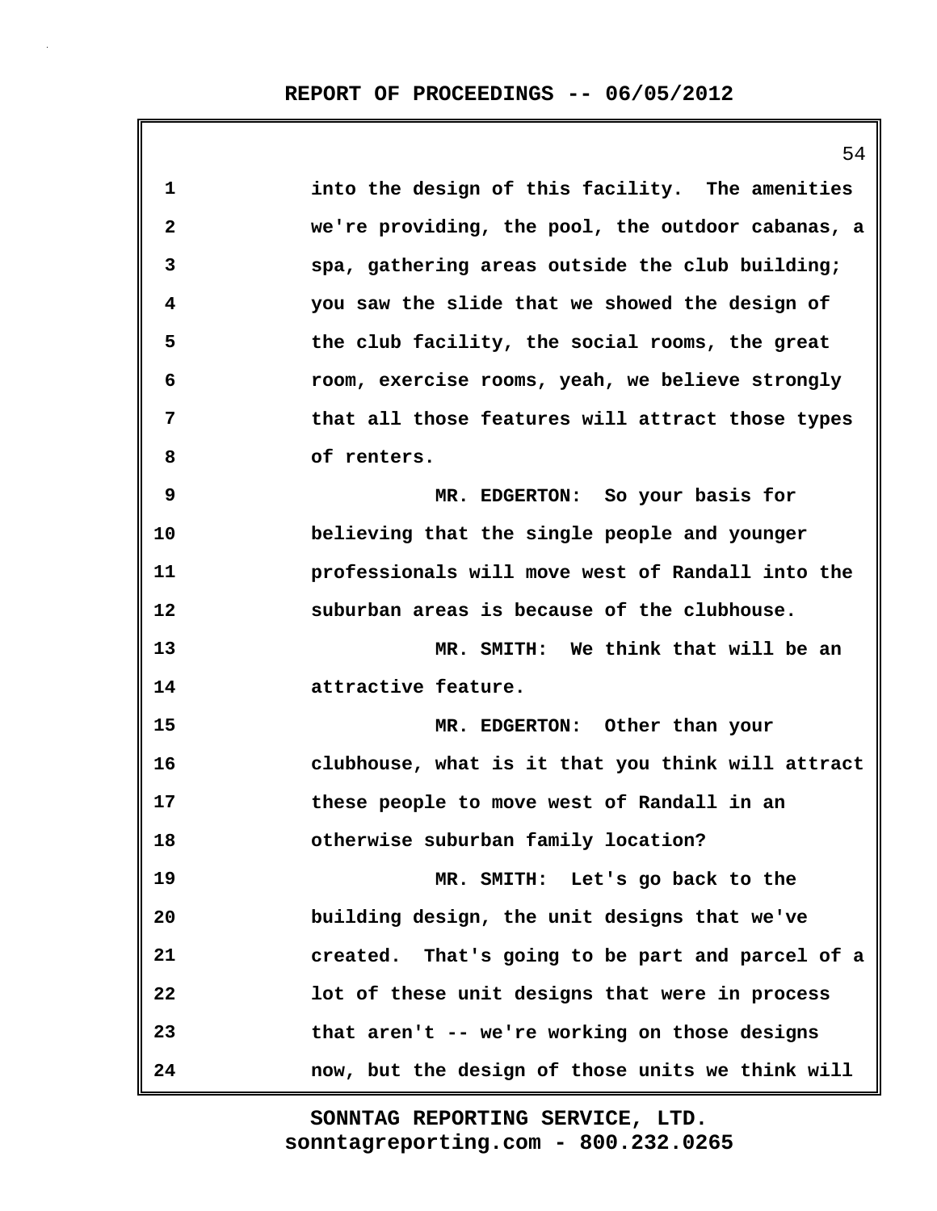into the design of this facility. The amenities we're providing, the pool, the outdoor cabanas, a spa, gathering areas outside the club building; you saw the slide that we showed the design of the club facility, the social rooms, the great room, exercise rooms, yeah, we believe strongly that all those features will attract those types of renters.

MR. EDGERTON: So your basis for believing that the single people and younger professionals will move west of Randall into the suburban areas is because of the clubhouse.

MR. SMITH: We think that will be an attractive feature.

MR. EDGERTON: Other than your clubhouse, what is it that you think will attract these people to move west of Randall in an otherwise suburban family location?

MR. SMITH: Let's go back to the building design, the unit designs that we've created. That's going to be part and parcel of a lot of these unit designs that were in process that aren't -- we're working on those designs now, but the design of those units we think will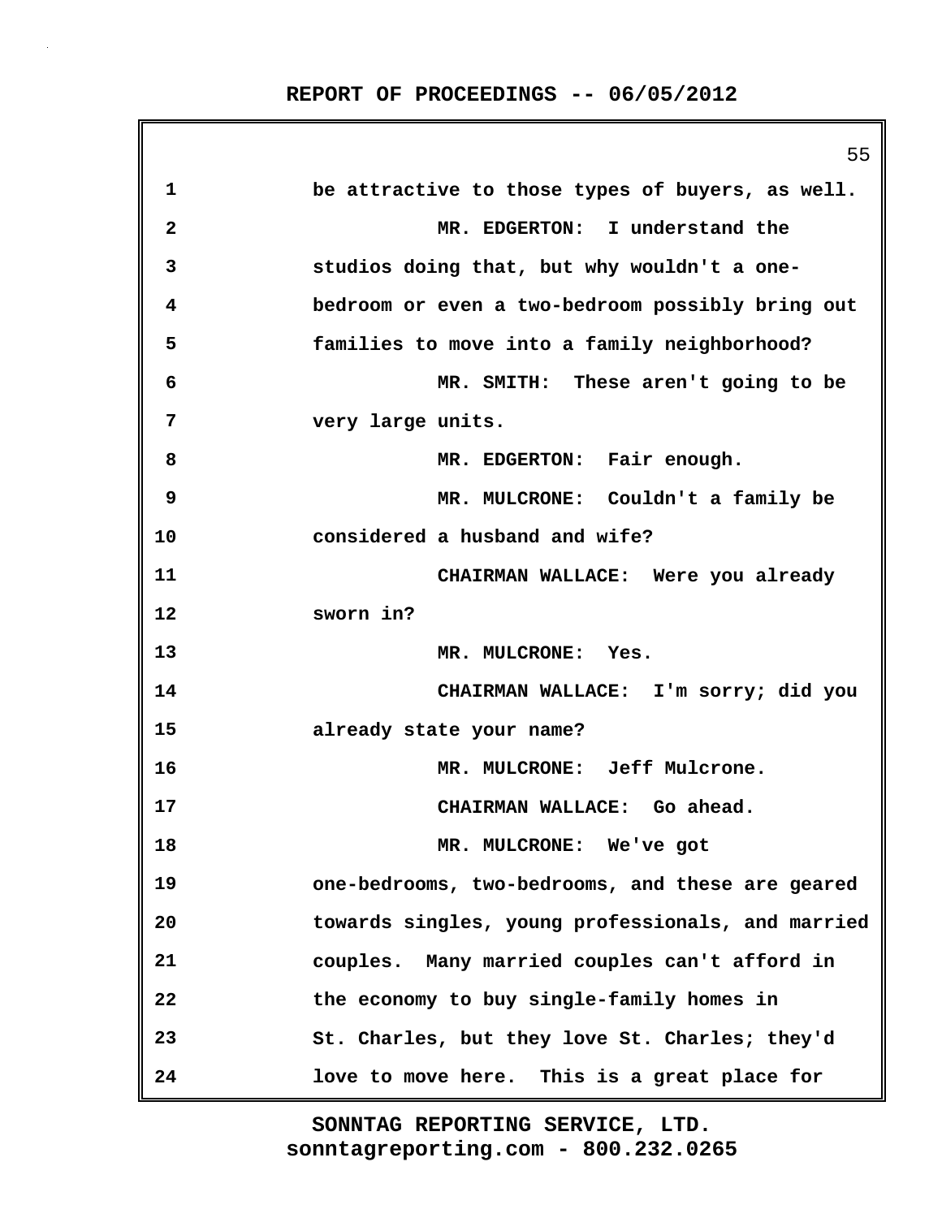1 be attractive to those types of buyers, as well.

2 MR. EDGERTON: I understand the

3 studios doing that, but why wouldn't a one-

4 bedroom or even a two-bedroom possibly bring out

5 families to move into a family neighborhood?

6 MR. SMITH: These aren't going to be

7 very large units.

8 MR. EDGERTON: Fair enough.

9 MR. MULCRONE: Couldn't a family be

10 considered a husband and wife?

11 CHAIRMAN WALLACE: Were you already

12 sworn in?

13 MR. MULCRONE: Yes.

14 CHAIRMAN WALLACE: I'm sorry; did you

15 already state your name?

16 MR. MULCRONE: Jeff Mulcrone.

17 CHAIRMAN WALLACE: Go ahead.

18 MR. MULCRONE: We've got

19 one-bedrooms, two-bedrooms, and these are geared

20 towards singles, young professionals, and married

21 couples. Many married couples can't afford in

22 the economy to buy single-family homes in

23 St. Charles, but they love St. Charles; they'd

24 love to move here. This is a great place for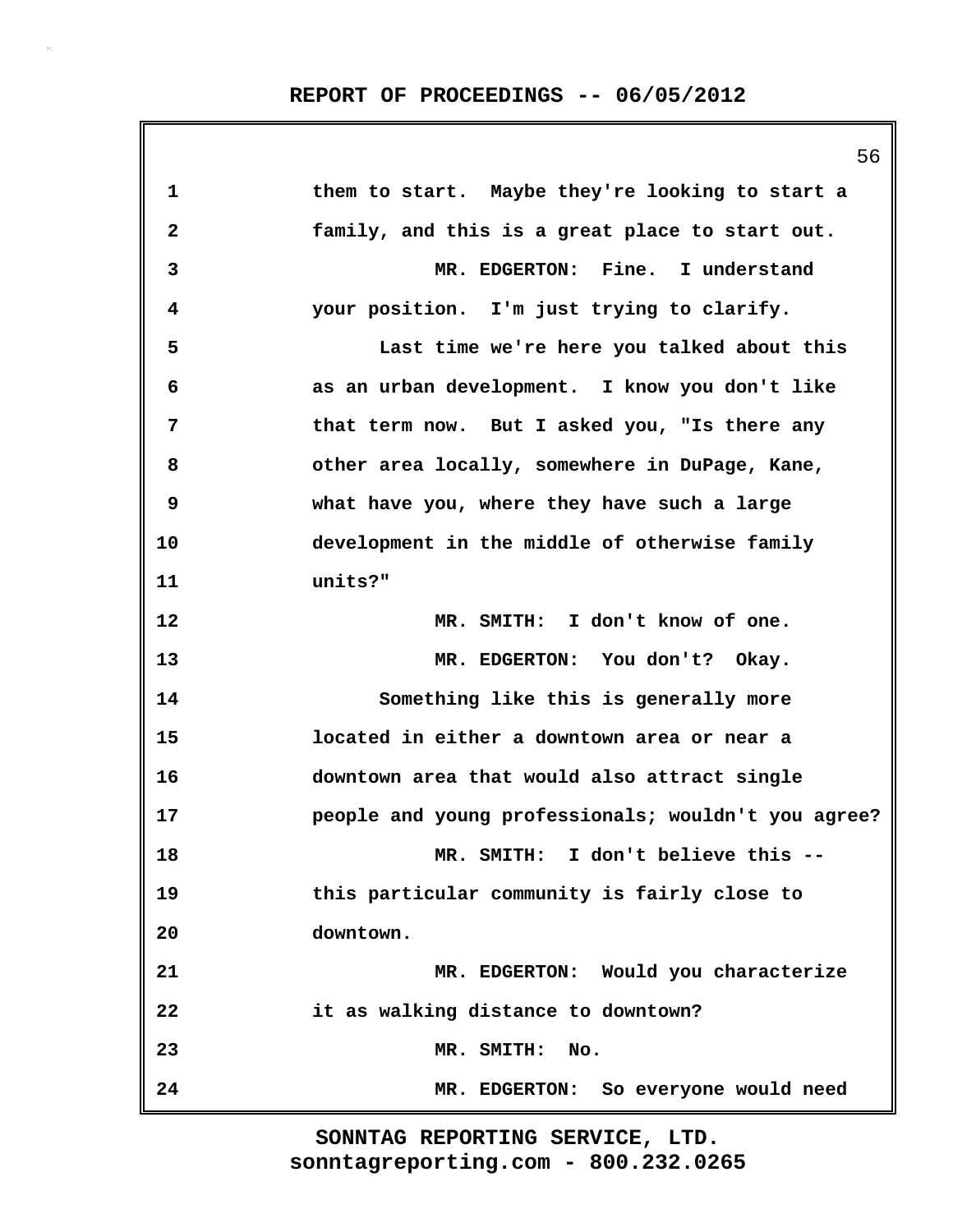them to start. Maybe they're looking to start a family, and this is a great place to start out.

MR. EDGERTON: Fine. I understand your position. I'm just trying to clarify.

Last time we're here you talked about this as an urban development. I know you don't like that term now. But I asked you, "Is there any other area locally, somewhere in DuPage, Kane, what have you, where they have such a large development in the middle of otherwise family units?"

MR. SMITH: I don't know of one.

MR. EDGERTON: You don't? Okay.

Something like this is generally more located in either a downtown area or near a downtown area that would also attract single people and young professionals; wouldn't you agree?

MR. SMITH: I don't believe this -- this particular community is fairly close to downtown.

MR. EDGERTON: Would you characterize it as walking distance to downtown?

MR. SMITH: No.

MR. EDGERTON: So everyone would need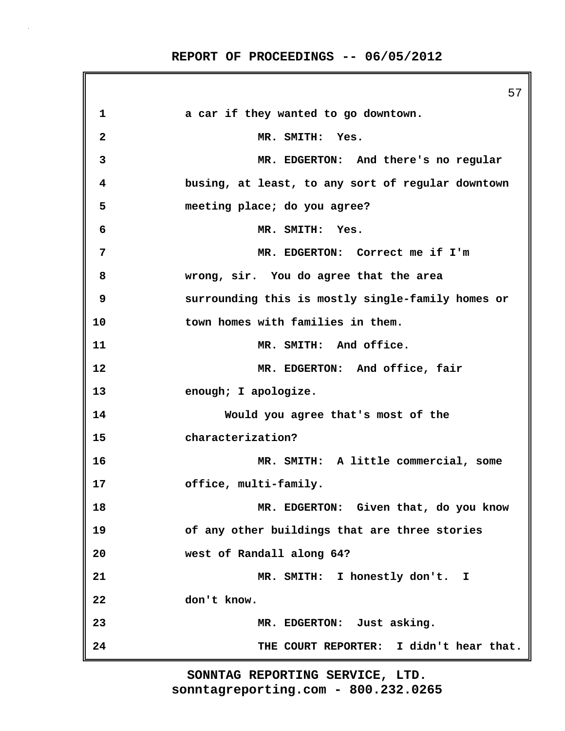a car if they wanted to go downtown.

MR. SMITH: Yes.

MR. EDGERTON: And there's no regular busing, at least, to any sort of regular downtown meeting place; do you agree?

MR. SMITH: Yes.

MR. EDGERTON: Correct me if I'm wrong, sir. You do agree that the area surrounding this is mostly single-family homes or town homes with families in them.

MR. SMITH: And office.

MR. EDGERTON: And office, fair enough; I apologize.

Would you agree that's most of the characterization?

MR. SMITH: A little commercial, some office, multi-family.

MR. EDGERTON: Given that, do you know of any other buildings that are three stories west of Randall along 64?

MR. SMITH: I honestly don't. I don't know.

MR. EDGERTON: Just asking.

THE COURT REPORTER: I didn't hear that.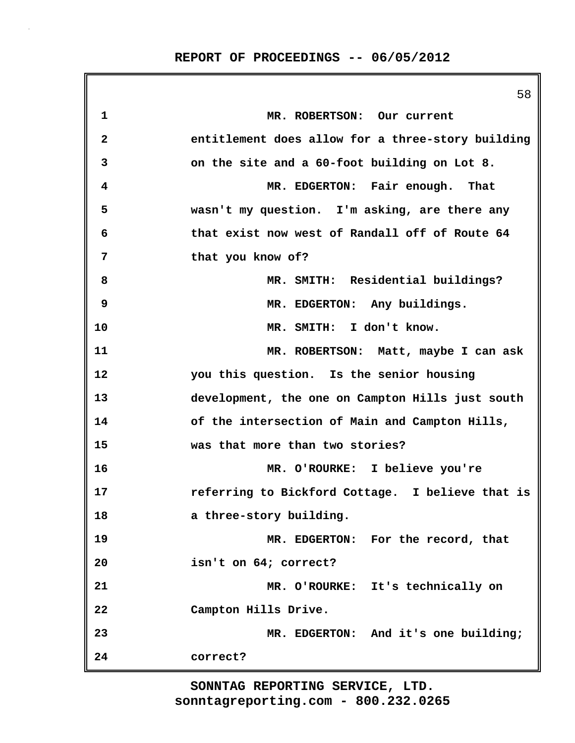MR. ROBERTSON: Our current entitlement does allow for a three-story building on the site and a 60-foot building on Lot 8.

MR. EDGERTON: Fair enough. That wasn't my question. I'm asking, are there any that exist now west of Randall off of Route 64 that you know of?

MR. SMITH: Residential buildings?

MR. EDGERTON: Any buildings.

MR. SMITH: I don't know.

MR. ROBERTSON: Matt, maybe I can ask you this question. Is the senior housing development, the one on Campton Hills just south of the intersection of Main and Campton Hills, was that more than two stories?

MR. O'ROURKE: I believe you're referring to Bickford Cottage. I believe that is a three-story building.

MR. EDGERTON: For the record, that isn't on 64; correct?

MR. O'ROURKE: It's technically on Campton Hills Drive.

MR. EDGERTON: And it's one building; correct?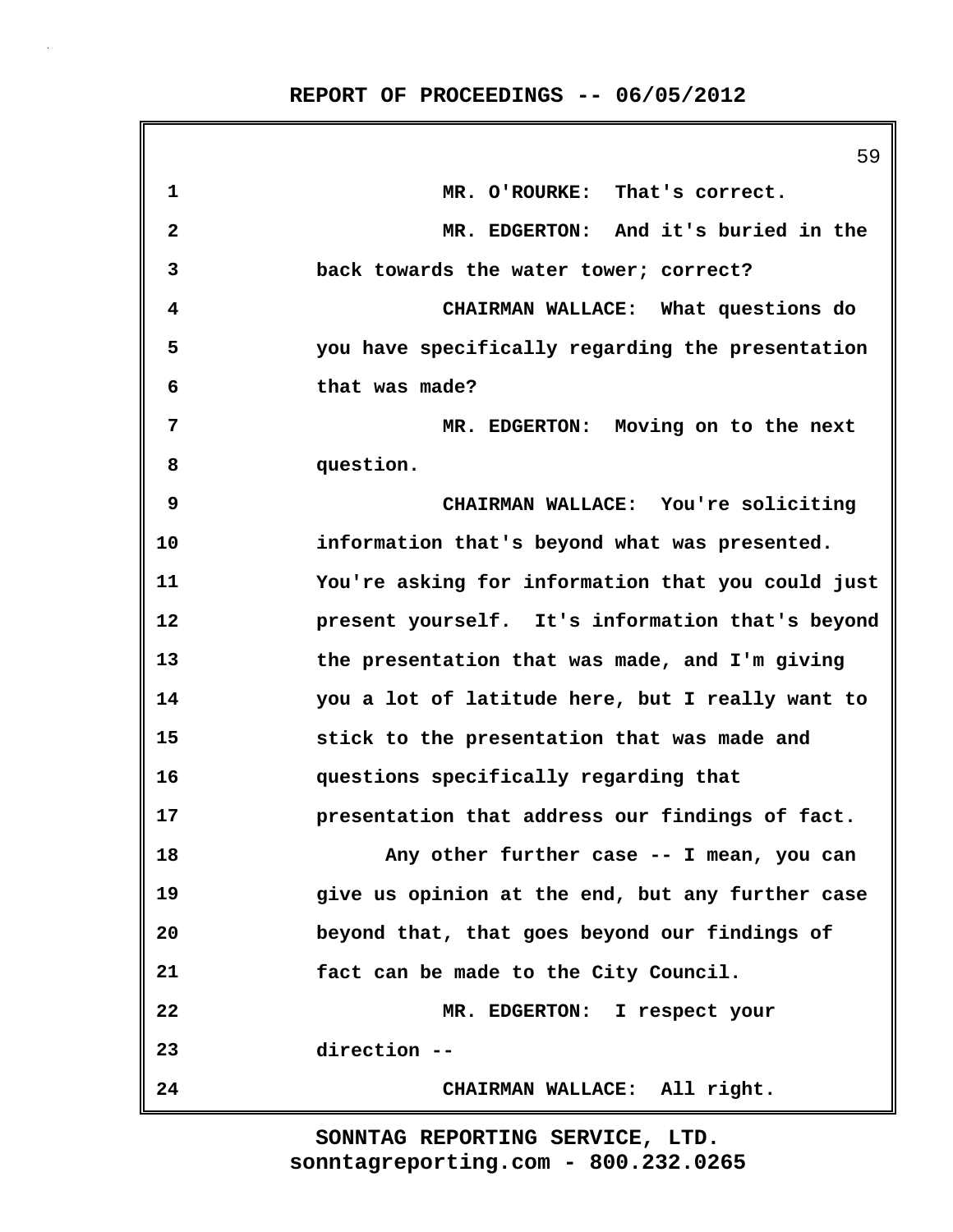MR. O'ROURKE: That's correct.

MR. EDGERTON: And it's buried in the back towards the water tower; correct?

CHAIRMAN WALLACE: What questions do you have specifically regarding the presentation that was made?

MR. EDGERTON: Moving on to the next question.

CHAIRMAN WALLACE: You're soliciting information that's beyond what was presented. You're asking for information that you could just present yourself. It's information that's beyond the presentation that was made, and I'm giving you a lot of latitude here, but I really want to stick to the presentation that was made and questions specifically regarding that presentation that address our findings of fact.

Any other further case -- I mean, you can give us opinion at the end, but any further case beyond that, that goes beyond our findings of fact can be made to the City Council.

MR. EDGERTON: I respect your direction --

CHAIRMAN WALLACE: All right.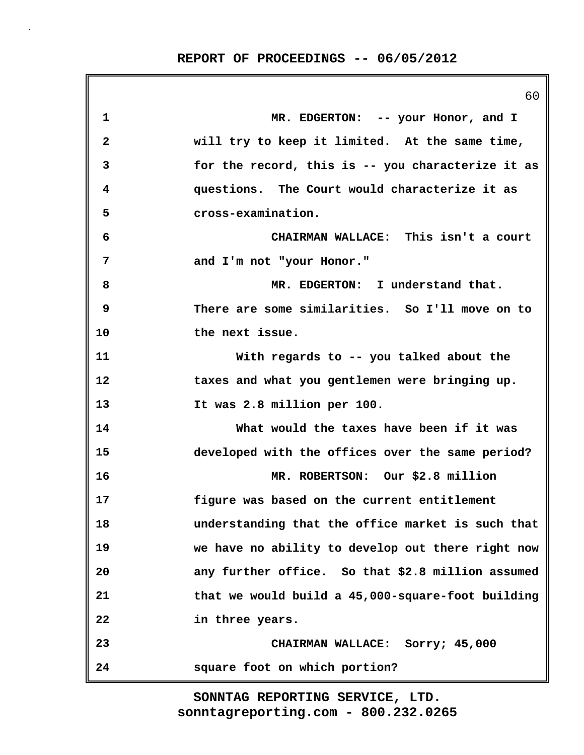MR. EDGERTON: -- your Honor, and I will try to keep it limited. At the same time, for the record, this is -- you characterize it as questions. The Court would characterize it as cross-examination.

CHAIRMAN WALLACE: This isn't a court and I'm not "your Honor."

MR. EDGERTON: I understand that. There are some similarities. So I'll move on to the next issue.

With regards to -- you talked about the taxes and what you gentlemen were bringing up. It was 2.8 million per 100.

What would the taxes have been if it was developed with the offices over the same period?

MR. ROBERTSON: Our $2.8 million figure was based on the current entitlement understanding that the office market is such that we have no ability to develop out there right now any further office. So that $2.8 million assumed that we would build a 45,000-square-foot building in three years.

CHAIRMAN WALLACE: Sorry; 45,000 square foot on which portion?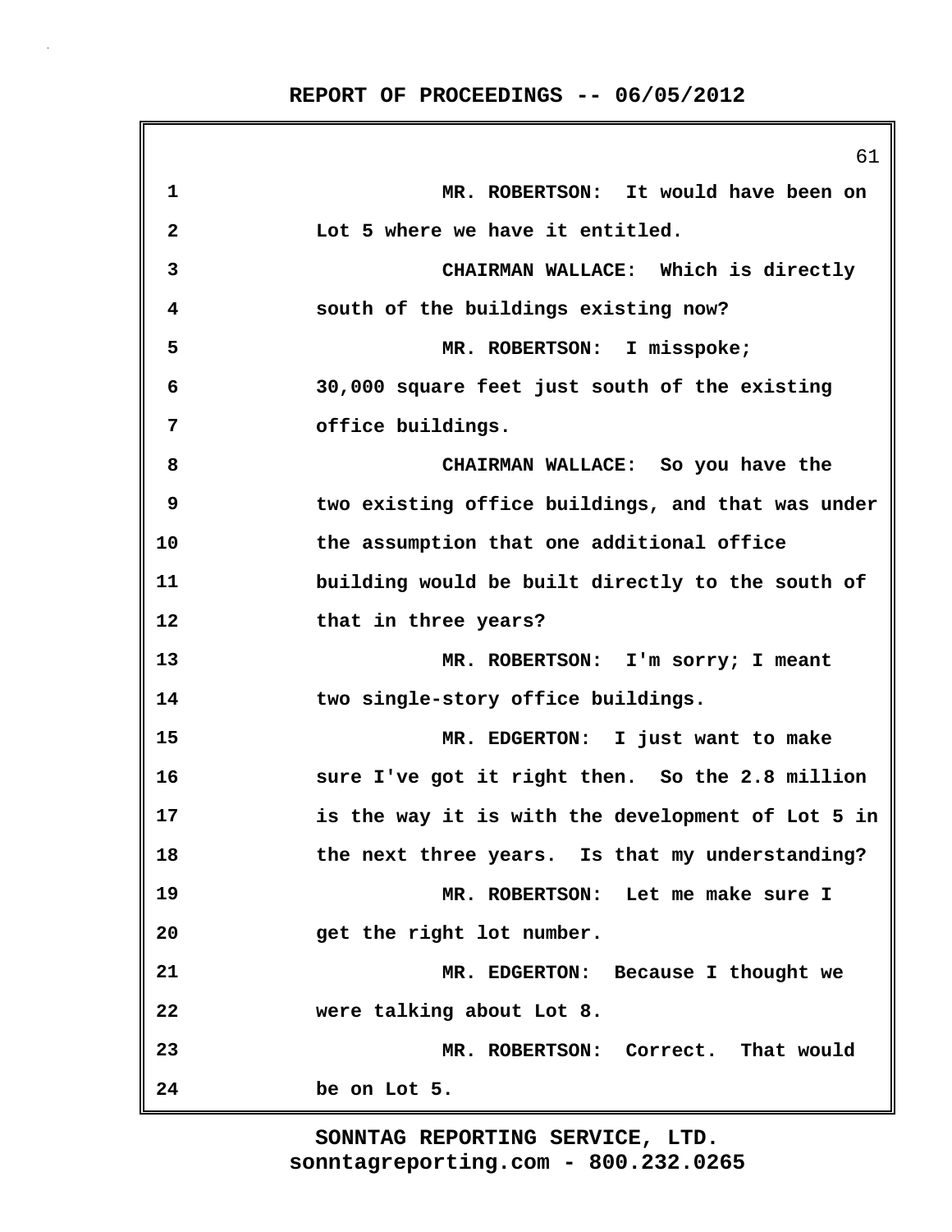MR. ROBERTSON: It would have been on Lot 5 where we have it entitled.

CHAIRMAN WALLACE: Which is directly south of the buildings existing now?

MR. ROBERTSON: I misspoke; 30,000 square feet just south of the existing office buildings.

CHAIRMAN WALLACE: So you have the two existing office buildings, and that was under the assumption that one additional office building would be built directly to the south of that in three years?

MR. ROBERTSON: I'm sorry; I meant two single-story office buildings.

MR. EDGERTON: I just want to make sure I've got it right then. So the 2.8 million is the way it is with the development of Lot 5 in the next three years. Is that my understanding?

MR. ROBERTSON: Let me make sure I get the right lot number.

MR. EDGERTON: Because I thought we were talking about Lot 8.

MR. ROBERTSON: Correct. That would be on Lot 5.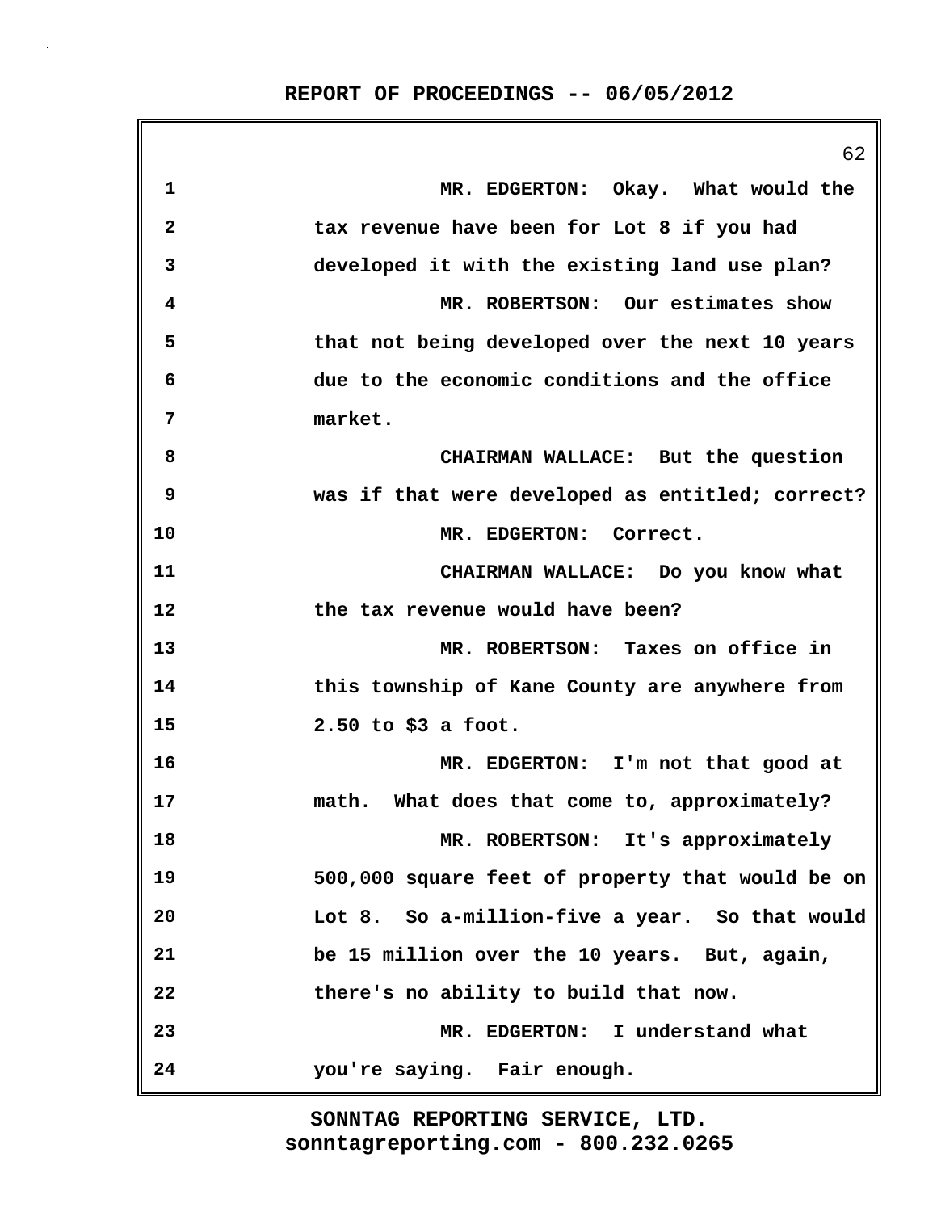MR. EDGERTON: Okay. What would the tax revenue have been for Lot 8 if you had developed it with the existing land use plan?

MR. ROBERTSON: Our estimates show that not being developed over the next 10 years due to the economic conditions and the office market.

CHAIRMAN WALLACE: But the question was if that were developed as entitled; correct?

MR. EDGERTON: Correct.

CHAIRMAN WALLACE: Do you know what the tax revenue would have been?

MR. ROBERTSON: Taxes on office in this township of Kane County are anywhere from 2.50 to $3 a foot.

MR. EDGERTON: I'm not that good at math. What does that come to, approximately?

MR. ROBERTSON: It's approximately 500,000 square feet of property that would be on Lot 8. So a-million-five a year. So that would be 15 million over the 10 years. But, again, there's no ability to build that now.

MR. EDGERTON: I understand what you're saying. Fair enough.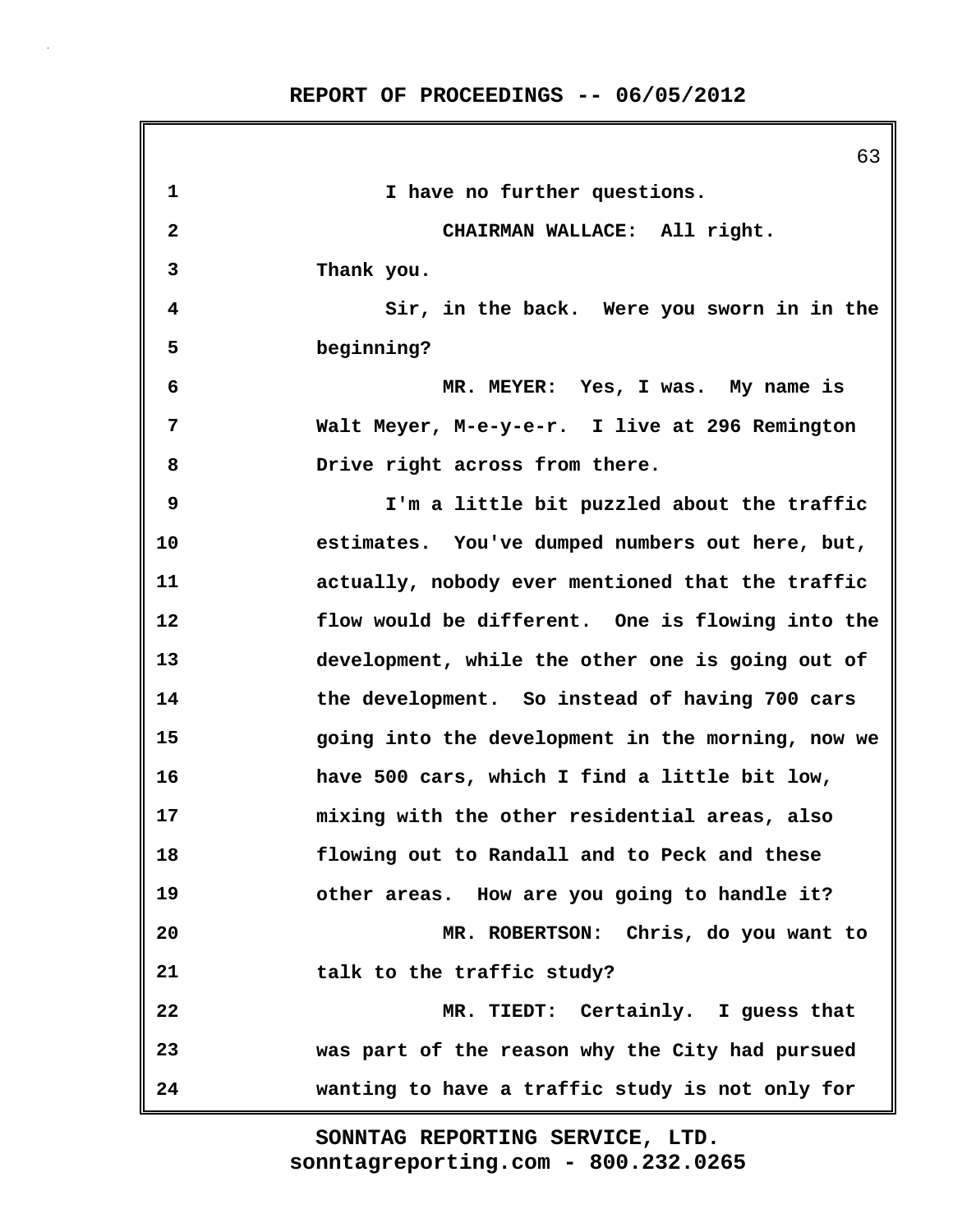1 I have no further questions.

2 CHAIRMAN WALLACE: All right.

3 Thank you.

4 Sir, in the back. Were you sworn in in the

5 beginning?

6 MR. MEYER: Yes, I was. My name is

7 Walt Meyer, M-e-y-e-r. I live at 296 Remington

8 Drive right across from there.

9 I'm a little bit puzzled about the traffic

10 estimates. You've dumped numbers out here, but,

11 actually, nobody ever mentioned that the traffic

12 flow would be different. One is flowing into the

13 development, while the other one is going out of

14 the development. So instead of having 700 cars

15 going into the development in the morning, now we

16 have 500 cars, which I find a little bit low,

17 mixing with the other residential areas, also

18 flowing out to Randall and to Peck and these

19 other areas. How are you going to handle it?

20 MR. ROBERTSON: Chris, do you want to

21 talk to the traffic study?

22 MR. TIEDT: Certainly. I guess that

23 was part of the reason why the City had pursued

24 wanting to have a traffic study is not only for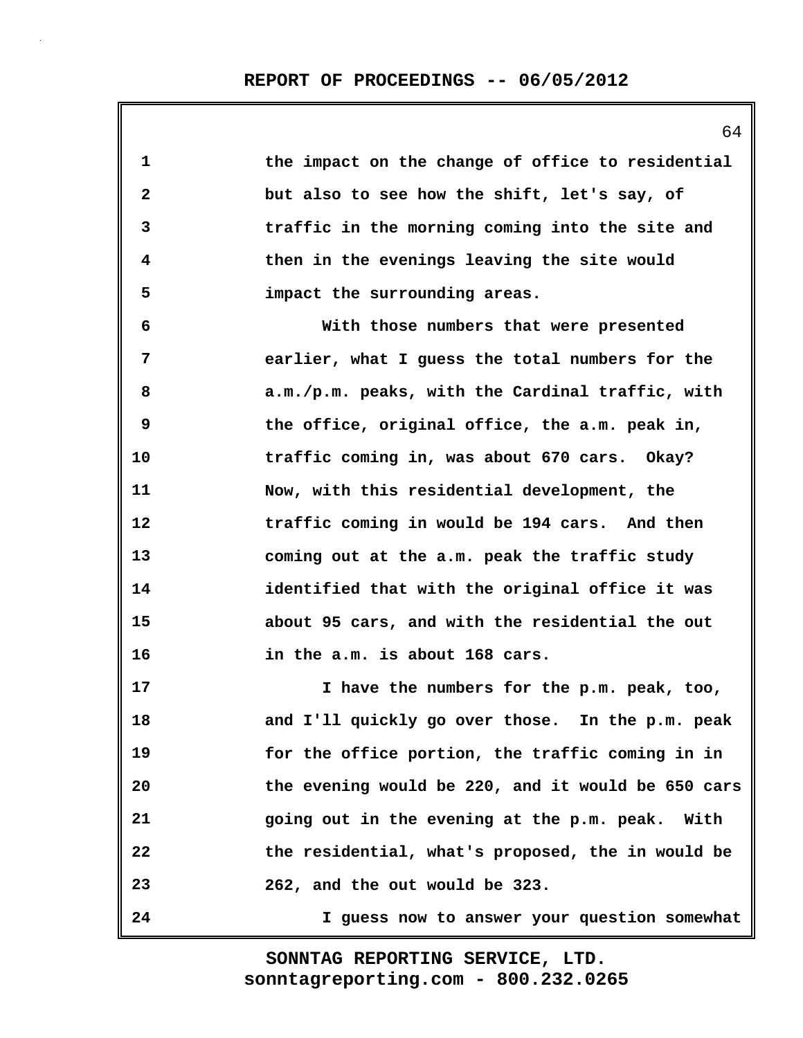the impact on the change of office to residential but also to see how the shift, let's say, of traffic in the morning coming into the site and then in the evenings leaving the site would impact the surrounding areas.

With those numbers that were presented earlier, what I guess the total numbers for the a.m./p.m. peaks, with the Cardinal traffic, with the office, original office, the a.m. peak in, traffic coming in, was about 670 cars. Okay? Now, with this residential development, the traffic coming in would be 194 cars. And then coming out at the a.m. peak the traffic study identified that with the original office it was about 95 cars, and with the residential the out in the a.m. is about 168 cars.

I have the numbers for the p.m. peak, too, and I'll quickly go over those. In the p.m. peak for the office portion, the traffic coming in in the evening would be 220, and it would be 650 cars going out in the evening at the p.m. peak. With the residential, what's proposed, the in would be 262, and the out would be 323.

I guess now to answer your question somewhat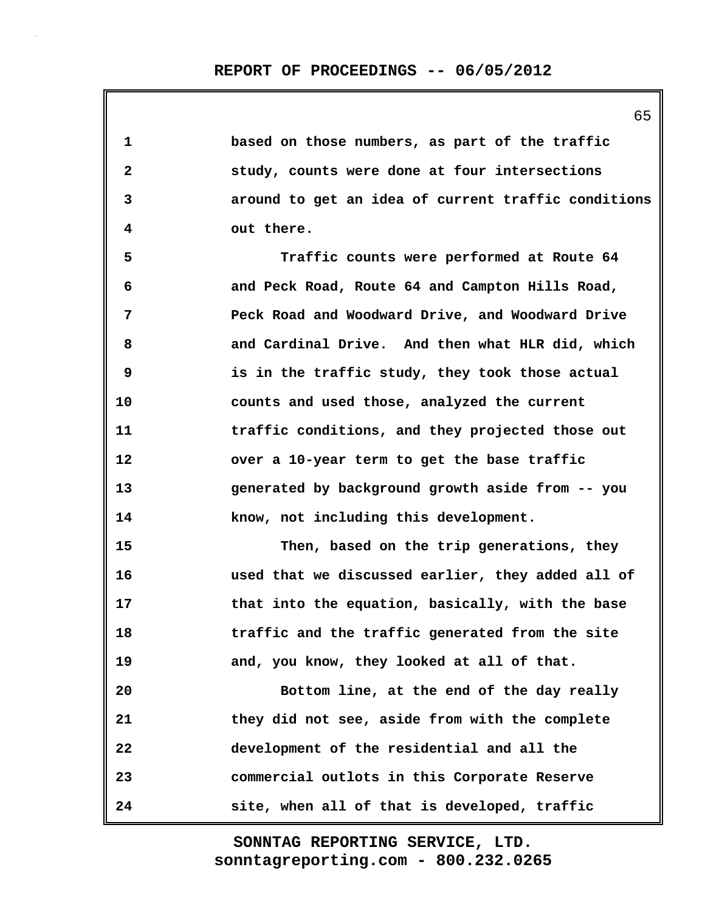1 based on those numbers, as part of the traffic
2 study, counts were done at four intersections
3 around to get an idea of current traffic conditions
4 out there.
5 Traffic counts were performed at Route 64
6 and Peck Road, Route 64 and Campton Hills Road,
7 Peck Road and Woodward Drive, and Woodward Drive
8 and Cardinal Drive. And then what HLR did, which
9 is in the traffic study, they took those actual
10 counts and used those, analyzed the current
11 traffic conditions, and they projected those out
12 over a 10-year term to get the base traffic
13 generated by background growth aside from -- you
14 know, not including this development.
15 Then, based on the trip generations, they
16 used that we discussed earlier, they added all of
17 that into the equation, basically, with the base
18 traffic and the traffic generated from the site
19 and, you know, they looked at all of that.
20 Bottom line, at the end of the day really
21 they did not see, aside from with the complete
22 development of the residential and all the
23 commercial outlots in this Corporate Reserve
24 site, when all of that is developed, traffic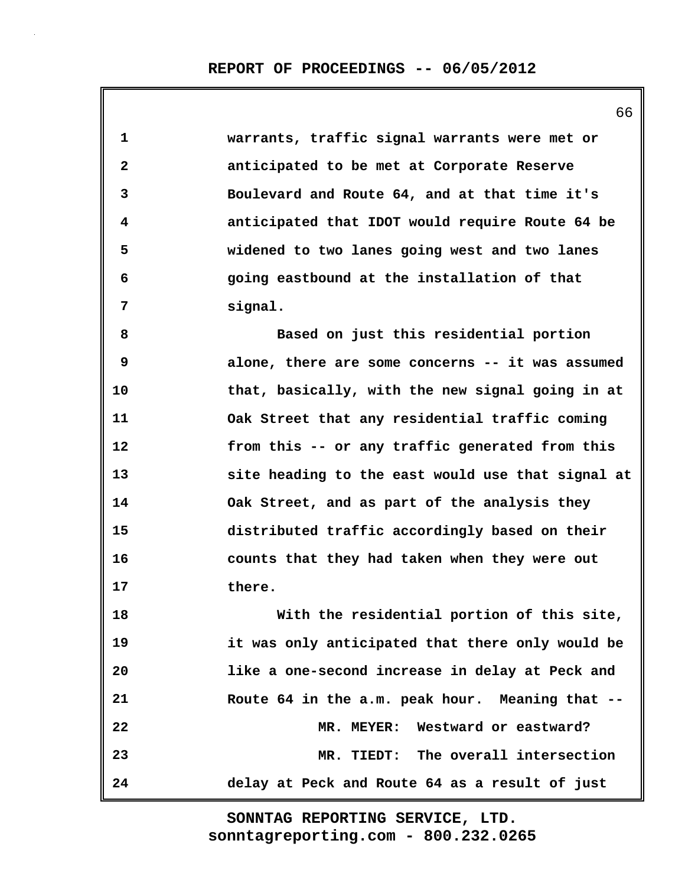warrants, traffic signal warrants were met or anticipated to be met at Corporate Reserve Boulevard and Route 64, and at that time it's anticipated that IDOT would require Route 64 be widened to two lanes going west and two lanes going eastbound at the installation of that signal.

Based on just this residential portion alone, there are some concerns -- it was assumed that, basically, with the new signal going in at Oak Street that any residential traffic coming from this -- or any traffic generated from this site heading to the east would use that signal at Oak Street, and as part of the analysis they distributed traffic accordingly based on their counts that they had taken when they were out there.

With the residential portion of this site, it was only anticipated that there only would be like a one-second increase in delay at Peck and Route 64 in the a.m. peak hour. Meaning that --

MR. MEYER: Westward or eastward?

MR. TIEDT: The overall intersection delay at Peck and Route 64 as a result of just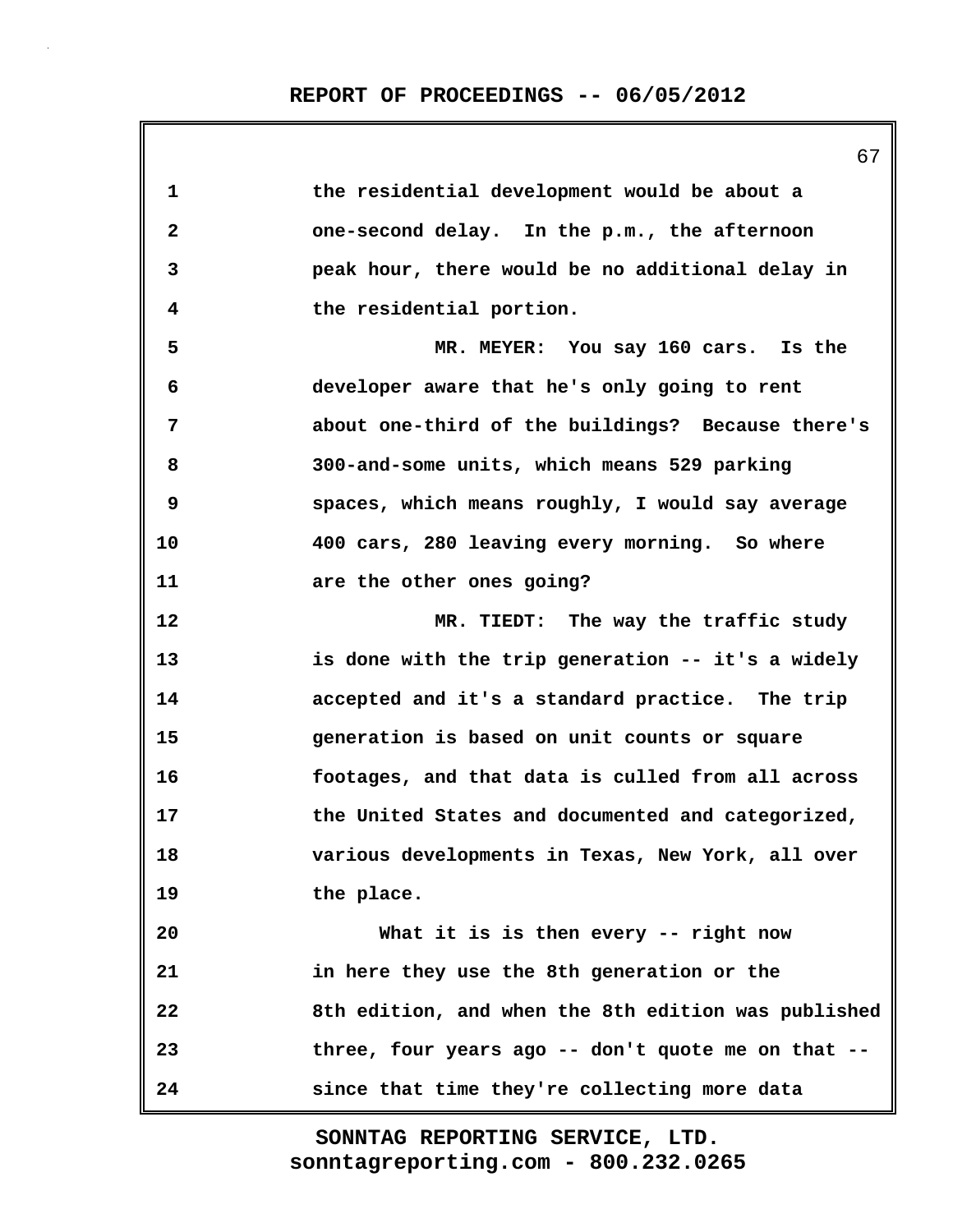the residential development would be about a one-second delay. In the p.m., the afternoon peak hour, there would be no additional delay in the residential portion.

MR. MEYER: You say 160 cars. Is the developer aware that he's only going to rent about one-third of the buildings? Because there's 300-and-some units, which means 529 parking spaces, which means roughly, I would say average 400 cars, 280 leaving every morning. So where are the other ones going?

MR. TIEDT: The way the traffic study is done with the trip generation -- it's a widely accepted and it's a standard practice. The trip generation is based on unit counts or square footages, and that data is culled from all across the United States and documented and categorized, various developments in Texas, New York, all over the place.

What it is is then every -- right now in here they use the 8th generation or the 8th edition, and when the 8th edition was published three, four years ago -- don't quote me on that -- since that time they're collecting more data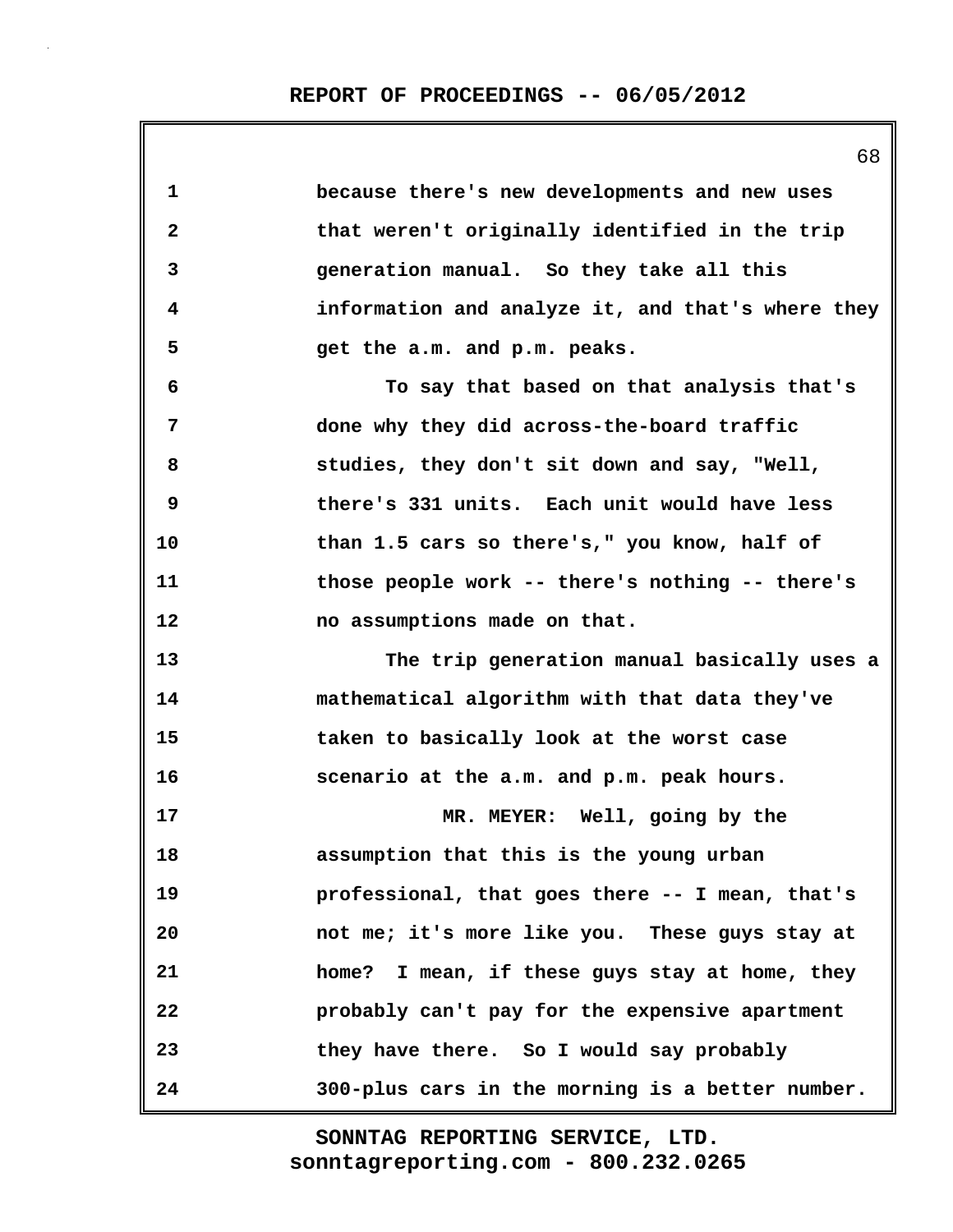because there's new developments and new uses that weren't originally identified in the trip generation manual. So they take all this information and analyze it, and that's where they get the a.m. and p.m. peaks.

To say that based on that analysis that's done why they did across-the-board traffic studies, they don't sit down and say, "Well, there's 331 units. Each unit would have less than 1.5 cars so there's," you know, half of those people work -- there's nothing -- there's no assumptions made on that.

The trip generation manual basically uses a mathematical algorithm with that data they've taken to basically look at the worst case scenario at the a.m. and p.m. peak hours.

MR. MEYER: Well, going by the assumption that this is the young urban professional, that goes there -- I mean, that's not me; it's more like you. These guys stay at home? I mean, if these guys stay at home, they probably can't pay for the expensive apartment they have there. So I would say probably 300-plus cars in the morning is a better number.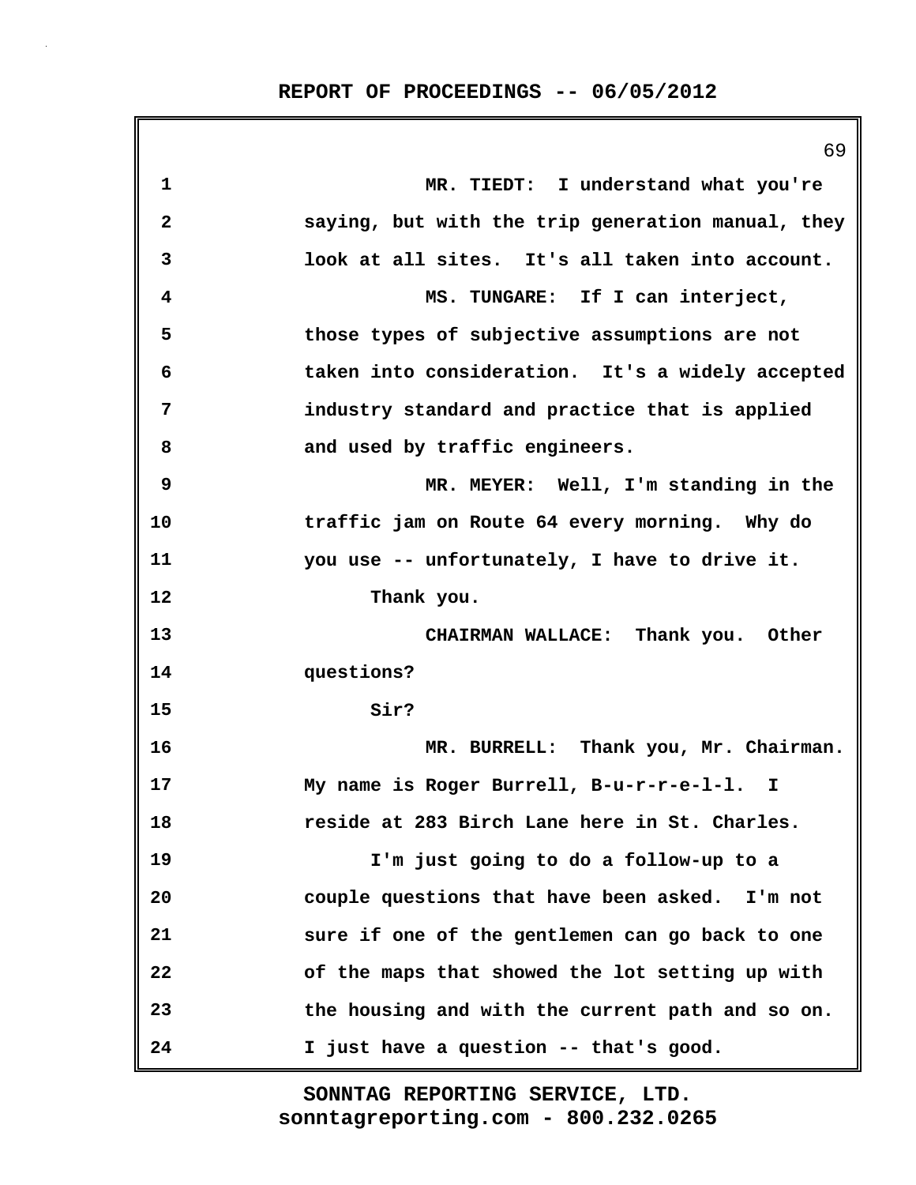MR. TIEDT: I understand what you're saying, but with the trip generation manual, they look at all sites. It's all taken into account.

MS. TUNGARE: If I can interject, those types of subjective assumptions are not taken into consideration. It's a widely accepted industry standard and practice that is applied and used by traffic engineers.

MR. MEYER: Well, I'm standing in the traffic jam on Route 64 every morning. Why do you use -- unfortunately, I have to drive it.

Thank you.

CHAIRMAN WALLACE: Thank you. Other questions?

Sir?

MR. BURRELL: Thank you, Mr. Chairman. My name is Roger Burrell, B-u-r-r-e-l-l. I reside at 283 Birch Lane here in St. Charles.

I'm just going to do a follow-up to a couple questions that have been asked. I'm not sure if one of the gentlemen can go back to one of the maps that showed the lot setting up with the housing and with the current path and so on. I just have a question -- that's good.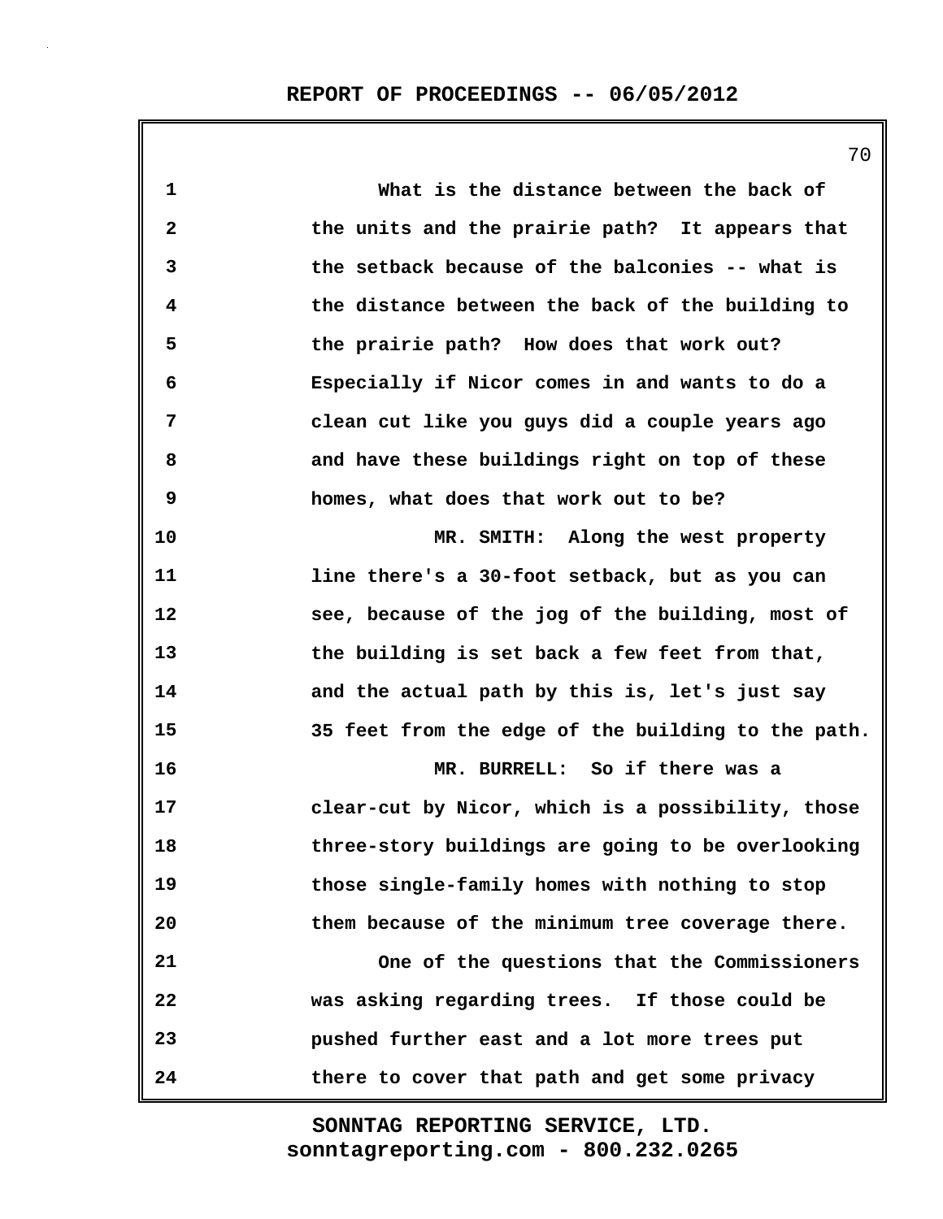What is the distance between the back of the units and the prairie path? It appears that the setback because of the balconies -- what is the distance between the back of the building to the prairie path? How does that work out? Especially if Nicor comes in and wants to do a clean cut like you guys did a couple years ago and have these buildings right on top of these homes, what does that work out to be?

MR. SMITH: Along the west property line there's a 30-foot setback, but as you can see, because of the jog of the building, most of the building is set back a few feet from that, and the actual path by this is, let's just say 35 feet from the edge of the building to the path.

MR. BURRELL: So if there was a clear-cut by Nicor, which is a possibility, those three-story buildings are going to be overlooking those single-family homes with nothing to stop them because of the minimum tree coverage there.

One of the questions that the Commissioners was asking regarding trees. If those could be pushed further east and a lot more trees put there to cover that path and get some privacy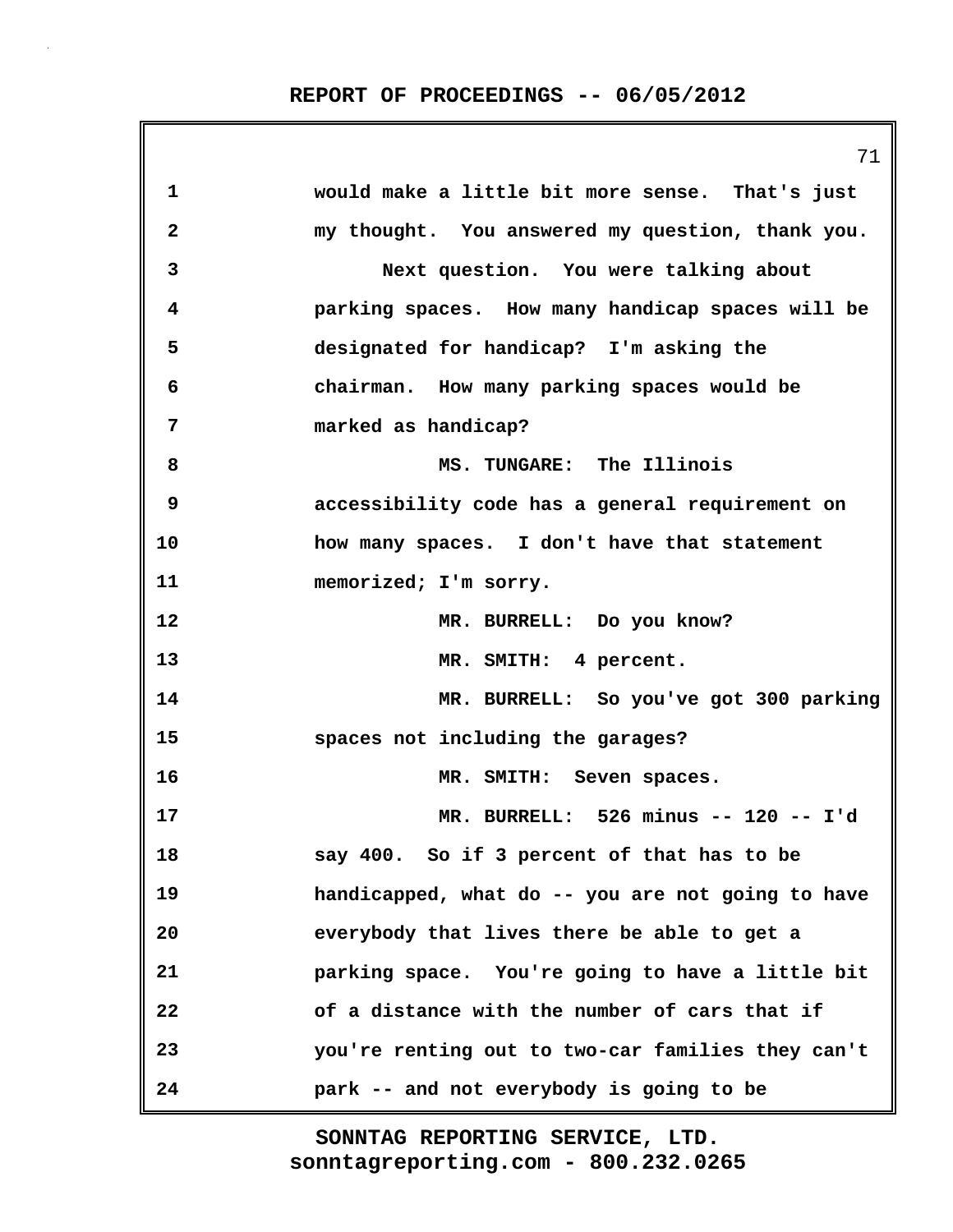would make a little bit more sense. That's just my thought. You answered my question, thank you.

Next question. You were talking about parking spaces. How many handicap spaces will be designated for handicap? I'm asking the chairman. How many parking spaces would be marked as handicap?

MS. TUNGARE: The Illinois accessibility code has a general requirement on how many spaces. I don't have that statement memorized; I'm sorry.

MR. BURRELL: Do you know?

MR. SMITH: 4 percent.

MR. BURRELL: So you've got 300 parking spaces not including the garages?

MR. SMITH: Seven spaces.

MR. BURRELL: 526 minus -- 120 -- I'd say 400. So if 3 percent of that has to be handicapped, what do -- you are not going to have everybody that lives there be able to get a parking space. You're going to have a little bit of a distance with the number of cars that if you're renting out to two-car families they can't park -- and not everybody is going to be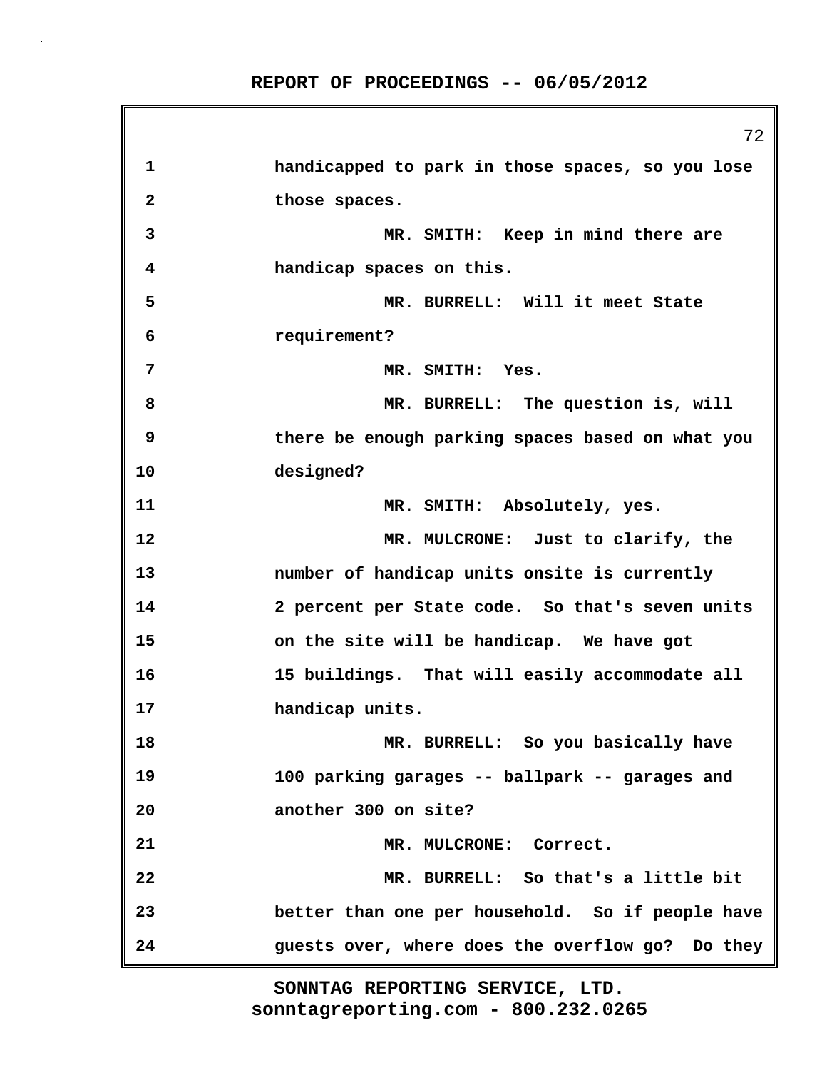handicapped to park in those spaces, so you lose those spaces.

MR. SMITH: Keep in mind there are handicap spaces on this.

MR. BURRELL: Will it meet State requirement?

MR. SMITH: Yes.

MR. BURRELL: The question is, will there be enough parking spaces based on what you designed?

MR. SMITH: Absolutely, yes.

MR. MULCRONE: Just to clarify, the number of handicap units onsite is currently 2 percent per State code. So that's seven units on the site will be handicap. We have got 15 buildings. That will easily accommodate all handicap units.

MR. BURRELL: So you basically have 100 parking garages -- ballpark -- garages and another 300 on site?

MR. MULCRONE: Correct.

MR. BURRELL: So that's a little bit better than one per household. So if people have guests over, where does the overflow go? Do they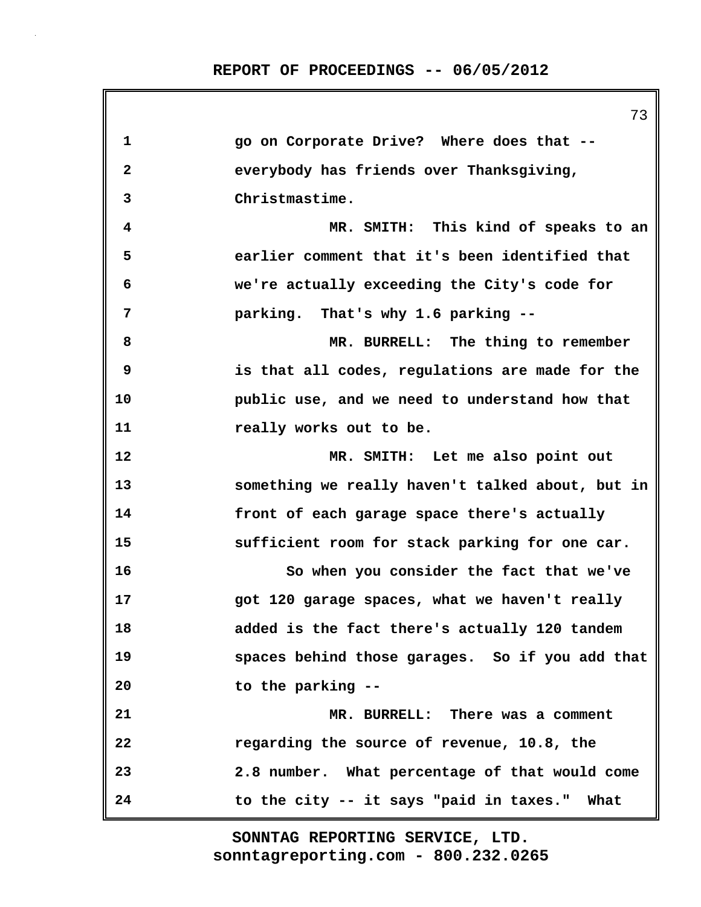go on Corporate Drive? Where does that -- everybody has friends over Thanksgiving, Christmastime.

MR. SMITH: This kind of speaks to an earlier comment that it's been identified that we're actually exceeding the City's code for parking. That's why 1.6 parking --

MR. BURRELL: The thing to remember is that all codes, regulations are made for the public use, and we need to understand how that really works out to be.

MR. SMITH: Let me also point out something we really haven't talked about, but in front of each garage space there's actually sufficient room for stack parking for one car.

So when you consider the fact that we've got 120 garage spaces, what we haven't really added is the fact there's actually 120 tandem spaces behind those garages. So if you add that to the parking --

MR. BURRELL: There was a comment regarding the source of revenue, 10.8, the 2.8 number. What percentage of that would come to the city -- it says "paid in taxes." What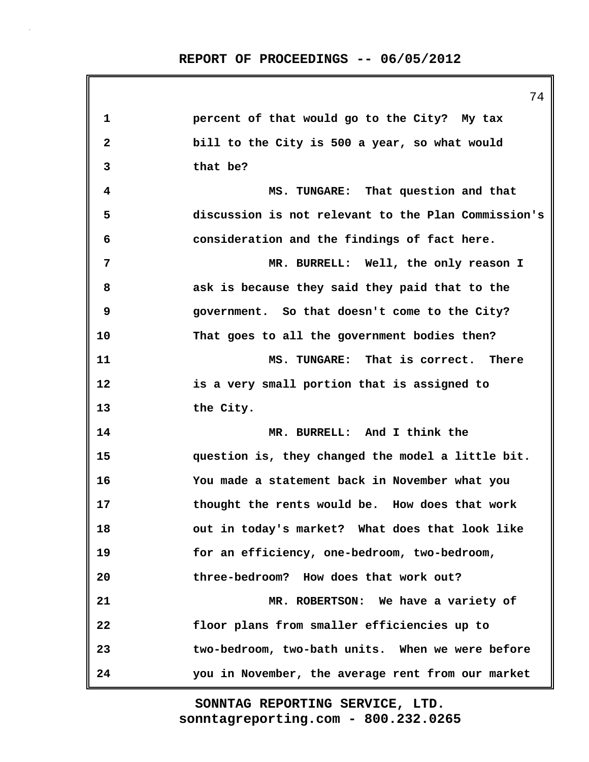percent of that would go to the City? My tax bill to the City is 500 a year, so what would that be?

MS. TUNGARE: That question and that discussion is not relevant to the Plan Commission's consideration and the findings of fact here.

MR. BURRELL: Well, the only reason I ask is because they said they paid that to the government. So that doesn't come to the City? That goes to all the government bodies then?

MS. TUNGARE: That is correct. There is a very small portion that is assigned to the City.

MR. BURRELL: And I think the question is, they changed the model a little bit. You made a statement back in November what you thought the rents would be. How does that work out in today's market? What does that look like for an efficiency, one-bedroom, two-bedroom, three-bedroom? How does that work out?

MR. ROBERTSON: We have a variety of floor plans from smaller efficiencies up to two-bedroom, two-bath units. When we were before you in November, the average rent from our market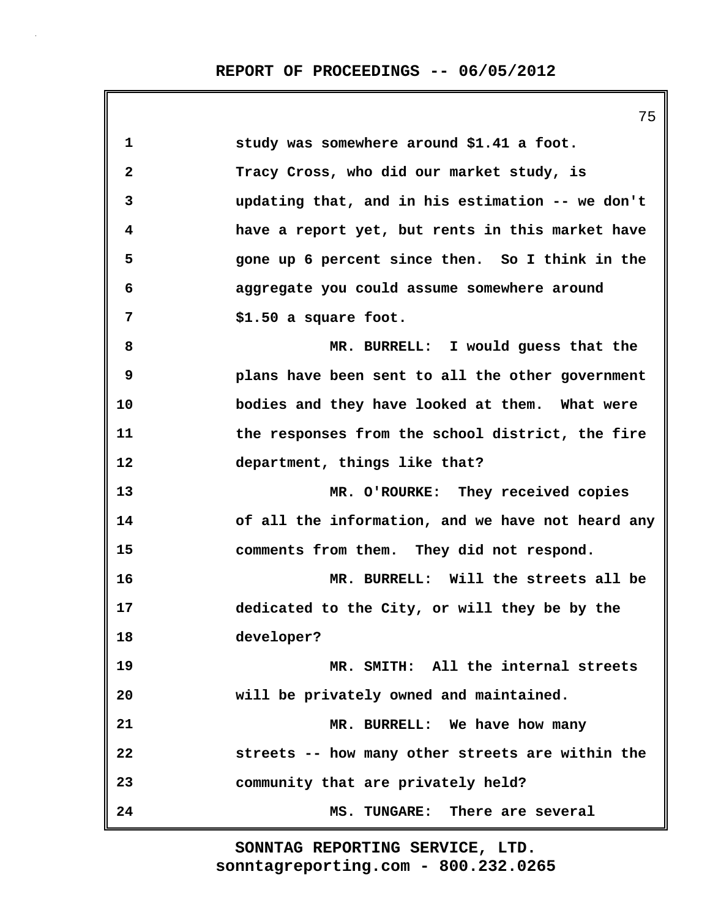study was somewhere around $1.41 a foot. Tracy Cross, who did our market study, is updating that, and in his estimation -- we don't have a report yet, but rents in this market have gone up 6 percent since then. So I think in the aggregate you could assume somewhere around $1.50 a square foot.

MR. BURRELL: I would guess that the plans have been sent to all the other government bodies and they have looked at them. What were the responses from the school district, the fire department, things like that?

MR. O'ROURKE: They received copies of all the information, and we have not heard any comments from them. They did not respond.

MR. BURRELL: Will the streets all be dedicated to the City, or will they be by the developer?

MR. SMITH: All the internal streets will be privately owned and maintained.

MR. BURRELL: We have how many streets -- how many other streets are within the community that are privately held?

MS. TUNGARE: There are several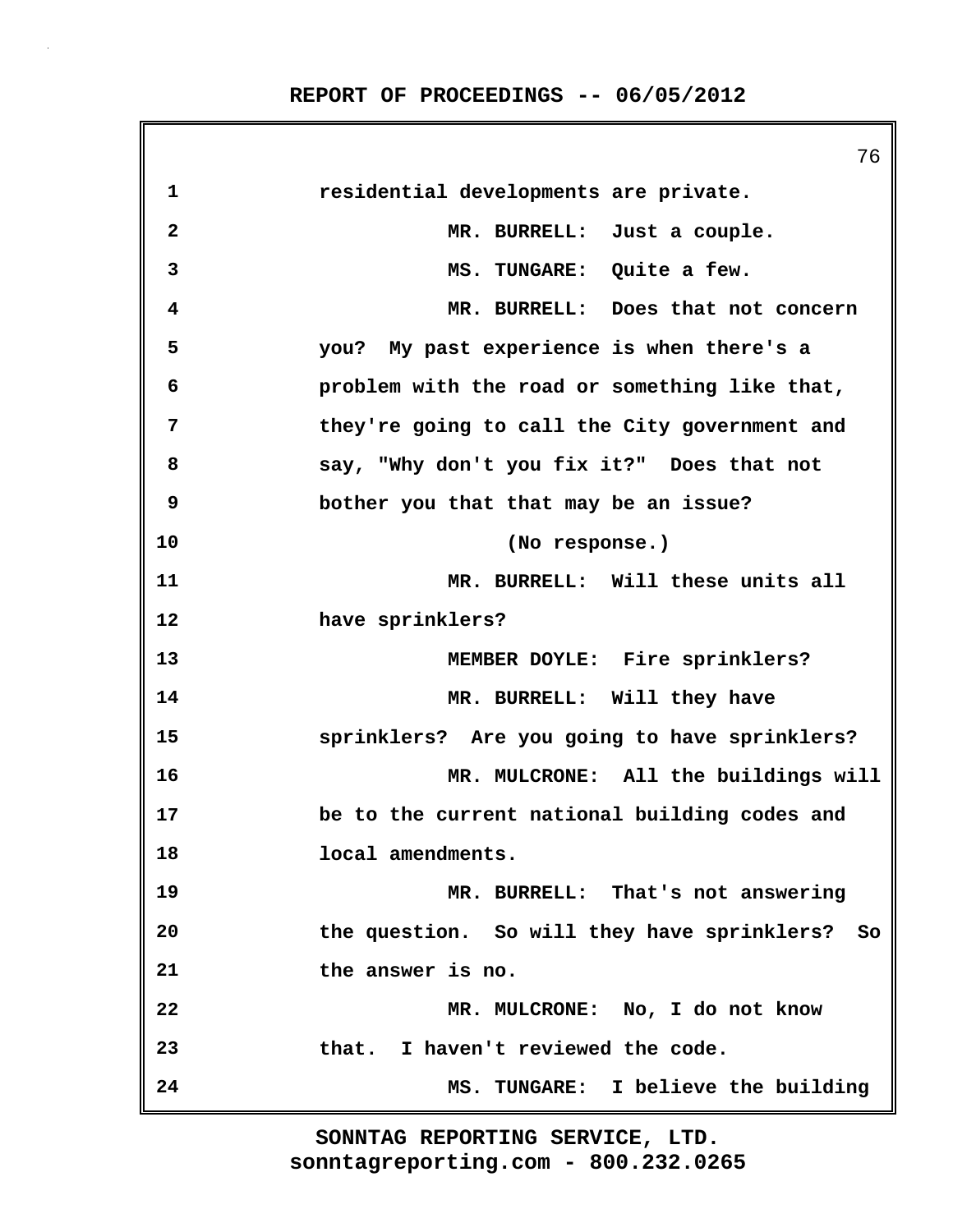1 residential developments are private.

2 MR. BURRELL: Just a couple.

3 MS. TUNGARE: Quite a few.

4 MR. BURRELL: Does that not concern

5 you? My past experience is when there's a

6 problem with the road or something like that,

7 they're going to call the City government and

8 say, "Why don't you fix it?" Does that not

9 bother you that that may be an issue?

10 (No response.)

11 MR. BURRELL: Will these units all

12 have sprinklers?

13 MEMBER DOYLE: Fire sprinklers?

14 MR. BURRELL: Will they have

15 sprinklers? Are you going to have sprinklers?

16 MR. MULCRONE: All the buildings will

17 be to the current national building codes and

18 local amendments.

19 MR. BURRELL: That's not answering

20 the question. So will they have sprinklers? So

21 the answer is no.

22 MR. MULCRONE: No, I do not know

23 that. I haven't reviewed the code.

24 MS. TUNGARE: I believe the building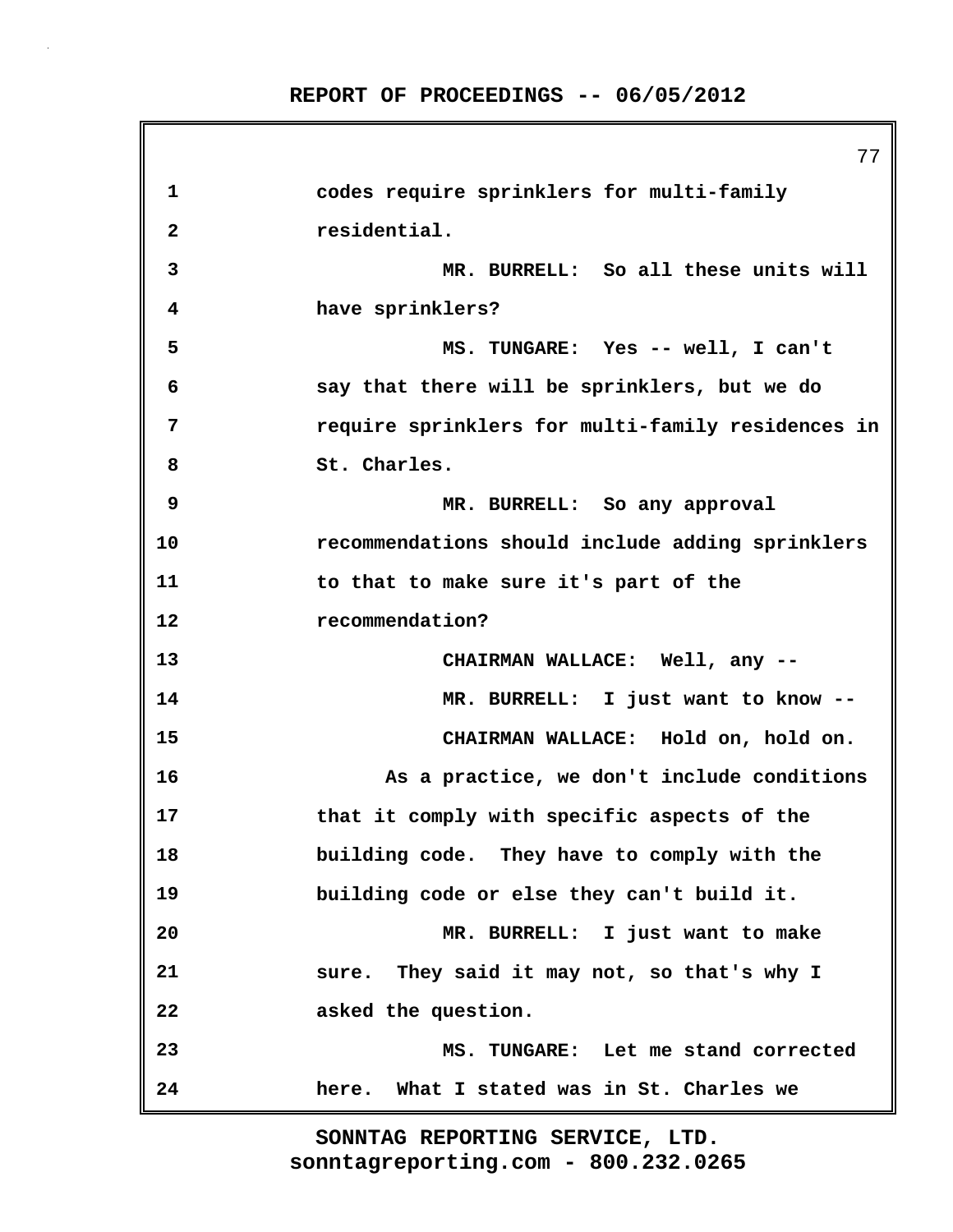codes require sprinklers for multi-family residential.

MR. BURRELL: So all these units will have sprinklers?

MS. TUNGARE: Yes -- well, I can't say that there will be sprinklers, but we do require sprinklers for multi-family residences in St. Charles.

MR. BURRELL: So any approval recommendations should include adding sprinklers to that to make sure it's part of the recommendation?

CHAIRMAN WALLACE: Well, any --

MR. BURRELL: I just want to know --

CHAIRMAN WALLACE: Hold on, hold on. As a practice, we don't include conditions that it comply with specific aspects of the building code. They have to comply with the building code or else they can't build it.

MR. BURRELL: I just want to make sure. They said it may not, so that's why I asked the question.

MS. TUNGARE: Let me stand corrected here. What I stated was in St. Charles we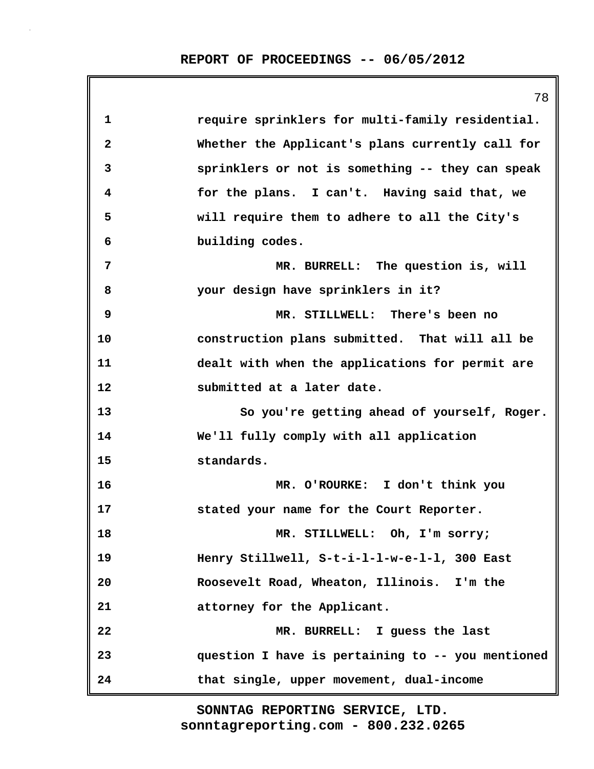require sprinklers for multi-family residential. Whether the Applicant's plans currently call for sprinklers or not is something -- they can speak for the plans. I can't. Having said that, we will require them to adhere to all the City's building codes.

MR. BURRELL: The question is, will your design have sprinklers in it?

MR. STILLWELL: There's been no construction plans submitted. That will all be dealt with when the applications for permit are submitted at a later date.

So you're getting ahead of yourself, Roger. We'll fully comply with all application standards.

MR. O'ROURKE: I don't think you stated your name for the Court Reporter.

MR. STILLWELL: Oh, I'm sorry; Henry Stillwell, S-t-i-l-l-w-e-l-l, 300 East Roosevelt Road, Wheaton, Illinois. I'm the attorney for the Applicant.

MR. BURRELL: I guess the last question I have is pertaining to -- you mentioned that single, upper movement, dual-income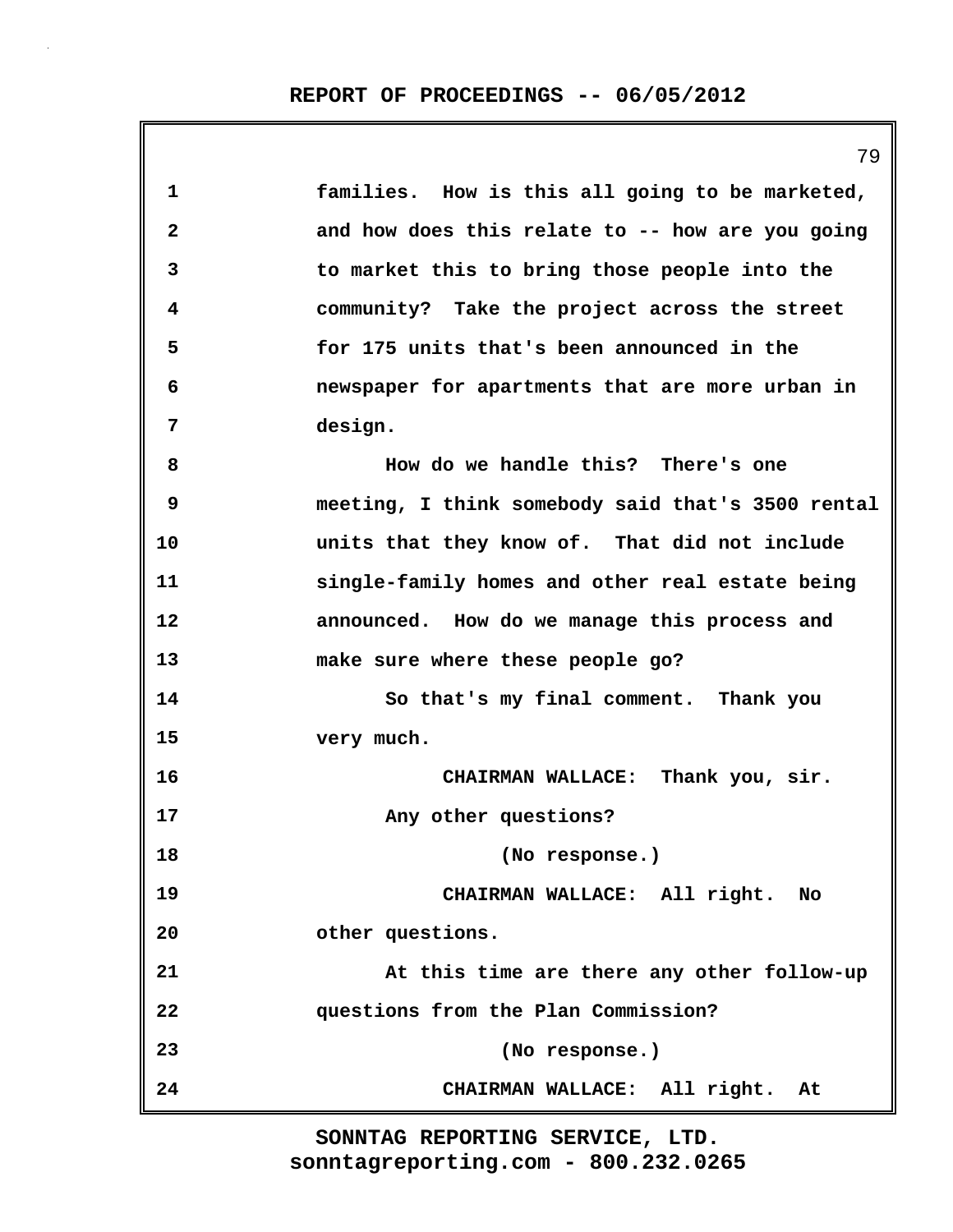families. How is this all going to be marketed, and how does this relate to -- how are you going to market this to bring those people into the community? Take the project across the street for 175 units that's been announced in the newspaper for apartments that are more urban in design.

How do we handle this? There's one meeting, I think somebody said that's 3500 rental units that they know of. That did not include single-family homes and other real estate being announced. How do we manage this process and make sure where these people go?

So that's my final comment. Thank you very much.

CHAIRMAN WALLACE: Thank you, sir.

Any other questions?

(No response.)

CHAIRMAN WALLACE: All right. No other questions.

At this time are there any other follow-up questions from the Plan Commission?

(No response.)

CHAIRMAN WALLACE: All right. At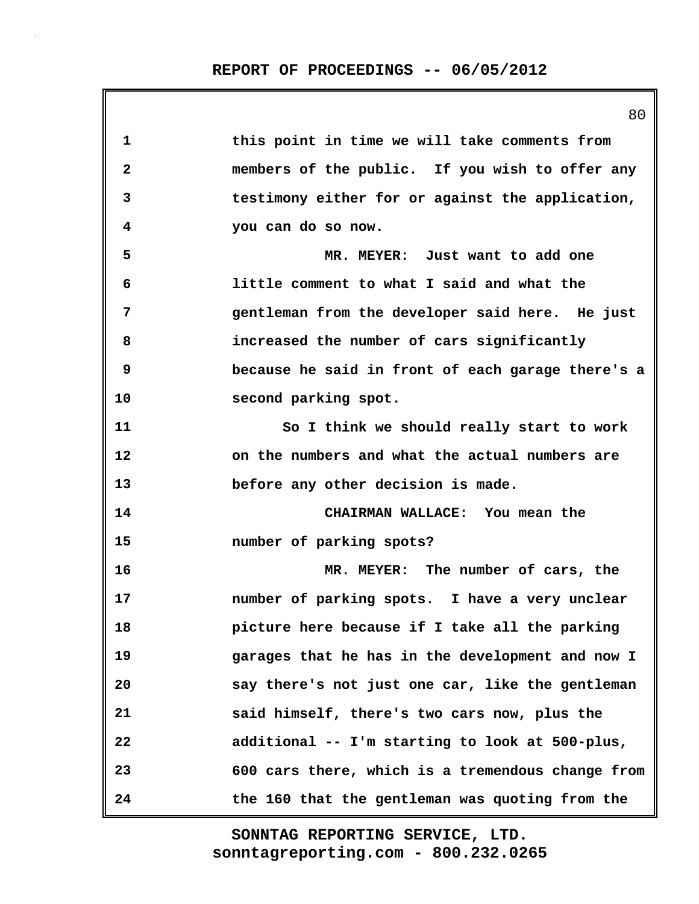this point in time we will take comments from members of the public. If you wish to offer any testimony either for or against the application, you can do so now.

MR. MEYER: Just want to add one little comment to what I said and what the gentleman from the developer said here. He just increased the number of cars significantly because he said in front of each garage there's a second parking spot.

So I think we should really start to work on the numbers and what the actual numbers are before any other decision is made.

CHAIRMAN WALLACE: You mean the number of parking spots?

MR. MEYER: The number of cars, the number of parking spots. I have a very unclear picture here because if I take all the parking garages that he has in the development and now I say there's not just one car, like the gentleman said himself, there's two cars now, plus the additional -- I'm starting to look at 500-plus, 600 cars there, which is a tremendous change from the 160 that the gentleman was quoting from the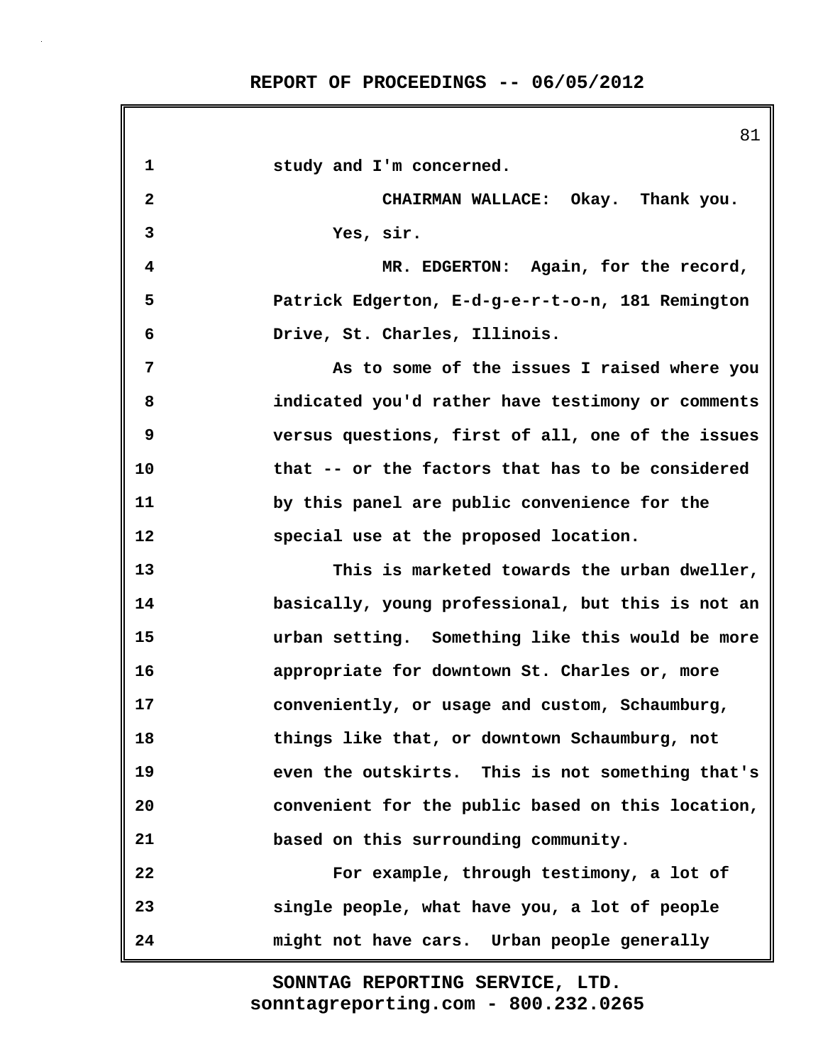study and I'm concerned.

CHAIRMAN WALLACE: Okay. Thank you.

Yes, sir.

MR. EDGERTON: Again, for the record, Patrick Edgerton, E-d-g-e-r-t-o-n, 181 Remington Drive, St. Charles, Illinois.

As to some of the issues I raised where you indicated you'd rather have testimony or comments versus questions, first of all, one of the issues that -- or the factors that has to be considered by this panel are public convenience for the special use at the proposed location.

This is marketed towards the urban dweller, basically, young professional, but this is not an urban setting. Something like this would be more appropriate for downtown St. Charles or, more conveniently, or usage and custom, Schaumburg, things like that, or downtown Schaumburg, not even the outskirts. This is not something that's convenient for the public based on this location, based on this surrounding community.

For example, through testimony, a lot of single people, what have you, a lot of people might not have cars. Urban people generally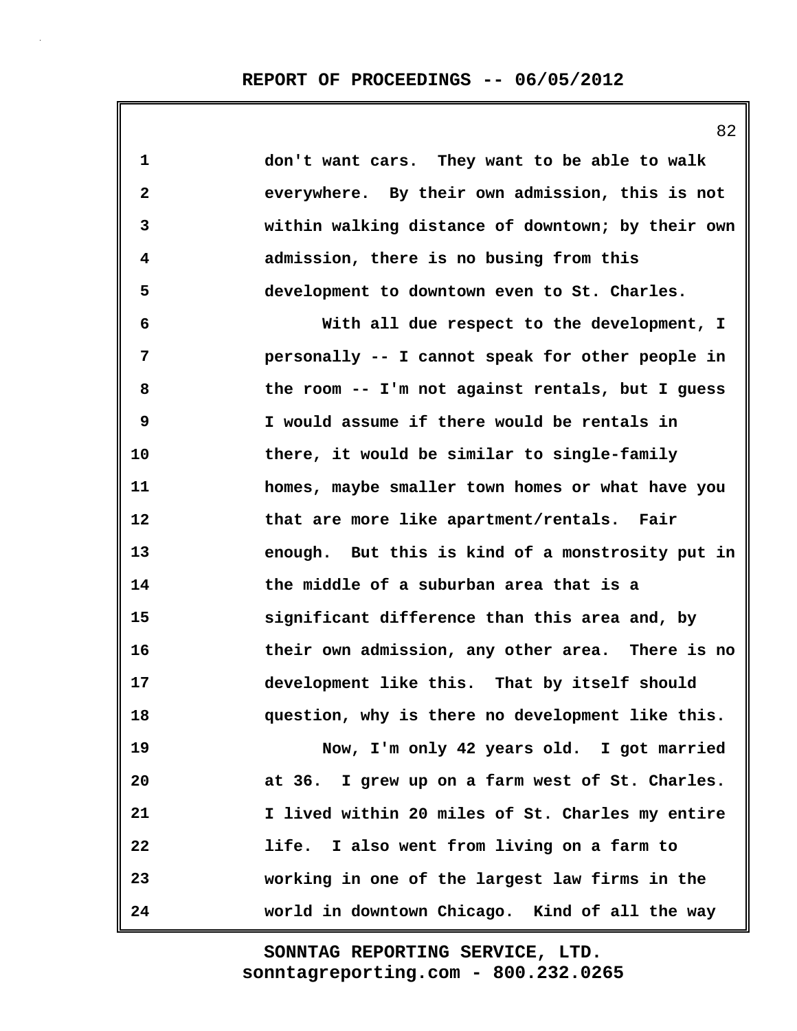don't want cars. They want to be able to walk everywhere. By their own admission, this is not within walking distance of downtown; by their own admission, there is no busing from this development to downtown even to St. Charles.

With all due respect to the development, I personally -- I cannot speak for other people in the room -- I'm not against rentals, but I guess I would assume if there would be rentals in there, it would be similar to single-family homes, maybe smaller town homes or what have you that are more like apartment/rentals. Fair enough. But this is kind of a monstrosity put in the middle of a suburban area that is a significant difference than this area and, by their own admission, any other area. There is no development like this. That by itself should question, why is there no development like this.

Now, I'm only 42 years old. I got married at 36. I grew up on a farm west of St. Charles. I lived within 20 miles of St. Charles my entire life. I also went from living on a farm to working in one of the largest law firms in the world in downtown Chicago. Kind of all the way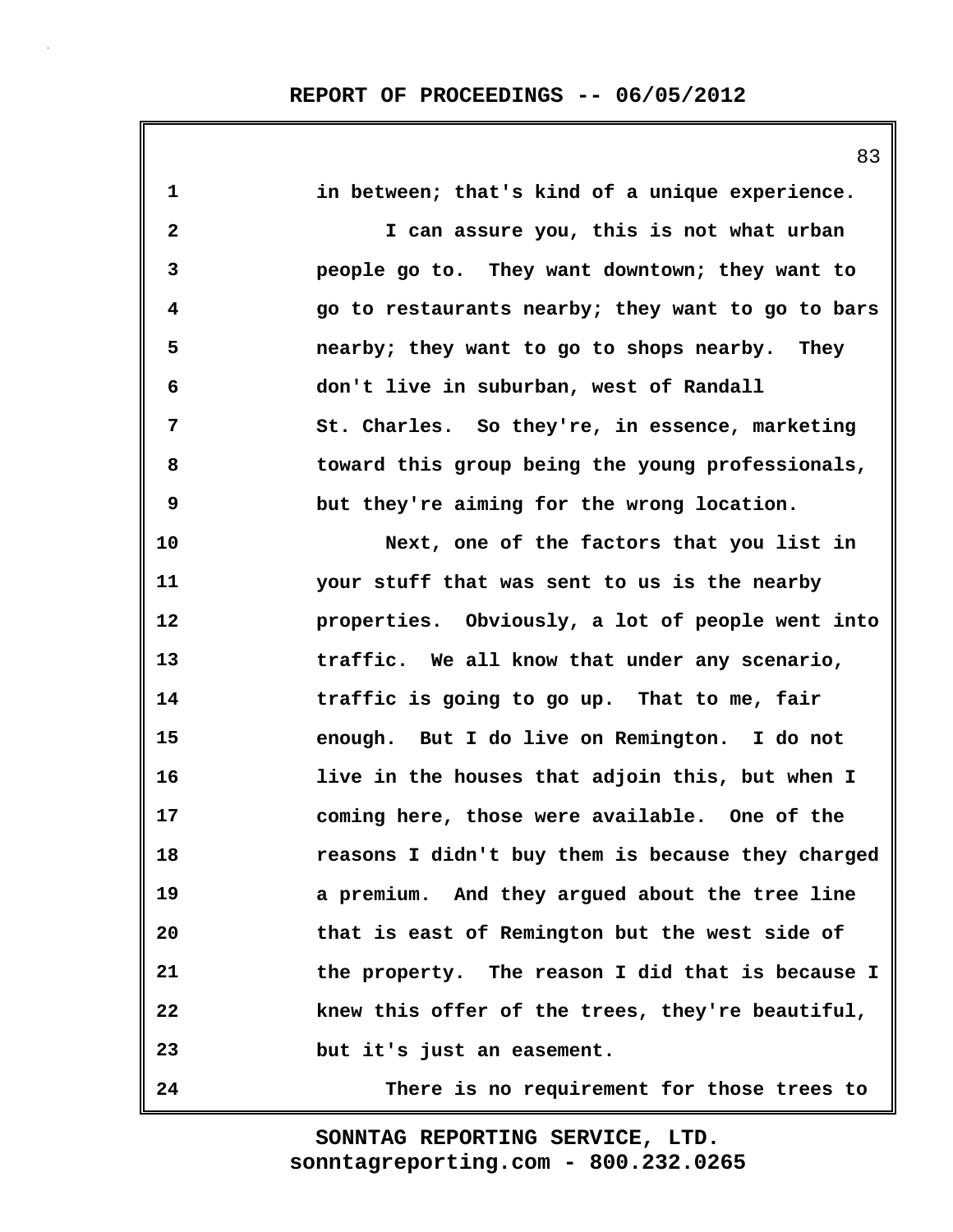in between; that's kind of a unique experience.

I can assure you, this is not what urban people go to. They want downtown; they want to go to restaurants nearby; they want to go to bars nearby; they want to go to shops nearby. They don't live in suburban, west of Randall St. Charles. So they're, in essence, marketing toward this group being the young professionals, but they're aiming for the wrong location.

Next, one of the factors that you list in your stuff that was sent to us is the nearby properties. Obviously, a lot of people went into traffic. We all know that under any scenario, traffic is going to go up. That to me, fair enough. But I do live on Remington. I do not live in the houses that adjoin this, but when I coming here, those were available. One of the reasons I didn't buy them is because they charged a premium. And they argued about the tree line that is east of Remington but the west side of the property. The reason I did that is because I knew this offer of the trees, they're beautiful, but it's just an easement.

There is no requirement for those trees to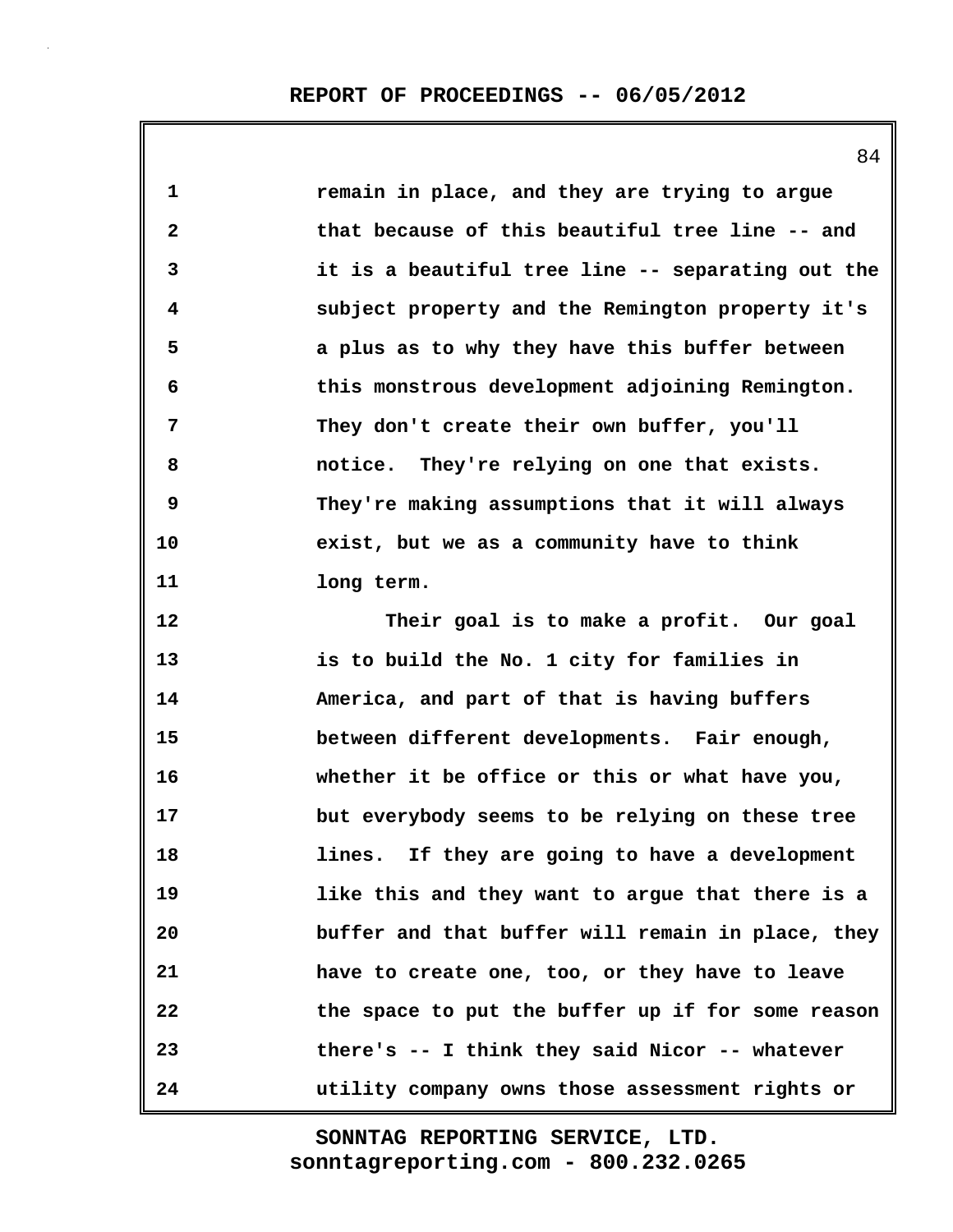remain in place, and they are trying to argue that because of this beautiful tree line -- and it is a beautiful tree line -- separating out the subject property and the Remington property it's a plus as to why they have this buffer between this monstrous development adjoining Remington. They don't create their own buffer, you'll notice. They're relying on one that exists. They're making assumptions that it will always exist, but we as a community have to think long term.

Their goal is to make a profit. Our goal is to build the No. 1 city for families in America, and part of that is having buffers between different developments. Fair enough, whether it be office or this or what have you, but everybody seems to be relying on these tree lines. If they are going to have a development like this and they want to argue that there is a buffer and that buffer will remain in place, they have to create one, too, or they have to leave the space to put the buffer up if for some reason there's -- I think they said Nicor -- whatever utility company owns those assessment rights or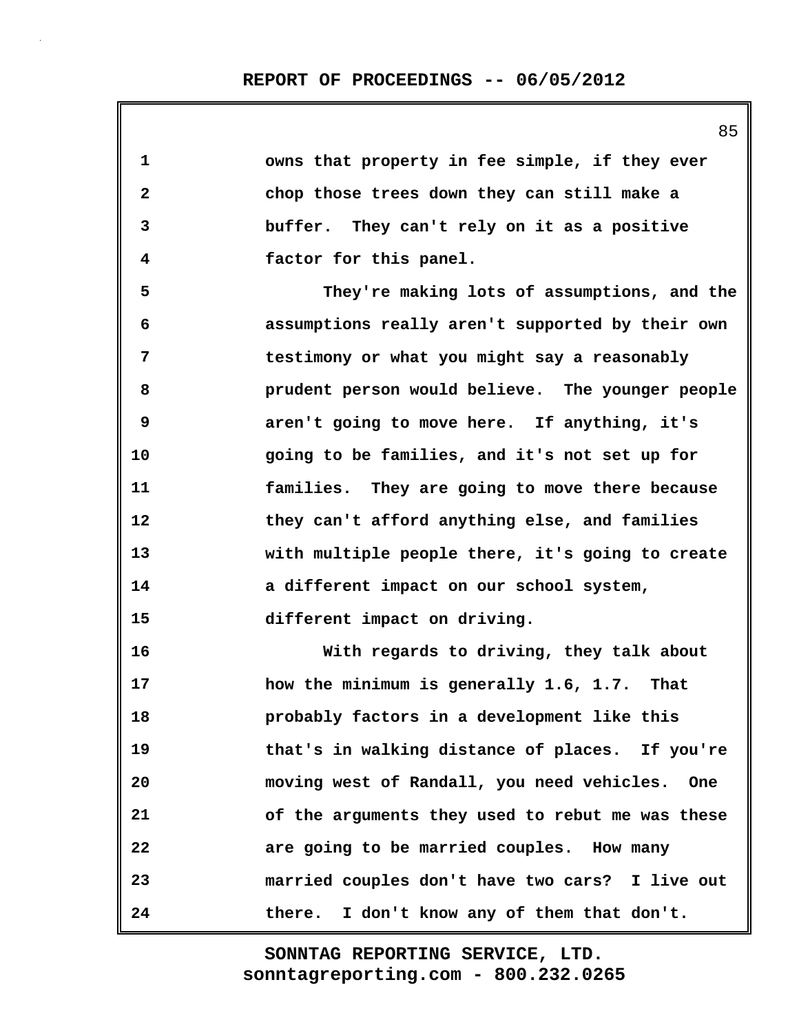owns that property in fee simple, if they ever chop those trees down they can still make a buffer. They can't rely on it as a positive factor for this panel.

They're making lots of assumptions, and the assumptions really aren't supported by their own testimony or what you might say a reasonably prudent person would believe. The younger people aren't going to move here. If anything, it's going to be families, and it's not set up for families. They are going to move there because they can't afford anything else, and families with multiple people there, it's going to create a different impact on our school system, different impact on driving.

With regards to driving, they talk about how the minimum is generally 1.6, 1.7. That probably factors in a development like this that's in walking distance of places. If you're moving west of Randall, you need vehicles. One of the arguments they used to rebut me was these are going to be married couples. How many married couples don't have two cars? I live out there. I don't know any of them that don't.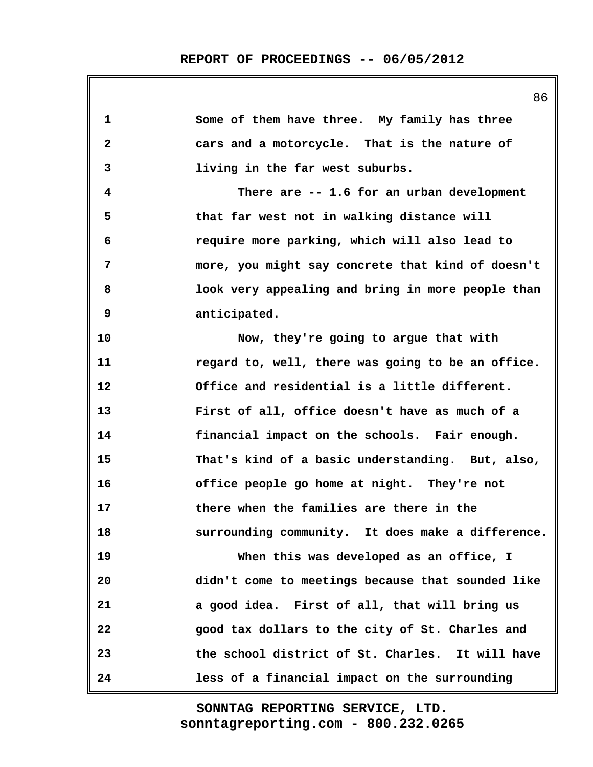1 Some of them have three. My family has three
2 cars and a motorcycle. That is the nature of
3 living in the far west suburbs.
4 There are -- 1.6 for an urban development
5 that far west not in walking distance will
6 require more parking, which will also lead to
7 more, you might say concrete that kind of doesn't
8 look very appealing and bring in more people than
9 anticipated.
10 Now, they're going to argue that with
11 regard to, well, there was going to be an office.
12 Office and residential is a little different.
13 First of all, office doesn't have as much of a
14 financial impact on the schools. Fair enough.
15 That's kind of a basic understanding. But, also,
16 office people go home at night. They're not
17 there when the families are there in the
18 surrounding community. It does make a difference.
19 When this was developed as an office, I
20 didn't come to meetings because that sounded like
21 a good idea. First of all, that will bring us
22 good tax dollars to the city of St. Charles and
23 the school district of St. Charles. It will have
24 less of a financial impact on the surrounding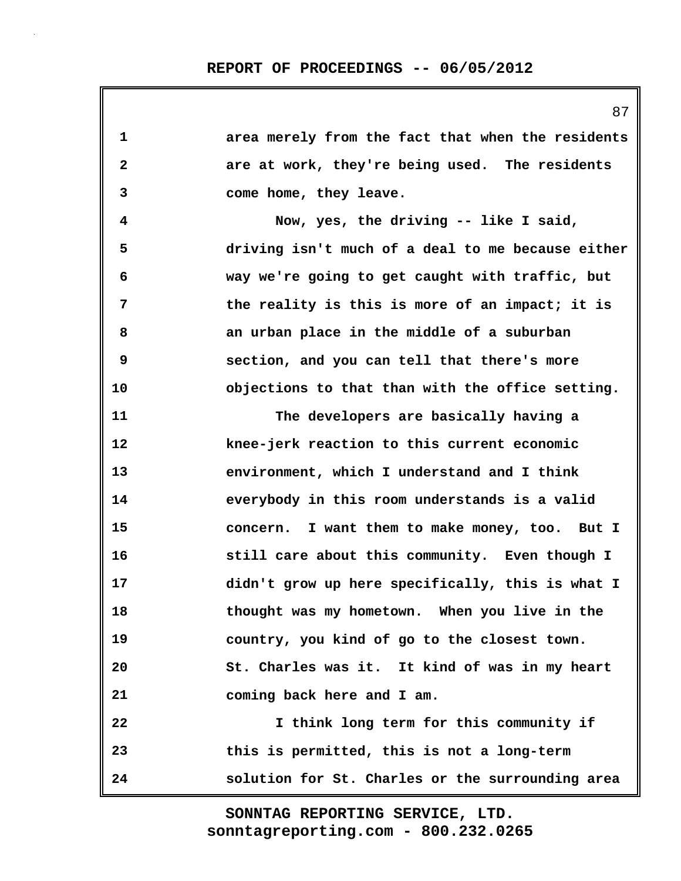area merely from the fact that when the residents are at work, they're being used. The residents come home, they leave.

Now, yes, the driving -- like I said, driving isn't much of a deal to me because either way we're going to get caught with traffic, but the reality is this is more of an impact; it is an urban place in the middle of a suburban section, and you can tell that there's more objections to that than with the office setting.

The developers are basically having a knee-jerk reaction to this current economic environment, which I understand and I think everybody in this room understands is a valid concern. I want them to make money, too. But I still care about this community. Even though I didn't grow up here specifically, this is what I thought was my hometown. When you live in the country, you kind of go to the closest town. St. Charles was it. It kind of was in my heart coming back here and I am.

I think long term for this community if this is permitted, this is not a long-term solution for St. Charles or the surrounding area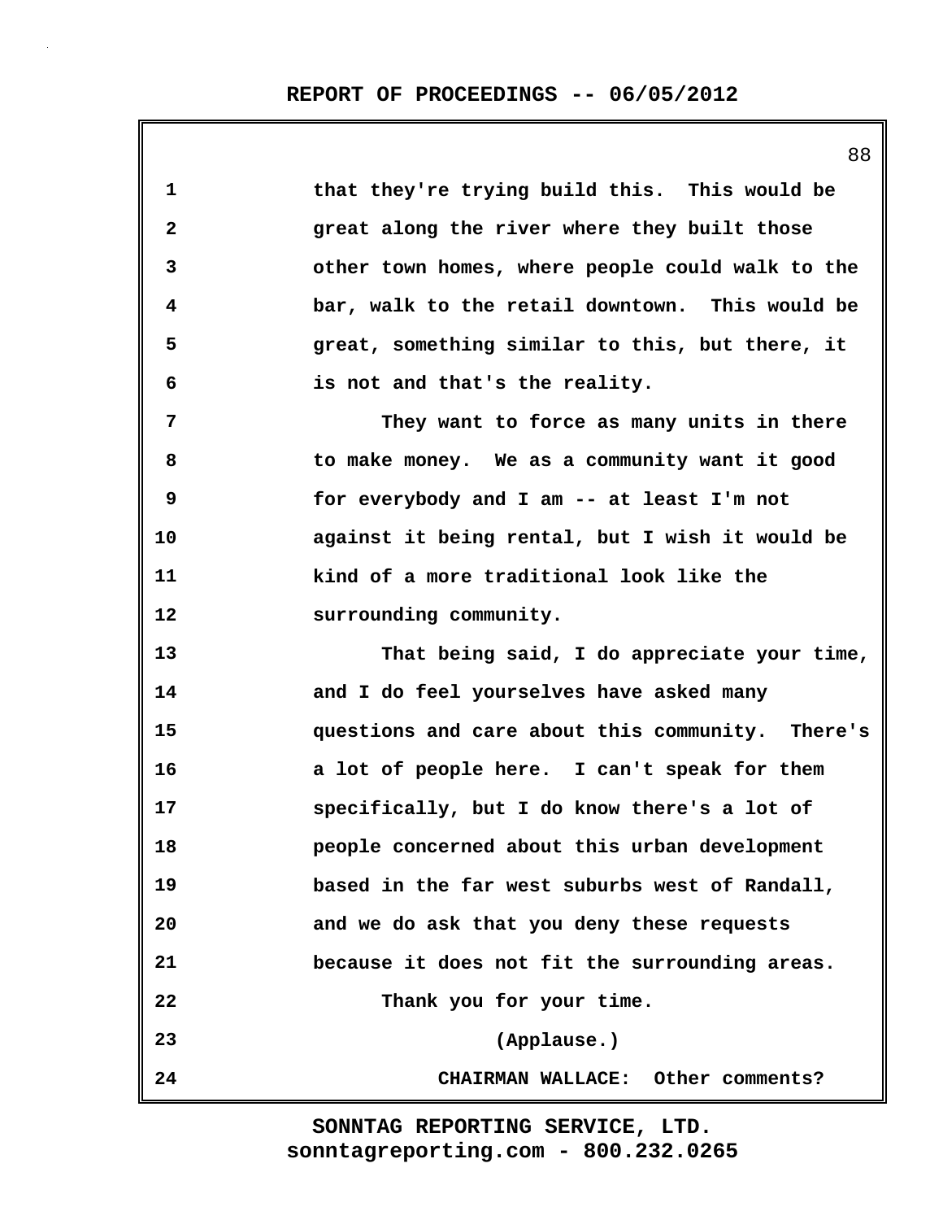that they're trying build this. This would be great along the river where they built those other town homes, where people could walk to the bar, walk to the retail downtown. This would be great, something similar to this, but there, it is not and that's the reality.

They want to force as many units in there to make money. We as a community want it good for everybody and I am -- at least I'm not against it being rental, but I wish it would be kind of a more traditional look like the surrounding community.

That being said, I do appreciate your time, and I do feel yourselves have asked many questions and care about this community. There's a lot of people here. I can't speak for them specifically, but I do know there's a lot of people concerned about this urban development based in the far west suburbs west of Randall, and we do ask that you deny these requests because it does not fit the surrounding areas.

Thank you for your time.

(Applause.)

CHAIRMAN WALLACE: Other comments?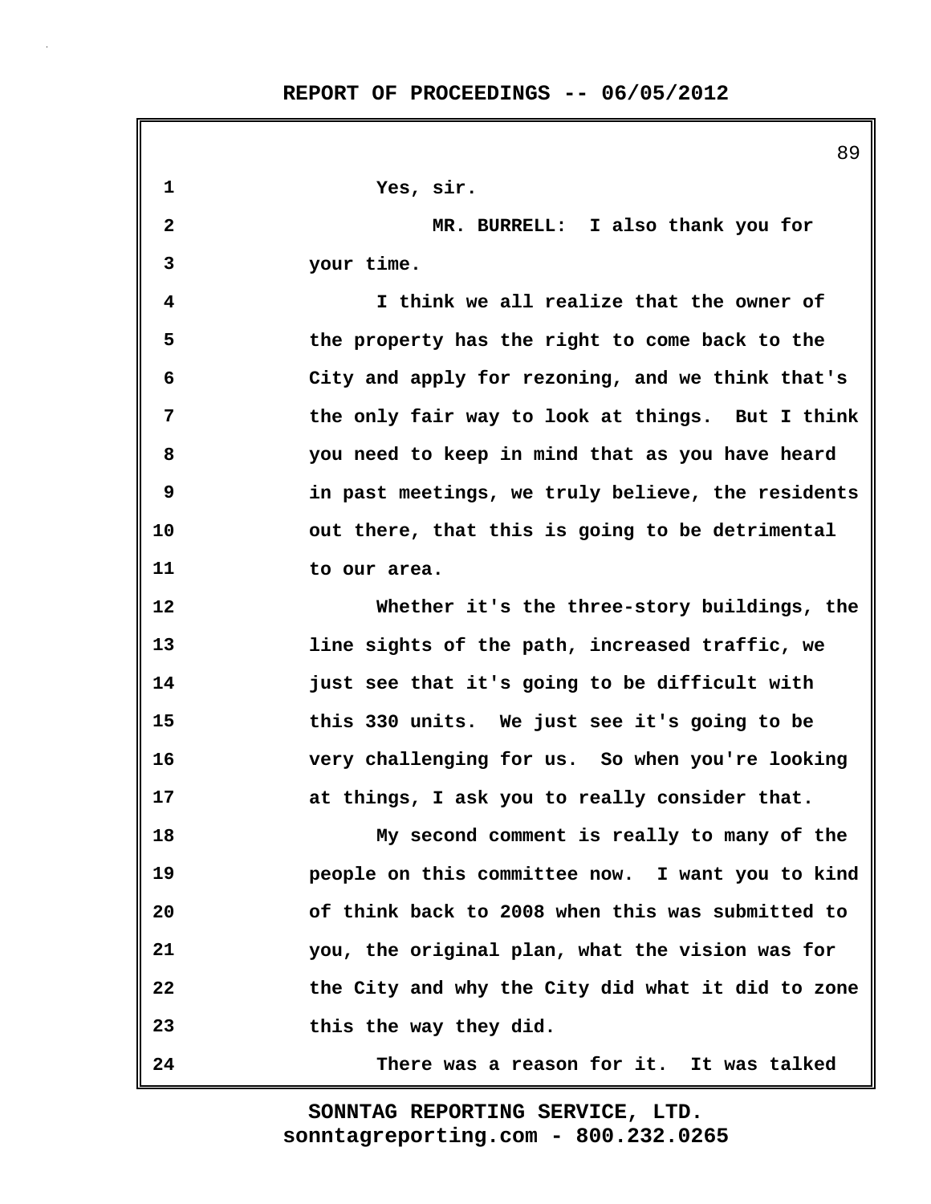Yes, sir.

MR. BURRELL: I also thank you for your time.

I think we all realize that the owner of the property has the right to come back to the City and apply for rezoning, and we think that's the only fair way to look at things. But I think you need to keep in mind that as you have heard in past meetings, we truly believe, the residents out there, that this is going to be detrimental to our area.

Whether it's the three-story buildings, the line sights of the path, increased traffic, we just see that it's going to be difficult with this 330 units. We just see it's going to be very challenging for us. So when you're looking at things, I ask you to really consider that.

My second comment is really to many of the people on this committee now. I want you to kind of think back to 2008 when this was submitted to you, the original plan, what the vision was for the City and why the City did what it did to zone this the way they did.

There was a reason for it. It was talked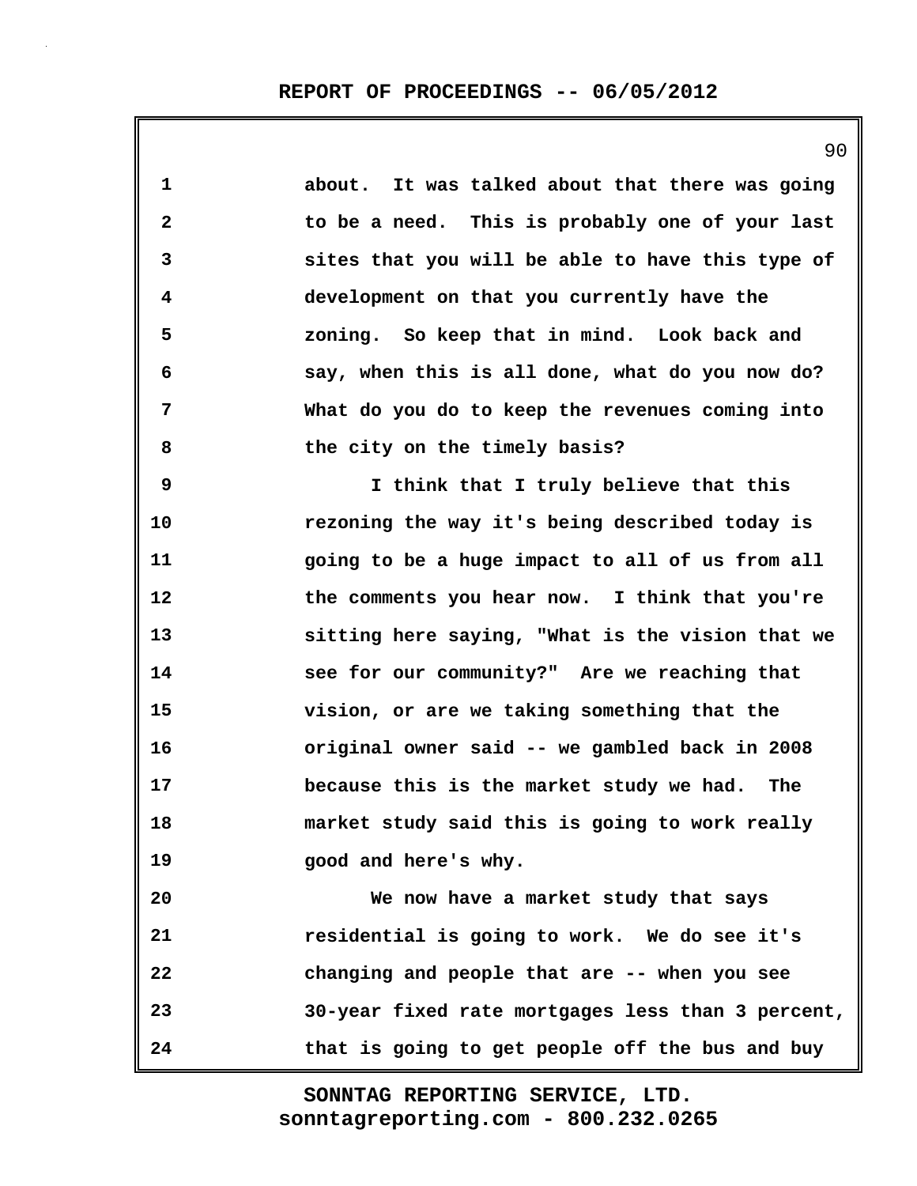about. It was talked about that there was going to be a need. This is probably one of your last sites that you will be able to have this type of development on that you currently have the zoning. So keep that in mind. Look back and say, when this is all done, what do you now do? What do you do to keep the revenues coming into the city on the timely basis?

I think that I truly believe that this rezoning the way it's being described today is going to be a huge impact to all of us from all the comments you hear now. I think that you're sitting here saying, "What is the vision that we see for our community?" Are we reaching that vision, or are we taking something that the original owner said -- we gambled back in 2008 because this is the market study we had. The market study said this is going to work really good and here's why.

We now have a market study that says residential is going to work. We do see it's changing and people that are -- when you see 30-year fixed rate mortgages less than 3 percent, that is going to get people off the bus and buy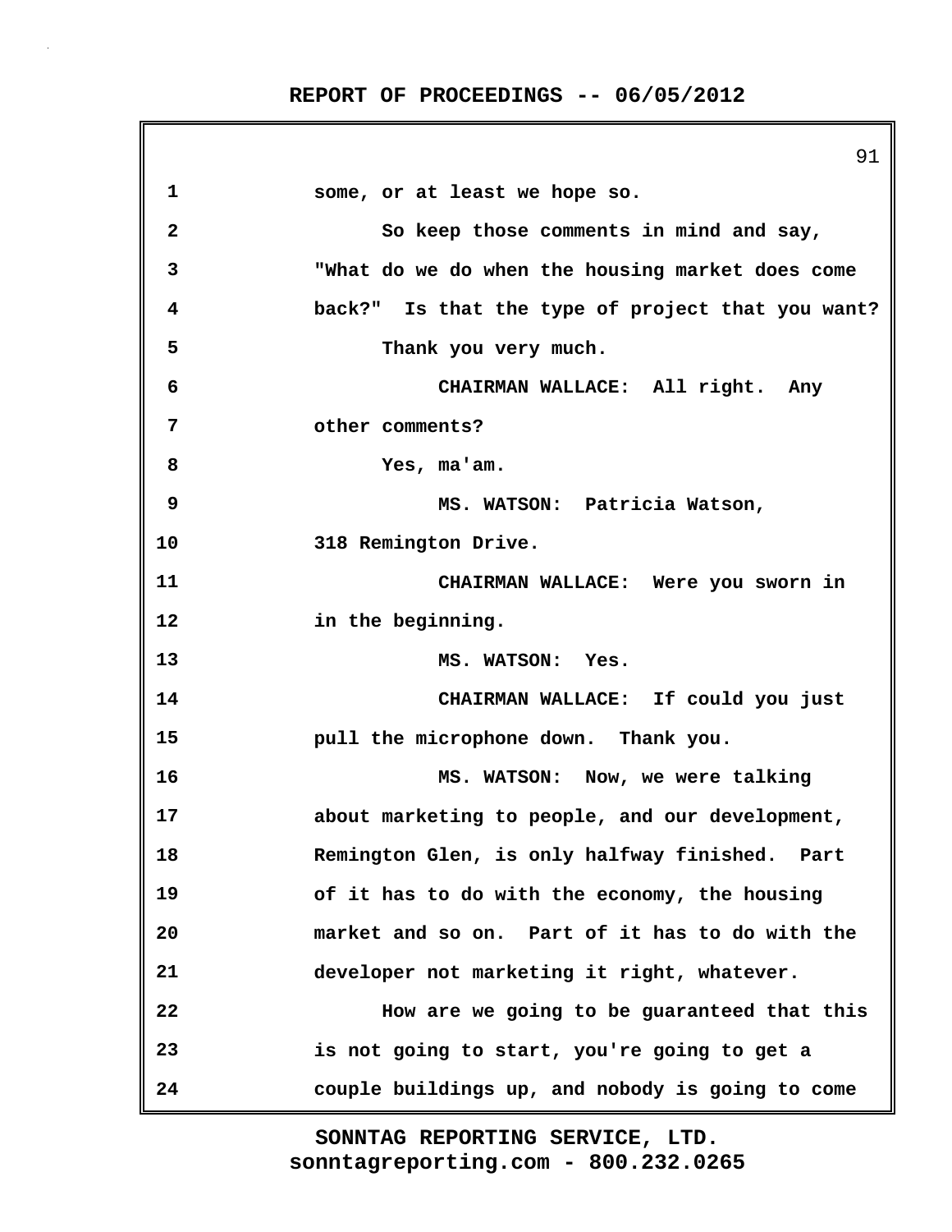1 some, or at least we hope so.

2 So keep those comments in mind and say,

3 "What do we do when the housing market does come

4 back?" Is that the type of project that you want?

5 Thank you very much.

6 CHAIRMAN WALLACE: All right. Any

7 other comments?

8 Yes, ma'am.

9 MS. WATSON: Patricia Watson,

10 318 Remington Drive.

11 CHAIRMAN WALLACE: Were you sworn in

12 in the beginning.

13 MS. WATSON: Yes.

14 CHAIRMAN WALLACE: If could you just

15 pull the microphone down. Thank you.

16 MS. WATSON: Now, we were talking

17 about marketing to people, and our development,

18 Remington Glen, is only halfway finished. Part

19 of it has to do with the economy, the housing

20 market and so on. Part of it has to do with the

21 developer not marketing it right, whatever.

22 How are we going to be guaranteed that this

23 is not going to start, you're going to get a

24 couple buildings up, and nobody is going to come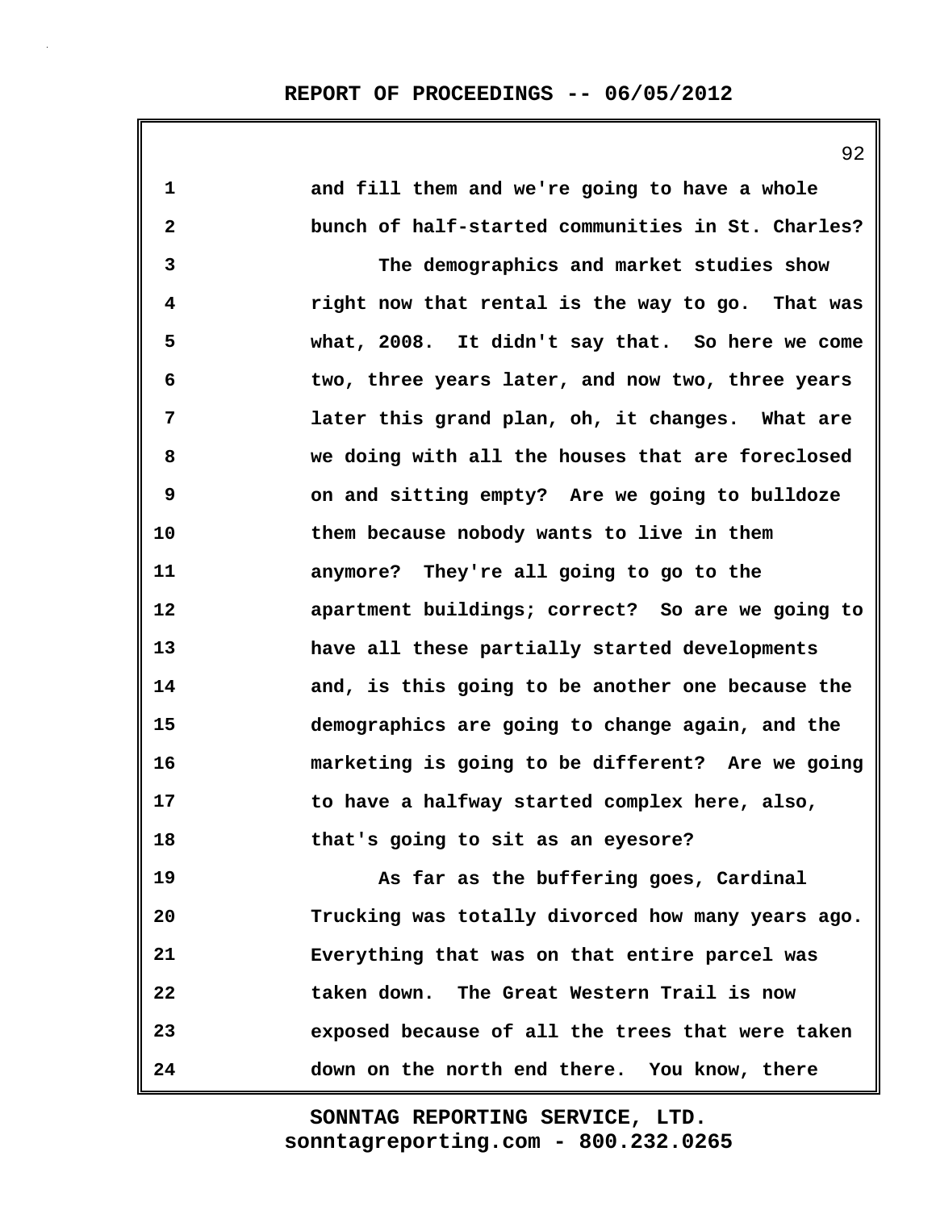and fill them and we're going to have a whole bunch of half-started communities in St. Charles?

The demographics and market studies show right now that rental is the way to go. That was what, 2008. It didn't say that. So here we come two, three years later, and now two, three years later this grand plan, oh, it changes. What are we doing with all the houses that are foreclosed on and sitting empty? Are we going to bulldoze them because nobody wants to live in them anymore? They're all going to go to the apartment buildings; correct? So are we going to have all these partially started developments and, is this going to be another one because the demographics are going to change again, and the marketing is going to be different? Are we going to have a halfway started complex here, also, that's going to sit as an eyesore?

As far as the buffering goes, Cardinal Trucking was totally divorced how many years ago. Everything that was on that entire parcel was taken down. The Great Western Trail is now exposed because of all the trees that were taken down on the north end there. You know, there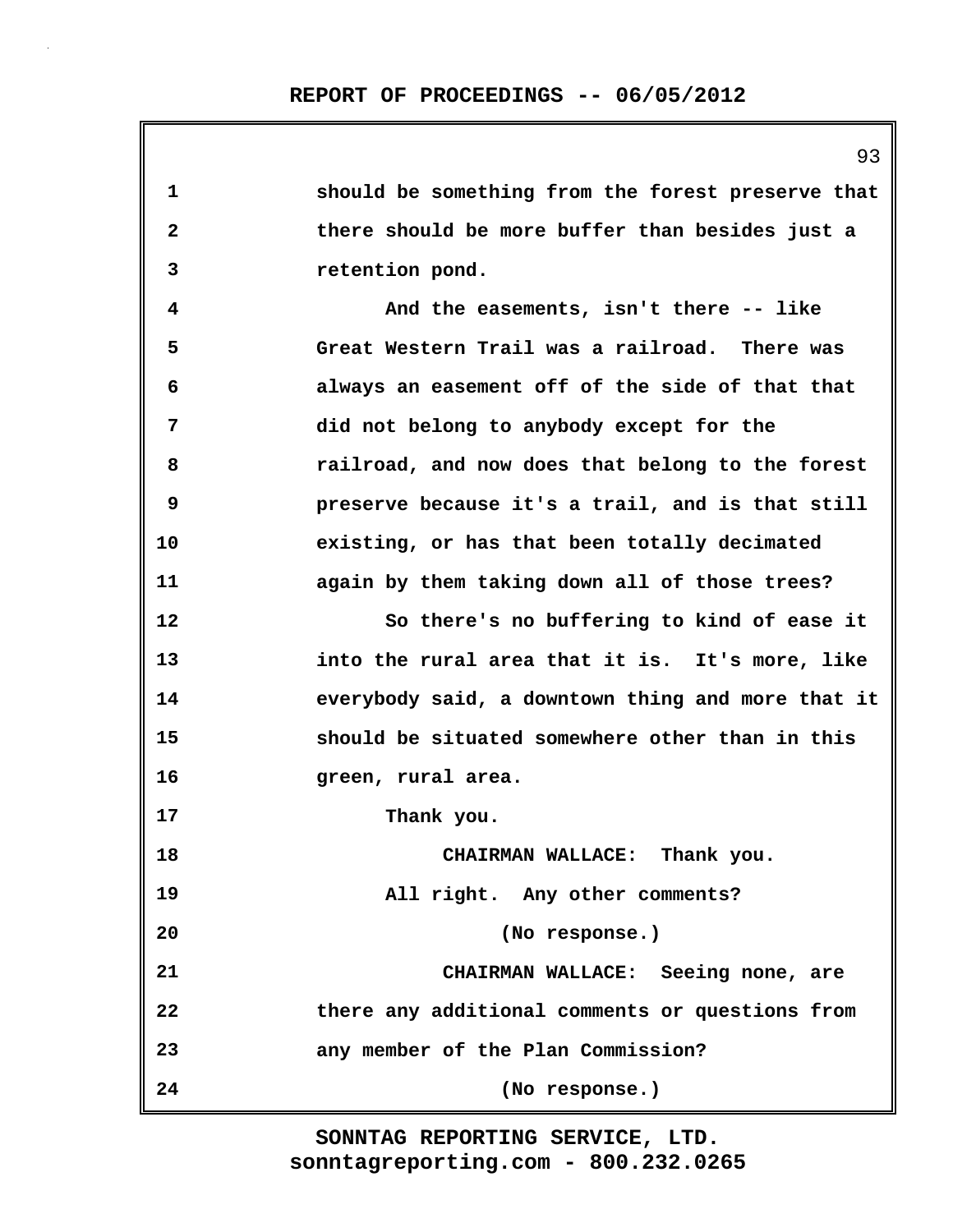should be something from the forest preserve that there should be more buffer than besides just a retention pond.

And the easements, isn't there -- like Great Western Trail was a railroad. There was always an easement off of the side of that that did not belong to anybody except for the railroad, and now does that belong to the forest preserve because it's a trail, and is that still existing, or has that been totally decimated again by them taking down all of those trees?

So there's no buffering to kind of ease it into the rural area that it is. It's more, like everybody said, a downtown thing and more that it should be situated somewhere other than in this green, rural area.

Thank you.

CHAIRMAN WALLACE: Thank you.

All right. Any other comments?

(No response.)

CHAIRMAN WALLACE: Seeing none, are there any additional comments or questions from any member of the Plan Commission?

(No response.)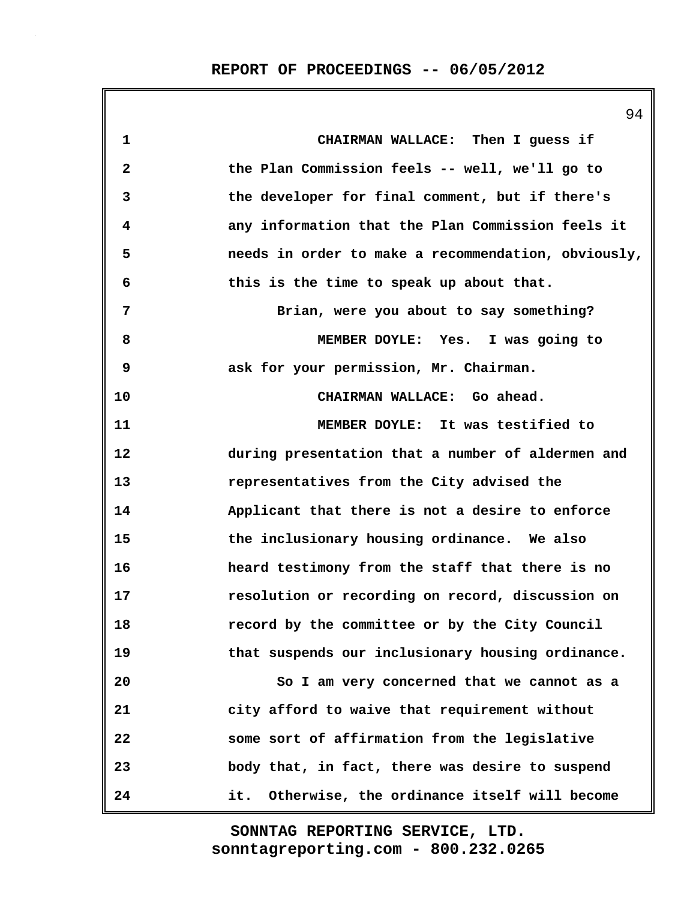CHAIRMAN WALLACE: Then I guess if the Plan Commission feels -- well, we'll go to the developer for final comment, but if there's any information that the Plan Commission feels it needs in order to make a recommendation, obviously, this is the time to speak up about that.

Brian, were you about to say something?

MEMBER DOYLE: Yes. I was going to ask for your permission, Mr. Chairman.

CHAIRMAN WALLACE: Go ahead.

MEMBER DOYLE: It was testified to during presentation that a number of aldermen and representatives from the City advised the Applicant that there is not a desire to enforce the inclusionary housing ordinance. We also heard testimony from the staff that there is no resolution or recording on record, discussion on record by the committee or by the City Council that suspends our inclusionary housing ordinance.

So I am very concerned that we cannot as a city afford to waive that requirement without some sort of affirmation from the legislative body that, in fact, there was desire to suspend it. Otherwise, the ordinance itself will become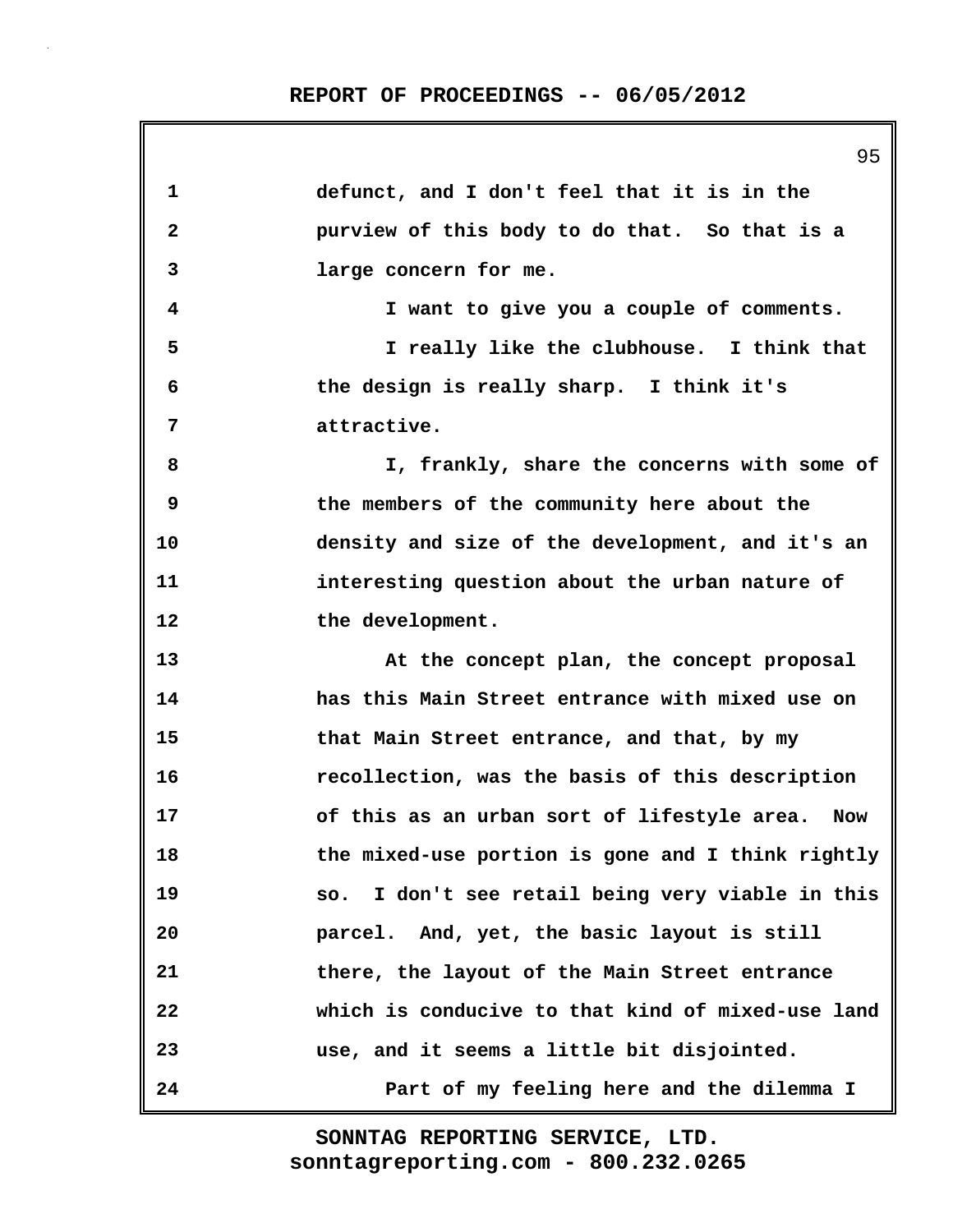defunct, and I don't feel that it is in the purview of this body to do that. So that is a large concern for me.

I want to give you a couple of comments.

I really like the clubhouse. I think that the design is really sharp. I think it's attractive.

I, frankly, share the concerns with some of the members of the community here about the density and size of the development, and it's an interesting question about the urban nature of the development.

At the concept plan, the concept proposal has this Main Street entrance with mixed use on that Main Street entrance, and that, by my recollection, was the basis of this description of this as an urban sort of lifestyle area. Now the mixed-use portion is gone and I think rightly so. I don't see retail being very viable in this parcel. And, yet, the basic layout is still there, the layout of the Main Street entrance which is conducive to that kind of mixed-use land use, and it seems a little bit disjointed.

Part of my feeling here and the dilemma I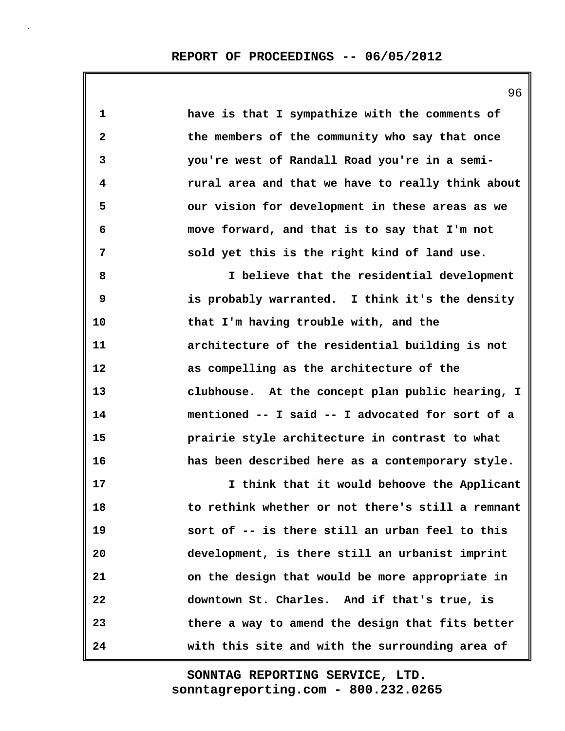have is that I sympathize with the comments of the members of the community who say that once you're west of Randall Road you're in a semi-rural area and that we have to really think about our vision for development in these areas as we move forward, and that is to say that I'm not sold yet this is the right kind of land use.

I believe that the residential development is probably warranted. I think it's the density that I'm having trouble with, and the architecture of the residential building is not as compelling as the architecture of the clubhouse. At the concept plan public hearing, I mentioned -- I said -- I advocated for sort of a prairie style architecture in contrast to what has been described here as a contemporary style.

I think that it would behoove the Applicant to rethink whether or not there's still a remnant sort of -- is there still an urban feel to this development, is there still an urbanist imprint on the design that would be more appropriate in downtown St. Charles. And if that's true, is there a way to amend the design that fits better with this site and with the surrounding area of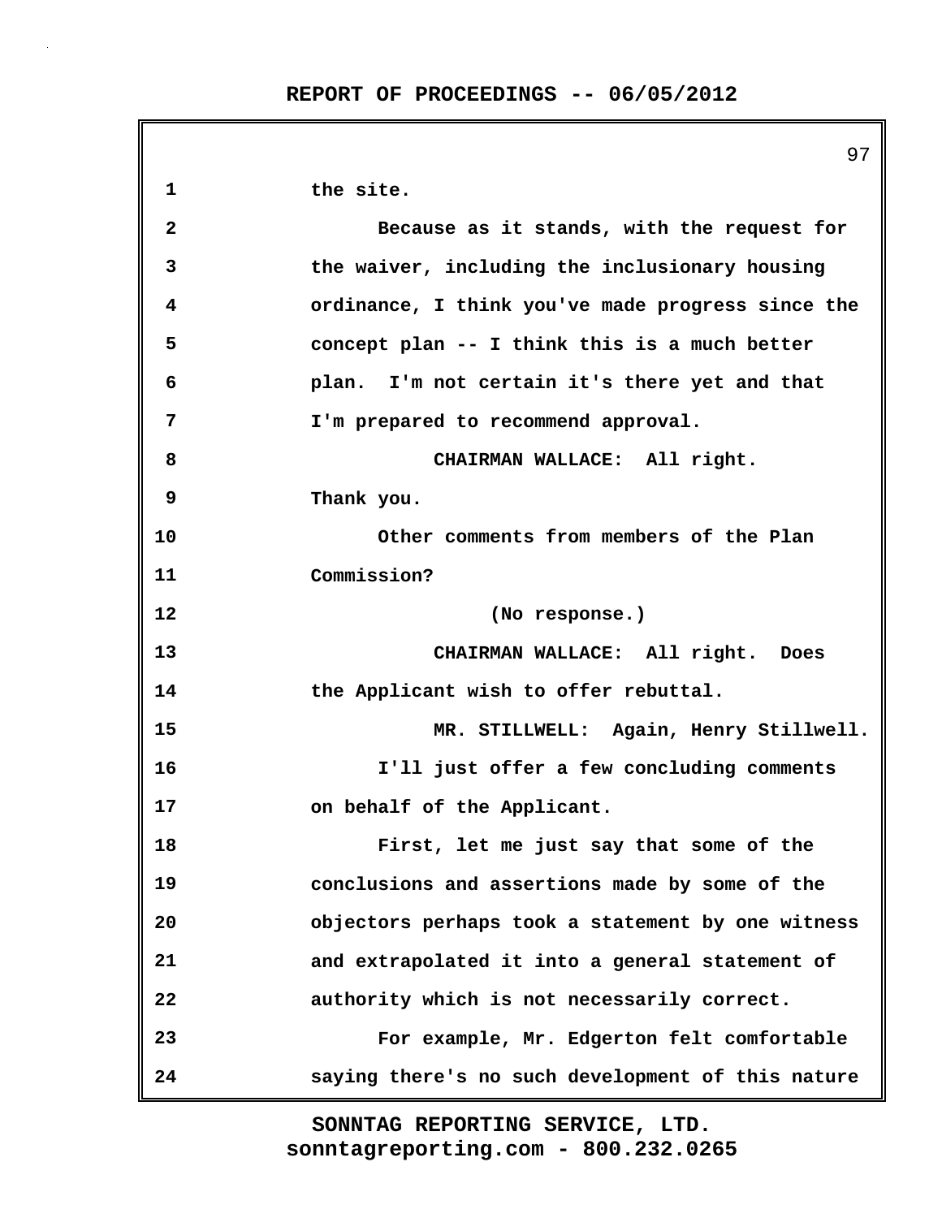the site.

Because as it stands, with the request for the waiver, including the inclusionary housing ordinance, I think you've made progress since the concept plan -- I think this is a much better plan. I'm not certain it's there yet and that I'm prepared to recommend approval.

CHAIRMAN WALLACE: All right. Thank you.

Other comments from members of the Plan Commission?

(No response.)

CHAIRMAN WALLACE: All right. Does the Applicant wish to offer rebuttal.

MR. STILLWELL: Again, Henry Stillwell.

I'll just offer a few concluding comments on behalf of the Applicant.

First, let me just say that some of the conclusions and assertions made by some of the objectors perhaps took a statement by one witness and extrapolated it into a general statement of authority which is not necessarily correct.

For example, Mr. Edgerton felt comfortable saying there's no such development of this nature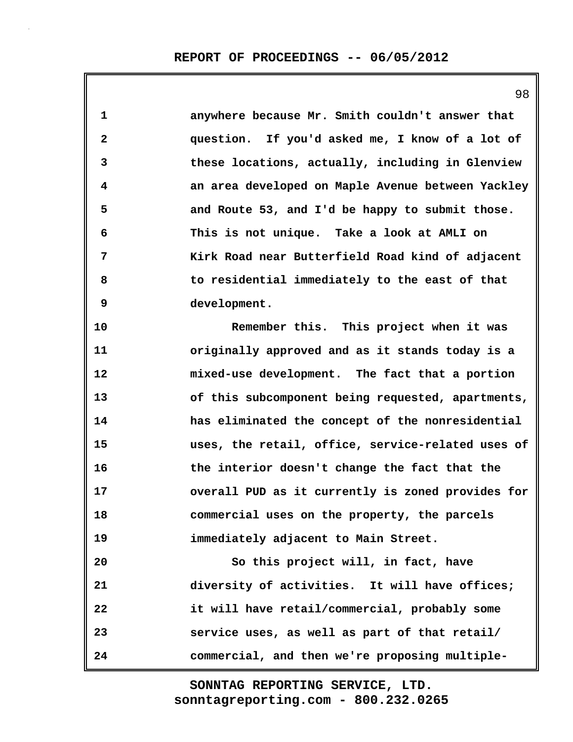anywhere because Mr. Smith couldn't answer that question. If you'd asked me, I know of a lot of these locations, actually, including in Glenview an area developed on Maple Avenue between Yackley and Route 53, and I'd be happy to submit those. This is not unique. Take a look at AMLI on Kirk Road near Butterfield Road kind of adjacent to residential immediately to the east of that development.

Remember this. This project when it was originally approved and as it stands today is a mixed-use development. The fact that a portion of this subcomponent being requested, apartments, has eliminated the concept of the nonresidential uses, the retail, office, service-related uses of the interior doesn't change the fact that the overall PUD as it currently is zoned provides for commercial uses on the property, the parcels immediately adjacent to Main Street.

So this project will, in fact, have diversity of activities. It will have offices; it will have retail/commercial, probably some service uses, as well as part of that retail/commercial, and then we're proposing multiple-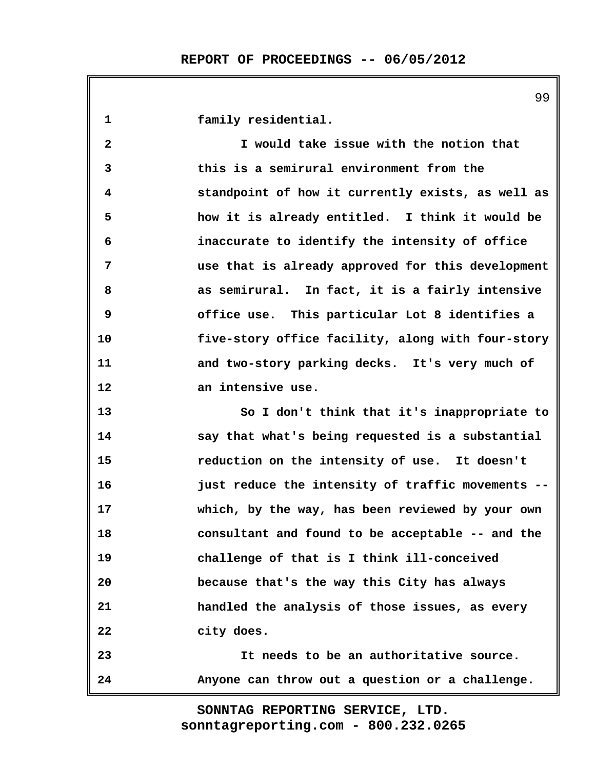family residential.

I would take issue with the notion that this is a semirural environment from the standpoint of how it currently exists, as well as how it is already entitled. I think it would be inaccurate to identify the intensity of office use that is already approved for this development as semirural. In fact, it is a fairly intensive office use. This particular Lot 8 identifies a five-story office facility, along with four-story and two-story parking decks. It's very much of an intensive use.

So I don't think that it's inappropriate to say that what's being requested is a substantial reduction on the intensity of use. It doesn't just reduce the intensity of traffic movements -- which, by the way, has been reviewed by your own consultant and found to be acceptable -- and the challenge of that is I think ill-conceived because that's the way this City has always handled the analysis of those issues, as every city does.

It needs to be an authoritative source. Anyone can throw out a question or a challenge.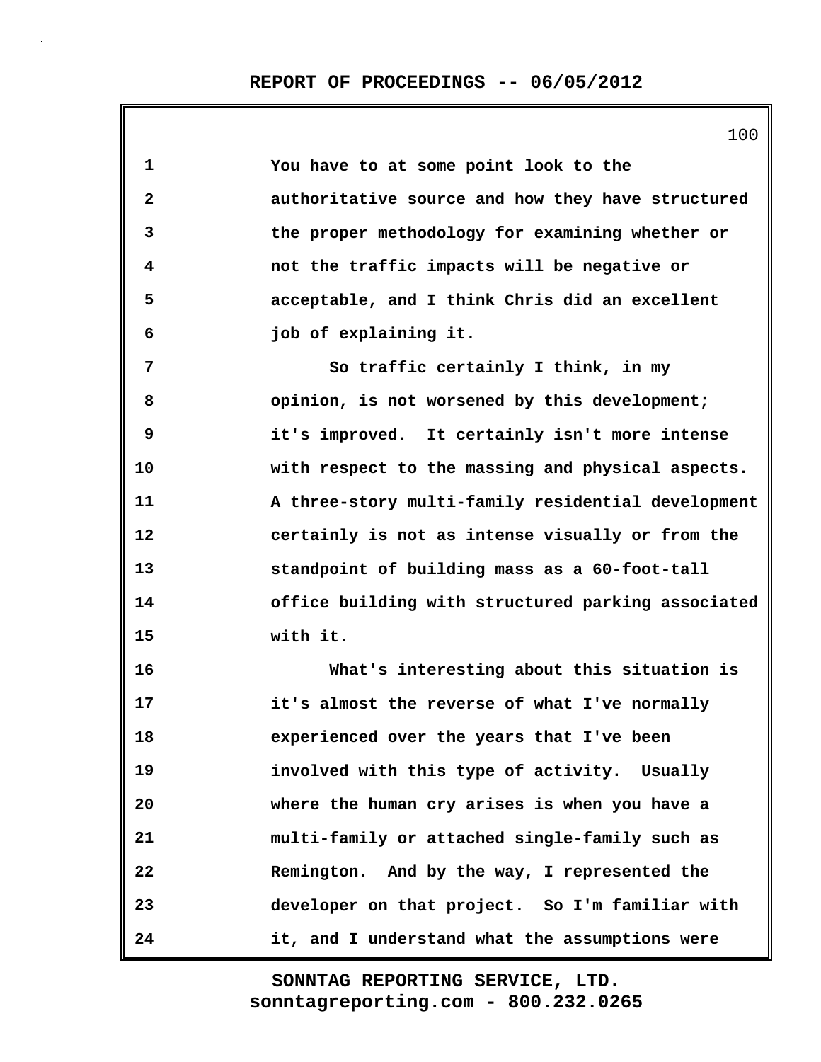You have to at some point look to the authoritative source and how they have structured the proper methodology for examining whether or not the traffic impacts will be negative or acceptable, and I think Chris did an excellent job of explaining it.

So traffic certainly I think, in my opinion, is not worsened by this development; it's improved. It certainly isn't more intense with respect to the massing and physical aspects. A three-story multi-family residential development certainly is not as intense visually or from the standpoint of building mass as a 60-foot-tall office building with structured parking associated with it.

What's interesting about this situation is it's almost the reverse of what I've normally experienced over the years that I've been involved with this type of activity. Usually where the human cry arises is when you have a multi-family or attached single-family such as Remington. And by the way, I represented the developer on that project. So I'm familiar with it, and I understand what the assumptions were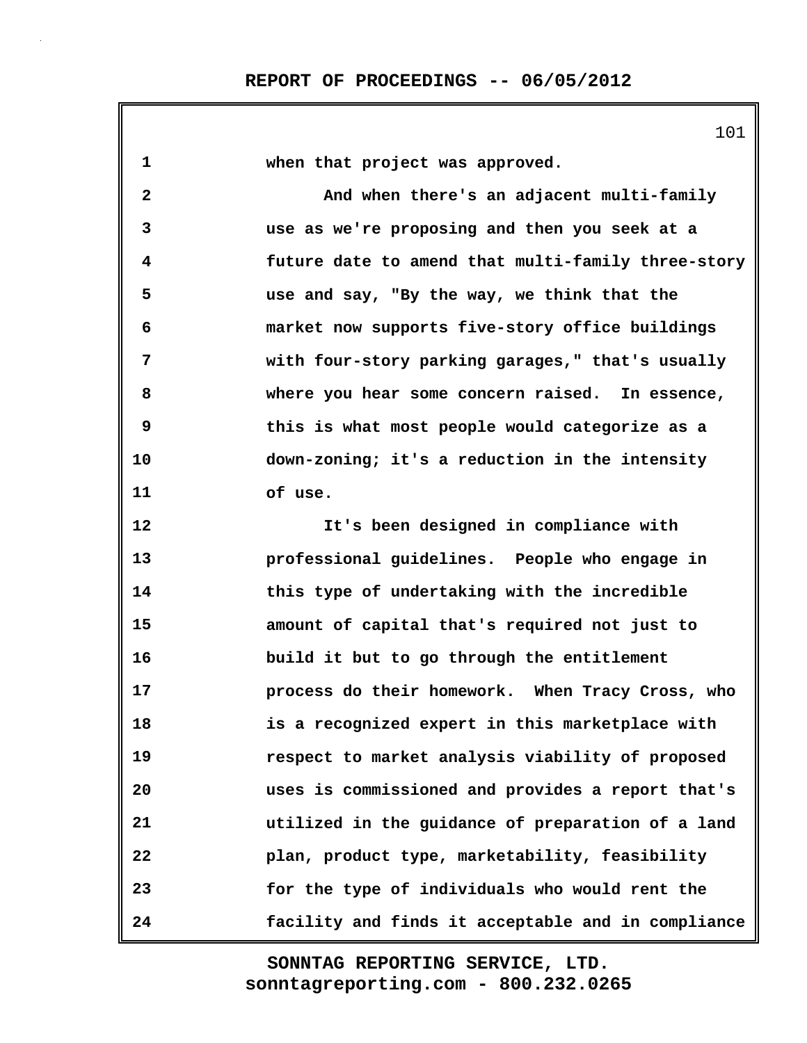when that project was approved.

And when there's an adjacent multi-family use as we're proposing and then you seek at a future date to amend that multi-family three-story use and say, "By the way, we think that the market now supports five-story office buildings with four-story parking garages," that's usually where you hear some concern raised. In essence, this is what most people would categorize as a down-zoning; it's a reduction in the intensity of use.

It's been designed in compliance with professional guidelines. People who engage in this type of undertaking with the incredible amount of capital that's required not just to build it but to go through the entitlement process do their homework. When Tracy Cross, who is a recognized expert in this marketplace with respect to market analysis viability of proposed uses is commissioned and provides a report that's utilized in the guidance of preparation of a land plan, product type, marketability, feasibility for the type of individuals who would rent the facility and finds it acceptable and in compliance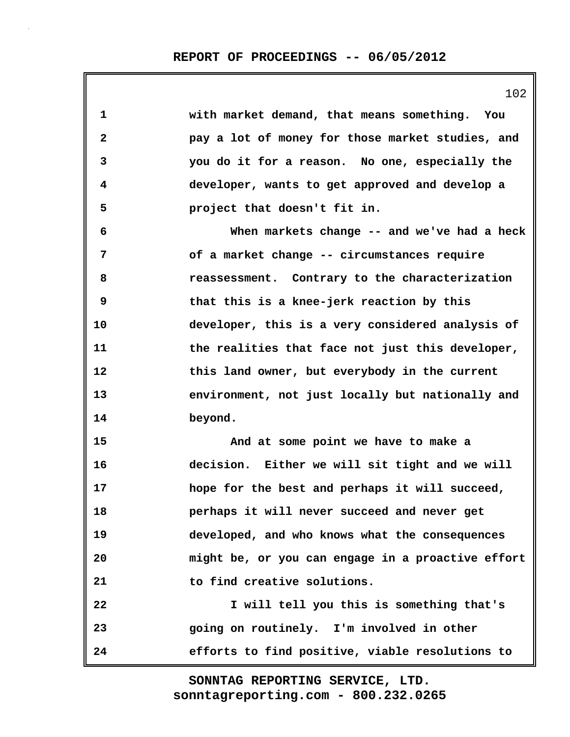with market demand, that means something. You pay a lot of money for those market studies, and you do it for a reason. No one, especially the developer, wants to get approved and develop a project that doesn't fit in.

When markets change -- and we've had a heck of a market change -- circumstances require reassessment. Contrary to the characterization that this is a knee-jerk reaction by this developer, this is a very considered analysis of the realities that face not just this developer, this land owner, but everybody in the current environment, not just locally but nationally and beyond.

And at some point we have to make a decision. Either we will sit tight and we will hope for the best and perhaps it will succeed, perhaps it will never succeed and never get developed, and who knows what the consequences might be, or you can engage in a proactive effort to find creative solutions.

I will tell you this is something that's going on routinely. I'm involved in other efforts to find positive, viable resolutions to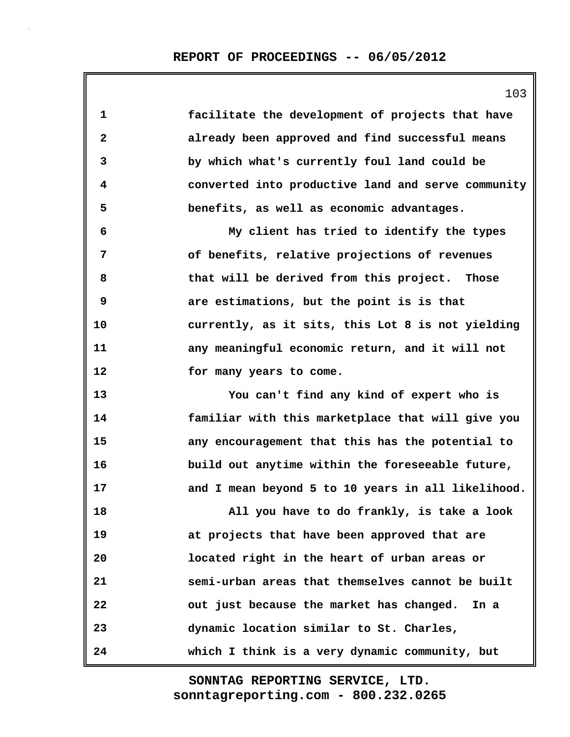facilitate the development of projects that have already been approved and find successful means by which what's currently foul land could be converted into productive land and serve community benefits, as well as economic advantages.

My client has tried to identify the types of benefits, relative projections of revenues that will be derived from this project. Those are estimations, but the point is is that currently, as it sits, this Lot 8 is not yielding any meaningful economic return, and it will not for many years to come.

You can't find any kind of expert who is familiar with this marketplace that will give you any encouragement that this has the potential to build out anytime within the foreseeable future, and I mean beyond 5 to 10 years in all likelihood.

All you have to do frankly, is take a look at projects that have been approved that are located right in the heart of urban areas or semi-urban areas that themselves cannot be built out just because the market has changed. In a dynamic location similar to St. Charles, which I think is a very dynamic community, but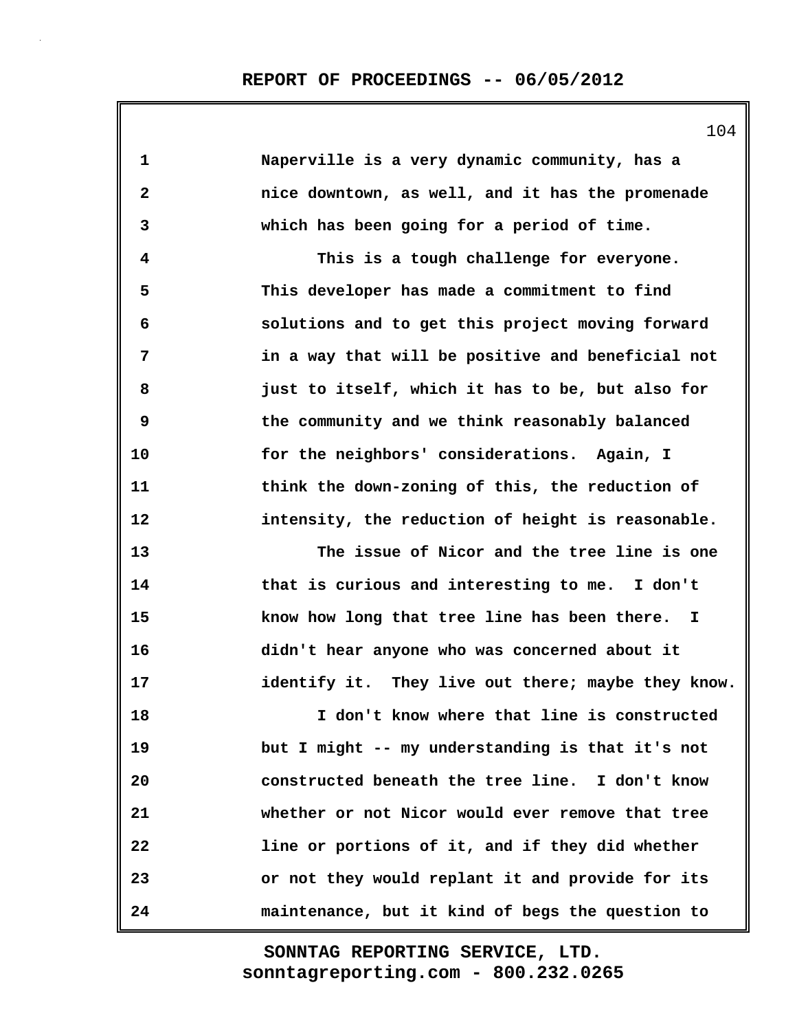Naperville is a very dynamic community, has a nice downtown, as well, and it has the promenade which has been going for a period of time.

This is a tough challenge for everyone. This developer has made a commitment to find solutions and to get this project moving forward in a way that will be positive and beneficial not just to itself, which it has to be, but also for the community and we think reasonably balanced for the neighbors' considerations. Again, I think the down-zoning of this, the reduction of intensity, the reduction of height is reasonable.

The issue of Nicor and the tree line is one that is curious and interesting to me. I don't know how long that tree line has been there. I didn't hear anyone who was concerned about it identify it. They live out there; maybe they know.

I don't know where that line is constructed but I might -- my understanding is that it's not constructed beneath the tree line. I don't know whether or not Nicor would ever remove that tree line or portions of it, and if they did whether or not they would replant it and provide for its maintenance, but it kind of begs the question to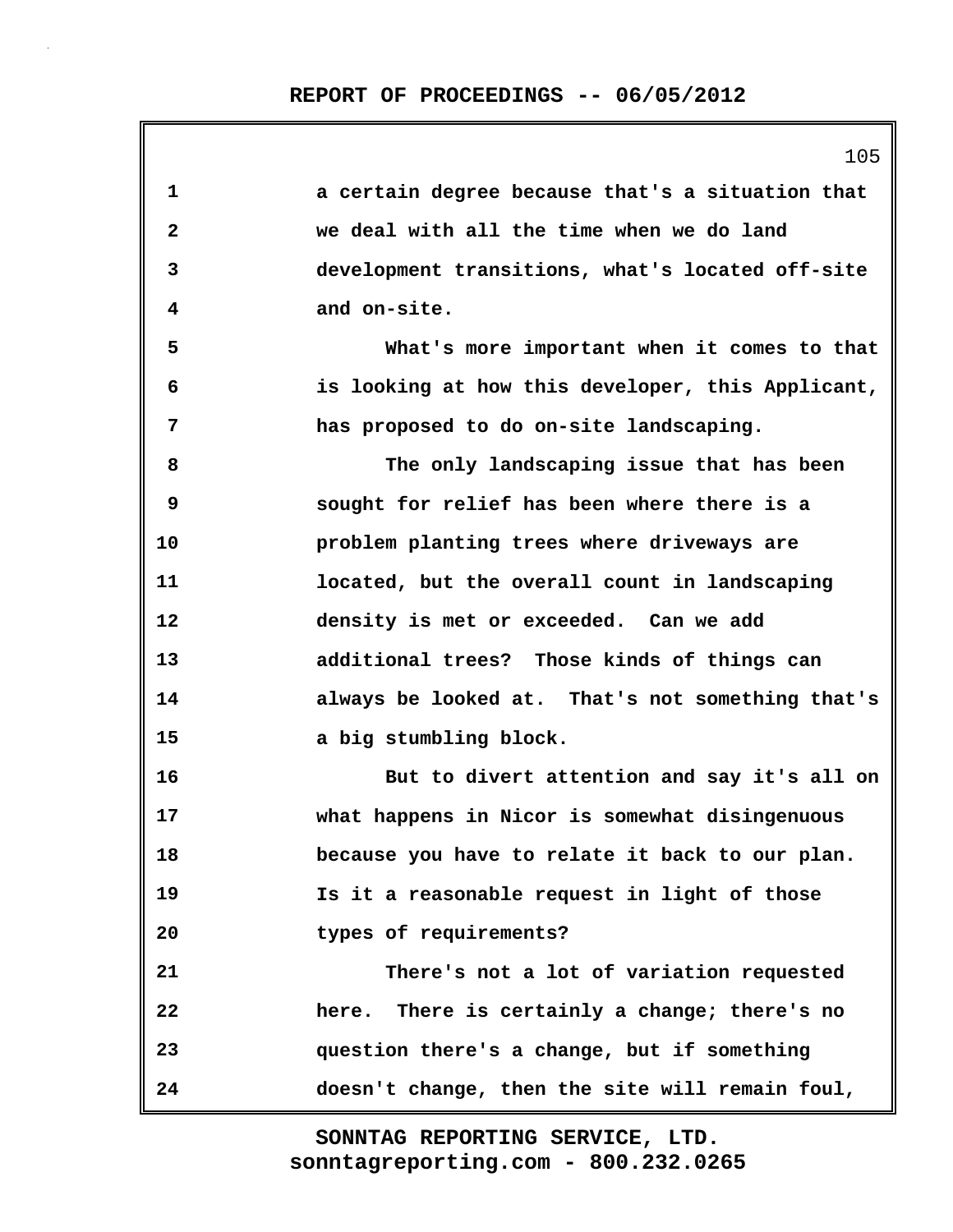a certain degree because that's a situation that we deal with all the time when we do land development transitions, what's located off-site and on-site.

What's more important when it comes to that is looking at how this developer, this Applicant, has proposed to do on-site landscaping.

The only landscaping issue that has been sought for relief has been where there is a problem planting trees where driveways are located, but the overall count in landscaping density is met or exceeded. Can we add additional trees? Those kinds of things can always be looked at. That's not something that's a big stumbling block.

But to divert attention and say it's all on what happens in Nicor is somewhat disingenuous because you have to relate it back to our plan. Is it a reasonable request in light of those types of requirements?

There's not a lot of variation requested here. There is certainly a change; there's no question there's a change, but if something doesn't change, then the site will remain foul,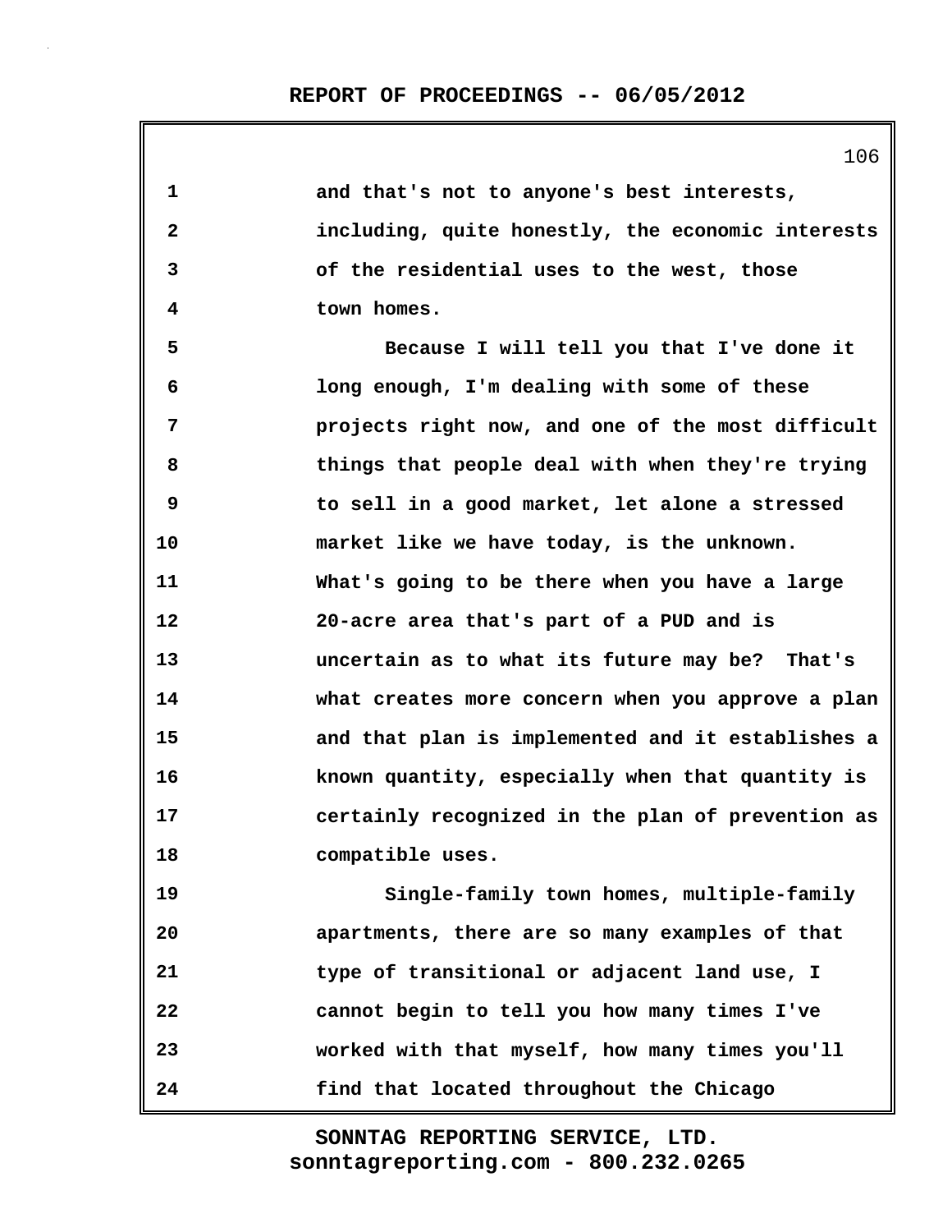and that's not to anyone's best interests, including, quite honestly, the economic interests of the residential uses to the west, those town homes.

Because I will tell you that I've done it long enough, I'm dealing with some of these projects right now, and one of the most difficult things that people deal with when they're trying to sell in a good market, let alone a stressed market like we have today, is the unknown. What's going to be there when you have a large 20-acre area that's part of a PUD and is uncertain as to what its future may be? That's what creates more concern when you approve a plan and that plan is implemented and it establishes a known quantity, especially when that quantity is certainly recognized in the plan of prevention as compatible uses.

Single-family town homes, multiple-family apartments, there are so many examples of that type of transitional or adjacent land use, I cannot begin to tell you how many times I've worked with that myself, how many times you'll find that located throughout the Chicago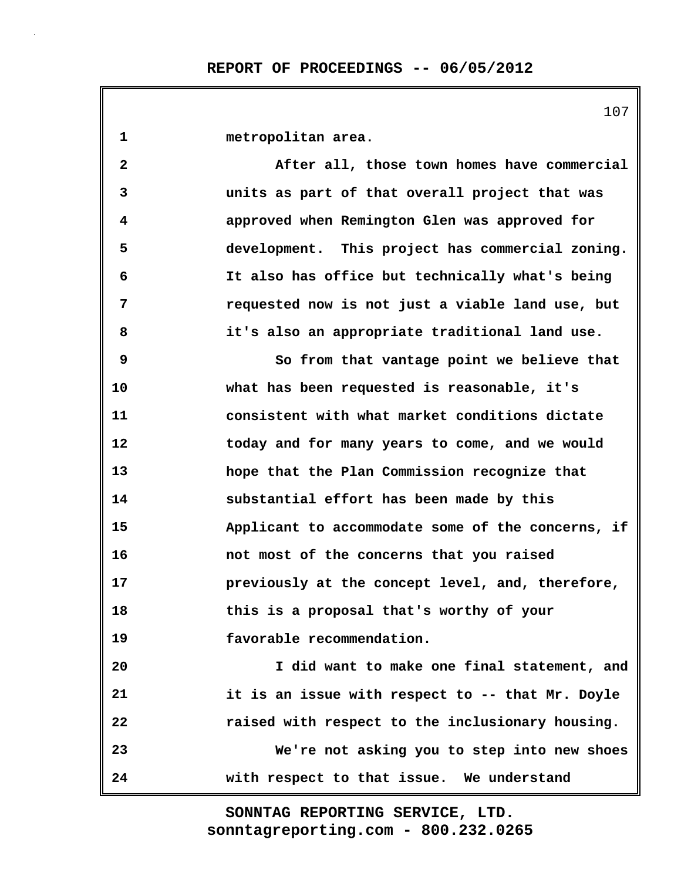metropolitan area.

After all, those town homes have commercial units as part of that overall project that was approved when Remington Glen was approved for development. This project has commercial zoning. It also has office but technically what's being requested now is not just a viable land use, but it's also an appropriate traditional land use.

So from that vantage point we believe that what has been requested is reasonable, it's consistent with what market conditions dictate today and for many years to come, and we would hope that the Plan Commission recognize that substantial effort has been made by this Applicant to accommodate some of the concerns, if not most of the concerns that you raised previously at the concept level, and, therefore, this is a proposal that's worthy of your favorable recommendation.

I did want to make one final statement, and it is an issue with respect to -- that Mr. Doyle raised with respect to the inclusionary housing.

We're not asking you to step into new shoes with respect to that issue. We understand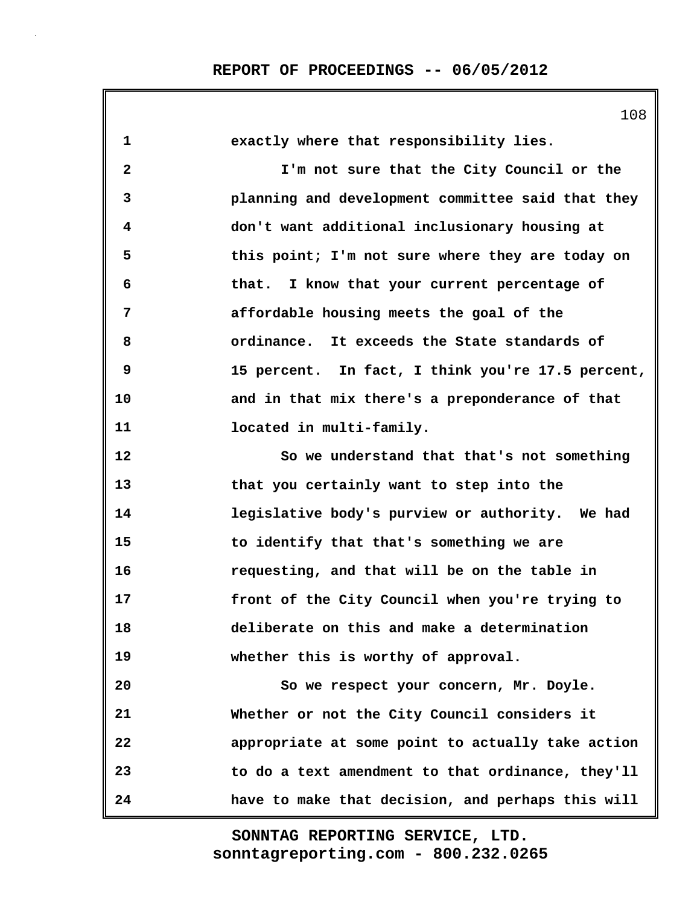exactly where that responsibility lies.

I'm not sure that the City Council or the planning and development committee said that they don't want additional inclusionary housing at this point; I'm not sure where they are today on that. I know that your current percentage of affordable housing meets the goal of the ordinance. It exceeds the State standards of 15 percent. In fact, I think you're 17.5 percent, and in that mix there's a preponderance of that located in multi-family.

So we understand that that's not something that you certainly want to step into the legislative body's purview or authority. We had to identify that that's something we are requesting, and that will be on the table in front of the City Council when you're trying to deliberate on this and make a determination whether this is worthy of approval.

So we respect your concern, Mr. Doyle. Whether or not the City Council considers it appropriate at some point to actually take action to do a text amendment to that ordinance, they'll have to make that decision, and perhaps this will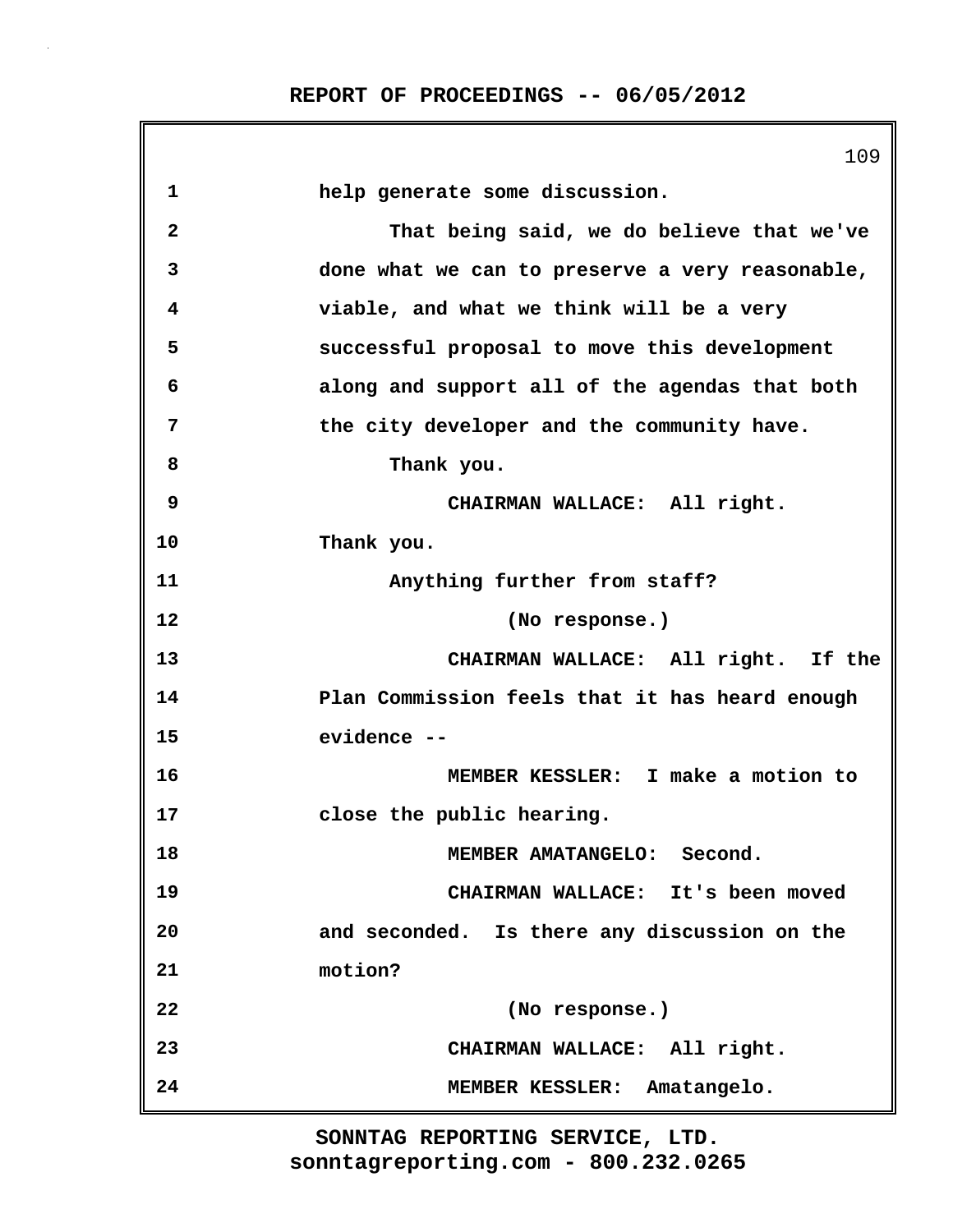help generate some discussion.

That being said, we do believe that we've done what we can to preserve a very reasonable, viable, and what we think will be a very successful proposal to move this development along and support all of the agendas that both the city developer and the community have.

Thank you.

CHAIRMAN WALLACE: All right. Thank you.

Anything further from staff?

(No response.)

CHAIRMAN WALLACE: All right. If the Plan Commission feels that it has heard enough evidence --

MEMBER KESSLER: I make a motion to close the public hearing.

MEMBER AMATANGELO: Second.

CHAIRMAN WALLACE: It's been moved and seconded. Is there any discussion on the motion?

(No response.)

CHAIRMAN WALLACE: All right.

MEMBER KESSLER: Amatangelo.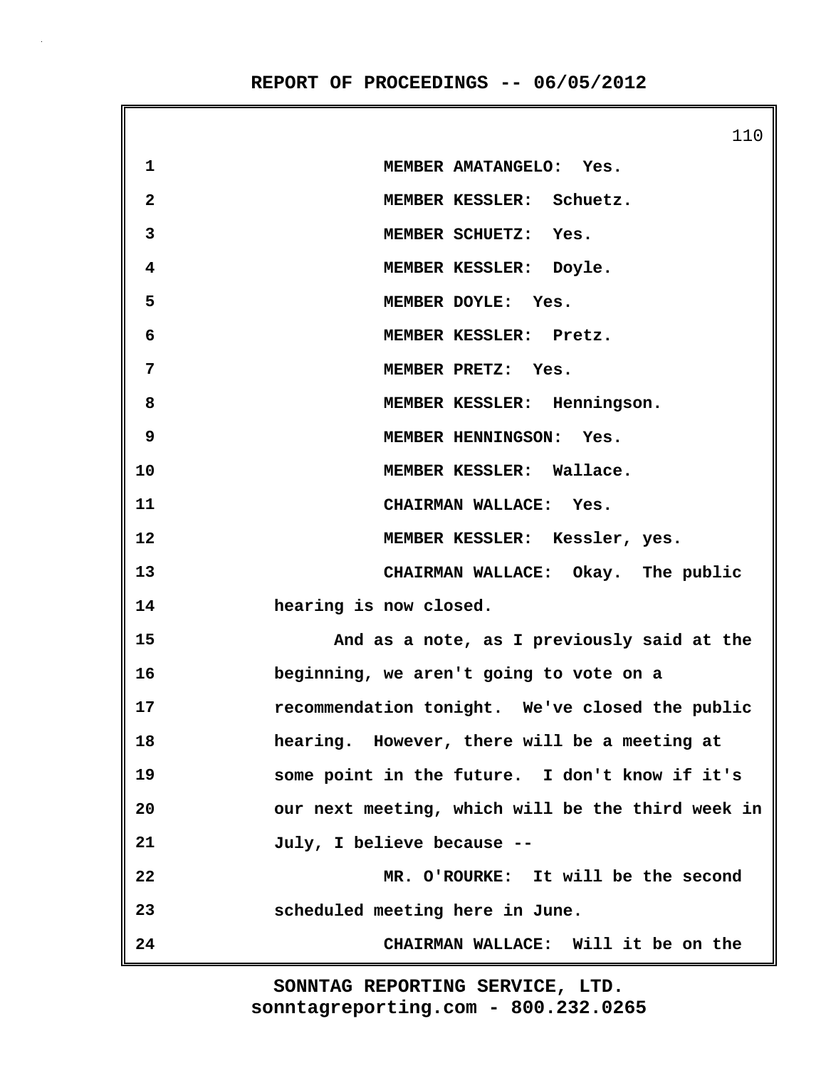MEMBER AMATANGELO: Yes.

MEMBER KESSLER: Schuetz.

MEMBER SCHUETZ: Yes.

MEMBER KESSLER: Doyle.

MEMBER DOYLE: Yes.

MEMBER KESSLER: Pretz.

MEMBER PRETZ: Yes.

MEMBER KESSLER: Henningson.

MEMBER HENNINGSON: Yes.

MEMBER KESSLER: Wallace.

CHAIRMAN WALLACE: Yes.

MEMBER KESSLER: Kessler, yes.

CHAIRMAN WALLACE: Okay. The public hearing is now closed.

And as a note, as I previously said at the beginning, we aren't going to vote on a recommendation tonight. We've closed the public hearing. However, there will be a meeting at some point in the future. I don't know if it's our next meeting, which will be the third week in July, I believe because --

MR. O'ROURKE: It will be the second scheduled meeting here in June.

CHAIRMAN WALLACE: Will it be on the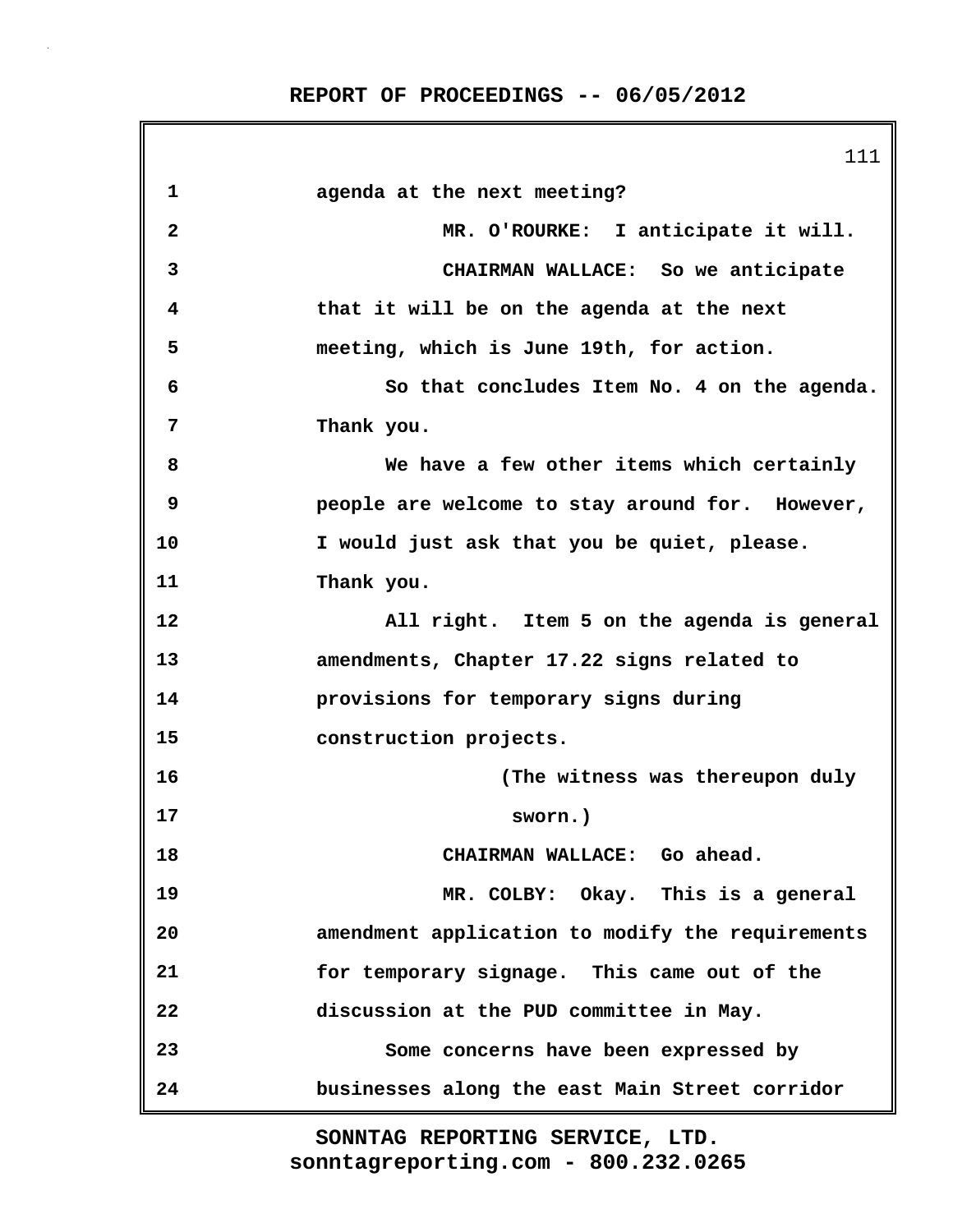1 agenda at the next meeting?

2 MR. O'ROURKE: I anticipate it will.

3 CHAIRMAN WALLACE: So we anticipate

4 that it will be on the agenda at the next

5 meeting, which is June 19th, for action.

6 So that concludes Item No. 4 on the agenda.

7 Thank you.

8 We have a few other items which certainly

9 people are welcome to stay around for. However,

10 I would just ask that you be quiet, please.

11 Thank you.

12 All right. Item 5 on the agenda is general

13 amendments, Chapter 17.22 signs related to

14 provisions for temporary signs during

15 construction projects.

16 (The witness was thereupon duly

17 sworn.)

18 CHAIRMAN WALLACE: Go ahead.

19 MR. COLBY: Okay. This is a general

20 amendment application to modify the requirements

21 for temporary signage. This came out of the

22 discussion at the PUD committee in May.

23 Some concerns have been expressed by

24 businesses along the east Main Street corridor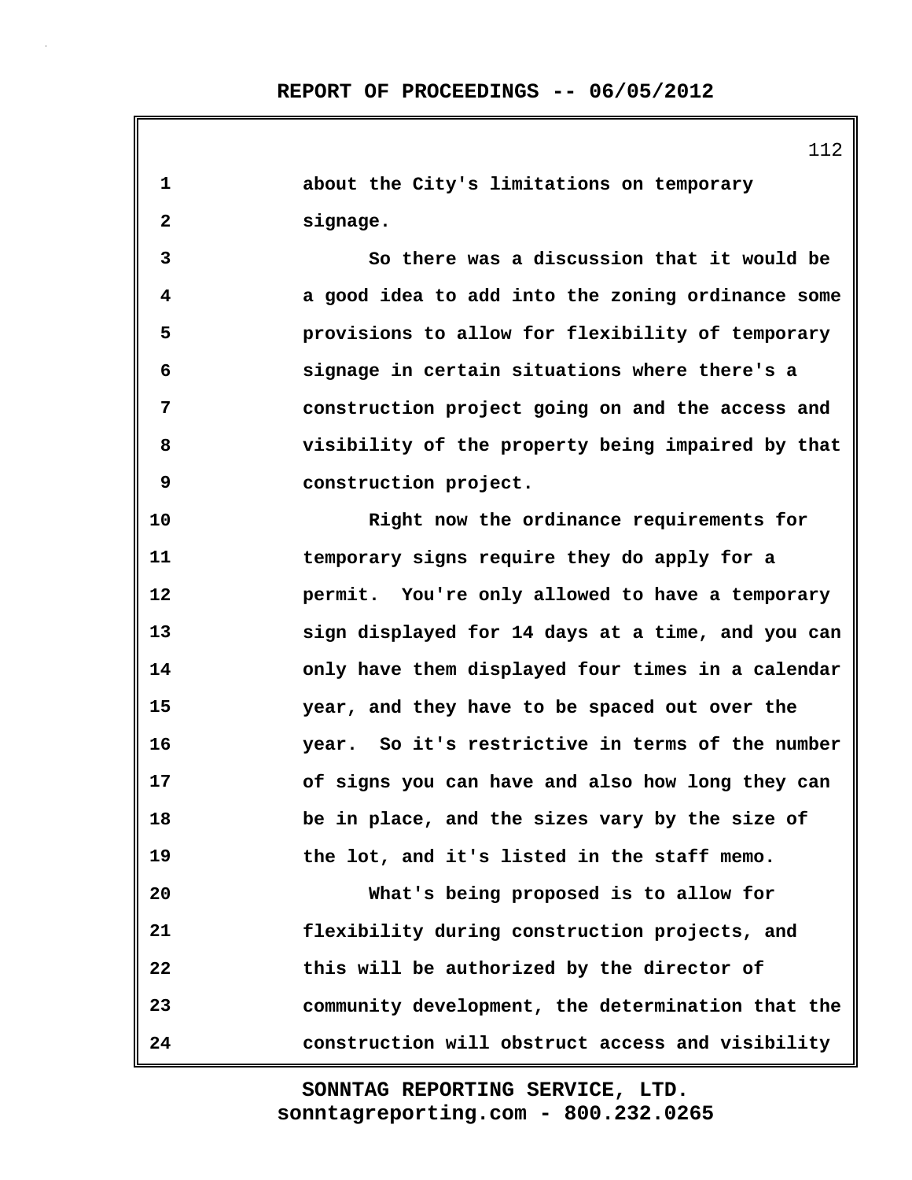about the City's limitations on temporary signage.

So there was a discussion that it would be a good idea to add into the zoning ordinance some provisions to allow for flexibility of temporary signage in certain situations where there's a construction project going on and the access and visibility of the property being impaired by that construction project.

Right now the ordinance requirements for temporary signs require they do apply for a permit. You're only allowed to have a temporary sign displayed for 14 days at a time, and you can only have them displayed four times in a calendar year, and they have to be spaced out over the year. So it's restrictive in terms of the number of signs you can have and also how long they can be in place, and the sizes vary by the size of the lot, and it's listed in the staff memo.

What's being proposed is to allow for flexibility during construction projects, and this will be authorized by the director of community development, the determination that the construction will obstruct access and visibility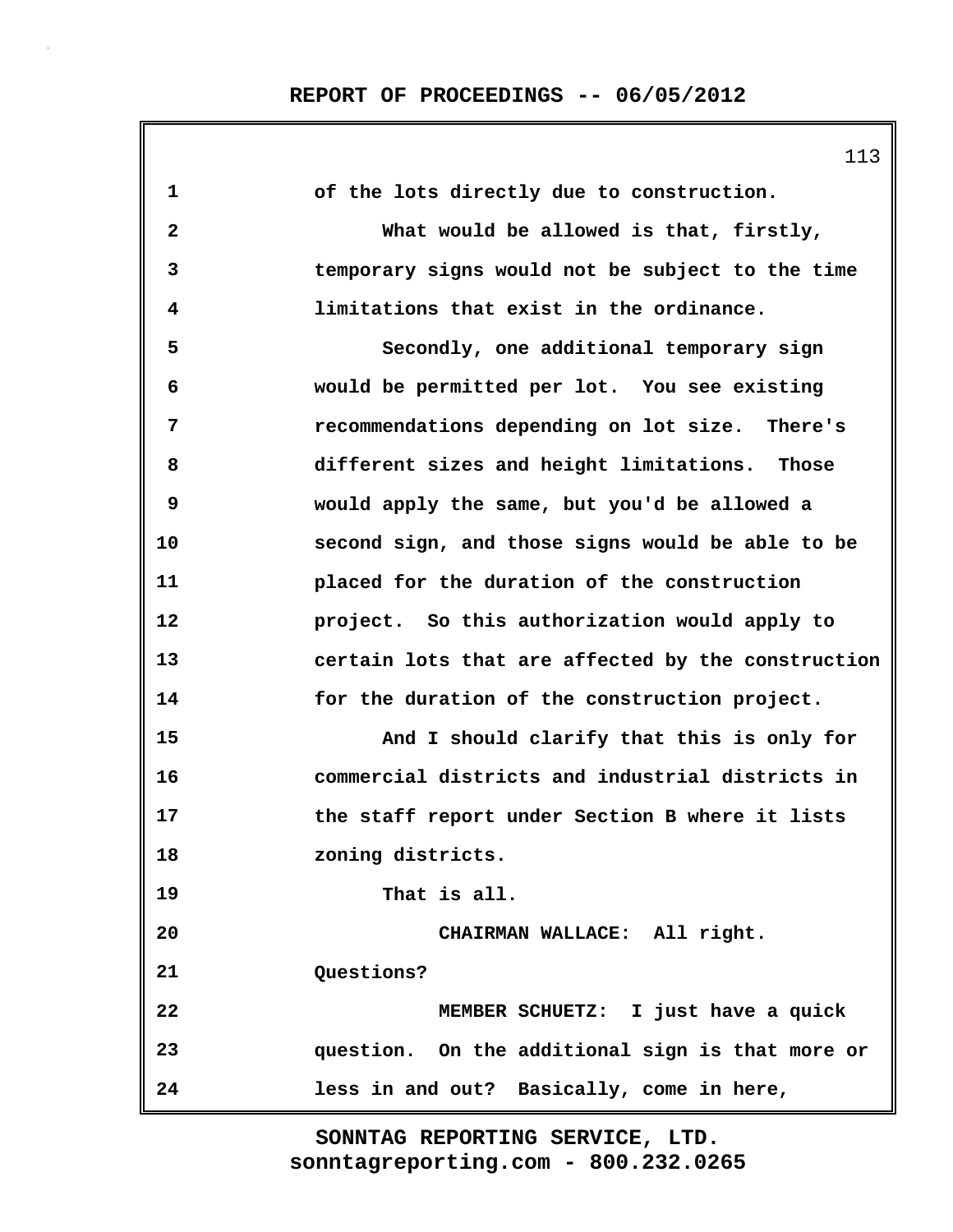of the lots directly due to construction.

What would be allowed is that, firstly, temporary signs would not be subject to the time limitations that exist in the ordinance.

Secondly, one additional temporary sign would be permitted per lot. You see existing recommendations depending on lot size. There's different sizes and height limitations. Those would apply the same, but you'd be allowed a second sign, and those signs would be able to be placed for the duration of the construction project. So this authorization would apply to certain lots that are affected by the construction for the duration of the construction project.

And I should clarify that this is only for commercial districts and industrial districts in the staff report under Section B where it lists zoning districts.

That is all.

CHAIRMAN WALLACE: All right. Questions?

MEMBER SCHUETZ: I just have a quick question. On the additional sign is that more or less in and out? Basically, come in here,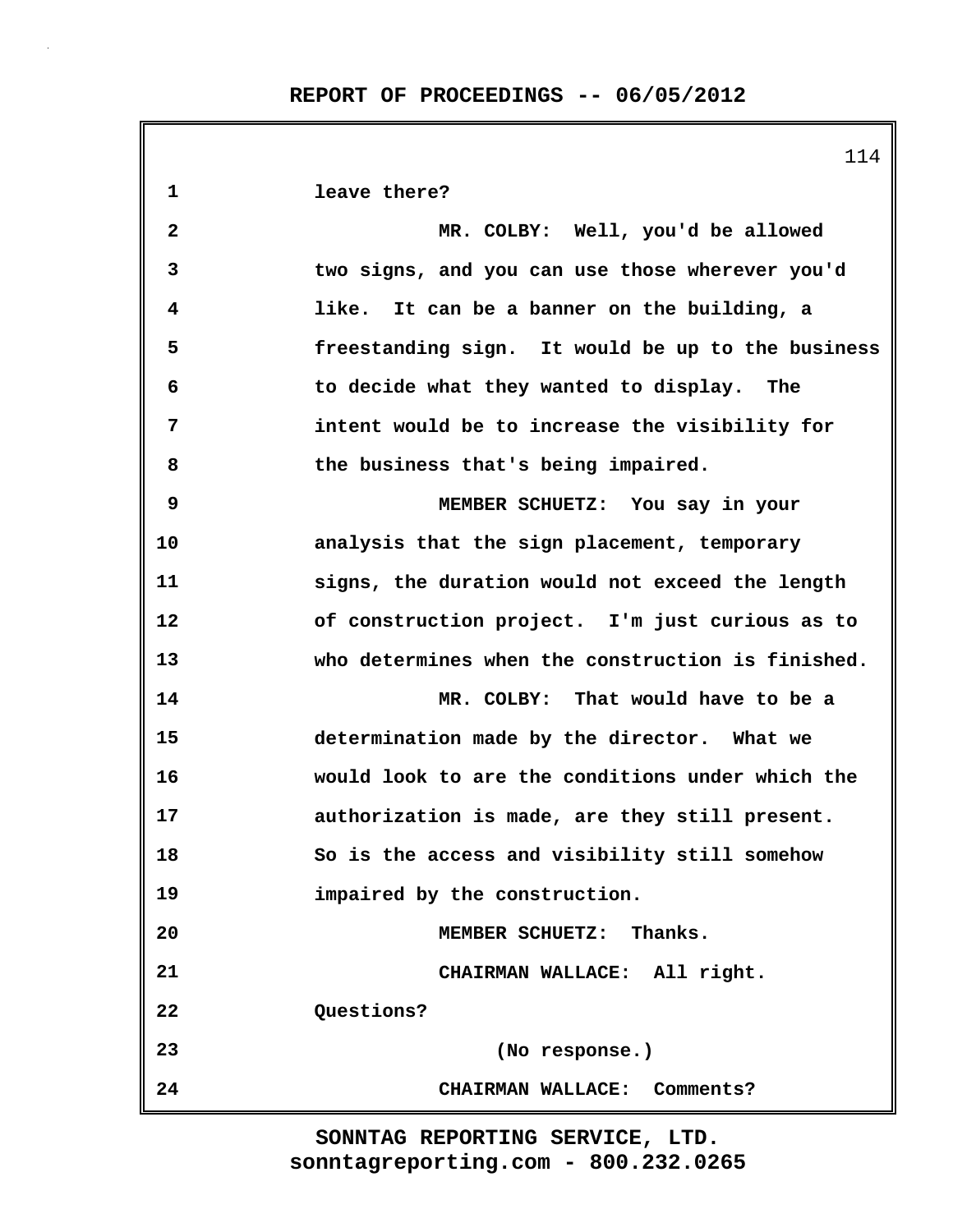1 leave there?

2 MR. COLBY: Well, you'd be allowed
3 two signs, and you can use those wherever you'd
4 like. It can be a banner on the building, a
5 freestanding sign. It would be up to the business
6 to decide what they wanted to display. The
7 intent would be to increase the visibility for
8 the business that's being impaired.

9 MEMBER SCHUETZ: You say in your
10 analysis that the sign placement, temporary
11 signs, the duration would not exceed the length
12 of construction project. I'm just curious as to
13 who determines when the construction is finished.

14 MR. COLBY: That would have to be a
15 determination made by the director. What we
16 would look to are the conditions under which the
17 authorization is made, are they still present.
18 So is the access and visibility still somehow
19 impaired by the construction.

20 MEMBER SCHUETZ: Thanks.

21 CHAIRMAN WALLACE: All right.
22 Questions?

23 (No response.)

24 CHAIRMAN WALLACE: Comments?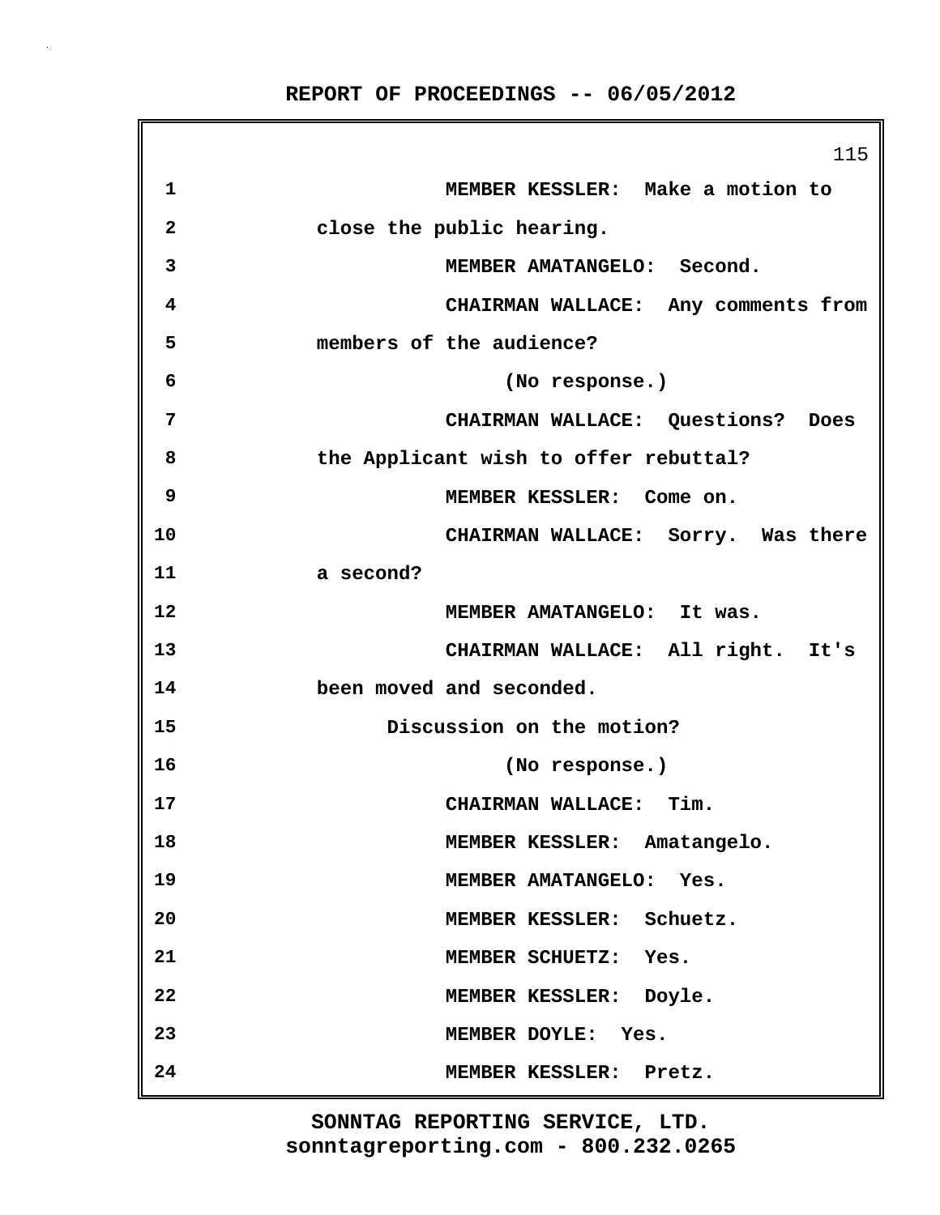1 MEMBER KESSLER: Make a motion to
2 close the public hearing.
3 MEMBER AMATANGELO: Second.
4 CHAIRMAN WALLACE: Any comments from
5 members of the audience?
6 (No response.)
7 CHAIRMAN WALLACE: Questions? Does
8 the Applicant wish to offer rebuttal?
9 MEMBER KESSLER: Come on.
10 CHAIRMAN WALLACE: Sorry. Was there
11 a second?
12 MEMBER AMATANGELO: It was.
13 CHAIRMAN WALLACE: All right. It's
14 been moved and seconded.
15 Discussion on the motion?
16 (No response.)
17 CHAIRMAN WALLACE: Tim.
18 MEMBER KESSLER: Amatangelo.
19 MEMBER AMATANGELO: Yes.
20 MEMBER KESSLER: Schuetz.
21 MEMBER SCHUETZ: Yes.
22 MEMBER KESSLER: Doyle.
23 MEMBER DOYLE: Yes.
24 MEMBER KESSLER: Pretz.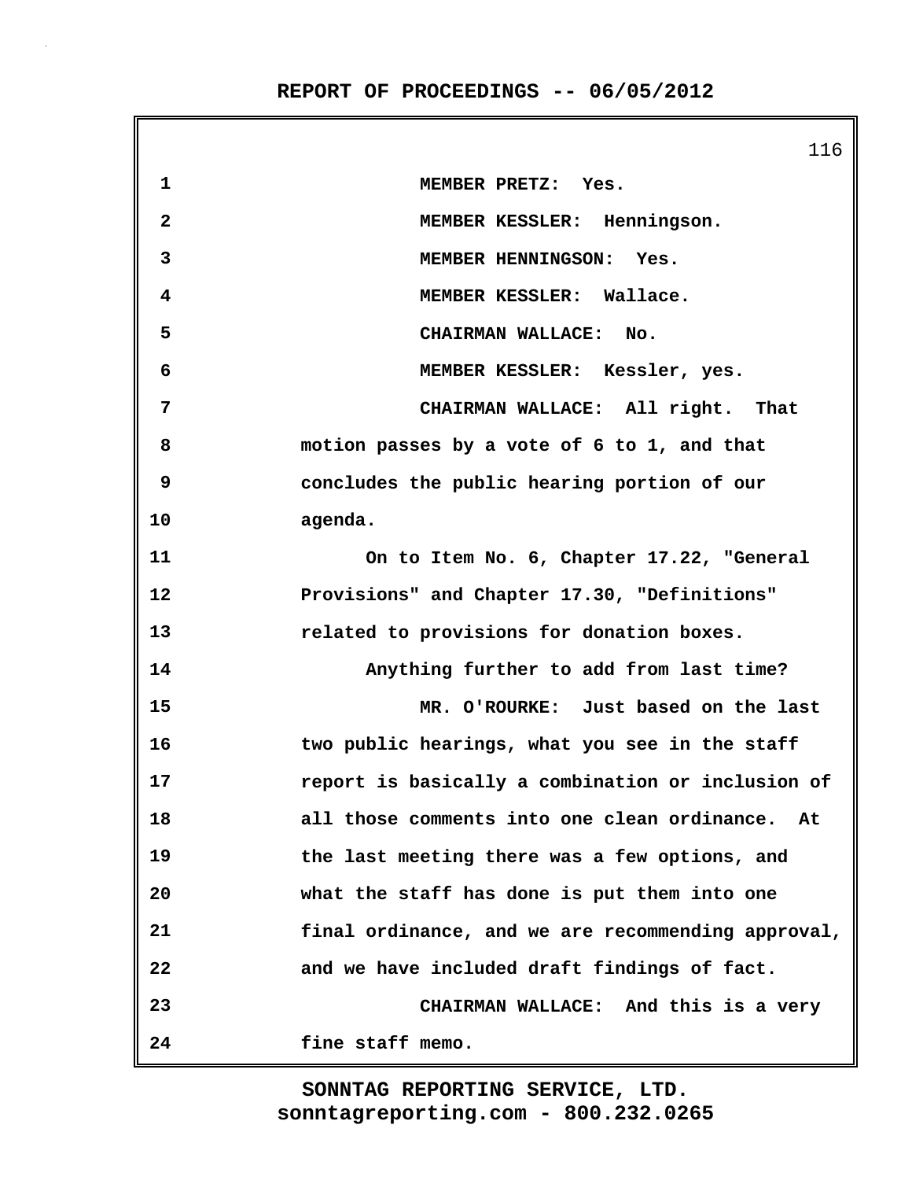MEMBER PRETZ: Yes.

MEMBER KESSLER: Henningson.

MEMBER HENNINGSON: Yes.

MEMBER KESSLER: Wallace.

CHAIRMAN WALLACE: No.

MEMBER KESSLER: Kessler, yes.

CHAIRMAN WALLACE: All right. That motion passes by a vote of 6 to 1, and that concludes the public hearing portion of our agenda.

On to Item No. 6, Chapter 17.22, "General Provisions" and Chapter 17.30, "Definitions" related to provisions for donation boxes.

Anything further to add from last time?

MR. O'ROURKE: Just based on the last two public hearings, what you see in the staff report is basically a combination or inclusion of all those comments into one clean ordinance. At the last meeting there was a few options, and what the staff has done is put them into one final ordinance, and we are recommending approval, and we have included draft findings of fact.

CHAIRMAN WALLACE: And this is a very fine staff memo.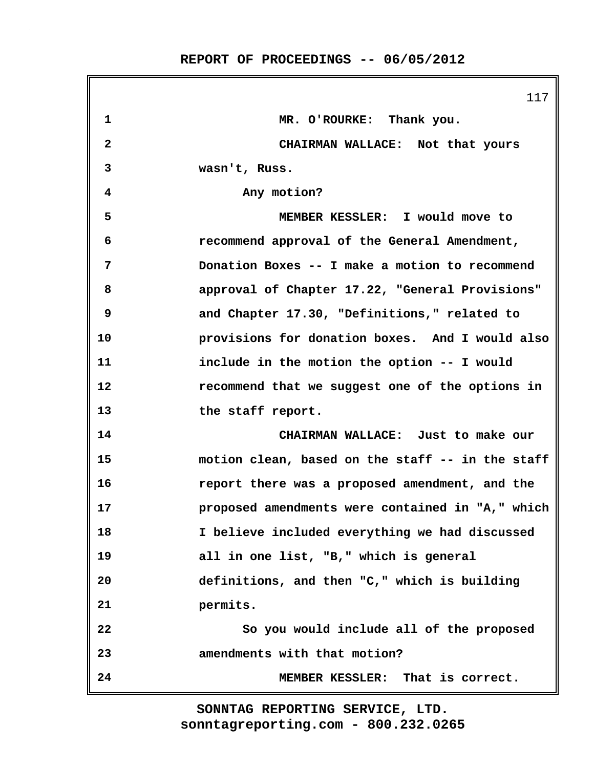MR. O'ROURKE: Thank you.

CHAIRMAN WALLACE: Not that yours wasn't, Russ.

Any motion?

MEMBER KESSLER: I would move to recommend approval of the General Amendment, Donation Boxes -- I make a motion to recommend approval of Chapter 17.22, "General Provisions" and Chapter 17.30, "Definitions," related to provisions for donation boxes. And I would also include in the motion the option -- I would recommend that we suggest one of the options in the staff report.

CHAIRMAN WALLACE: Just to make our motion clean, based on the staff -- in the staff report there was a proposed amendment, and the proposed amendments were contained in "A," which I believe included everything we had discussed all in one list, "B," which is general definitions, and then "C," which is building permits.

So you would include all of the proposed amendments with that motion?

MEMBER KESSLER: That is correct.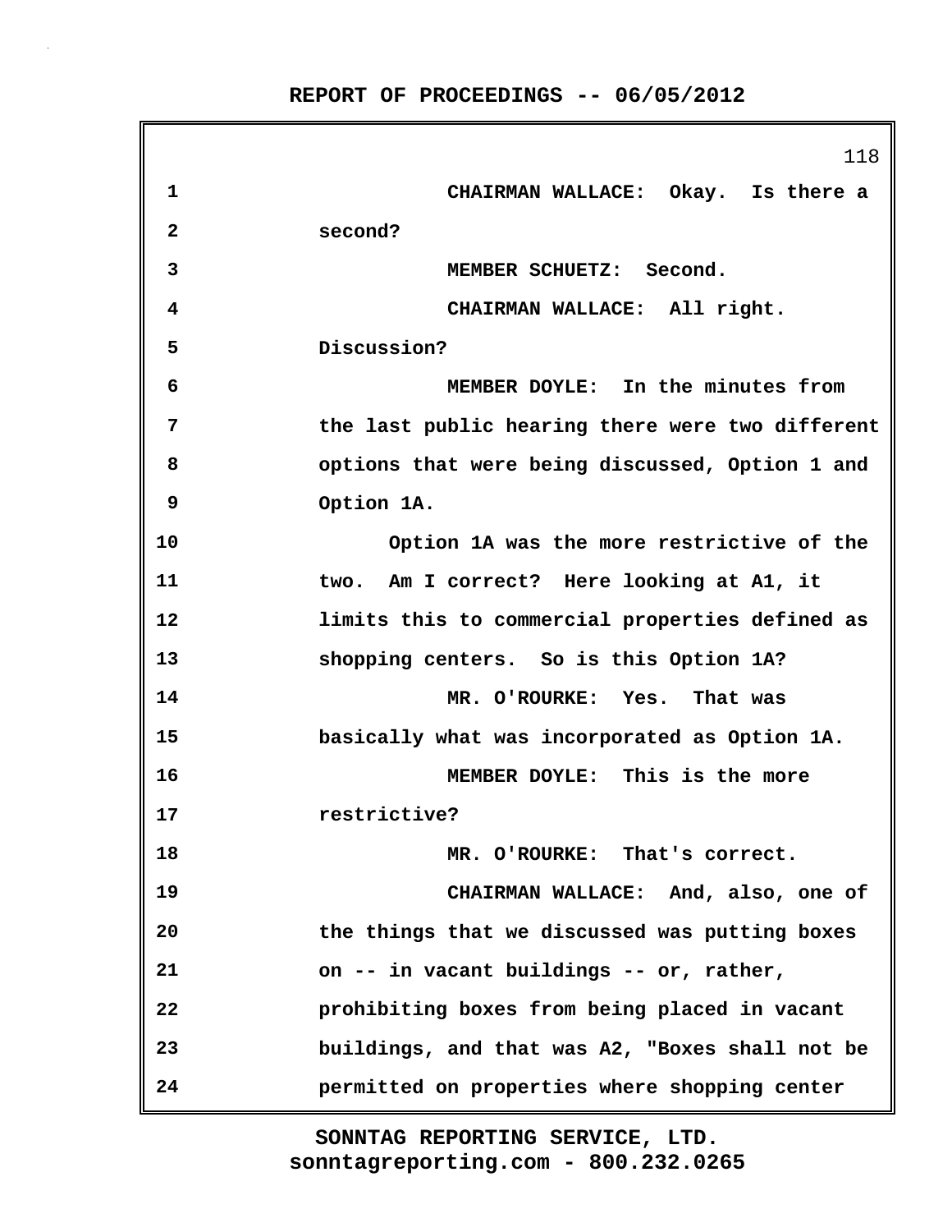CHAIRMAN WALLACE: Okay. Is there a second?

MEMBER SCHUETZ: Second.

CHAIRMAN WALLACE: All right. Discussion?

MEMBER DOYLE: In the minutes from the last public hearing there were two different options that were being discussed, Option 1 and Option 1A.

Option 1A was the more restrictive of the two. Am I correct? Here looking at A1, it limits this to commercial properties defined as shopping centers. So is this Option 1A?

MR. O'ROURKE: Yes. That was basically what was incorporated as Option 1A.

MEMBER DOYLE: This is the more restrictive?

MR. O'ROURKE: That's correct.

CHAIRMAN WALLACE: And, also, one of the things that we discussed was putting boxes on -- in vacant buildings -- or, rather, prohibiting boxes from being placed in vacant buildings, and that was A2, "Boxes shall not be permitted on properties where shopping center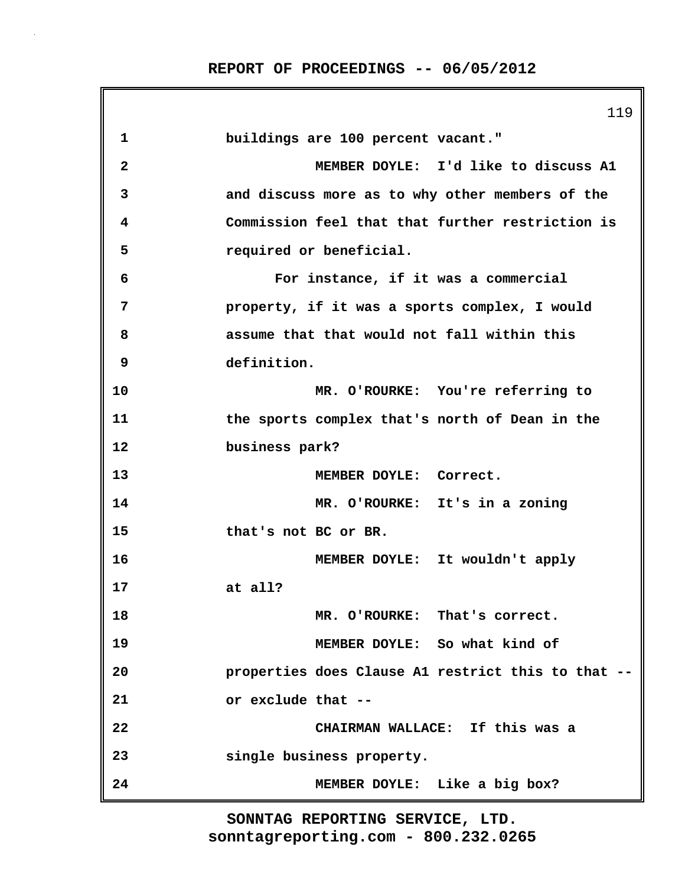1 buildings are 100 percent vacant."

2 MEMBER DOYLE: I'd like to discuss A1

3 and discuss more as to why other members of the

4 Commission feel that that further restriction is

5 required or beneficial.

6 For instance, if it was a commercial

7 property, if it was a sports complex, I would

8 assume that that would not fall within this

9 definition.

10 MR. O'ROURKE: You're referring to

11 the sports complex that's north of Dean in the

12 business park?

13 MEMBER DOYLE: Correct.

14 MR. O'ROURKE: It's in a zoning

15 that's not BC or BR.

16 MEMBER DOYLE: It wouldn't apply

17 at all?

18 MR. O'ROURKE: That's correct.

19 MEMBER DOYLE: So what kind of

20 properties does Clause A1 restrict this to that --

21 or exclude that --

22 CHAIRMAN WALLACE: If this was a

23 single business property.

24 MEMBER DOYLE: Like a big box?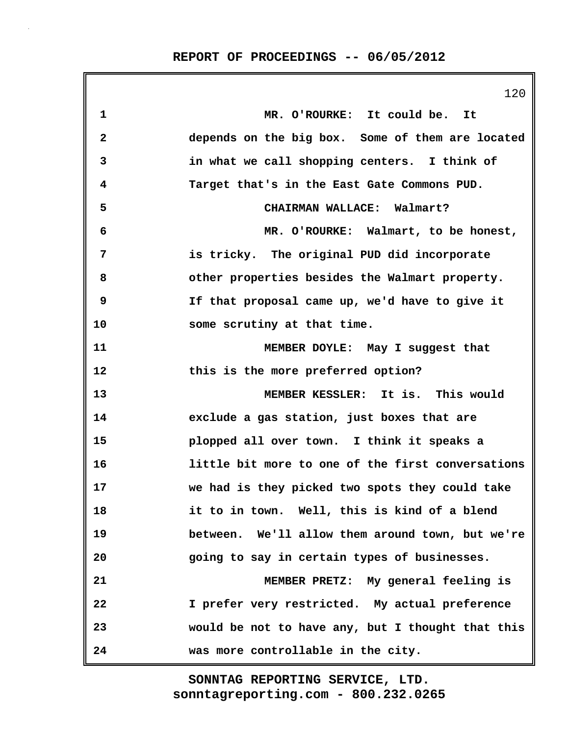MR. O'ROURKE: It could be. It depends on the big box. Some of them are located in what we call shopping centers. I think of Target that's in the East Gate Commons PUD.

CHAIRMAN WALLACE: Walmart?

MR. O'ROURKE: Walmart, to be honest, is tricky. The original PUD did incorporate other properties besides the Walmart property. If that proposal came up, we'd have to give it some scrutiny at that time.

MEMBER DOYLE: May I suggest that this is the more preferred option?

MEMBER KESSLER: It is. This would exclude a gas station, just boxes that are plopped all over town. I think it speaks a little bit more to one of the first conversations we had is they picked two spots they could take it to in town. Well, this is kind of a blend between. We'll allow them around town, but we're going to say in certain types of businesses.

MEMBER PRETZ: My general feeling is I prefer very restricted. My actual preference would be not to have any, but I thought that this was more controllable in the city.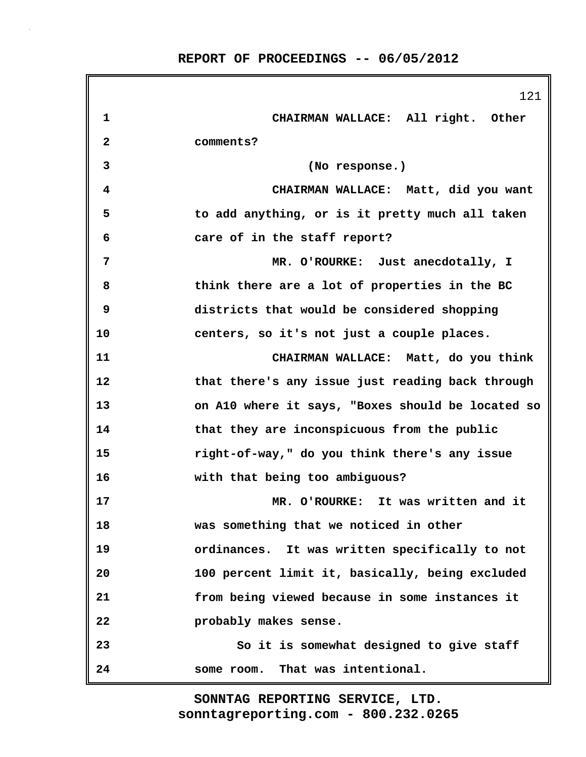CHAIRMAN WALLACE: All right. Other comments?

(No response.)

CHAIRMAN WALLACE: Matt, did you want to add anything, or is it pretty much all taken care of in the staff report?

MR. O'ROURKE: Just anecdotally, I think there are a lot of properties in the BC districts that would be considered shopping centers, so it's not just a couple places.

CHAIRMAN WALLACE: Matt, do you think that there's any issue just reading back through on A10 where it says, "Boxes should be located so that they are inconspicuous from the public right-of-way," do you think there's any issue with that being too ambiguous?

MR. O'ROURKE: It was written and it was something that we noticed in other ordinances. It was written specifically to not 100 percent limit it, basically, being excluded from being viewed because in some instances it probably makes sense.

So it is somewhat designed to give staff some room. That was intentional.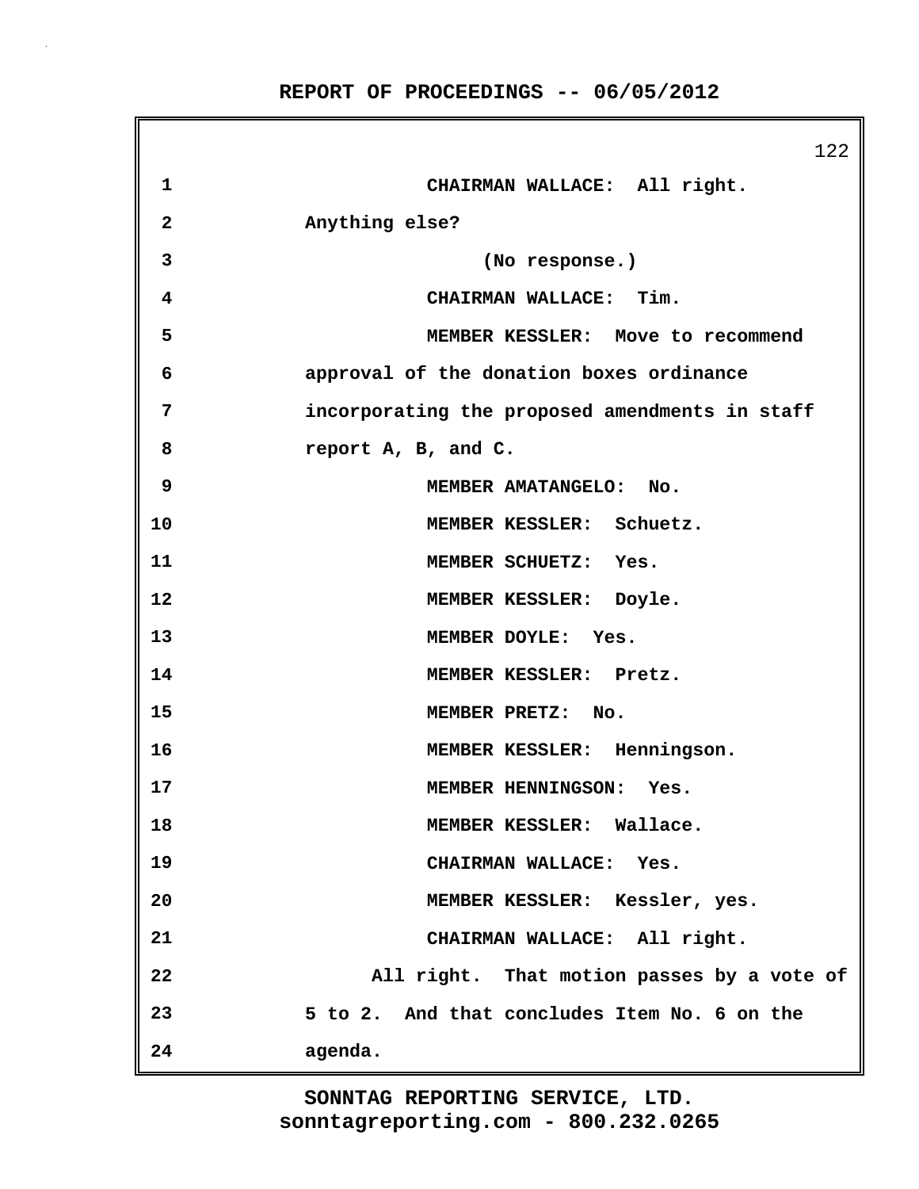CHAIRMAN WALLACE: All right. Anything else?

(No response.)

CHAIRMAN WALLACE: Tim.

MEMBER KESSLER: Move to recommend approval of the donation boxes ordinance incorporating the proposed amendments in staff report A, B, and C.

MEMBER AMATANGELO: No.

MEMBER KESSLER: Schuetz.

MEMBER SCHUETZ: Yes.

MEMBER KESSLER: Doyle.

MEMBER DOYLE: Yes.

MEMBER KESSLER: Pretz.

MEMBER PRETZ: No.

MEMBER KESSLER: Henningson.

MEMBER HENNINGSON: Yes.

MEMBER KESSLER: Wallace.

CHAIRMAN WALLACE: Yes.

MEMBER KESSLER: Kessler, yes.

CHAIRMAN WALLACE: All right.

All right. That motion passes by a vote of 5 to 2. And that concludes Item No. 6 on the agenda.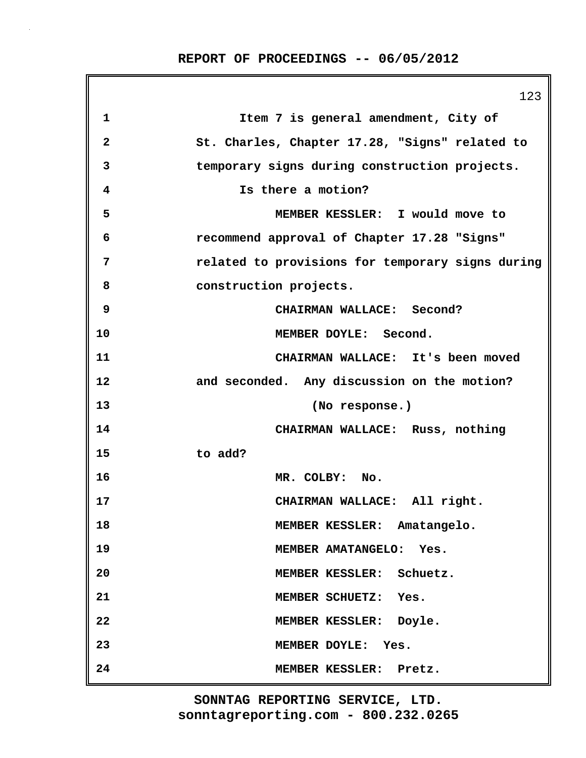Item 7 is general amendment, City of St. Charles, Chapter 17.28, "Signs" related to temporary signs during construction projects.

Is there a motion?

MEMBER KESSLER: I would move to recommend approval of Chapter 17.28 "Signs" related to provisions for temporary signs during construction projects.

CHAIRMAN WALLACE: Second?

MEMBER DOYLE: Second.

CHAIRMAN WALLACE: It's been moved and seconded. Any discussion on the motion?

(No response.)

CHAIRMAN WALLACE: Russ, nothing to add?

MR. COLBY: No.

CHAIRMAN WALLACE: All right.

MEMBER KESSLER: Amatangelo.

MEMBER AMATANGELO: Yes.

MEMBER KESSLER: Schuetz.

MEMBER SCHUETZ: Yes.

MEMBER KESSLER: Doyle.

MEMBER DOYLE: Yes.

MEMBER KESSLER: Pretz.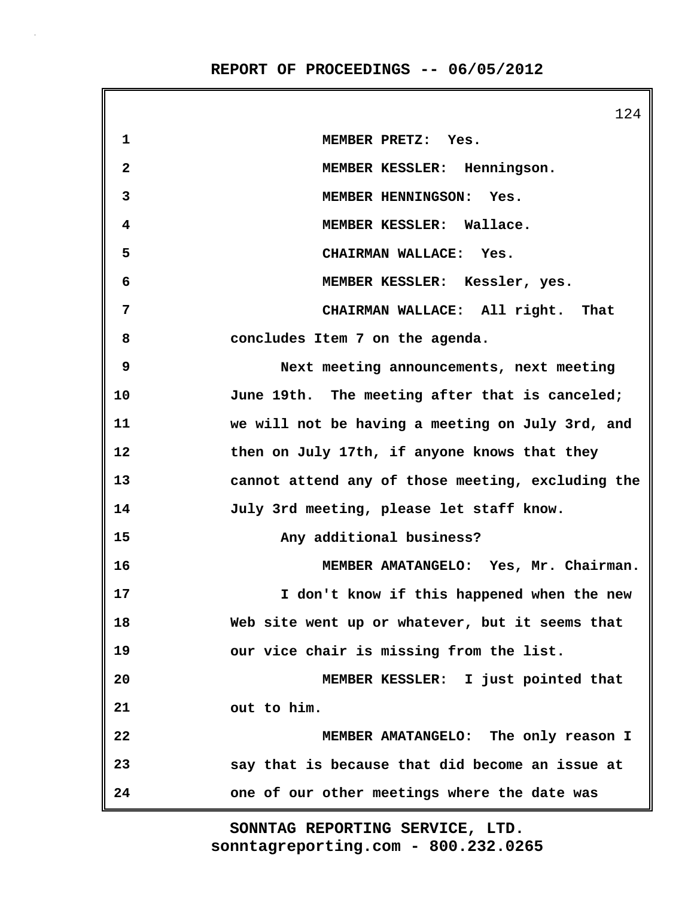1 MEMBER PRETZ: Yes.

2 MEMBER KESSLER: Henningson.

3 MEMBER HENNINGSON: Yes.

4 MEMBER KESSLER: Wallace.

5 CHAIRMAN WALLACE: Yes.

6 MEMBER KESSLER: Kessler, yes.

7 CHAIRMAN WALLACE: All right. That

8 concludes Item 7 on the agenda.

9 Next meeting announcements, next meeting

10 June 19th. The meeting after that is canceled;

11 we will not be having a meeting on July 3rd, and

12 then on July 17th, if anyone knows that they

13 cannot attend any of those meeting, excluding the

14 July 3rd meeting, please let staff know.

15 Any additional business?

16 MEMBER AMATANGELO: Yes, Mr. Chairman.

17 I don't know if this happened when the new

18 Web site went up or whatever, but it seems that

19 our vice chair is missing from the list.

20 MEMBER KESSLER: I just pointed that

21 out to him.

22 MEMBER AMATANGELO: The only reason I

23 say that is because that did become an issue at

24 one of our other meetings where the date was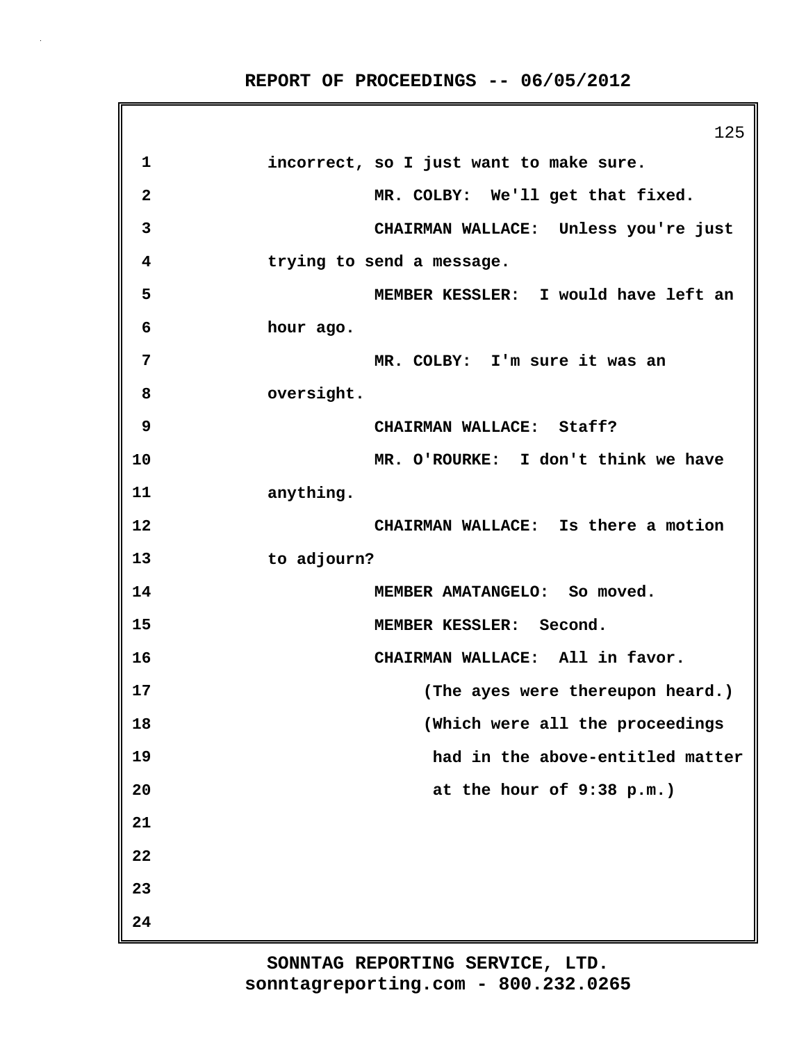incorrect, so I just want to make sure.

MR. COLBY: We'll get that fixed.

CHAIRMAN WALLACE: Unless you're just trying to send a message.

MEMBER KESSLER: I would have left an hour ago.

MR. COLBY: I'm sure it was an oversight.

CHAIRMAN WALLACE: Staff?

MR. O'ROURKE: I don't think we have anything.

CHAIRMAN WALLACE: Is there a motion to adjourn?

MEMBER AMATANGELO: So moved.

MEMBER KESSLER: Second.

CHAIRMAN WALLACE: All in favor.

(The ayes were thereupon heard.)

(Which were all the proceedings had in the above-entitled matter at the hour of 9:38 p.m.)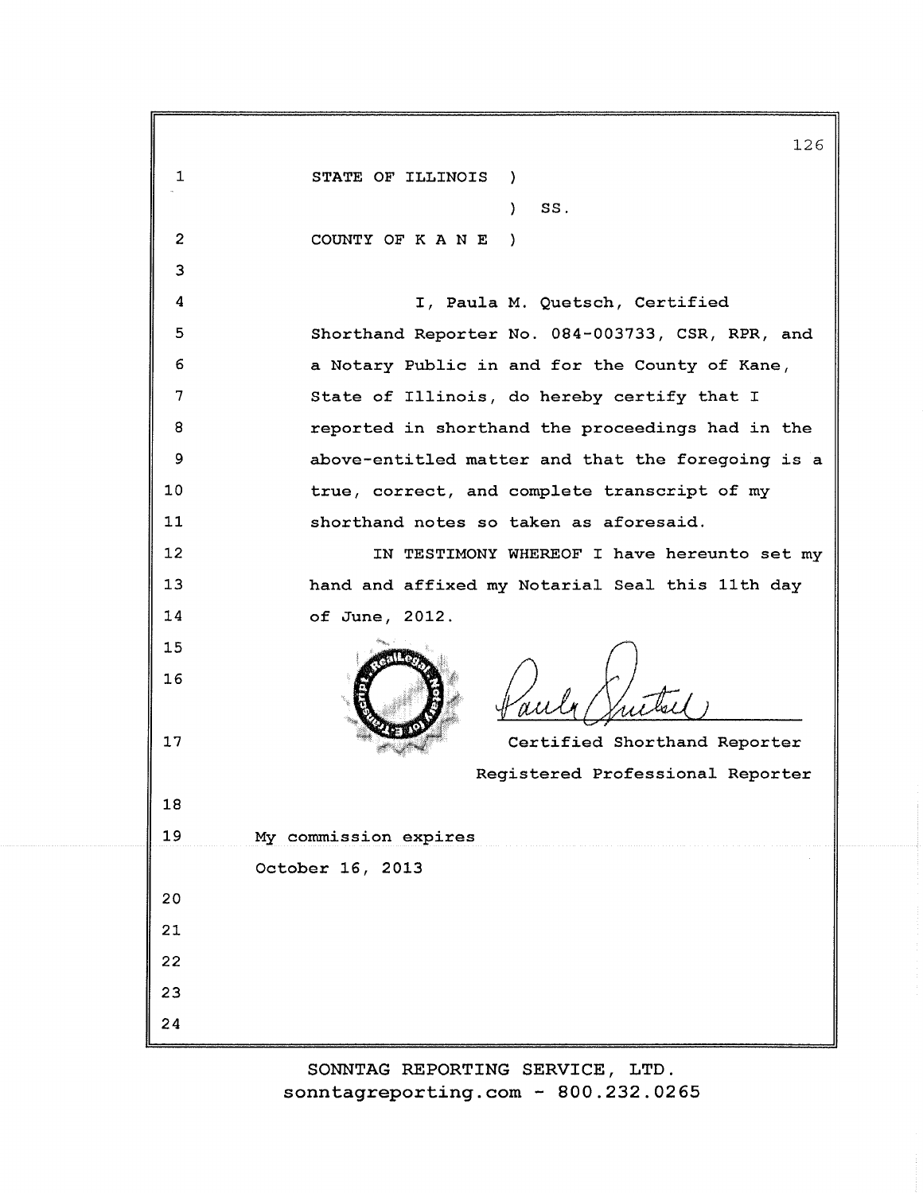STATE OF ILLINOIS )
) SS.
COUNTY OF K A N E )

I, Paula M. Quetsch, Certified Shorthand Reporter No. 084-003733, CSR, RPR, and a Notary Public in and for the County of Kane, State of Illinois, do hereby certify that I reported in shorthand the proceedings had in the above-entitled matter and that the foregoing is a true, correct, and complete transcript of my shorthand notes so taken as aforesaid.

IN TESTIMONY WHEREOF I have hereunto set my hand and affixed my Notarial Seal this 11th day of June, 2012.

Certified Shorthand Reporter
Registered Professional Reporter

My commission expires
October 16, 2013